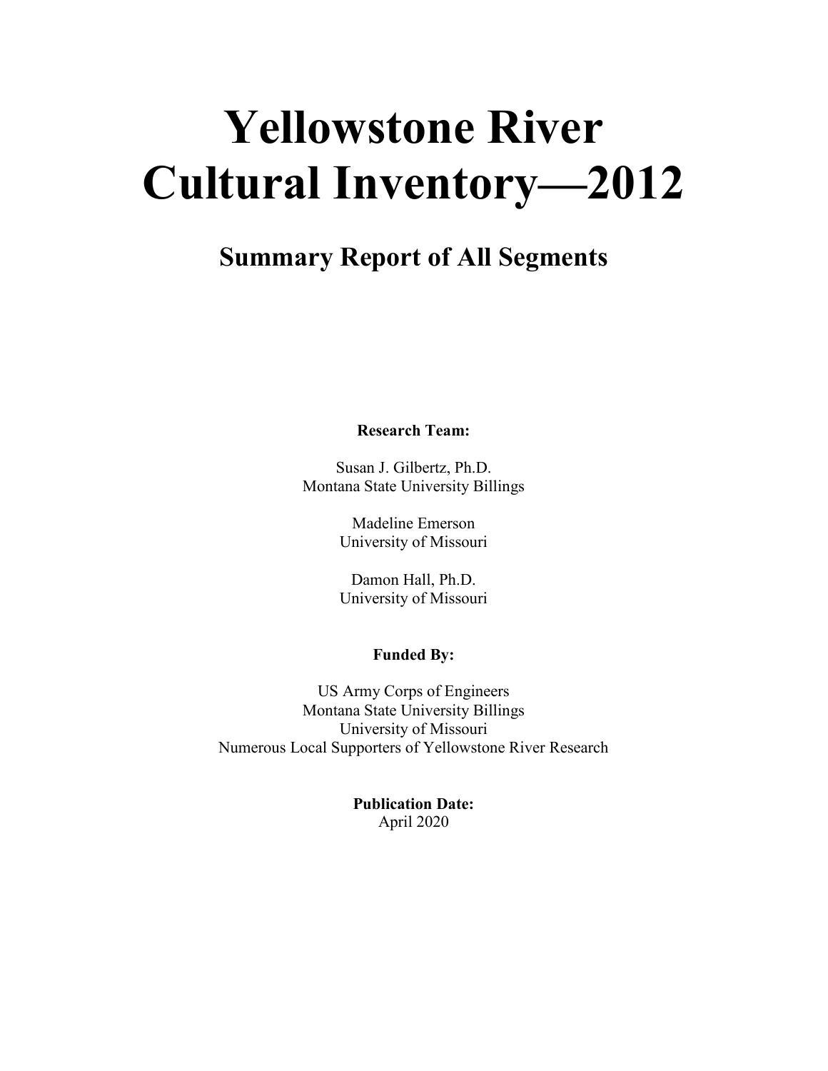# Yellowstone River Cultural Inventory—2012

## Summary Report of All Segments

**Research Team:**

Susan J. Gilbertz, Ph.D.
Montana State University Billings

Madeline Emerson
University of Missouri

Damon Hall, Ph.D.
University of Missouri

**Funded By:**

US Army Corps of Engineers
Montana State University Billings
University of Missouri
Numerous Local Supporters of Yellowstone River Research

**Publication Date:**
April 2020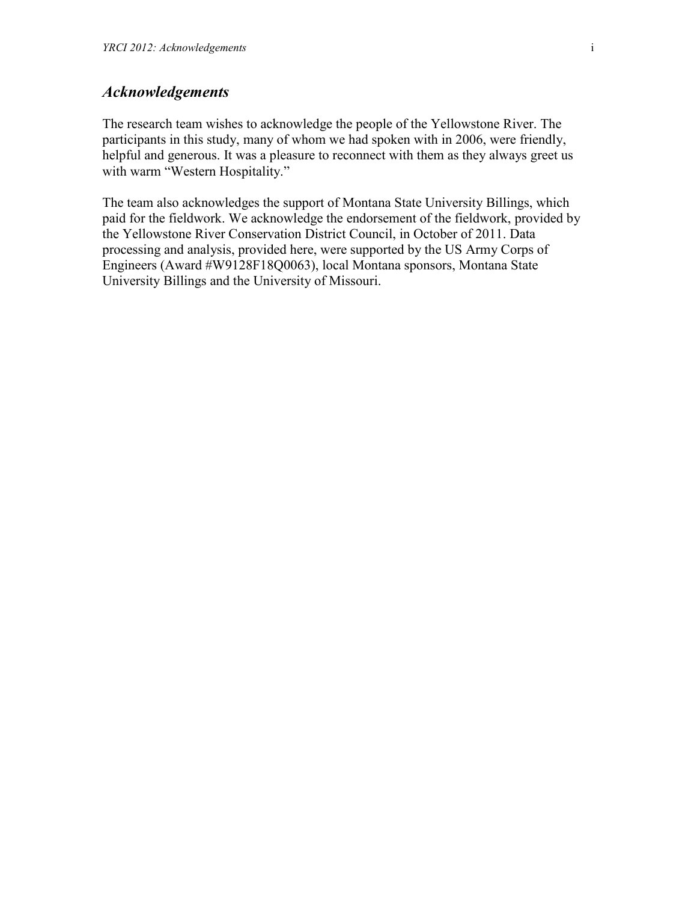## *Acknowledgements*

The research team wishes to acknowledge the people of the Yellowstone River. The participants in this study, many of whom we had spoken with in 2006, were friendly, helpful and generous. It was a pleasure to reconnect with them as they always greet us with warm "Western Hospitality."

The team also acknowledges the support of Montana State University Billings, which paid for the fieldwork. We acknowledge the endorsement of the fieldwork, provided by the Yellowstone River Conservation District Council, in October of 2011. Data processing and analysis, provided here, were supported by the US Army Corps of Engineers (Award #W9128F18Q0063), local Montana sponsors, Montana State University Billings and the University of Missouri.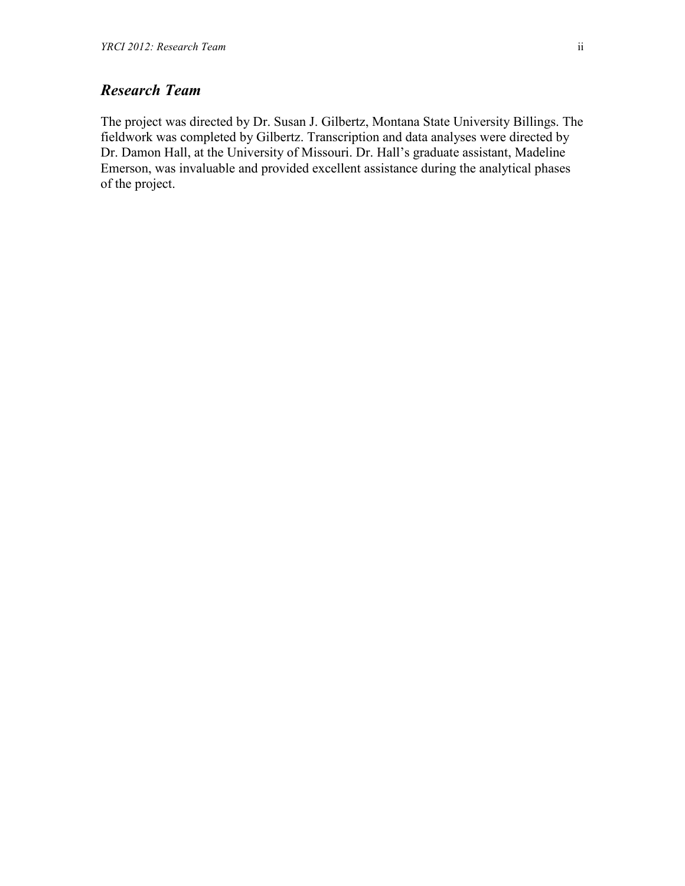## *Research Team*

The project was directed by Dr. Susan J. Gilbertz, Montana State University Billings. The fieldwork was completed by Gilbertz. Transcription and data analyses were directed by Dr. Damon Hall, at the University of Missouri. Dr. Hall's graduate assistant, Madeline Emerson, was invaluable and provided excellent assistance during the analytical phases of the project.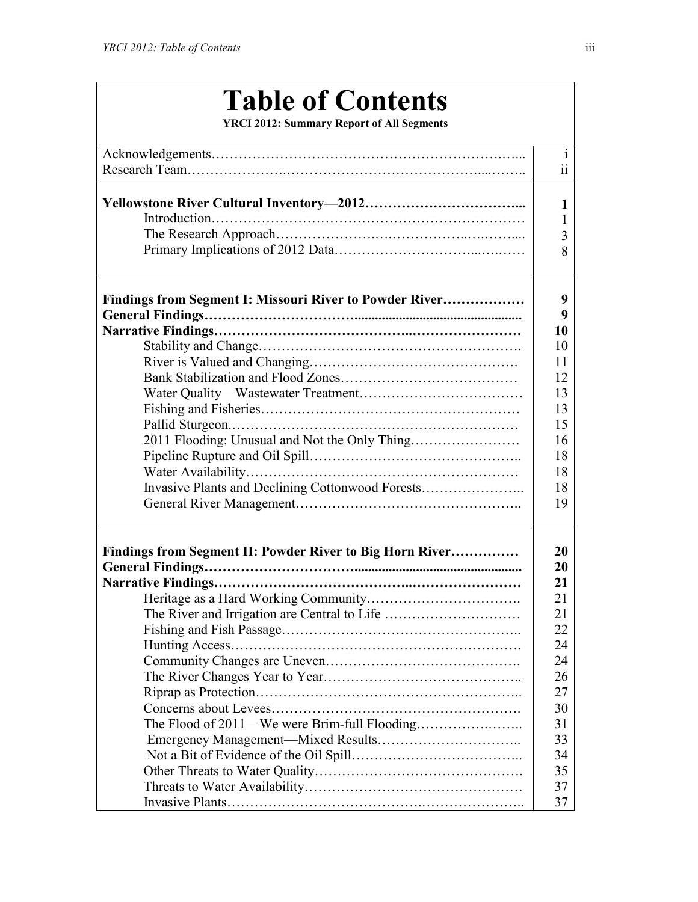# Table of Contents

**YRCI 2012: Summary Report of All Segments**

| | |
|---|---|
| Acknowledgements | i |
| Research Team | ii |
| **Yellowstone River Cultural Inventory—2012** | **1** |
| Introduction | 1 |
| The Research Approach | 3 |
| Primary Implications of 2012 Data | 8 |
| **Findings from Segment I: Missouri River to Powder River** | **9** |
| **General Findings** | **9** |
| **Narrative Findings** | **10** |
| Stability and Change | 10 |
| River is Valued and Changing | 11 |
| Bank Stabilization and Flood Zones | 12 |
| Water Quality—Wastewater Treatment | 13 |
| Fishing and Fisheries | 13 |
| Pallid Sturgeon | 15 |
| 2011 Flooding: Unusual and Not the Only Thing | 16 |
| Pipeline Rupture and Oil Spill | 18 |
| Water Availability | 18 |
| Invasive Plants and Declining Cottonwood Forests | 18 |
| General River Management | 19 |
| **Findings from Segment II: Powder River to Big Horn River** | **20** |
| **General Findings** | **20** |
| **Narrative Findings** | **21** |
| Heritage as a Hard Working Community | 21 |
| The River and Irrigation are Central to Life | 21 |
| Fishing and Fish Passage | 22 |
| Hunting Access | 24 |
| Community Changes are Uneven | 24 |
| The River Changes Year to Year | 26 |
| Riprap as Protection | 27 |
| Concerns about Levees | 30 |
| The Flood of 2011—We were Brim-full Flooding | 31 |
| Emergency Management—Mixed Results | 33 |
| Not a Bit of Evidence of the Oil Spill | 34 |
| Other Threats to Water Quality | 35 |
| Threats to Water Availability | 37 |
| Invasive Plants | 37 |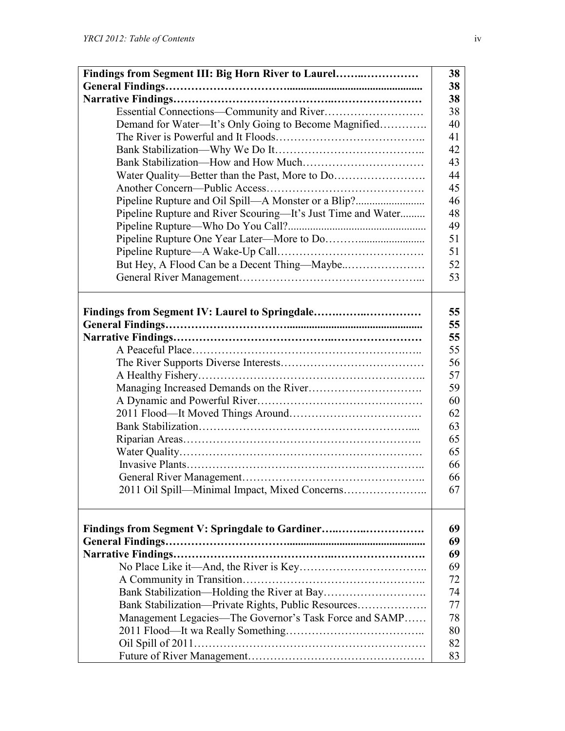| | |
|---|---|
| **Findings from Segment III: Big Horn River to Laurel** | **38** |
| **General Findings** | **38** |
| **Narrative Findings** | **38** |
| Essential Connections—Community and River | 38 |
| Demand for Water—It's Only Going to Become Magnified | 40 |
| The River is Powerful and It Floods | 41 |
| Bank Stabilization—Why We Do It | 42 |
| Bank Stabilization—How and How Much | 43 |
| Water Quality—Better than the Past, More to Do | 44 |
| Another Concern—Public Access | 45 |
| Pipeline Rupture and Oil Spill—A Monster or a Blip? | 46 |
| Pipeline Rupture and River Scouring—It's Just Time and Water | 48 |
| Pipeline Rupture—Who Do You Call? | 49 |
| Pipeline Rupture One Year Later—More to Do | 51 |
| Pipeline Rupture—A Wake-Up Call | 51 |
| But Hey, A Flood Can be a Decent Thing—Maybe. | 52 |
| General River Management | 53 |
| **Findings from Segment IV: Laurel to Springdale** | **55** |
| **General Findings** | **55** |
| **Narrative Findings** | **55** |
| A Peaceful Place | 55 |
| The River Supports Diverse Interests | 56 |
| A Healthy Fishery | 57 |
| Managing Increased Demands on the River | 59 |
| A Dynamic and Powerful River | 60 |
| 2011 Flood—It Moved Things Around | 62 |
| Bank Stabilization | 63 |
| Riparian Areas | 65 |
| Water Quality | 65 |
| Invasive Plants | 66 |
| General River Management | 66 |
| 2011 Oil Spill—Minimal Impact, Mixed Concerns | 67 |
| **Findings from Segment V: Springdale to Gardiner** | **69** |
| **General Findings** | **69** |
| **Narrative Findings** | **69** |
| No Place Like it—And, the River is Key | 69 |
| A Community in Transition | 72 |
| Bank Stabilization—Holding the River at Bay | 74 |
| Bank Stabilization—Private Rights, Public Resources | 77 |
| Management Legacies—The Governor's Task Force and SAMP | 78 |
| 2011 Flood—It wa Really Something | 80 |
| Oil Spill of 2011 | 82 |
| Future of River Management | 83 |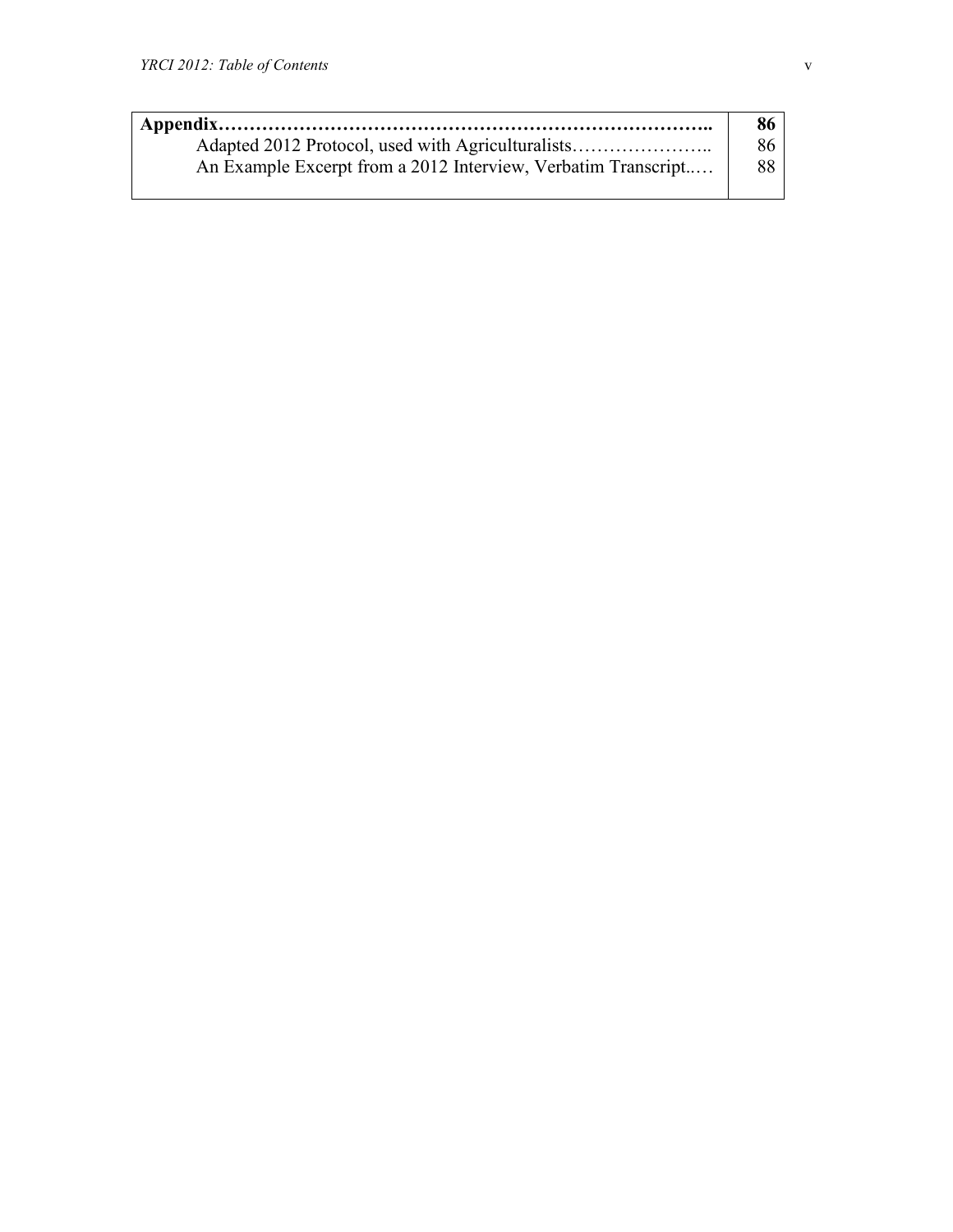| | |
|---|---|
| **Appendix……………………………………………………………………..** | **86** |
| Adapted 2012 Protocol, used with Agriculturalists………………….. | 86 |
| An Example Excerpt from a 2012 Interview, Verbatim Transcript..… | 88 |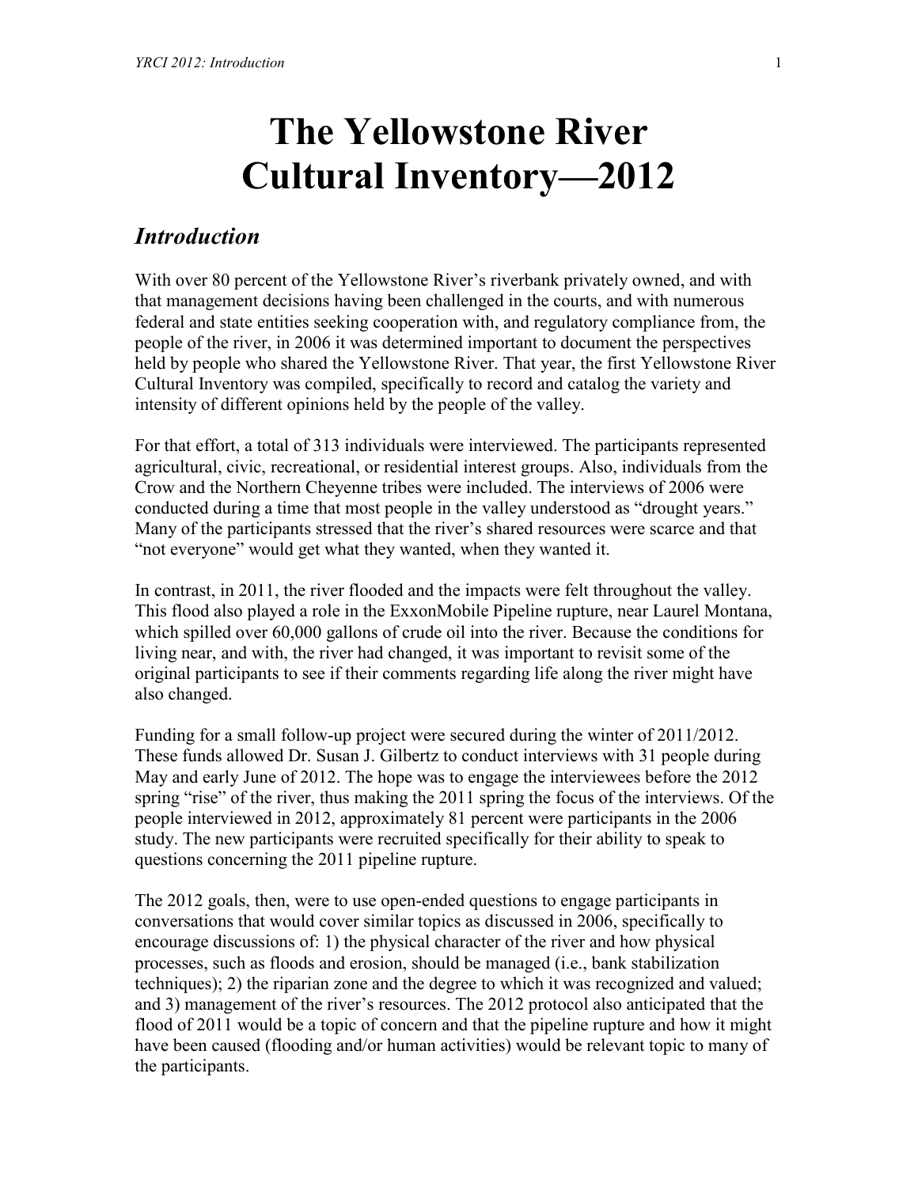# The Yellowstone River Cultural Inventory—2012

## *Introduction*

With over 80 percent of the Yellowstone River's riverbank privately owned, and with that management decisions having been challenged in the courts, and with numerous federal and state entities seeking cooperation with, and regulatory compliance from, the people of the river, in 2006 it was determined important to document the perspectives held by people who shared the Yellowstone River. That year, the first Yellowstone River Cultural Inventory was compiled, specifically to record and catalog the variety and intensity of different opinions held by the people of the valley.

For that effort, a total of 313 individuals were interviewed. The participants represented agricultural, civic, recreational, or residential interest groups. Also, individuals from the Crow and the Northern Cheyenne tribes were included. The interviews of 2006 were conducted during a time that most people in the valley understood as "drought years." Many of the participants stressed that the river's shared resources were scarce and that "not everyone" would get what they wanted, when they wanted it.

In contrast, in 2011, the river flooded and the impacts were felt throughout the valley. This flood also played a role in the ExxonMobile Pipeline rupture, near Laurel Montana, which spilled over 60,000 gallons of crude oil into the river. Because the conditions for living near, and with, the river had changed, it was important to revisit some of the original participants to see if their comments regarding life along the river might have also changed.

Funding for a small follow-up project were secured during the winter of 2011/2012. These funds allowed Dr. Susan J. Gilbertz to conduct interviews with 31 people during May and early June of 2012. The hope was to engage the interviewees before the 2012 spring "rise" of the river, thus making the 2011 spring the focus of the interviews. Of the people interviewed in 2012, approximately 81 percent were participants in the 2006 study. The new participants were recruited specifically for their ability to speak to questions concerning the 2011 pipeline rupture.

The 2012 goals, then, were to use open-ended questions to engage participants in conversations that would cover similar topics as discussed in 2006, specifically to encourage discussions of: 1) the physical character of the river and how physical processes, such as floods and erosion, should be managed (i.e., bank stabilization techniques); 2) the riparian zone and the degree to which it was recognized and valued; and 3) management of the river's resources. The 2012 protocol also anticipated that the flood of 2011 would be a topic of concern and that the pipeline rupture and how it might have been caused (flooding and/or human activities) would be relevant topic to many of the participants.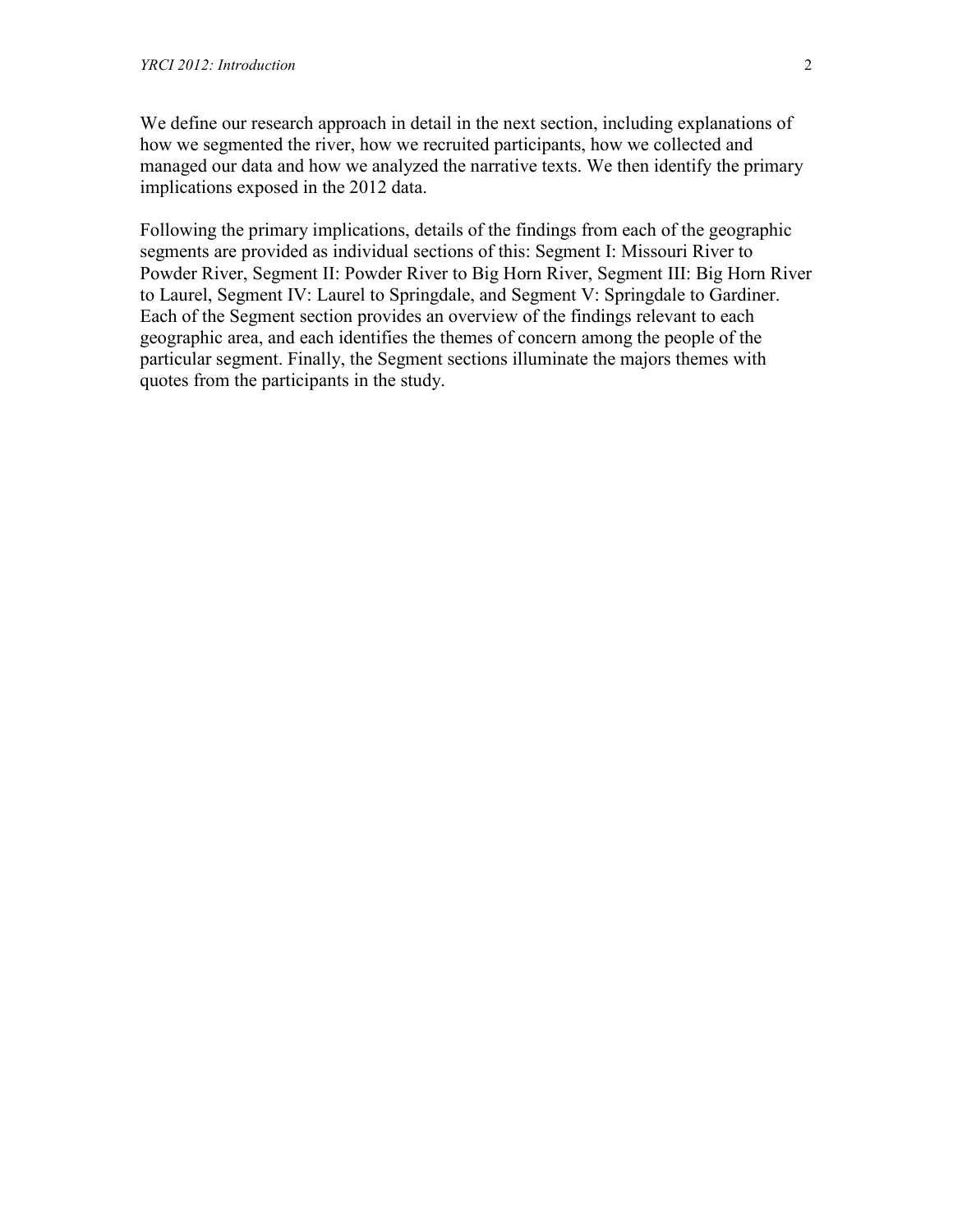We define our research approach in detail in the next section, including explanations of how we segmented the river, how we recruited participants, how we collected and managed our data and how we analyzed the narrative texts. We then identify the primary implications exposed in the 2012 data.

Following the primary implications, details of the findings from each of the geographic segments are provided as individual sections of this: Segment I: Missouri River to Powder River, Segment II: Powder River to Big Horn River, Segment III: Big Horn River to Laurel, Segment IV: Laurel to Springdale, and Segment V: Springdale to Gardiner. Each of the Segment section provides an overview of the findings relevant to each geographic area, and each identifies the themes of concern among the people of the particular segment. Finally, the Segment sections illuminate the majors themes with quotes from the participants in the study.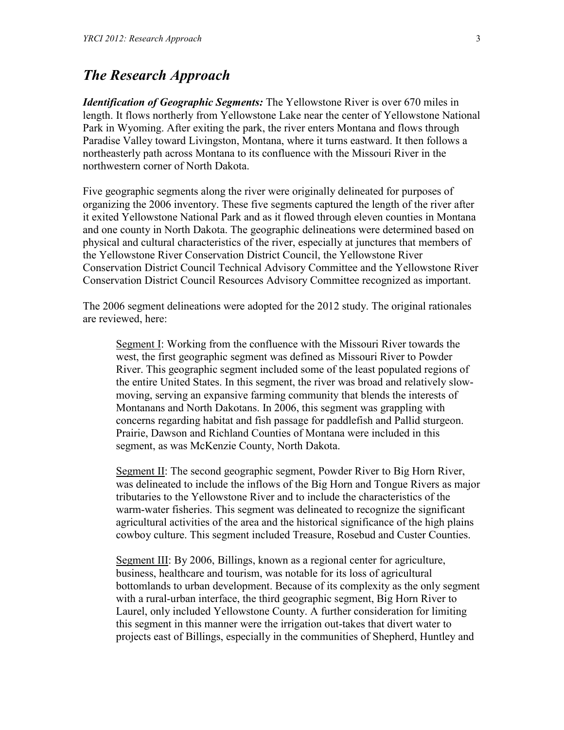## *The Research Approach*

***Identification of Geographic Segments:*** The Yellowstone River is over 670 miles in length. It flows northerly from Yellowstone Lake near the center of Yellowstone National Park in Wyoming. After exiting the park, the river enters Montana and flows through Paradise Valley toward Livingston, Montana, where it turns eastward. It then follows a northeasterly path across Montana to its confluence with the Missouri River in the northwestern corner of North Dakota.

Five geographic segments along the river were originally delineated for purposes of organizing the 2006 inventory. These five segments captured the length of the river after it exited Yellowstone National Park and as it flowed through eleven counties in Montana and one county in North Dakota. The geographic delineations were determined based on physical and cultural characteristics of the river, especially at junctures that members of the Yellowstone River Conservation District Council, the Yellowstone River Conservation District Council Technical Advisory Committee and the Yellowstone River Conservation District Council Resources Advisory Committee recognized as important.

The 2006 segment delineations were adopted for the 2012 study. The original rationales are reviewed, here:

> <u>Segment I</u>: Working from the confluence with the Missouri River towards the west, the first geographic segment was defined as Missouri River to Powder River. This geographic segment included some of the least populated regions of the entire United States. In this segment, the river was broad and relatively slow-moving, serving an expansive farming community that blends the interests of Montanans and North Dakotans. In 2006, this segment was grappling with concerns regarding habitat and fish passage for paddlefish and Pallid sturgeon. Prairie, Dawson and Richland Counties of Montana were included in this segment, as was McKenzie County, North Dakota.
>
> <u>Segment II</u>: The second geographic segment, Powder River to Big Horn River, was delineated to include the inflows of the Big Horn and Tongue Rivers as major tributaries to the Yellowstone River and to include the characteristics of the warm-water fisheries. This segment was delineated to recognize the significant agricultural activities of the area and the historical significance of the high plains cowboy culture. This segment included Treasure, Rosebud and Custer Counties.
>
> <u>Segment III</u>: By 2006, Billings, known as a regional center for agriculture, business, healthcare and tourism, was notable for its loss of agricultural bottomlands to urban development. Because of its complexity as the only segment with a rural-urban interface, the third geographic segment, Big Horn River to Laurel, only included Yellowstone County. A further consideration for limiting this segment in this manner were the irrigation out-takes that divert water to projects east of Billings, especially in the communities of Shepherd, Huntley and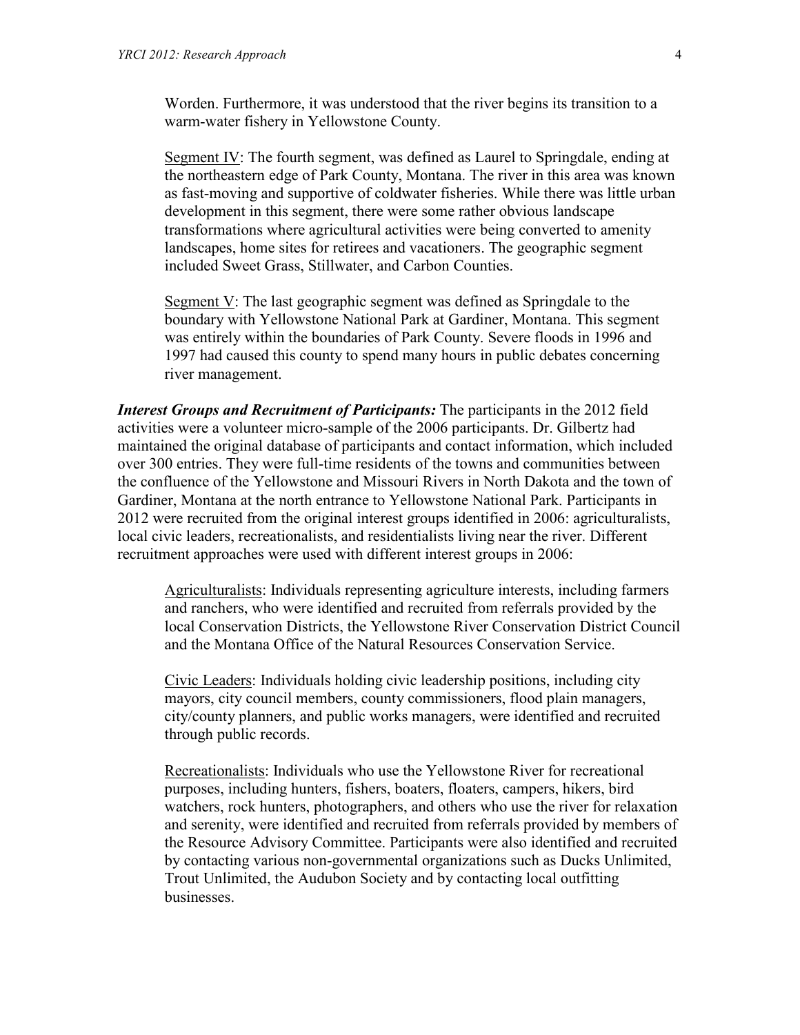Worden. Furthermore, it was understood that the river begins its transition to a warm-water fishery in Yellowstone County.

Segment IV: The fourth segment, was defined as Laurel to Springdale, ending at the northeastern edge of Park County, Montana. The river in this area was known as fast-moving and supportive of coldwater fisheries. While there was little urban development in this segment, there were some rather obvious landscape transformations where agricultural activities were being converted to amenity landscapes, home sites for retirees and vacationers. The geographic segment included Sweet Grass, Stillwater, and Carbon Counties.

Segment V: The last geographic segment was defined as Springdale to the boundary with Yellowstone National Park at Gardiner, Montana. This segment was entirely within the boundaries of Park County. Severe floods in 1996 and 1997 had caused this county to spend many hours in public debates concerning river management.

***Interest Groups and Recruitment of Participants:*** The participants in the 2012 field activities were a volunteer micro-sample of the 2006 participants. Dr. Gilbertz had maintained the original database of participants and contact information, which included over 300 entries. They were full-time residents of the towns and communities between the confluence of the Yellowstone and Missouri Rivers in North Dakota and the town of Gardiner, Montana at the north entrance to Yellowstone National Park. Participants in 2012 were recruited from the original interest groups identified in 2006: agriculturalists, local civic leaders, recreationalists, and residentialists living near the river. Different recruitment approaches were used with different interest groups in 2006:

Agriculturalists: Individuals representing agriculture interests, including farmers and ranchers, who were identified and recruited from referrals provided by the local Conservation Districts, the Yellowstone River Conservation District Council and the Montana Office of the Natural Resources Conservation Service.

Civic Leaders: Individuals holding civic leadership positions, including city mayors, city council members, county commissioners, flood plain managers, city/county planners, and public works managers, were identified and recruited through public records.

Recreationalists: Individuals who use the Yellowstone River for recreational purposes, including hunters, fishers, boaters, floaters, campers, hikers, bird watchers, rock hunters, photographers, and others who use the river for relaxation and serenity, were identified and recruited from referrals provided by members of the Resource Advisory Committee. Participants were also identified and recruited by contacting various non-governmental organizations such as Ducks Unlimited, Trout Unlimited, the Audubon Society and by contacting local outfitting businesses.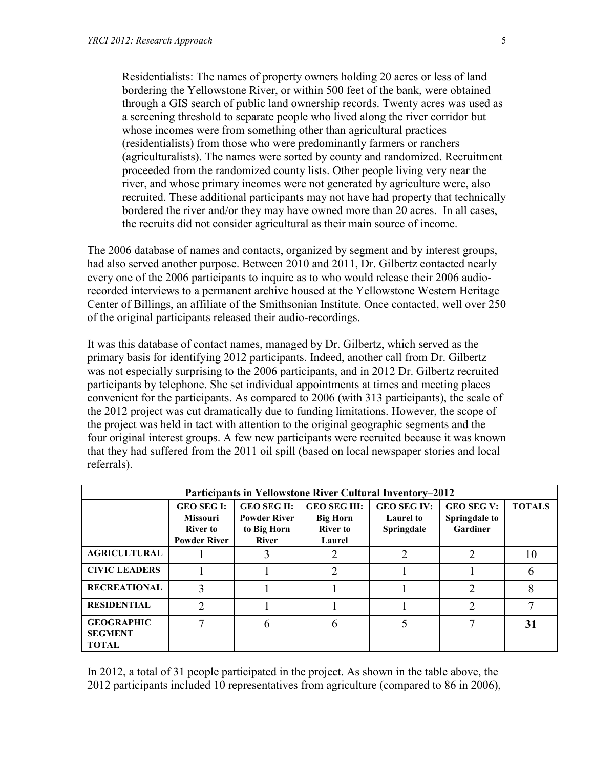Residentialists: The names of property owners holding 20 acres or less of land bordering the Yellowstone River, or within 500 feet of the bank, were obtained through a GIS search of public land ownership records. Twenty acres was used as a screening threshold to separate people who lived along the river corridor but whose incomes were from something other than agricultural practices (residentialists) from those who were predominantly farmers or ranchers (agriculturalists). The names were sorted by county and randomized. Recruitment proceeded from the randomized county lists. Other people living very near the river, and whose primary incomes were not generated by agriculture were, also recruited. These additional participants may not have had property that technically bordered the river and/or they may have owned more than 20 acres. In all cases, the recruits did not consider agricultural as their main source of income.

The 2006 database of names and contacts, organized by segment and by interest groups, had also served another purpose. Between 2010 and 2011, Dr. Gilbertz contacted nearly every one of the 2006 participants to inquire as to who would release their 2006 audio-recorded interviews to a permanent archive housed at the Yellowstone Western Heritage Center of Billings, an affiliate of the Smithsonian Institute. Once contacted, well over 250 of the original participants released their audio-recordings.

It was this database of contact names, managed by Dr. Gilbertz, which served as the primary basis for identifying 2012 participants. Indeed, another call from Dr. Gilbertz was not especially surprising to the 2006 participants, and in 2012 Dr. Gilbertz recruited participants by telephone. She set individual appointments at times and meeting places convenient for the participants. As compared to 2006 (with 313 participants), the scale of the 2012 project was cut dramatically due to funding limitations. However, the scope of the project was held in tact with attention to the original geographic segments and the four original interest groups. A few new participants were recruited because it was known that they had suffered from the 2011 oil spill (based on local newspaper stories and local referrals).

**Participants in Yellowstone River Cultural Inventory–2012**

| | GEO SEG I: Missouri River to Powder River | GEO SEG II: Powder River to Big Horn River | GEO SEG III: Big Horn River to Laurel | GEO SEG IV: Laurel to Springdale | GEO SEG V: Springdale to Gardiner | TOTALS |
|---|---|---|---|---|---|---|
| AGRICULTURAL | 1 | 3 | 2 | 2 | 2 | 10 |
| CIVIC LEADERS | 1 | 1 | 2 | 1 | 1 | 6 |
| RECREATIONAL | 3 | 1 | 1 | 1 | 2 | 8 |
| RESIDENTIAL | 2 | 1 | 1 | 1 | 2 | 7 |
| GEOGRAPHIC SEGMENT TOTAL | 7 | 6 | 6 | 5 | 7 | **31** |

In 2012, a total of 31 people participated in the project. As shown in the table above, the 2012 participants included 10 representatives from agriculture (compared to 86 in 2006),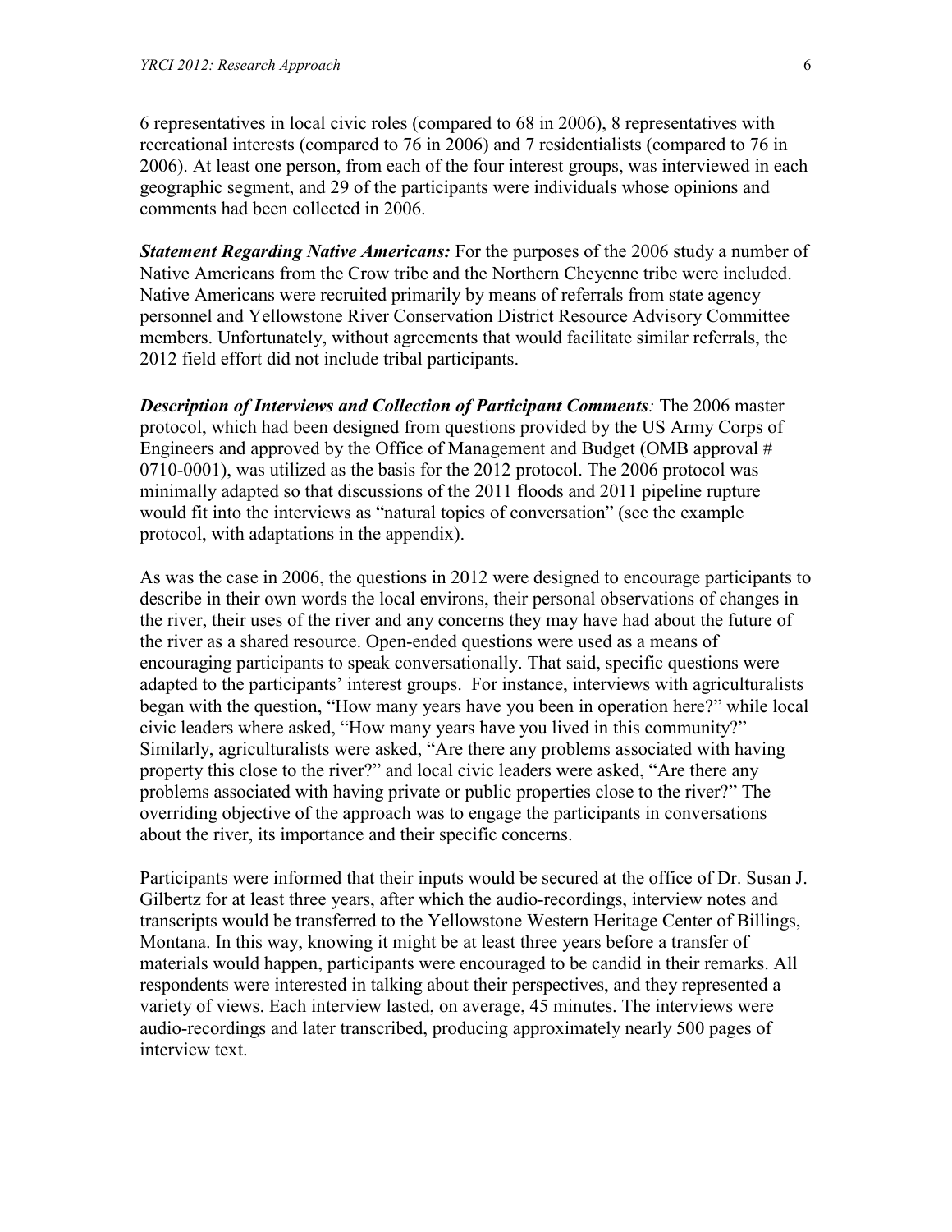6 representatives in local civic roles (compared to 68 in 2006), 8 representatives with recreational interests (compared to 76 in 2006) and 7 residentialists (compared to 76 in 2006). At least one person, from each of the four interest groups, was interviewed in each geographic segment, and 29 of the participants were individuals whose opinions and comments had been collected in 2006.

***Statement Regarding Native Americans:*** For the purposes of the 2006 study a number of Native Americans from the Crow tribe and the Northern Cheyenne tribe were included. Native Americans were recruited primarily by means of referrals from state agency personnel and Yellowstone River Conservation District Resource Advisory Committee members. Unfortunately, without agreements that would facilitate similar referrals, the 2012 field effort did not include tribal participants.

***Description of Interviews and Collection of Participant Comments****:* The 2006 master protocol, which had been designed from questions provided by the US Army Corps of Engineers and approved by the Office of Management and Budget (OMB approval # 0710-0001), was utilized as the basis for the 2012 protocol. The 2006 protocol was minimally adapted so that discussions of the 2011 floods and 2011 pipeline rupture would fit into the interviews as "natural topics of conversation" (see the example protocol, with adaptations in the appendix).

As was the case in 2006, the questions in 2012 were designed to encourage participants to describe in their own words the local environs, their personal observations of changes in the river, their uses of the river and any concerns they may have had about the future of the river as a shared resource. Open-ended questions were used as a means of encouraging participants to speak conversationally. That said, specific questions were adapted to the participants' interest groups. For instance, interviews with agriculturalists began with the question, "How many years have you been in operation here?" while local civic leaders where asked, "How many years have you lived in this community?" Similarly, agriculturalists were asked, "Are there any problems associated with having property this close to the river?" and local civic leaders were asked, "Are there any problems associated with having private or public properties close to the river?" The overriding objective of the approach was to engage the participants in conversations about the river, its importance and their specific concerns.

Participants were informed that their inputs would be secured at the office of Dr. Susan J. Gilbertz for at least three years, after which the audio-recordings, interview notes and transcripts would be transferred to the Yellowstone Western Heritage Center of Billings, Montana. In this way, knowing it might be at least three years before a transfer of materials would happen, participants were encouraged to be candid in their remarks. All respondents were interested in talking about their perspectives, and they represented a variety of views. Each interview lasted, on average, 45 minutes. The interviews were audio-recordings and later transcribed, producing approximately nearly 500 pages of interview text.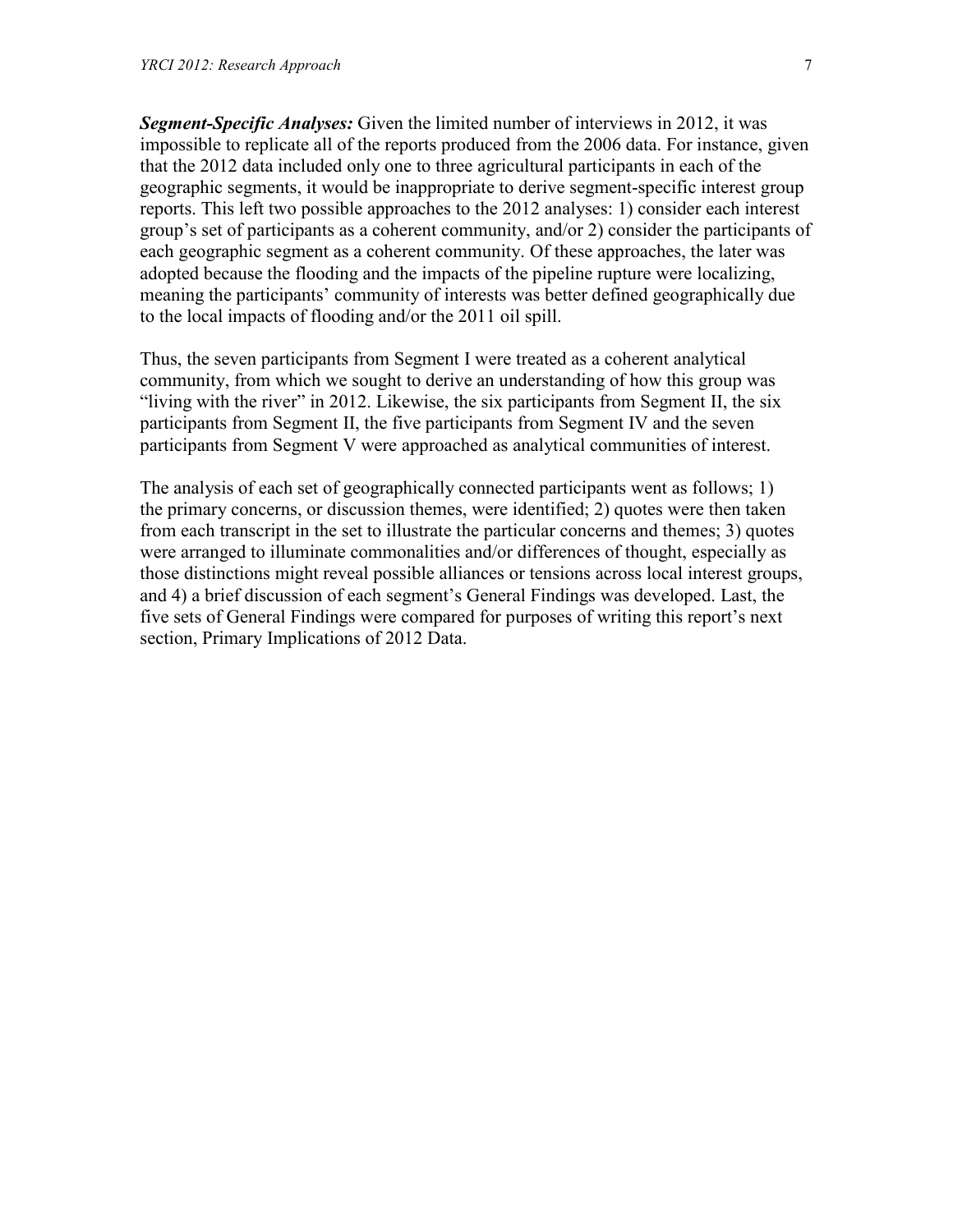***Segment-Specific Analyses:*** Given the limited number of interviews in 2012, it was impossible to replicate all of the reports produced from the 2006 data. For instance, given that the 2012 data included only one to three agricultural participants in each of the geographic segments, it would be inappropriate to derive segment-specific interest group reports. This left two possible approaches to the 2012 analyses: 1) consider each interest group's set of participants as a coherent community, and/or 2) consider the participants of each geographic segment as a coherent community. Of these approaches, the later was adopted because the flooding and the impacts of the pipeline rupture were localizing, meaning the participants' community of interests was better defined geographically due to the local impacts of flooding and/or the 2011 oil spill.

Thus, the seven participants from Segment I were treated as a coherent analytical community, from which we sought to derive an understanding of how this group was "living with the river" in 2012. Likewise, the six participants from Segment II, the six participants from Segment II, the five participants from Segment IV and the seven participants from Segment V were approached as analytical communities of interest.

The analysis of each set of geographically connected participants went as follows; 1) the primary concerns, or discussion themes, were identified; 2) quotes were then taken from each transcript in the set to illustrate the particular concerns and themes; 3) quotes were arranged to illuminate commonalities and/or differences of thought, especially as those distinctions might reveal possible alliances or tensions across local interest groups, and 4) a brief discussion of each segment's General Findings was developed. Last, the five sets of General Findings were compared for purposes of writing this report's next section, Primary Implications of 2012 Data.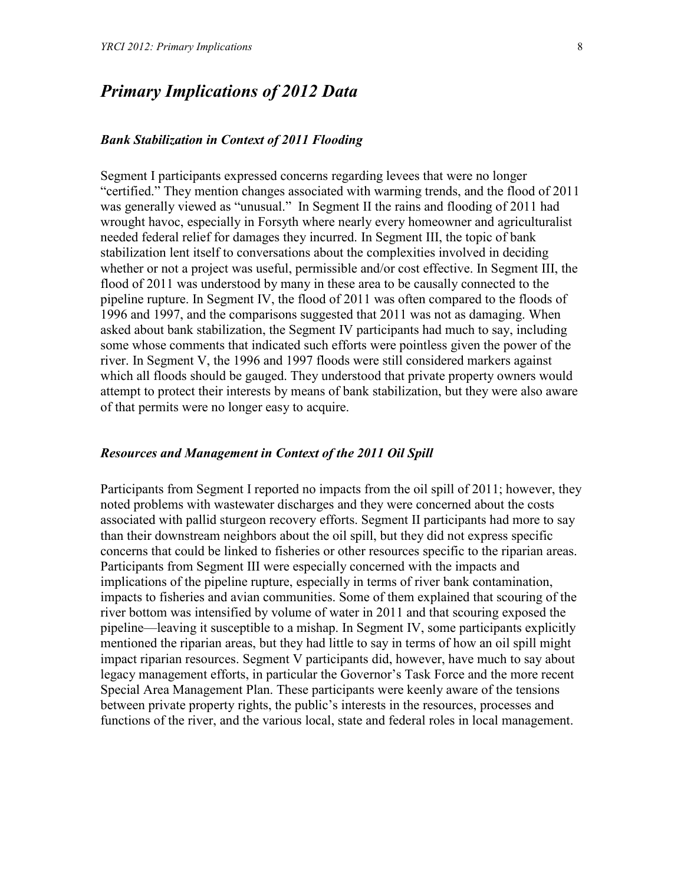## *Primary Implications of 2012 Data*

### *Bank Stabilization in Context of 2011 Flooding*

Segment I participants expressed concerns regarding levees that were no longer "certified." They mention changes associated with warming trends, and the flood of 2011 was generally viewed as "unusual." In Segment II the rains and flooding of 2011 had wrought havoc, especially in Forsyth where nearly every homeowner and agriculturalist needed federal relief for damages they incurred. In Segment III, the topic of bank stabilization lent itself to conversations about the complexities involved in deciding whether or not a project was useful, permissible and/or cost effective. In Segment III, the flood of 2011 was understood by many in these area to be causally connected to the pipeline rupture. In Segment IV, the flood of 2011 was often compared to the floods of 1996 and 1997, and the comparisons suggested that 2011 was not as damaging. When asked about bank stabilization, the Segment IV participants had much to say, including some whose comments that indicated such efforts were pointless given the power of the river. In Segment V, the 1996 and 1997 floods were still considered markers against which all floods should be gauged. They understood that private property owners would attempt to protect their interests by means of bank stabilization, but they were also aware of that permits were no longer easy to acquire.

### *Resources and Management in Context of the 2011 Oil Spill*

Participants from Segment I reported no impacts from the oil spill of 2011; however, they noted problems with wastewater discharges and they were concerned about the costs associated with pallid sturgeon recovery efforts. Segment II participants had more to say than their downstream neighbors about the oil spill, but they did not express specific concerns that could be linked to fisheries or other resources specific to the riparian areas. Participants from Segment III were especially concerned with the impacts and implications of the pipeline rupture, especially in terms of river bank contamination, impacts to fisheries and avian communities. Some of them explained that scouring of the river bottom was intensified by volume of water in 2011 and that scouring exposed the pipeline—leaving it susceptible to a mishap. In Segment IV, some participants explicitly mentioned the riparian areas, but they had little to say in terms of how an oil spill might impact riparian resources. Segment V participants did, however, have much to say about legacy management efforts, in particular the Governor's Task Force and the more recent Special Area Management Plan. These participants were keenly aware of the tensions between private property rights, the public's interests in the resources, processes and functions of the river, and the various local, state and federal roles in local management.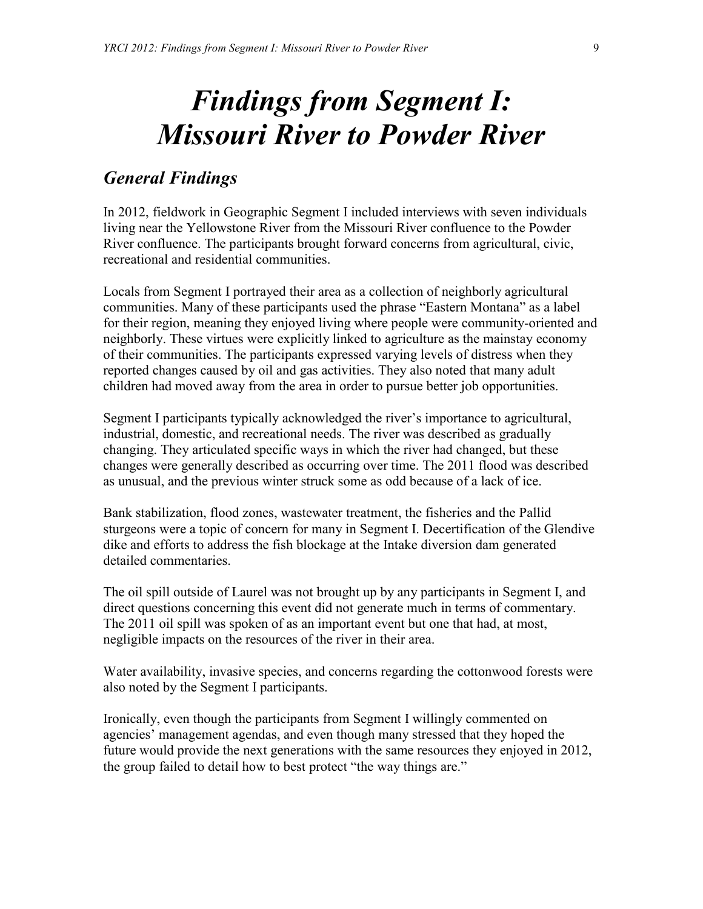# *Findings from Segment I: Missouri River to Powder River*

## *General Findings*

In 2012, fieldwork in Geographic Segment I included interviews with seven individuals living near the Yellowstone River from the Missouri River confluence to the Powder River confluence. The participants brought forward concerns from agricultural, civic, recreational and residential communities.

Locals from Segment I portrayed their area as a collection of neighborly agricultural communities. Many of these participants used the phrase "Eastern Montana" as a label for their region, meaning they enjoyed living where people were community-oriented and neighborly. These virtues were explicitly linked to agriculture as the mainstay economy of their communities. The participants expressed varying levels of distress when they reported changes caused by oil and gas activities. They also noted that many adult children had moved away from the area in order to pursue better job opportunities.

Segment I participants typically acknowledged the river's importance to agricultural, industrial, domestic, and recreational needs. The river was described as gradually changing. They articulated specific ways in which the river had changed, but these changes were generally described as occurring over time. The 2011 flood was described as unusual, and the previous winter struck some as odd because of a lack of ice.

Bank stabilization, flood zones, wastewater treatment, the fisheries and the Pallid sturgeons were a topic of concern for many in Segment I. Decertification of the Glendive dike and efforts to address the fish blockage at the Intake diversion dam generated detailed commentaries.

The oil spill outside of Laurel was not brought up by any participants in Segment I, and direct questions concerning this event did not generate much in terms of commentary. The 2011 oil spill was spoken of as an important event but one that had, at most, negligible impacts on the resources of the river in their area.

Water availability, invasive species, and concerns regarding the cottonwood forests were also noted by the Segment I participants.

Ironically, even though the participants from Segment I willingly commented on agencies' management agendas, and even though many stressed that they hoped the future would provide the next generations with the same resources they enjoyed in 2012, the group failed to detail how to best protect "the way things are."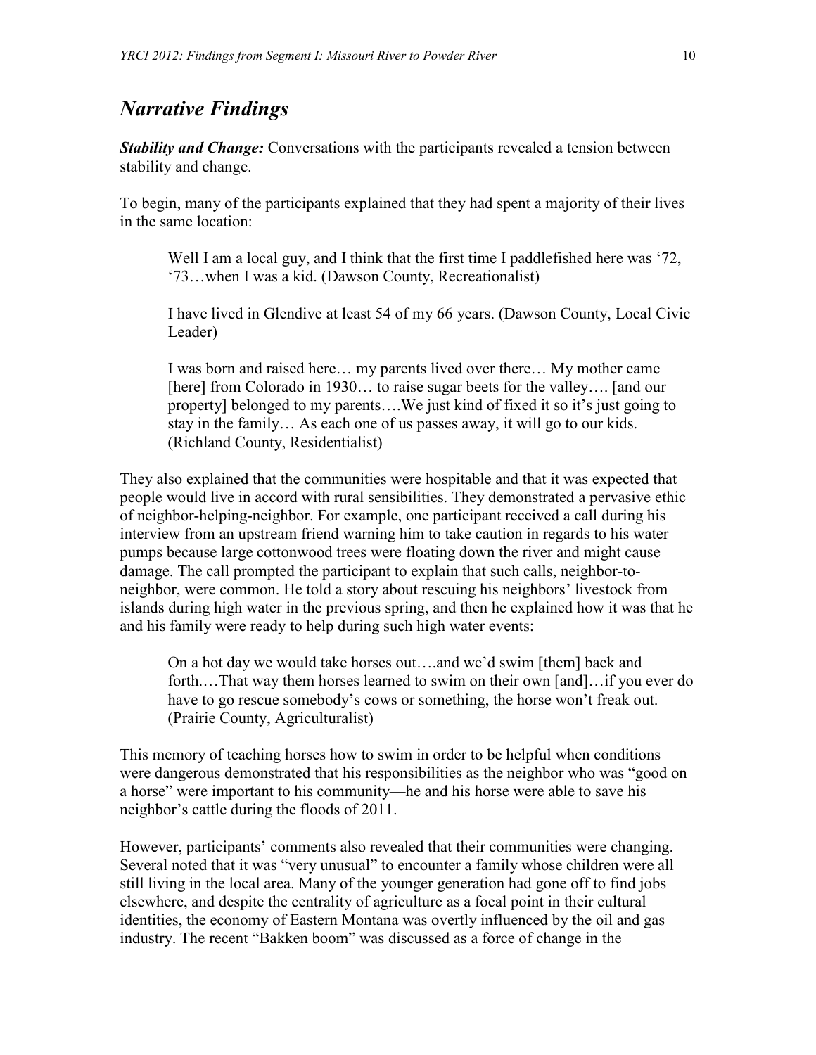## *Narrative Findings*

***Stability and Change:*** Conversations with the participants revealed a tension between stability and change.

To begin, many of the participants explained that they had spent a majority of their lives in the same location:

> Well I am a local guy, and I think that the first time I paddlefished here was '72, '73…when I was a kid. (Dawson County, Recreationalist)

> I have lived in Glendive at least 54 of my 66 years. (Dawson County, Local Civic Leader)

> I was born and raised here… my parents lived over there… My mother came [here] from Colorado in 1930… to raise sugar beets for the valley…. [and our property] belonged to my parents….We just kind of fixed it so it's just going to stay in the family… As each one of us passes away, it will go to our kids. (Richland County, Residentialist)

They also explained that the communities were hospitable and that it was expected that people would live in accord with rural sensibilities. They demonstrated a pervasive ethic of neighbor-helping-neighbor. For example, one participant received a call during his interview from an upstream friend warning him to take caution in regards to his water pumps because large cottonwood trees were floating down the river and might cause damage. The call prompted the participant to explain that such calls, neighbor-to-neighbor, were common. He told a story about rescuing his neighbors' livestock from islands during high water in the previous spring, and then he explained how it was that he and his family were ready to help during such high water events:

> On a hot day we would take horses out….and we'd swim [them] back and forth.…That way them horses learned to swim on their own [and]…if you ever do have to go rescue somebody's cows or something, the horse won't freak out. (Prairie County, Agriculturalist)

This memory of teaching horses how to swim in order to be helpful when conditions were dangerous demonstrated that his responsibilities as the neighbor who was "good on a horse" were important to his community—he and his horse were able to save his neighbor's cattle during the floods of 2011.

However, participants' comments also revealed that their communities were changing. Several noted that it was "very unusual" to encounter a family whose children were all still living in the local area. Many of the younger generation had gone off to find jobs elsewhere, and despite the centrality of agriculture as a focal point in their cultural identities, the economy of Eastern Montana was overtly influenced by the oil and gas industry. The recent "Bakken boom" was discussed as a force of change in the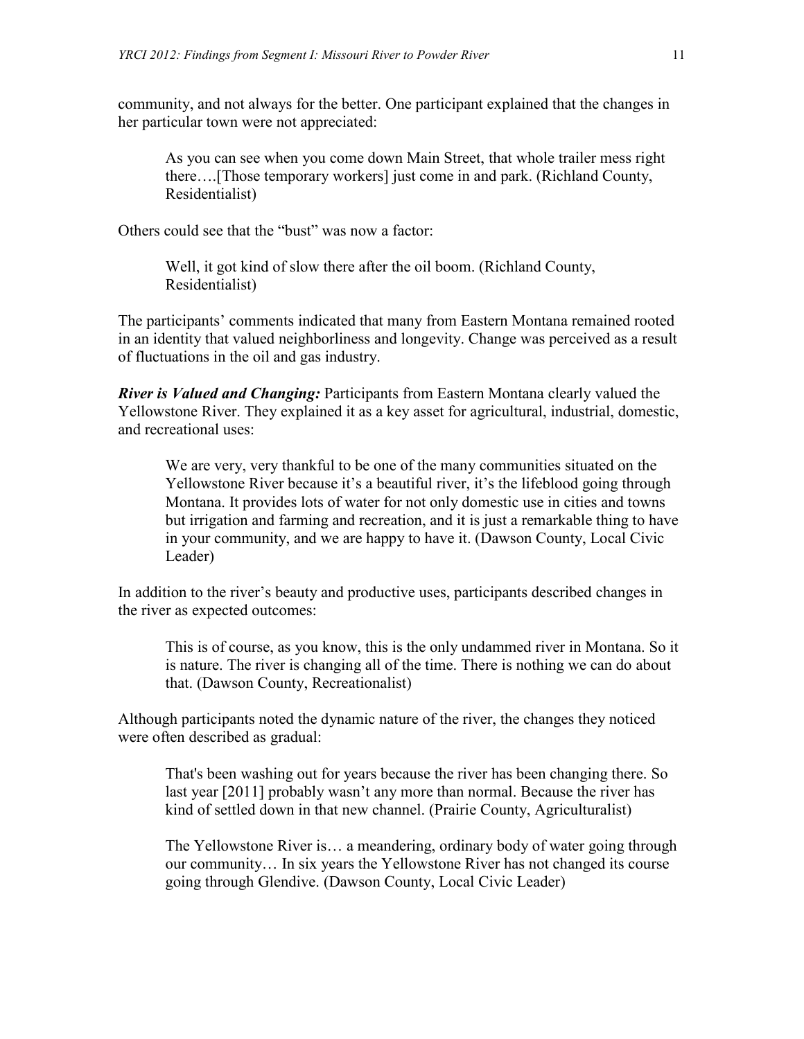community, and not always for the better. One participant explained that the changes in her particular town were not appreciated:

> As you can see when you come down Main Street, that whole trailer mess right there….[Those temporary workers] just come in and park. (Richland County, Residentialist)

Others could see that the "bust" was now a factor:

> Well, it got kind of slow there after the oil boom. (Richland County, Residentialist)

The participants' comments indicated that many from Eastern Montana remained rooted in an identity that valued neighborliness and longevity. Change was perceived as a result of fluctuations in the oil and gas industry.

***River is Valued and Changing:*** Participants from Eastern Montana clearly valued the Yellowstone River. They explained it as a key asset for agricultural, industrial, domestic, and recreational uses:

> We are very, very thankful to be one of the many communities situated on the Yellowstone River because it's a beautiful river, it's the lifeblood going through Montana. It provides lots of water for not only domestic use in cities and towns but irrigation and farming and recreation, and it is just a remarkable thing to have in your community, and we are happy to have it. (Dawson County, Local Civic Leader)

In addition to the river's beauty and productive uses, participants described changes in the river as expected outcomes:

> This is of course, as you know, this is the only undammed river in Montana. So it is nature. The river is changing all of the time. There is nothing we can do about that. (Dawson County, Recreationalist)

Although participants noted the dynamic nature of the river, the changes they noticed were often described as gradual:

> That's been washing out for years because the river has been changing there. So last year [2011] probably wasn't any more than normal. Because the river has kind of settled down in that new channel. (Prairie County, Agriculturalist)

> The Yellowstone River is… a meandering, ordinary body of water going through our community… In six years the Yellowstone River has not changed its course going through Glendive. (Dawson County, Local Civic Leader)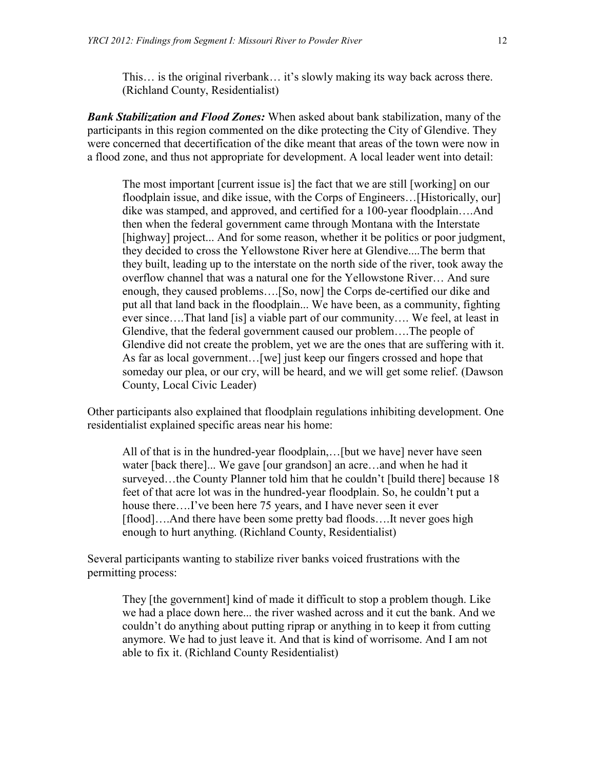> This… is the original riverbank… it's slowly making its way back across there. (Richland County, Residentialist)

***Bank Stabilization and Flood Zones:*** When asked about bank stabilization, many of the participants in this region commented on the dike protecting the City of Glendive. They were concerned that decertification of the dike meant that areas of the town were now in a flood zone, and thus not appropriate for development. A local leader went into detail:

> The most important [current issue is] the fact that we are still [working] on our floodplain issue, and dike issue, with the Corps of Engineers…[Historically, our] dike was stamped, and approved, and certified for a 100-year floodplain….And then when the federal government came through Montana with the Interstate [highway] project... And for some reason, whether it be politics or poor judgment, they decided to cross the Yellowstone River here at Glendive....The berm that they built, leading up to the interstate on the north side of the river, took away the overflow channel that was a natural one for the Yellowstone River… And sure enough, they caused problems….[So, now] the Corps de-certified our dike and put all that land back in the floodplain... We have been, as a community, fighting ever since….That land [is] a viable part of our community…. We feel, at least in Glendive, that the federal government caused our problem….The people of Glendive did not create the problem, yet we are the ones that are suffering with it. As far as local government…[we] just keep our fingers crossed and hope that someday our plea, or our cry, will be heard, and we will get some relief. (Dawson County, Local Civic Leader)

Other participants also explained that floodplain regulations inhibiting development. One residentialist explained specific areas near his home:

> All of that is in the hundred-year floodplain,…[but we have] never have seen water [back there]... We gave [our grandson] an acre…and when he had it surveyed…the County Planner told him that he couldn't [build there] because 18 feet of that acre lot was in the hundred-year floodplain. So, he couldn't put a house there….I've been here 75 years, and I have never seen it ever [flood]….And there have been some pretty bad floods….It never goes high enough to hurt anything. (Richland County, Residentialist)

Several participants wanting to stabilize river banks voiced frustrations with the permitting process:

> They [the government] kind of made it difficult to stop a problem though. Like we had a place down here... the river washed across and it cut the bank. And we couldn't do anything about putting riprap or anything in to keep it from cutting anymore. We had to just leave it. And that is kind of worrisome. And I am not able to fix it. (Richland County Residentialist)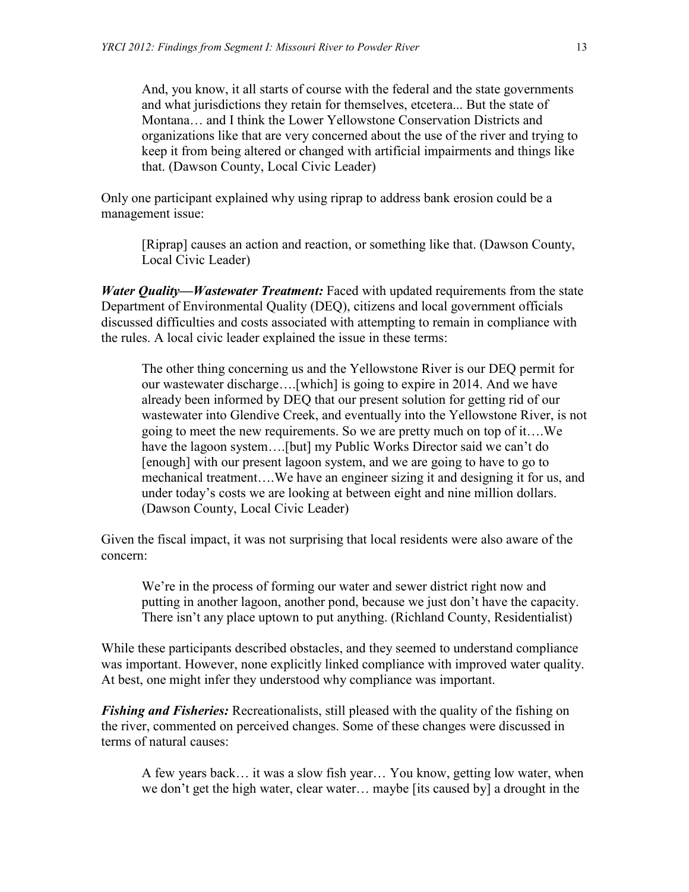> And, you know, it all starts of course with the federal and the state governments and what jurisdictions they retain for themselves, etcetera... But the state of Montana… and I think the Lower Yellowstone Conservation Districts and organizations like that are very concerned about the use of the river and trying to keep it from being altered or changed with artificial impairments and things like that. (Dawson County, Local Civic Leader)

Only one participant explained why using riprap to address bank erosion could be a management issue:

> [Riprap] causes an action and reaction, or something like that. (Dawson County, Local Civic Leader)

***Water Quality—Wastewater Treatment:*** Faced with updated requirements from the state Department of Environmental Quality (DEQ), citizens and local government officials discussed difficulties and costs associated with attempting to remain in compliance with the rules. A local civic leader explained the issue in these terms:

> The other thing concerning us and the Yellowstone River is our DEQ permit for our wastewater discharge….[which] is going to expire in 2014. And we have already been informed by DEQ that our present solution for getting rid of our wastewater into Glendive Creek, and eventually into the Yellowstone River, is not going to meet the new requirements. So we are pretty much on top of it….We have the lagoon system….[but] my Public Works Director said we can't do [enough] with our present lagoon system, and we are going to have to go to mechanical treatment….We have an engineer sizing it and designing it for us, and under today's costs we are looking at between eight and nine million dollars. (Dawson County, Local Civic Leader)

Given the fiscal impact, it was not surprising that local residents were also aware of the concern:

> We're in the process of forming our water and sewer district right now and putting in another lagoon, another pond, because we just don't have the capacity. There isn't any place uptown to put anything. (Richland County, Residentialist)

While these participants described obstacles, and they seemed to understand compliance was important. However, none explicitly linked compliance with improved water quality. At best, one might infer they understood why compliance was important.

***Fishing and Fisheries:*** Recreationalists, still pleased with the quality of the fishing on the river, commented on perceived changes. Some of these changes were discussed in terms of natural causes:

> A few years back… it was a slow fish year… You know, getting low water, when we don't get the high water, clear water… maybe [its caused by] a drought in the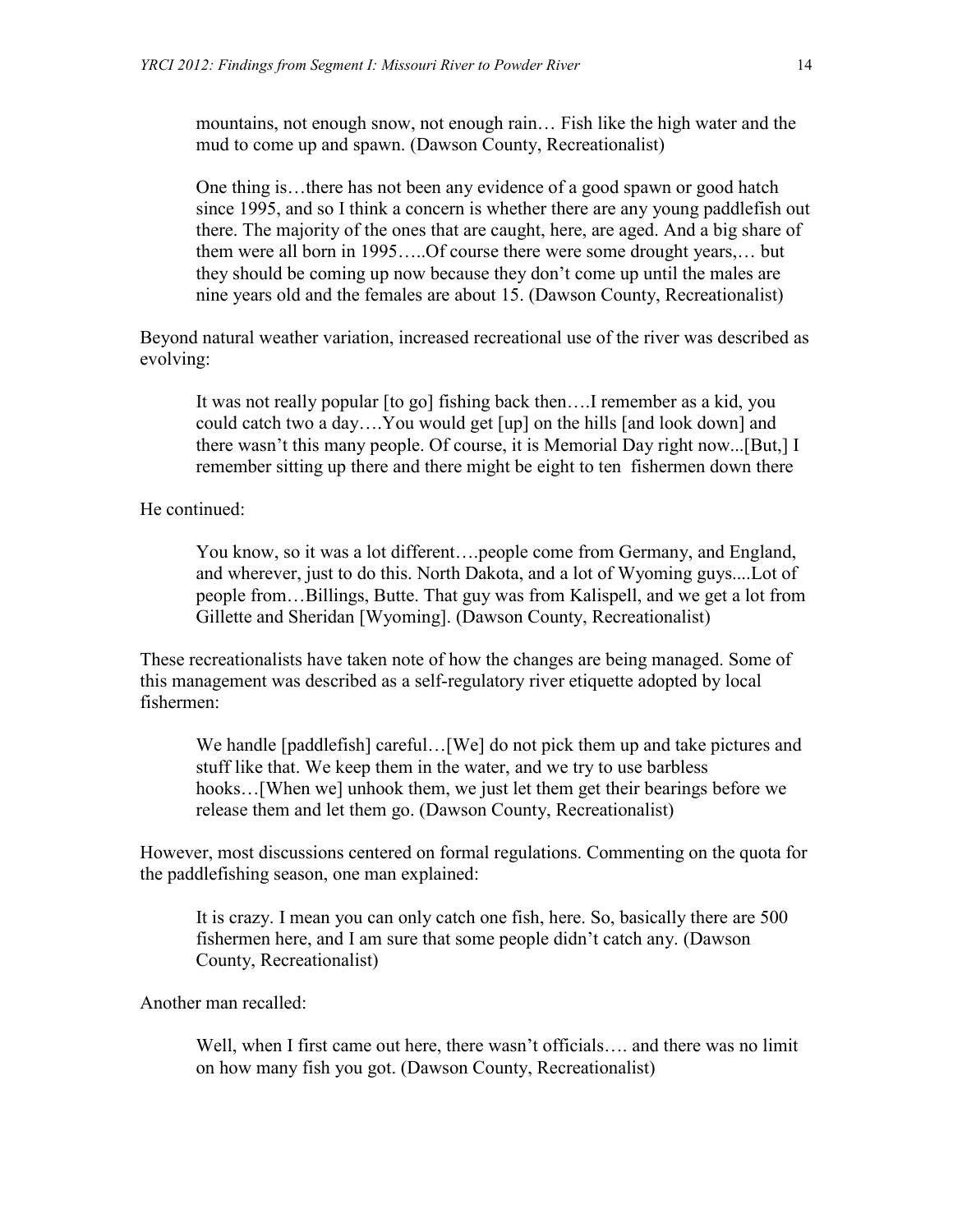> mountains, not enough snow, not enough rain… Fish like the high water and the mud to come up and spawn. (Dawson County, Recreationalist)

> One thing is…there has not been any evidence of a good spawn or good hatch since 1995, and so I think a concern is whether there are any young paddlefish out there. The majority of the ones that are caught, here, are aged. And a big share of them were all born in 1995…..Of course there were some drought years,… but they should be coming up now because they don't come up until the males are nine years old and the females are about 15. (Dawson County, Recreationalist)

Beyond natural weather variation, increased recreational use of the river was described as evolving:

> It was not really popular [to go] fishing back then….I remember as a kid, you could catch two a day….You would get [up] on the hills [and look down] and there wasn't this many people. Of course, it is Memorial Day right now...[But,] I remember sitting up there and there might be eight to ten fishermen down there

He continued:

> You know, so it was a lot different….people come from Germany, and England, and wherever, just to do this. North Dakota, and a lot of Wyoming guys....Lot of people from…Billings, Butte. That guy was from Kalispell, and we get a lot from Gillette and Sheridan [Wyoming]. (Dawson County, Recreationalist)

These recreationalists have taken note of how the changes are being managed. Some of this management was described as a self-regulatory river etiquette adopted by local fishermen:

> We handle [paddlefish] careful…[We] do not pick them up and take pictures and stuff like that. We keep them in the water, and we try to use barbless hooks…[When we] unhook them, we just let them get their bearings before we release them and let them go. (Dawson County, Recreationalist)

However, most discussions centered on formal regulations. Commenting on the quota for the paddlefishing season, one man explained:

> It is crazy. I mean you can only catch one fish, here. So, basically there are 500 fishermen here, and I am sure that some people didn't catch any. (Dawson County, Recreationalist)

Another man recalled:

> Well, when I first came out here, there wasn't officials…. and there was no limit on how many fish you got. (Dawson County, Recreationalist)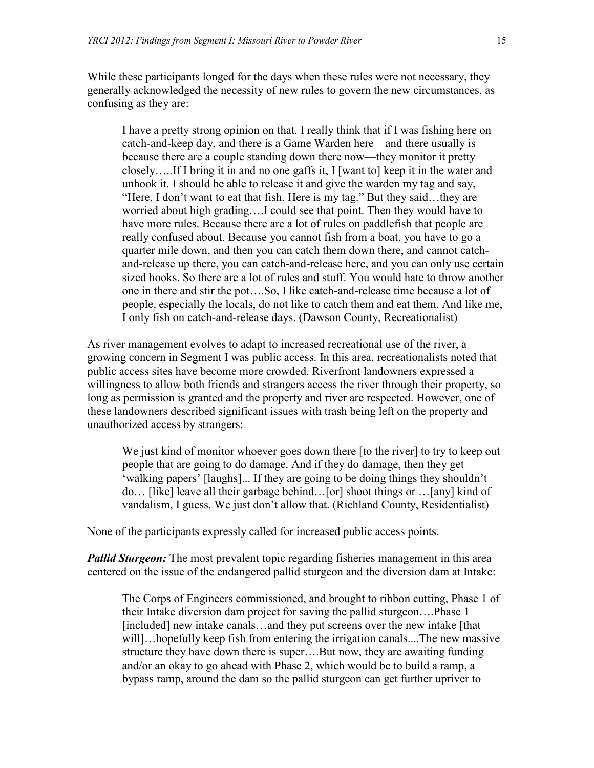While these participants longed for the days when these rules were not necessary, they generally acknowledged the necessity of new rules to govern the new circumstances, as confusing as they are:

> I have a pretty strong opinion on that. I really think that if I was fishing here on catch-and-keep day, and there is a Game Warden here—and there usually is because there are a couple standing down there now—they monitor it pretty closely…..If I bring it in and no one gaffs it, I [want to] keep it in the water and unhook it. I should be able to release it and give the warden my tag and say, "Here, I don't want to eat that fish. Here is my tag." But they said…they are worried about high grading….I could see that point. Then they would have to have more rules. Because there are a lot of rules on paddlefish that people are really confused about. Because you cannot fish from a boat, you have to go a quarter mile down, and then you can catch them down there, and cannot catch-and-release up there, you can catch-and-release here, and you can only use certain sized hooks. So there are a lot of rules and stuff. You would hate to throw another one in there and stir the pot….So, I like catch-and-release time because a lot of people, especially the locals, do not like to catch them and eat them. And like me, I only fish on catch-and-release days. (Dawson County, Recreationalist)

As river management evolves to adapt to increased recreational use of the river, a growing concern in Segment I was public access. In this area, recreationalists noted that public access sites have become more crowded. Riverfront landowners expressed a willingness to allow both friends and strangers access the river through their property, so long as permission is granted and the property and river are respected. However, one of these landowners described significant issues with trash being left on the property and unauthorized access by strangers:

> We just kind of monitor whoever goes down there [to the river] to try to keep out people that are going to do damage. And if they do damage, then they get 'walking papers' [laughs]... If they are going to be doing things they shouldn't do… [like] leave all their garbage behind…[or] shoot things or …[any] kind of vandalism, I guess. We just don't allow that. (Richland County, Residentialist)

None of the participants expressly called for increased public access points.

***Pallid Sturgeon:*** The most prevalent topic regarding fisheries management in this area centered on the issue of the endangered pallid sturgeon and the diversion dam at Intake:

> The Corps of Engineers commissioned, and brought to ribbon cutting, Phase 1 of their Intake diversion dam project for saving the pallid sturgeon….Phase 1 [included] new intake canals…and they put screens over the new intake [that will]…hopefully keep fish from entering the irrigation canals....The new massive structure they have down there is super….But now, they are awaiting funding and/or an okay to go ahead with Phase 2, which would be to build a ramp, a bypass ramp, around the dam so the pallid sturgeon can get further upriver to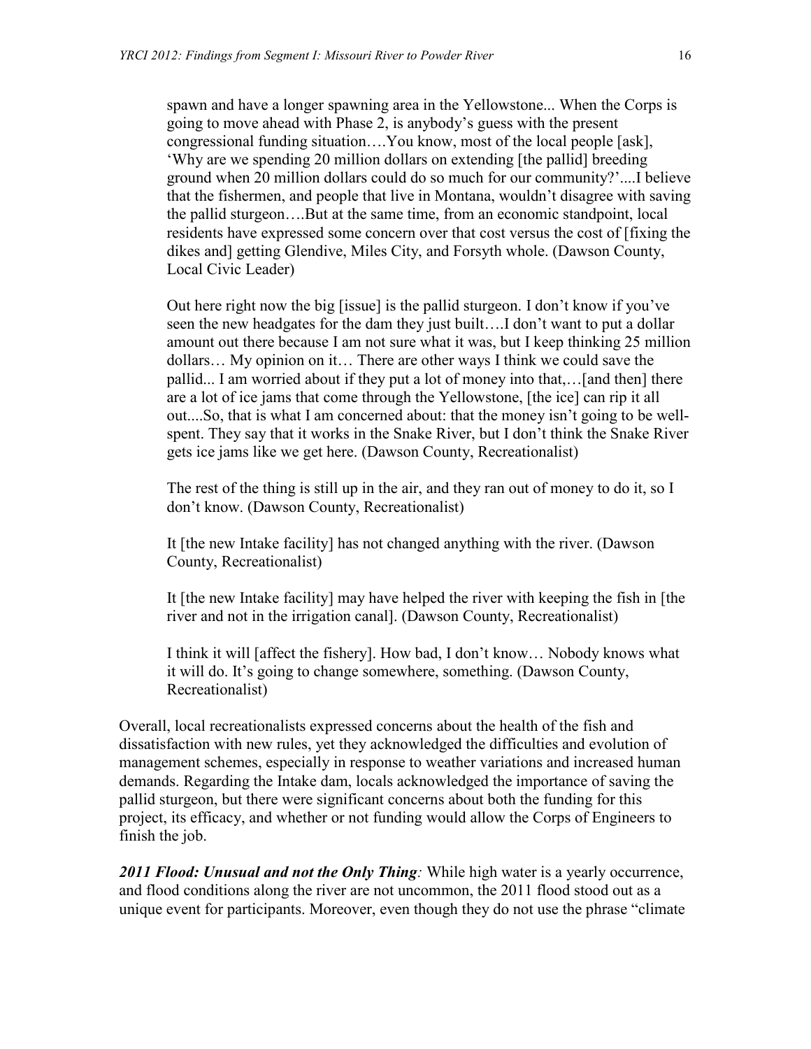> spawn and have a longer spawning area in the Yellowstone... When the Corps is going to move ahead with Phase 2, is anybody's guess with the present congressional funding situation….You know, most of the local people [ask], 'Why are we spending 20 million dollars on extending [the pallid] breeding ground when 20 million dollars could do so much for our community?'....I believe that the fishermen, and people that live in Montana, wouldn't disagree with saving the pallid sturgeon….But at the same time, from an economic standpoint, local residents have expressed some concern over that cost versus the cost of [fixing the dikes and] getting Glendive, Miles City, and Forsyth whole. (Dawson County, Local Civic Leader)

> Out here right now the big [issue] is the pallid sturgeon. I don't know if you've seen the new headgates for the dam they just built….I don't want to put a dollar amount out there because I am not sure what it was, but I keep thinking 25 million dollars… My opinion on it… There are other ways I think we could save the pallid... I am worried about if they put a lot of money into that,…[and then] there are a lot of ice jams that come through the Yellowstone, [the ice] can rip it all out....So, that is what I am concerned about: that the money isn't going to be well-spent. They say that it works in the Snake River, but I don't think the Snake River gets ice jams like we get here. (Dawson County, Recreationalist)

> The rest of the thing is still up in the air, and they ran out of money to do it, so I don't know. (Dawson County, Recreationalist)

> It [the new Intake facility] has not changed anything with the river. (Dawson County, Recreationalist)

> It [the new Intake facility] may have helped the river with keeping the fish in [the river and not in the irrigation canal]. (Dawson County, Recreationalist)

> I think it will [affect the fishery]. How bad, I don't know… Nobody knows what it will do. It's going to change somewhere, something. (Dawson County, Recreationalist)

Overall, local recreationalists expressed concerns about the health of the fish and dissatisfaction with new rules, yet they acknowledged the difficulties and evolution of management schemes, especially in response to weather variations and increased human demands. Regarding the Intake dam, locals acknowledged the importance of saving the pallid sturgeon, but there were significant concerns about both the funding for this project, its efficacy, and whether or not funding would allow the Corps of Engineers to finish the job.

***2011 Flood: Unusual and not the Only Thing****:* While high water is a yearly occurrence, and flood conditions along the river are not uncommon, the 2011 flood stood out as a unique event for participants. Moreover, even though they do not use the phrase "climate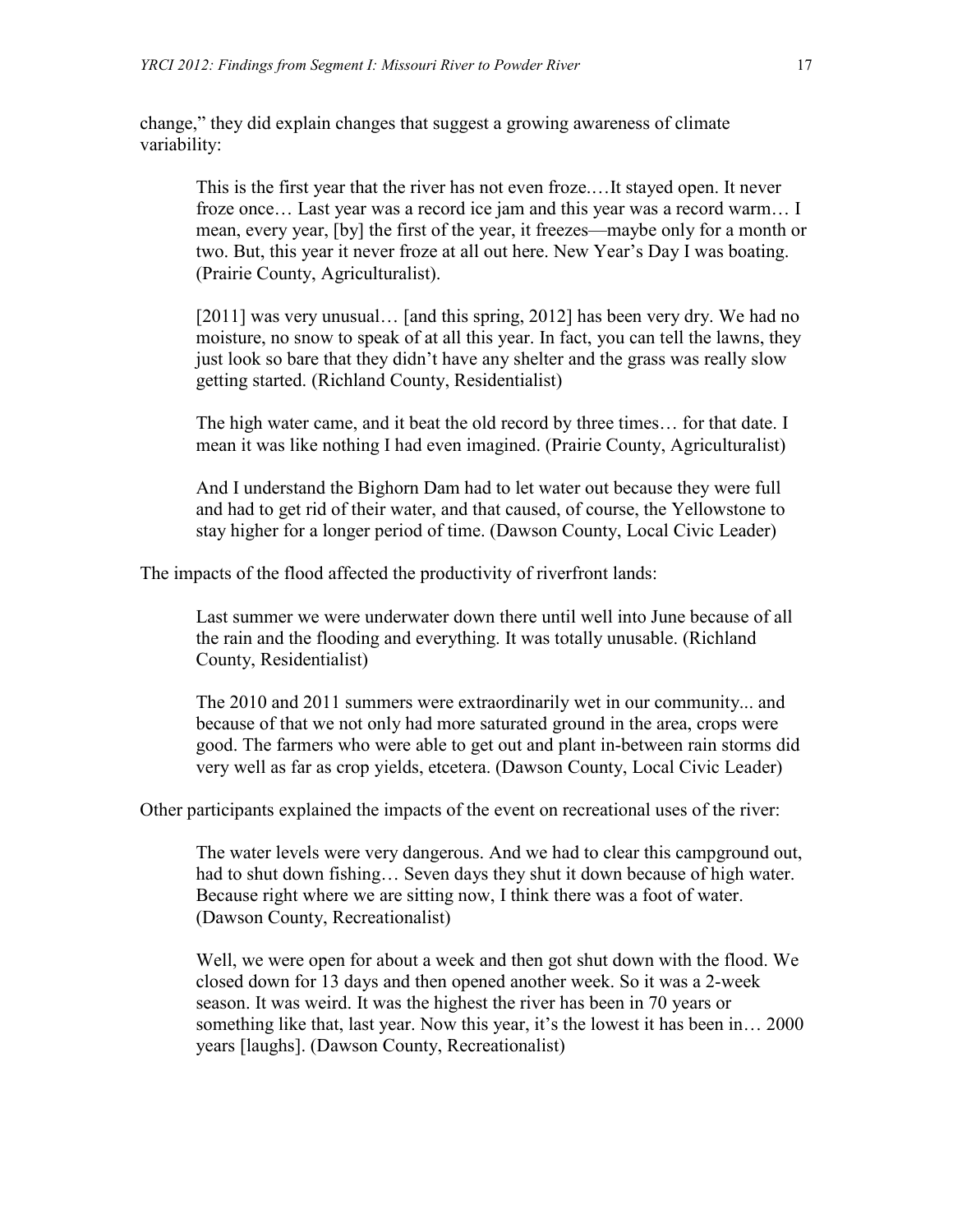change," they did explain changes that suggest a growing awareness of climate variability:

> This is the first year that the river has not even froze.…It stayed open. It never froze once… Last year was a record ice jam and this year was a record warm… I mean, every year, [by] the first of the year, it freezes—maybe only for a month or two. But, this year it never froze at all out here. New Year's Day I was boating. (Prairie County, Agriculturalist).

> [2011] was very unusual… [and this spring, 2012] has been very dry. We had no moisture, no snow to speak of at all this year. In fact, you can tell the lawns, they just look so bare that they didn't have any shelter and the grass was really slow getting started. (Richland County, Residentialist)

> The high water came, and it beat the old record by three times… for that date. I mean it was like nothing I had even imagined. (Prairie County, Agriculturalist)

> And I understand the Bighorn Dam had to let water out because they were full and had to get rid of their water, and that caused, of course, the Yellowstone to stay higher for a longer period of time. (Dawson County, Local Civic Leader)

The impacts of the flood affected the productivity of riverfront lands:

> Last summer we were underwater down there until well into June because of all the rain and the flooding and everything. It was totally unusable. (Richland County, Residentialist)

> The 2010 and 2011 summers were extraordinarily wet in our community... and because of that we not only had more saturated ground in the area, crops were good. The farmers who were able to get out and plant in-between rain storms did very well as far as crop yields, etcetera. (Dawson County, Local Civic Leader)

Other participants explained the impacts of the event on recreational uses of the river:

> The water levels were very dangerous. And we had to clear this campground out, had to shut down fishing… Seven days they shut it down because of high water. Because right where we are sitting now, I think there was a foot of water. (Dawson County, Recreationalist)

> Well, we were open for about a week and then got shut down with the flood. We closed down for 13 days and then opened another week. So it was a 2-week season. It was weird. It was the highest the river has been in 70 years or something like that, last year. Now this year, it's the lowest it has been in… 2000 years [laughs]. (Dawson County, Recreationalist)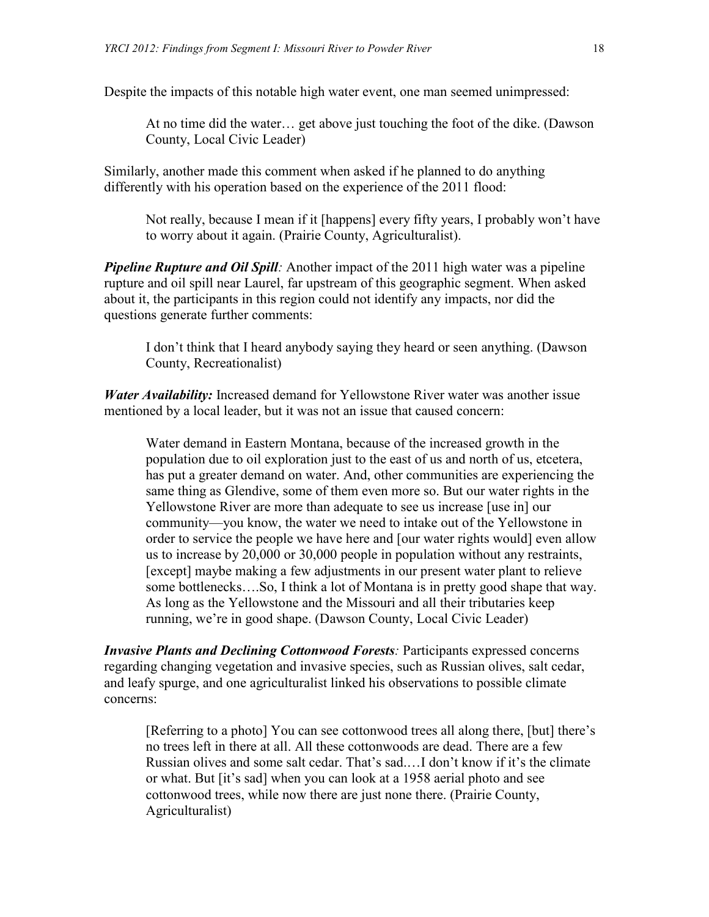Despite the impacts of this notable high water event, one man seemed unimpressed:

> At no time did the water… get above just touching the foot of the dike. (Dawson County, Local Civic Leader)

Similarly, another made this comment when asked if he planned to do anything differently with his operation based on the experience of the 2011 flood:

> Not really, because I mean if it [happens] every fifty years, I probably won't have to worry about it again. (Prairie County, Agriculturalist).

***Pipeline Rupture and Oil Spill**:* Another impact of the 2011 high water was a pipeline rupture and oil spill near Laurel, far upstream of this geographic segment. When asked about it, the participants in this region could not identify any impacts, nor did the questions generate further comments:

> I don't think that I heard anybody saying they heard or seen anything. (Dawson County, Recreationalist)

***Water Availability:*** Increased demand for Yellowstone River water was another issue mentioned by a local leader, but it was not an issue that caused concern:

> Water demand in Eastern Montana, because of the increased growth in the population due to oil exploration just to the east of us and north of us, etcetera, has put a greater demand on water. And, other communities are experiencing the same thing as Glendive, some of them even more so. But our water rights in the Yellowstone River are more than adequate to see us increase [use in] our community—you know, the water we need to intake out of the Yellowstone in order to service the people we have here and [our water rights would] even allow us to increase by 20,000 or 30,000 people in population without any restraints, [except] maybe making a few adjustments in our present water plant to relieve some bottlenecks….So, I think a lot of Montana is in pretty good shape that way. As long as the Yellowstone and the Missouri and all their tributaries keep running, we're in good shape. (Dawson County, Local Civic Leader)

***Invasive Plants and Declining Cottonwood Forests**:* Participants expressed concerns regarding changing vegetation and invasive species, such as Russian olives, salt cedar, and leafy spurge, and one agriculturalist linked his observations to possible climate concerns:

> [Referring to a photo] You can see cottonwood trees all along there, [but] there's no trees left in there at all. All these cottonwoods are dead. There are a few Russian olives and some salt cedar. That's sad.…I don't know if it's the climate or what. But [it's sad] when you can look at a 1958 aerial photo and see cottonwood trees, while now there are just none there. (Prairie County, Agriculturalist)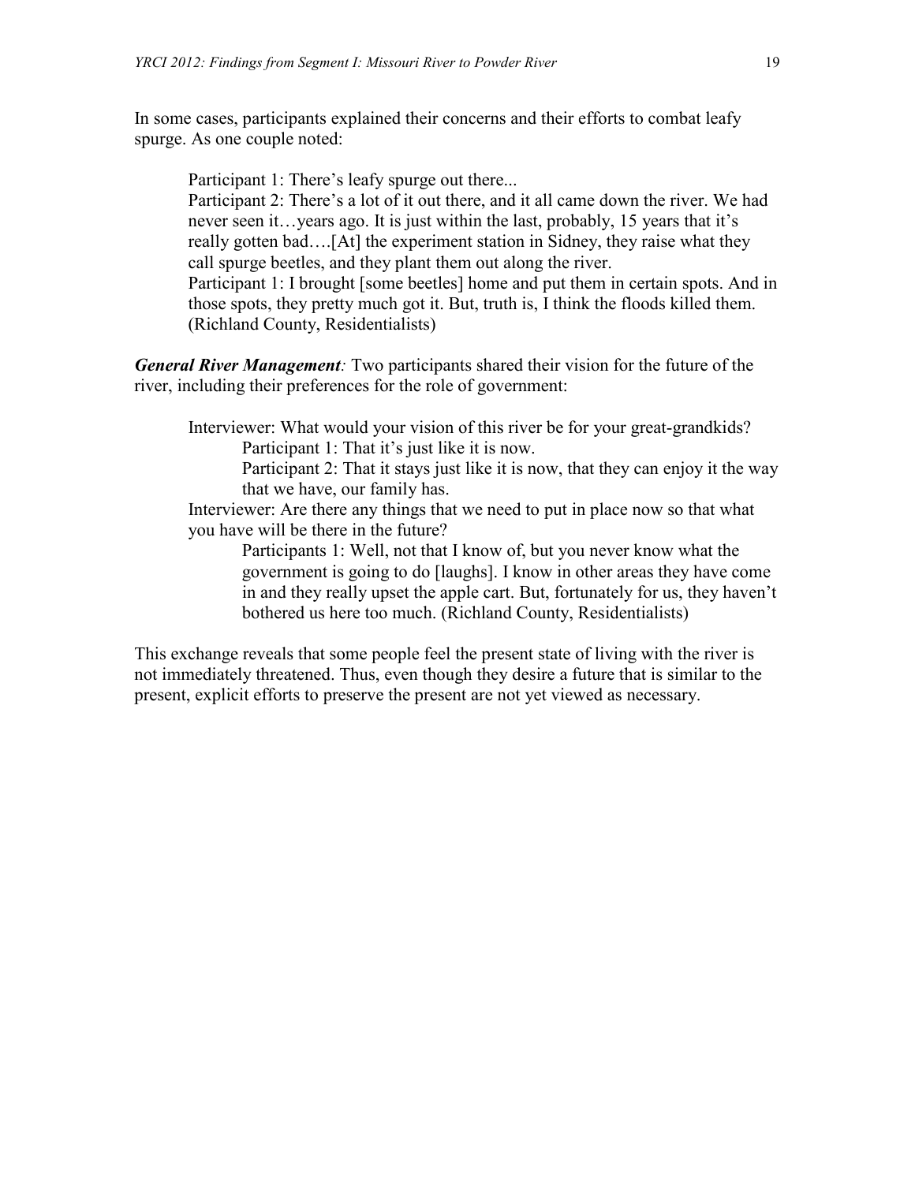In some cases, participants explained their concerns and their efforts to combat leafy spurge. As one couple noted:

> Participant 1: There's leafy spurge out there...
> Participant 2: There's a lot of it out there, and it all came down the river. We had never seen it…years ago. It is just within the last, probably, 15 years that it's really gotten bad….[At] the experiment station in Sidney, they raise what they call spurge beetles, and they plant them out along the river.
> Participant 1: I brought [some beetles] home and put them in certain spots. And in those spots, they pretty much got it. But, truth is, I think the floods killed them. (Richland County, Residentialists)

***General River Management:*** Two participants shared their vision for the future of the river, including their preferences for the role of government:

> Interviewer: What would your vision of this river be for your great-grandkids?
>
> > Participant 1: That it's just like it is now.
> > Participant 2: That it stays just like it is now, that they can enjoy it the way that we have, our family has.
>
> Interviewer: Are there any things that we need to put in place now so that what you have will be there in the future?
>
> > Participants 1: Well, not that I know of, but you never know what the government is going to do [laughs]. I know in other areas they have come in and they really upset the apple cart. But, fortunately for us, they haven't bothered us here too much. (Richland County, Residentialists)

This exchange reveals that some people feel the present state of living with the river is not immediately threatened. Thus, even though they desire a future that is similar to the present, explicit efforts to preserve the present are not yet viewed as necessary.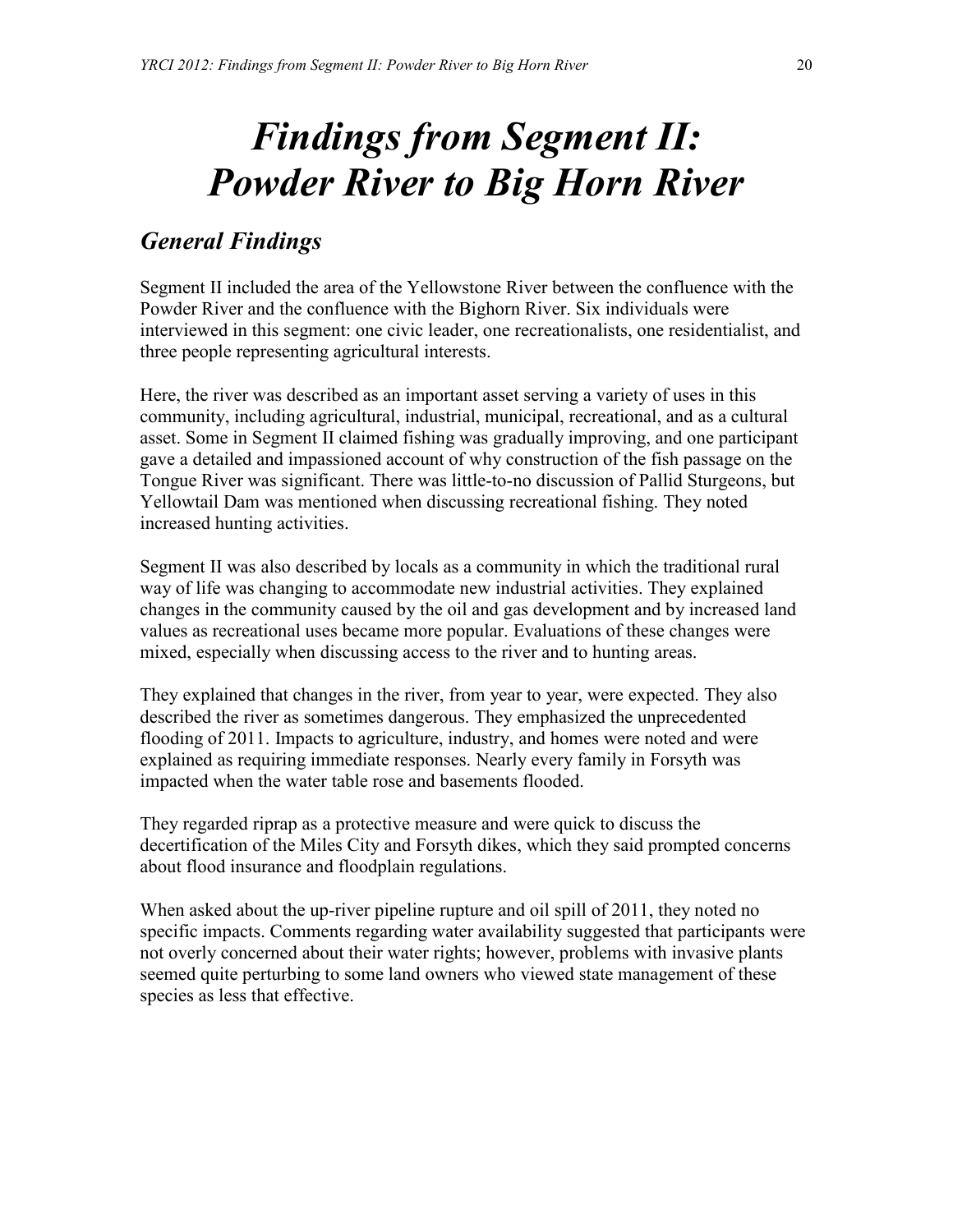# *Findings from Segment II: Powder River to Big Horn River*

## *General Findings*

Segment II included the area of the Yellowstone River between the confluence with the Powder River and the confluence with the Bighorn River. Six individuals were interviewed in this segment: one civic leader, one recreationalists, one residentialist, and three people representing agricultural interests.

Here, the river was described as an important asset serving a variety of uses in this community, including agricultural, industrial, municipal, recreational, and as a cultural asset. Some in Segment II claimed fishing was gradually improving, and one participant gave a detailed and impassioned account of why construction of the fish passage on the Tongue River was significant. There was little-to-no discussion of Pallid Sturgeons, but Yellowtail Dam was mentioned when discussing recreational fishing. They noted increased hunting activities.

Segment II was also described by locals as a community in which the traditional rural way of life was changing to accommodate new industrial activities. They explained changes in the community caused by the oil and gas development and by increased land values as recreational uses became more popular. Evaluations of these changes were mixed, especially when discussing access to the river and to hunting areas.

They explained that changes in the river, from year to year, were expected. They also described the river as sometimes dangerous. They emphasized the unprecedented flooding of 2011. Impacts to agriculture, industry, and homes were noted and were explained as requiring immediate responses. Nearly every family in Forsyth was impacted when the water table rose and basements flooded.

They regarded riprap as a protective measure and were quick to discuss the decertification of the Miles City and Forsyth dikes, which they said prompted concerns about flood insurance and floodplain regulations.

When asked about the up-river pipeline rupture and oil spill of 2011, they noted no specific impacts. Comments regarding water availability suggested that participants were not overly concerned about their water rights; however, problems with invasive plants seemed quite perturbing to some land owners who viewed state management of these species as less that effective.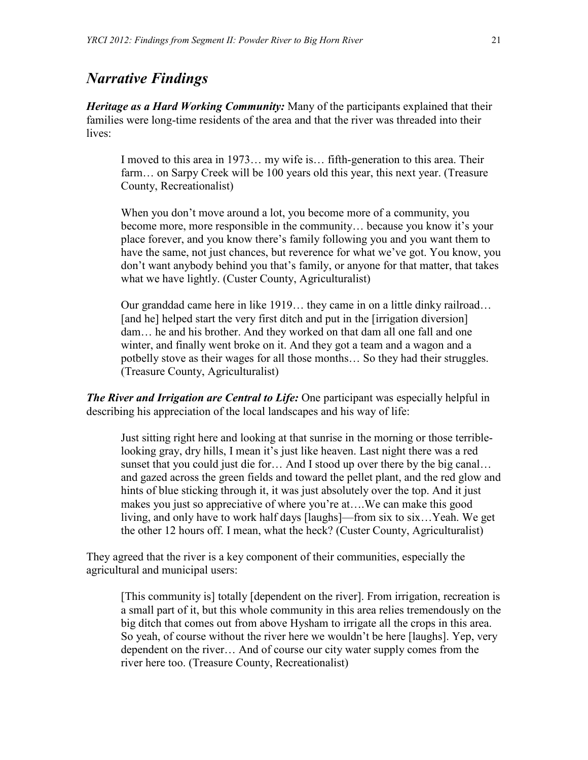## *Narrative Findings*

***Heritage as a Hard Working Community:*** Many of the participants explained that their families were long-time residents of the area and that the river was threaded into their lives:

> I moved to this area in 1973… my wife is… fifth-generation to this area. Their farm… on Sarpy Creek will be 100 years old this year, this next year. (Treasure County, Recreationalist)

> When you don't move around a lot, you become more of a community, you become more, more responsible in the community… because you know it's your place forever, and you know there's family following you and you want them to have the same, not just chances, but reverence for what we've got. You know, you don't want anybody behind you that's family, or anyone for that matter, that takes what we have lightly. (Custer County, Agriculturalist)

> Our granddad came here in like 1919… they came in on a little dinky railroad… [and he] helped start the very first ditch and put in the [irrigation diversion] dam… he and his brother. And they worked on that dam all one fall and one winter, and finally went broke on it. And they got a team and a wagon and a potbelly stove as their wages for all those months… So they had their struggles. (Treasure County, Agriculturalist)

***The River and Irrigation are Central to Life:*** One participant was especially helpful in describing his appreciation of the local landscapes and his way of life:

> Just sitting right here and looking at that sunrise in the morning or those terrible-looking gray, dry hills, I mean it's just like heaven. Last night there was a red sunset that you could just die for… And I stood up over there by the big canal… and gazed across the green fields and toward the pellet plant, and the red glow and hints of blue sticking through it, it was just absolutely over the top. And it just makes you just so appreciative of where you're at….We can make this good living, and only have to work half days [laughs]—from six to six…Yeah. We get the other 12 hours off. I mean, what the heck? (Custer County, Agriculturalist)

They agreed that the river is a key component of their communities, especially the agricultural and municipal users:

> [This community is] totally [dependent on the river]. From irrigation, recreation is a small part of it, but this whole community in this area relies tremendously on the big ditch that comes out from above Hysham to irrigate all the crops in this area. So yeah, of course without the river here we wouldn't be here [laughs]. Yep, very dependent on the river… And of course our city water supply comes from the river here too. (Treasure County, Recreationalist)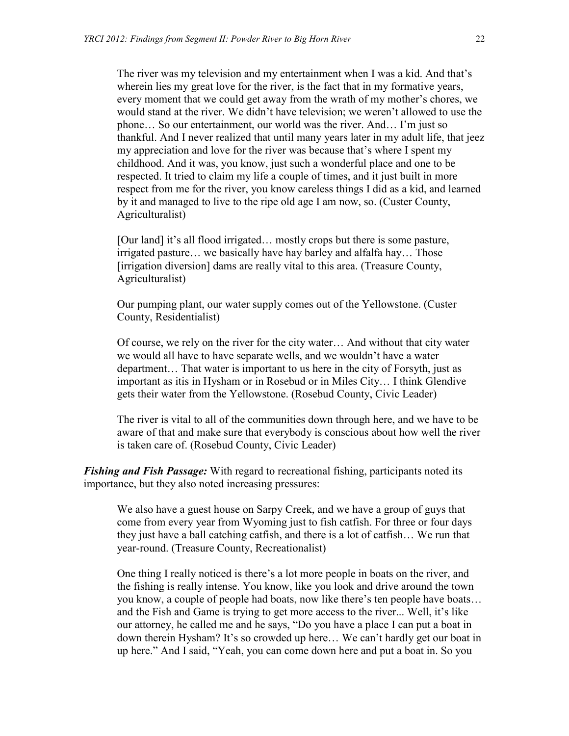> The river was my television and my entertainment when I was a kid. And that's wherein lies my great love for the river, is the fact that in my formative years, every moment that we could get away from the wrath of my mother's chores, we would stand at the river. We didn't have television; we weren't allowed to use the phone… So our entertainment, our world was the river. And… I'm just so thankful. And I never realized that until many years later in my adult life, that jeez my appreciation and love for the river was because that's where I spent my childhood. And it was, you know, just such a wonderful place and one to be respected. It tried to claim my life a couple of times, and it just built in more respect from me for the river, you know careless things I did as a kid, and learned by it and managed to live to the ripe old age I am now, so. (Custer County, Agriculturalist)

> [Our land] it's all flood irrigated… mostly crops but there is some pasture, irrigated pasture… we basically have hay barley and alfalfa hay… Those [irrigation diversion] dams are really vital to this area. (Treasure County, Agriculturalist)

> Our pumping plant, our water supply comes out of the Yellowstone. (Custer County, Residentialist)

> Of course, we rely on the river for the city water… And without that city water we would all have to have separate wells, and we wouldn't have a water department… That water is important to us here in the city of Forsyth, just as important as itis in Hysham or in Rosebud or in Miles City… I think Glendive gets their water from the Yellowstone. (Rosebud County, Civic Leader)

> The river is vital to all of the communities down through here, and we have to be aware of that and make sure that everybody is conscious about how well the river is taken care of. (Rosebud County, Civic Leader)

***Fishing and Fish Passage:*** With regard to recreational fishing, participants noted its importance, but they also noted increasing pressures:

> We also have a guest house on Sarpy Creek, and we have a group of guys that come from every year from Wyoming just to fish catfish. For three or four days they just have a ball catching catfish, and there is a lot of catfish… We run that year-round. (Treasure County, Recreationalist)

> One thing I really noticed is there's a lot more people in boats on the river, and the fishing is really intense. You know, like you look and drive around the town you know, a couple of people had boats, now like there's ten people have boats… and the Fish and Game is trying to get more access to the river... Well, it's like our attorney, he called me and he says, "Do you have a place I can put a boat in down therein Hysham? It's so crowded up here… We can't hardly get our boat in up here." And I said, "Yeah, you can come down here and put a boat in. So you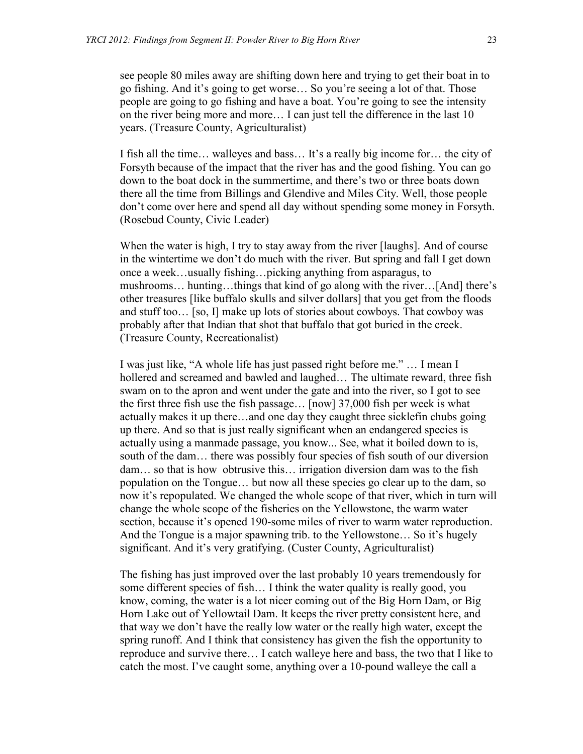see people 80 miles away are shifting down here and trying to get their boat in to go fishing. And it's going to get worse… So you're seeing a lot of that. Those people are going to go fishing and have a boat. You're going to see the intensity on the river being more and more… I can just tell the difference in the last 10 years. (Treasure County, Agriculturalist)

I fish all the time… walleyes and bass… It's a really big income for… the city of Forsyth because of the impact that the river has and the good fishing. You can go down to the boat dock in the summertime, and there's two or three boats down there all the time from Billings and Glendive and Miles City. Well, those people don't come over here and spend all day without spending some money in Forsyth. (Rosebud County, Civic Leader)

When the water is high, I try to stay away from the river [laughs]. And of course in the wintertime we don't do much with the river. But spring and fall I get down once a week…usually fishing…picking anything from asparagus, to mushrooms… hunting…things that kind of go along with the river…[And] there's other treasures [like buffalo skulls and silver dollars] that you get from the floods and stuff too… [so, I] make up lots of stories about cowboys. That cowboy was probably after that Indian that shot that buffalo that got buried in the creek. (Treasure County, Recreationalist)

I was just like, "A whole life has just passed right before me." … I mean I hollered and screamed and bawled and laughed… The ultimate reward, three fish swam on to the apron and went under the gate and into the river, so I got to see the first three fish use the fish passage… [now] 37,000 fish per week is what actually makes it up there…and one day they caught three sicklefin chubs going up there. And so that is just really significant when an endangered species is actually using a manmade passage, you know... See, what it boiled down to is, south of the dam… there was possibly four species of fish south of our diversion dam… so that is how obtrusive this… irrigation diversion dam was to the fish population on the Tongue… but now all these species go clear up to the dam, so now it's repopulated. We changed the whole scope of that river, which in turn will change the whole scope of the fisheries on the Yellowstone, the warm water section, because it's opened 190-some miles of river to warm water reproduction. And the Tongue is a major spawning trib. to the Yellowstone… So it's hugely significant. And it's very gratifying. (Custer County, Agriculturalist)

The fishing has just improved over the last probably 10 years tremendously for some different species of fish… I think the water quality is really good, you know, coming, the water is a lot nicer coming out of the Big Horn Dam, or Big Horn Lake out of Yellowtail Dam. It keeps the river pretty consistent here, and that way we don't have the really low water or the really high water, except the spring runoff. And I think that consistency has given the fish the opportunity to reproduce and survive there… I catch walleye here and bass, the two that I like to catch the most. I've caught some, anything over a 10-pound walleye the call a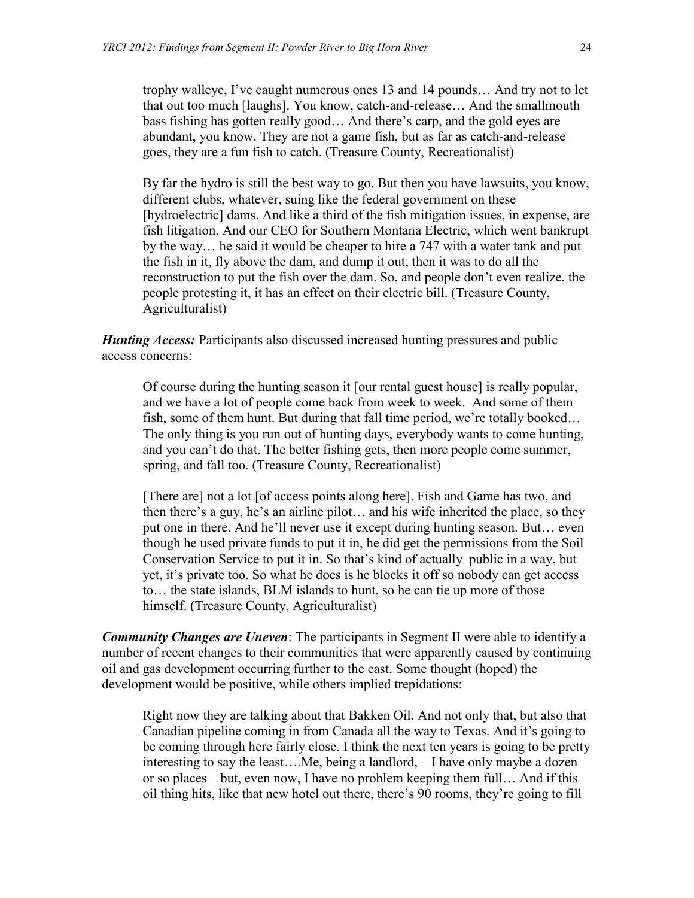trophy walleye, I've caught numerous ones 13 and 14 pounds… And try not to let that out too much [laughs]. You know, catch-and-release… And the smallmouth bass fishing has gotten really good… And there's carp, and the gold eyes are abundant, you know. They are not a game fish, but as far as catch-and-release goes, they are a fun fish to catch. (Treasure County, Recreationalist)

> By far the hydro is still the best way to go. But then you have lawsuits, you know, different clubs, whatever, suing like the federal government on these [hydroelectric] dams. And like a third of the fish mitigation issues, in expense, are fish litigation. And our CEO for Southern Montana Electric, which went bankrupt by the way… he said it would be cheaper to hire a 747 with a water tank and put the fish in it, fly above the dam, and dump it out, then it was to do all the reconstruction to put the fish over the dam. So, and people don't even realize, the people protesting it, it has an effect on their electric bill. (Treasure County, Agriculturalist)

***Hunting Access:*** Participants also discussed increased hunting pressures and public access concerns:

> Of course during the hunting season it [our rental guest house] is really popular, and we have a lot of people come back from week to week. And some of them fish, some of them hunt. But during that fall time period, we're totally booked… The only thing is you run out of hunting days, everybody wants to come hunting, and you can't do that. The better fishing gets, then more people come summer, spring, and fall too. (Treasure County, Recreationalist)

> [There are] not a lot [of access points along here]. Fish and Game has two, and then there's a guy, he's an airline pilot… and his wife inherited the place, so they put one in there. And he'll never use it except during hunting season. But… even though he used private funds to put it in, he did get the permissions from the Soil Conservation Service to put it in. So that's kind of actually public in a way, but yet, it's private too. So what he does is he blocks it off so nobody can get access to… the state islands, BLM islands to hunt, so he can tie up more of those himself. (Treasure County, Agriculturalist)

***Community Changes are Uneven***: The participants in Segment II were able to identify a number of recent changes to their communities that were apparently caused by continuing oil and gas development occurring further to the east. Some thought (hoped) the development would be positive, while others implied trepidations:

> Right now they are talking about that Bakken Oil. And not only that, but also that Canadian pipeline coming in from Canada all the way to Texas. And it's going to be coming through here fairly close. I think the next ten years is going to be pretty interesting to say the least….Me, being a landlord,—I have only maybe a dozen or so places—but, even now, I have no problem keeping them full… And if this oil thing hits, like that new hotel out there, there's 90 rooms, they're going to fill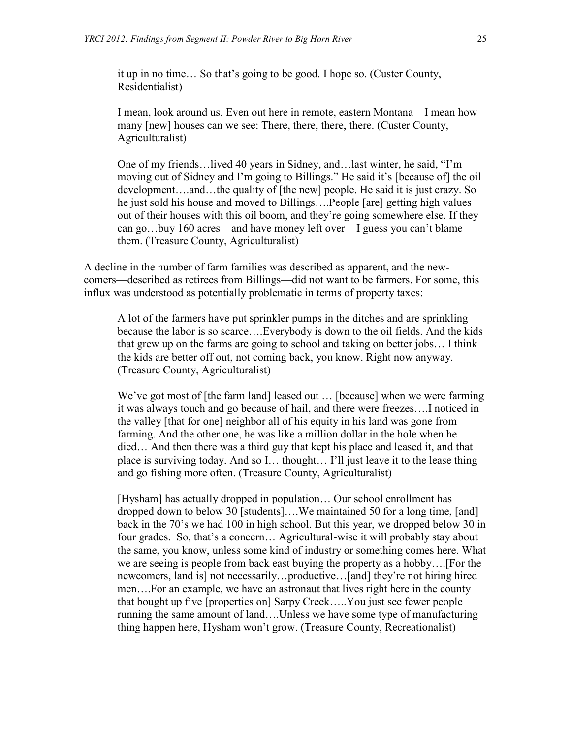> it up in no time… So that's going to be good. I hope so. (Custer County, Residentialist)

> I mean, look around us. Even out here in remote, eastern Montana—I mean how many [new] houses can we see: There, there, there, there. (Custer County, Agriculturalist)

> One of my friends…lived 40 years in Sidney, and…last winter, he said, "I'm moving out of Sidney and I'm going to Billings." He said it's [because of] the oil development….and…the quality of [the new] people. He said it is just crazy. So he just sold his house and moved to Billings….People [are] getting high values out of their houses with this oil boom, and they're going somewhere else. If they can go…buy 160 acres—and have money left over—I guess you can't blame them. (Treasure County, Agriculturalist)

A decline in the number of farm families was described as apparent, and the new-comers—described as retirees from Billings—did not want to be farmers. For some, this influx was understood as potentially problematic in terms of property taxes:

> A lot of the farmers have put sprinkler pumps in the ditches and are sprinkling because the labor is so scarce….Everybody is down to the oil fields. And the kids that grew up on the farms are going to school and taking on better jobs… I think the kids are better off out, not coming back, you know. Right now anyway. (Treasure County, Agriculturalist)

> We've got most of [the farm land] leased out … [because] when we were farming it was always touch and go because of hail, and there were freezes….I noticed in the valley [that for one] neighbor all of his equity in his land was gone from farming. And the other one, he was like a million dollar in the hole when he died… And then there was a third guy that kept his place and leased it, and that place is surviving today. And so I… thought… I'll just leave it to the lease thing and go fishing more often. (Treasure County, Agriculturalist)

> [Hysham] has actually dropped in population… Our school enrollment has dropped down to below 30 [students]….We maintained 50 for a long time, [and] back in the 70's we had 100 in high school. But this year, we dropped below 30 in four grades. So, that's a concern… Agricultural-wise it will probably stay about the same, you know, unless some kind of industry or something comes here. What we are seeing is people from back east buying the property as a hobby….[For the newcomers, land is] not necessarily…productive…[and] they're not hiring hired men….For an example, we have an astronaut that lives right here in the county that bought up five [properties on] Sarpy Creek…..You just see fewer people running the same amount of land….Unless we have some type of manufacturing thing happen here, Hysham won't grow. (Treasure County, Recreationalist)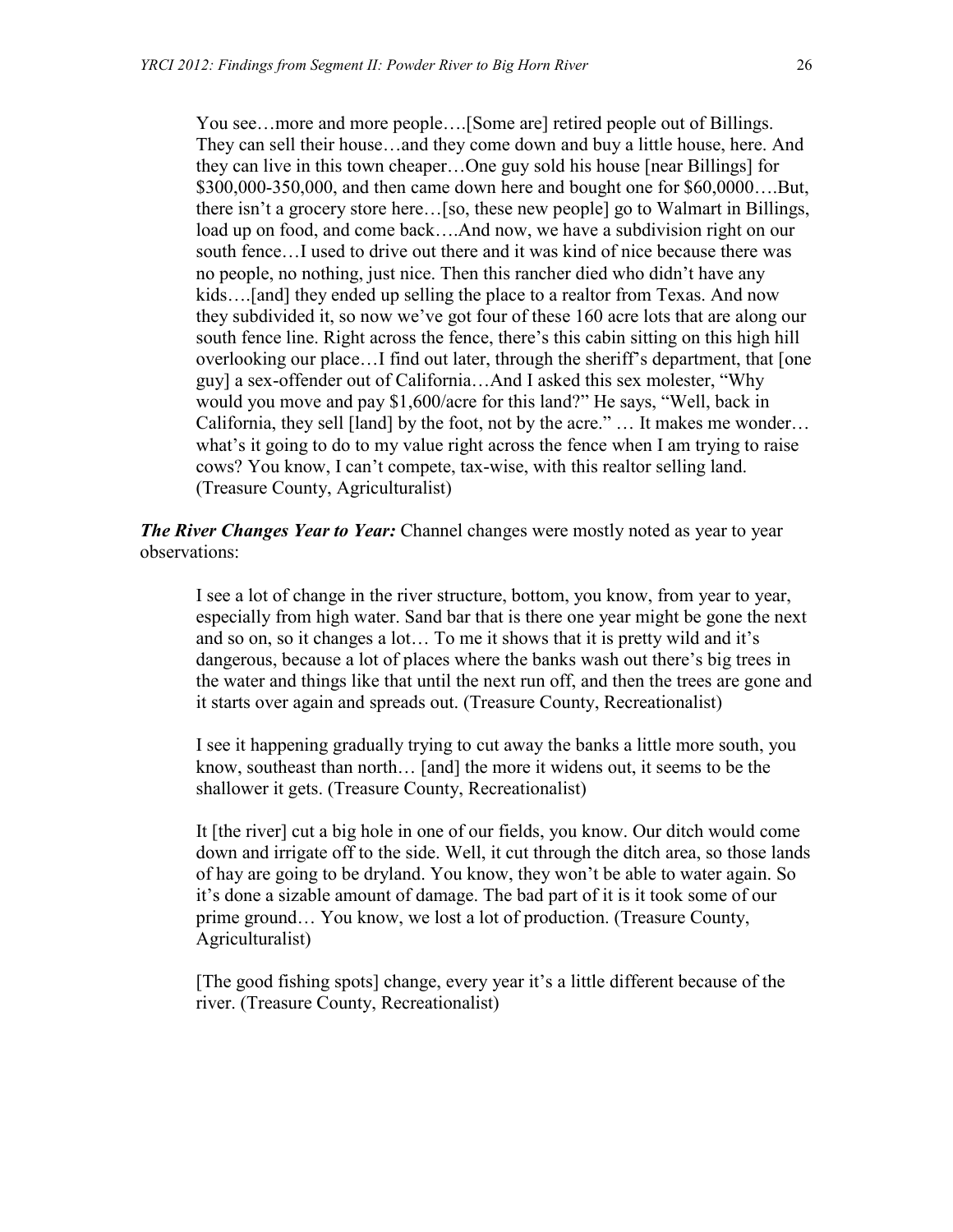> You see…more and more people….[Some are] retired people out of Billings. They can sell their house…and they come down and buy a little house, here. And they can live in this town cheaper…One guy sold his house [near Billings] for $300,000-350,000, and then came down here and bought one for $60,0000….But, there isn't a grocery store here…[so, these new people] go to Walmart in Billings, load up on food, and come back….And now, we have a subdivision right on our south fence…I used to drive out there and it was kind of nice because there was no people, no nothing, just nice. Then this rancher died who didn't have any kids….[and] they ended up selling the place to a realtor from Texas. And now they subdivided it, so now we've got four of these 160 acre lots that are along our south fence line. Right across the fence, there's this cabin sitting on this high hill overlooking our place…I find out later, through the sheriff's department, that [one guy] a sex-offender out of California…And I asked this sex molester, "Why would you move and pay $1,600/acre for this land?" He says, "Well, back in California, they sell [land] by the foot, not by the acre." … It makes me wonder… what's it going to do to my value right across the fence when I am trying to raise cows? You know, I can't compete, tax-wise, with this realtor selling land. (Treasure County, Agriculturalist)

***The River Changes Year to Year:*** Channel changes were mostly noted as year to year observations:

> I see a lot of change in the river structure, bottom, you know, from year to year, especially from high water. Sand bar that is there one year might be gone the next and so on, so it changes a lot… To me it shows that it is pretty wild and it's dangerous, because a lot of places where the banks wash out there's big trees in the water and things like that until the next run off, and then the trees are gone and it starts over again and spreads out. (Treasure County, Recreationalist)

> I see it happening gradually trying to cut away the banks a little more south, you know, southeast than north… [and] the more it widens out, it seems to be the shallower it gets. (Treasure County, Recreationalist)

> It [the river] cut a big hole in one of our fields, you know. Our ditch would come down and irrigate off to the side. Well, it cut through the ditch area, so those lands of hay are going to be dryland. You know, they won't be able to water again. So it's done a sizable amount of damage. The bad part of it is it took some of our prime ground… You know, we lost a lot of production. (Treasure County, Agriculturalist)

> [The good fishing spots] change, every year it's a little different because of the river. (Treasure County, Recreationalist)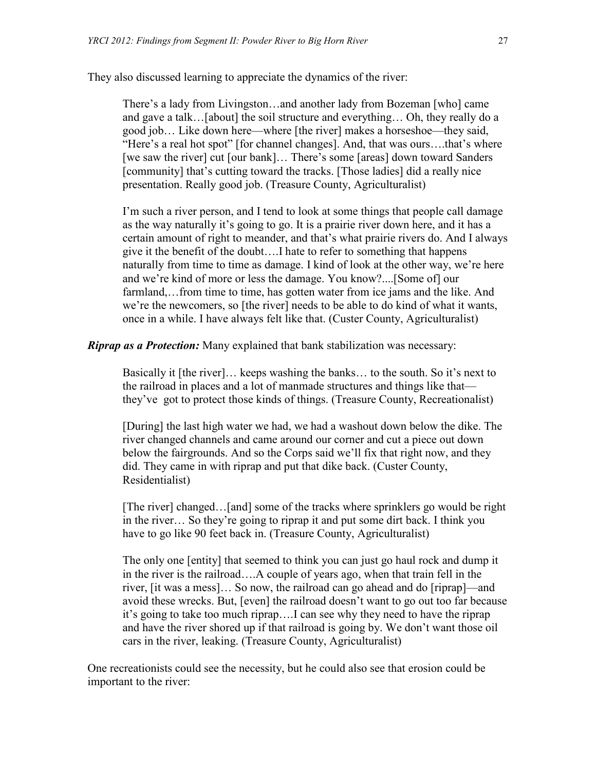They also discussed learning to appreciate the dynamics of the river:

> There's a lady from Livingston…and another lady from Bozeman [who] came and gave a talk…[about] the soil structure and everything… Oh, they really do a good job… Like down here—where [the river] makes a horseshoe—they said, "Here's a real hot spot" [for channel changes]. And, that was ours….that's where [we saw the river] cut [our bank]… There's some [areas] down toward Sanders [community] that's cutting toward the tracks. [Those ladies] did a really nice presentation. Really good job. (Treasure County, Agriculturalist)

> I'm such a river person, and I tend to look at some things that people call damage as the way naturally it's going to go. It is a prairie river down here, and it has a certain amount of right to meander, and that's what prairie rivers do. And I always give it the benefit of the doubt….I hate to refer to something that happens naturally from time to time as damage. I kind of look at the other way, we're here and we're kind of more or less the damage. You know?....[Some of] our farmland,…from time to time, has gotten water from ice jams and the like. And we're the newcomers, so [the river] needs to be able to do kind of what it wants, once in a while. I have always felt like that. (Custer County, Agriculturalist)

***Riprap as a Protection:*** Many explained that bank stabilization was necessary:

> Basically it [the river]… keeps washing the banks… to the south. So it's next to the railroad in places and a lot of manmade structures and things like that—they've got to protect those kinds of things. (Treasure County, Recreationalist)

> [During] the last high water we had, we had a washout down below the dike. The river changed channels and came around our corner and cut a piece out down below the fairgrounds. And so the Corps said we'll fix that right now, and they did. They came in with riprap and put that dike back. (Custer County, Residentialist)

> [The river] changed…[and] some of the tracks where sprinklers go would be right in the river… So they're going to riprap it and put some dirt back. I think you have to go like 90 feet back in. (Treasure County, Agriculturalist)

> The only one [entity] that seemed to think you can just go haul rock and dump it in the river is the railroad….A couple of years ago, when that train fell in the river, [it was a mess]… So now, the railroad can go ahead and do [riprap]—and avoid these wrecks. But, [even] the railroad doesn't want to go out too far because it's going to take too much riprap….I can see why they need to have the riprap and have the river shored up if that railroad is going by. We don't want those oil cars in the river, leaking. (Treasure County, Agriculturalist)

One recreationists could see the necessity, but he could also see that erosion could be important to the river: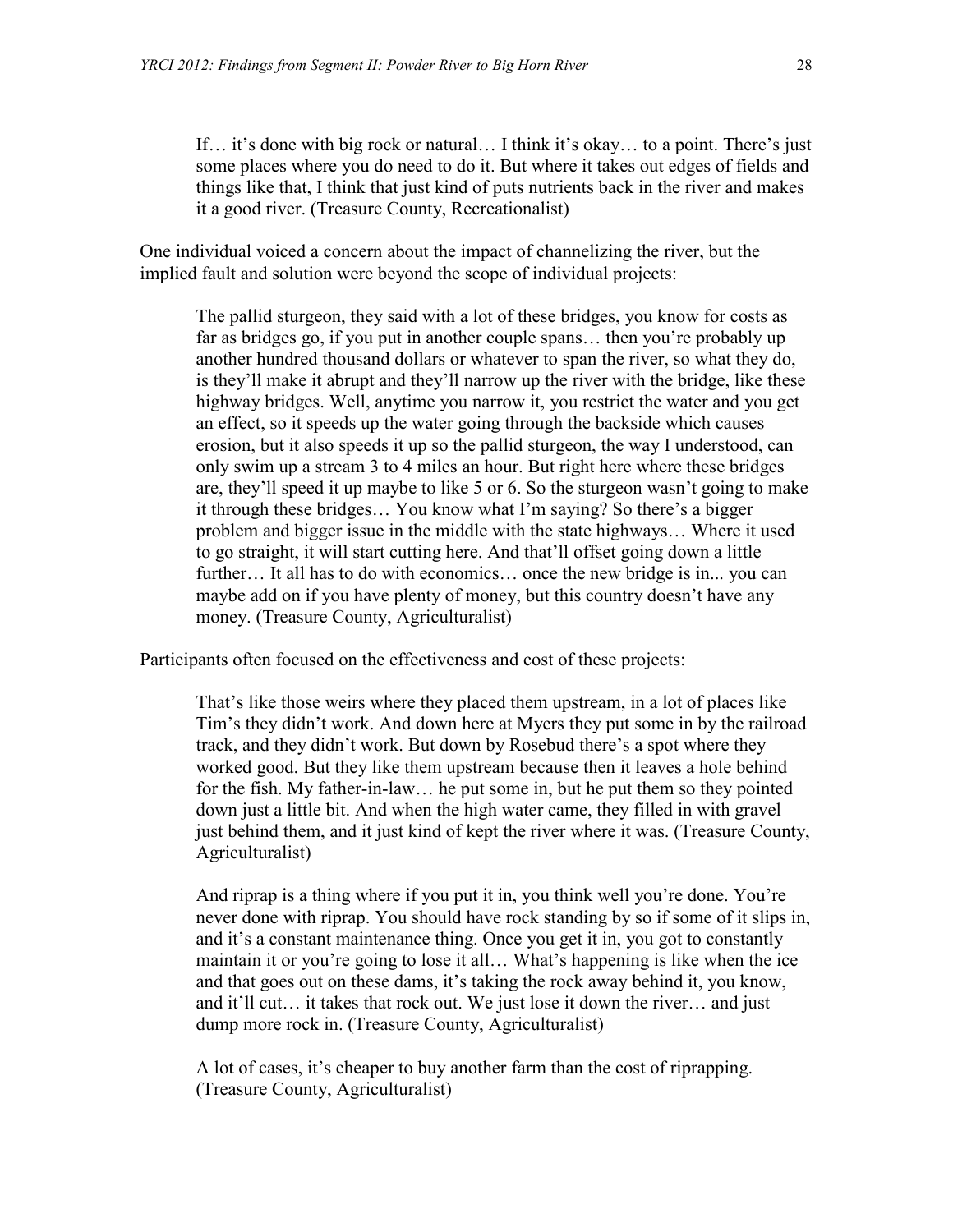> If… it's done with big rock or natural… I think it's okay… to a point. There's just some places where you do need to do it. But where it takes out edges of fields and things like that, I think that just kind of puts nutrients back in the river and makes it a good river. (Treasure County, Recreationalist)

One individual voiced a concern about the impact of channelizing the river, but the implied fault and solution were beyond the scope of individual projects:

> The pallid sturgeon, they said with a lot of these bridges, you know for costs as far as bridges go, if you put in another couple spans… then you're probably up another hundred thousand dollars or whatever to span the river, so what they do, is they'll make it abrupt and they'll narrow up the river with the bridge, like these highway bridges. Well, anytime you narrow it, you restrict the water and you get an effect, so it speeds up the water going through the backside which causes erosion, but it also speeds it up so the pallid sturgeon, the way I understood, can only swim up a stream 3 to 4 miles an hour. But right here where these bridges are, they'll speed it up maybe to like 5 or 6. So the sturgeon wasn't going to make it through these bridges… You know what I'm saying? So there's a bigger problem and bigger issue in the middle with the state highways… Where it used to go straight, it will start cutting here. And that'll offset going down a little further… It all has to do with economics… once the new bridge is in... you can maybe add on if you have plenty of money, but this country doesn't have any money. (Treasure County, Agriculturalist)

Participants often focused on the effectiveness and cost of these projects:

> That's like those weirs where they placed them upstream, in a lot of places like Tim's they didn't work. And down here at Myers they put some in by the railroad track, and they didn't work. But down by Rosebud there's a spot where they worked good. But they like them upstream because then it leaves a hole behind for the fish. My father-in-law… he put some in, but he put them so they pointed down just a little bit. And when the high water came, they filled in with gravel just behind them, and it just kind of kept the river where it was. (Treasure County, Agriculturalist)

> And riprap is a thing where if you put it in, you think well you're done. You're never done with riprap. You should have rock standing by so if some of it slips in, and it's a constant maintenance thing. Once you get it in, you got to constantly maintain it or you're going to lose it all… What's happening is like when the ice and that goes out on these dams, it's taking the rock away behind it, you know, and it'll cut… it takes that rock out. We just lose it down the river… and just dump more rock in. (Treasure County, Agriculturalist)

> A lot of cases, it's cheaper to buy another farm than the cost of riprapping. (Treasure County, Agriculturalist)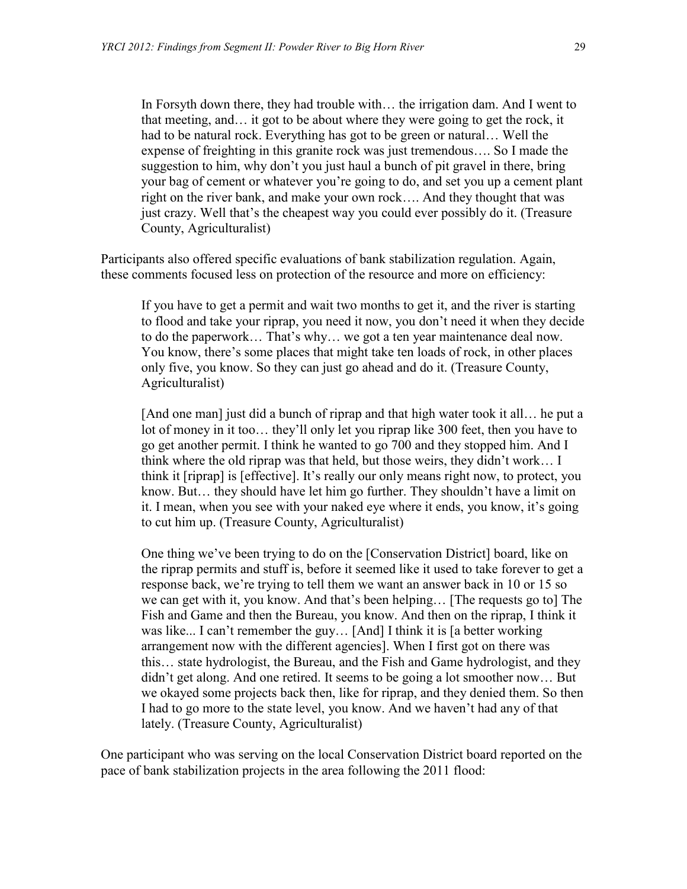> In Forsyth down there, they had trouble with… the irrigation dam. And I went to that meeting, and… it got to be about where they were going to get the rock, it had to be natural rock. Everything has got to be green or natural… Well the expense of freighting in this granite rock was just tremendous…. So I made the suggestion to him, why don't you just haul a bunch of pit gravel in there, bring your bag of cement or whatever you're going to do, and set you up a cement plant right on the river bank, and make your own rock…. And they thought that was just crazy. Well that's the cheapest way you could ever possibly do it. (Treasure County, Agriculturalist)

Participants also offered specific evaluations of bank stabilization regulation. Again, these comments focused less on protection of the resource and more on efficiency:

> If you have to get a permit and wait two months to get it, and the river is starting to flood and take your riprap, you need it now, you don't need it when they decide to do the paperwork… That's why… we got a ten year maintenance deal now. You know, there's some places that might take ten loads of rock, in other places only five, you know. So they can just go ahead and do it. (Treasure County, Agriculturalist)

> [And one man] just did a bunch of riprap and that high water took it all… he put a lot of money in it too… they'll only let you riprap like 300 feet, then you have to go get another permit. I think he wanted to go 700 and they stopped him. And I think where the old riprap was that held, but those weirs, they didn't work… I think it [riprap] is [effective]. It's really our only means right now, to protect, you know. But… they should have let him go further. They shouldn't have a limit on it. I mean, when you see with your naked eye where it ends, you know, it's going to cut him up. (Treasure County, Agriculturalist)

> One thing we've been trying to do on the [Conservation District] board, like on the riprap permits and stuff is, before it seemed like it used to take forever to get a response back, we're trying to tell them we want an answer back in 10 or 15 so we can get with it, you know. And that's been helping… [The requests go to] The Fish and Game and then the Bureau, you know. And then on the riprap, I think it was like... I can't remember the guy… [And] I think it is [a better working arrangement now with the different agencies]. When I first got on there was this… state hydrologist, the Bureau, and the Fish and Game hydrologist, and they didn't get along. And one retired. It seems to be going a lot smoother now… But we okayed some projects back then, like for riprap, and they denied them. So then I had to go more to the state level, you know. And we haven't had any of that lately. (Treasure County, Agriculturalist)

One participant who was serving on the local Conservation District board reported on the pace of bank stabilization projects in the area following the 2011 flood: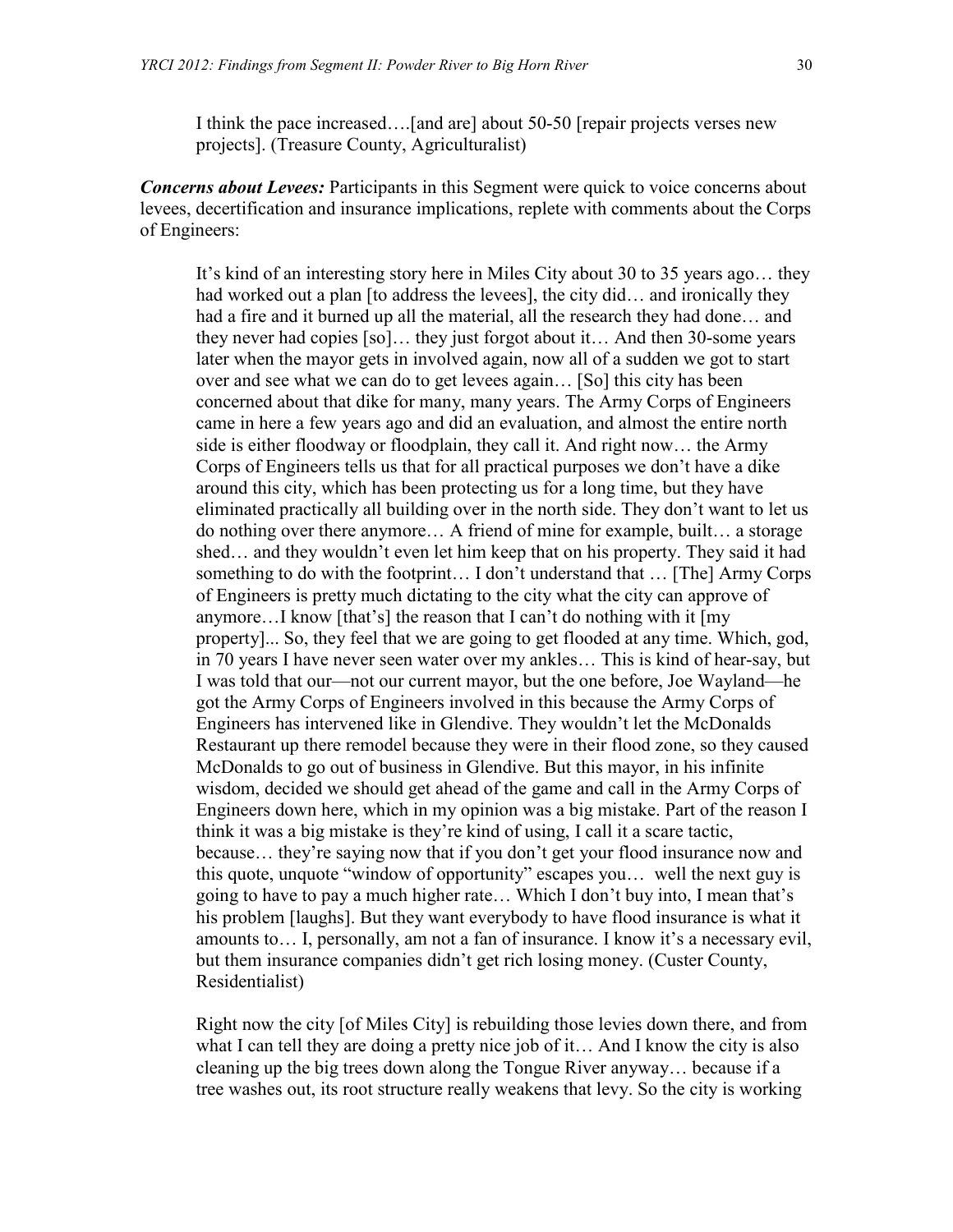I think the pace increased….[and are] about 50-50 [repair projects verses new projects]. (Treasure County, Agriculturalist)

***Concerns about Levees:*** Participants in this Segment were quick to voice concerns about levees, decertification and insurance implications, replete with comments about the Corps of Engineers:

> It's kind of an interesting story here in Miles City about 30 to 35 years ago… they had worked out a plan [to address the levees], the city did… and ironically they had a fire and it burned up all the material, all the research they had done… and they never had copies [so]… they just forgot about it… And then 30-some years later when the mayor gets in involved again, now all of a sudden we got to start over and see what we can do to get levees again… [So] this city has been concerned about that dike for many, many years. The Army Corps of Engineers came in here a few years ago and did an evaluation, and almost the entire north side is either floodway or floodplain, they call it. And right now… the Army Corps of Engineers tells us that for all practical purposes we don't have a dike around this city, which has been protecting us for a long time, but they have eliminated practically all building over in the north side. They don't want to let us do nothing over there anymore… A friend of mine for example, built… a storage shed… and they wouldn't even let him keep that on his property. They said it had something to do with the footprint… I don't understand that … [The] Army Corps of Engineers is pretty much dictating to the city what the city can approve of anymore…I know [that's] the reason that I can't do nothing with it [my property]... So, they feel that we are going to get flooded at any time. Which, god, in 70 years I have never seen water over my ankles… This is kind of hear-say, but I was told that our—not our current mayor, but the one before, Joe Wayland—he got the Army Corps of Engineers involved in this because the Army Corps of Engineers has intervened like in Glendive. They wouldn't let the McDonalds Restaurant up there remodel because they were in their flood zone, so they caused McDonalds to go out of business in Glendive. But this mayor, in his infinite wisdom, decided we should get ahead of the game and call in the Army Corps of Engineers down here, which in my opinion was a big mistake. Part of the reason I think it was a big mistake is they're kind of using, I call it a scare tactic, because… they're saying now that if you don't get your flood insurance now and this quote, unquote "window of opportunity" escapes you… well the next guy is going to have to pay a much higher rate… Which I don't buy into, I mean that's his problem [laughs]. But they want everybody to have flood insurance is what it amounts to… I, personally, am not a fan of insurance. I know it's a necessary evil, but them insurance companies didn't get rich losing money. (Custer County, Residentialist)

> Right now the city [of Miles City] is rebuilding those levies down there, and from what I can tell they are doing a pretty nice job of it… And I know the city is also cleaning up the big trees down along the Tongue River anyway… because if a tree washes out, its root structure really weakens that levy. So the city is working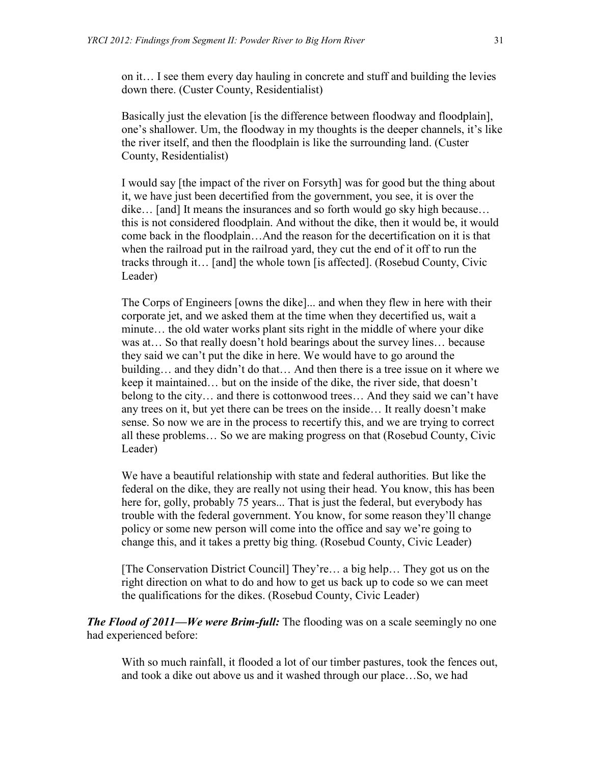on it… I see them every day hauling in concrete and stuff and building the levies down there. (Custer County, Residentialist)

Basically just the elevation [is the difference between floodway and floodplain], one's shallower. Um, the floodway in my thoughts is the deeper channels, it's like the river itself, and then the floodplain is like the surrounding land. (Custer County, Residentialist)

I would say [the impact of the river on Forsyth] was for good but the thing about it, we have just been decertified from the government, you see, it is over the dike… [and] It means the insurances and so forth would go sky high because… this is not considered floodplain. And without the dike, then it would be, it would come back in the floodplain…And the reason for the decertification on it is that when the railroad put in the railroad yard, they cut the end of it off to run the tracks through it… [and] the whole town [is affected]. (Rosebud County, Civic Leader)

The Corps of Engineers [owns the dike]... and when they flew in here with their corporate jet, and we asked them at the time when they decertified us, wait a minute… the old water works plant sits right in the middle of where your dike was at… So that really doesn't hold bearings about the survey lines… because they said we can't put the dike in here. We would have to go around the building… and they didn't do that… And then there is a tree issue on it where we keep it maintained… but on the inside of the dike, the river side, that doesn't belong to the city… and there is cottonwood trees… And they said we can't have any trees on it, but yet there can be trees on the inside… It really doesn't make sense. So now we are in the process to recertify this, and we are trying to correct all these problems… So we are making progress on that (Rosebud County, Civic Leader)

We have a beautiful relationship with state and federal authorities. But like the federal on the dike, they are really not using their head. You know, this has been here for, golly, probably 75 years... That is just the federal, but everybody has trouble with the federal government. You know, for some reason they'll change policy or some new person will come into the office and say we're going to change this, and it takes a pretty big thing. (Rosebud County, Civic Leader)

[The Conservation District Council] They're… a big help… They got us on the right direction on what to do and how to get us back up to code so we can meet the qualifications for the dikes. (Rosebud County, Civic Leader)

***The Flood of 2011—We were Brim-full:*** The flooding was on a scale seemingly no one had experienced before:

With so much rainfall, it flooded a lot of our timber pastures, took the fences out, and took a dike out above us and it washed through our place…So, we had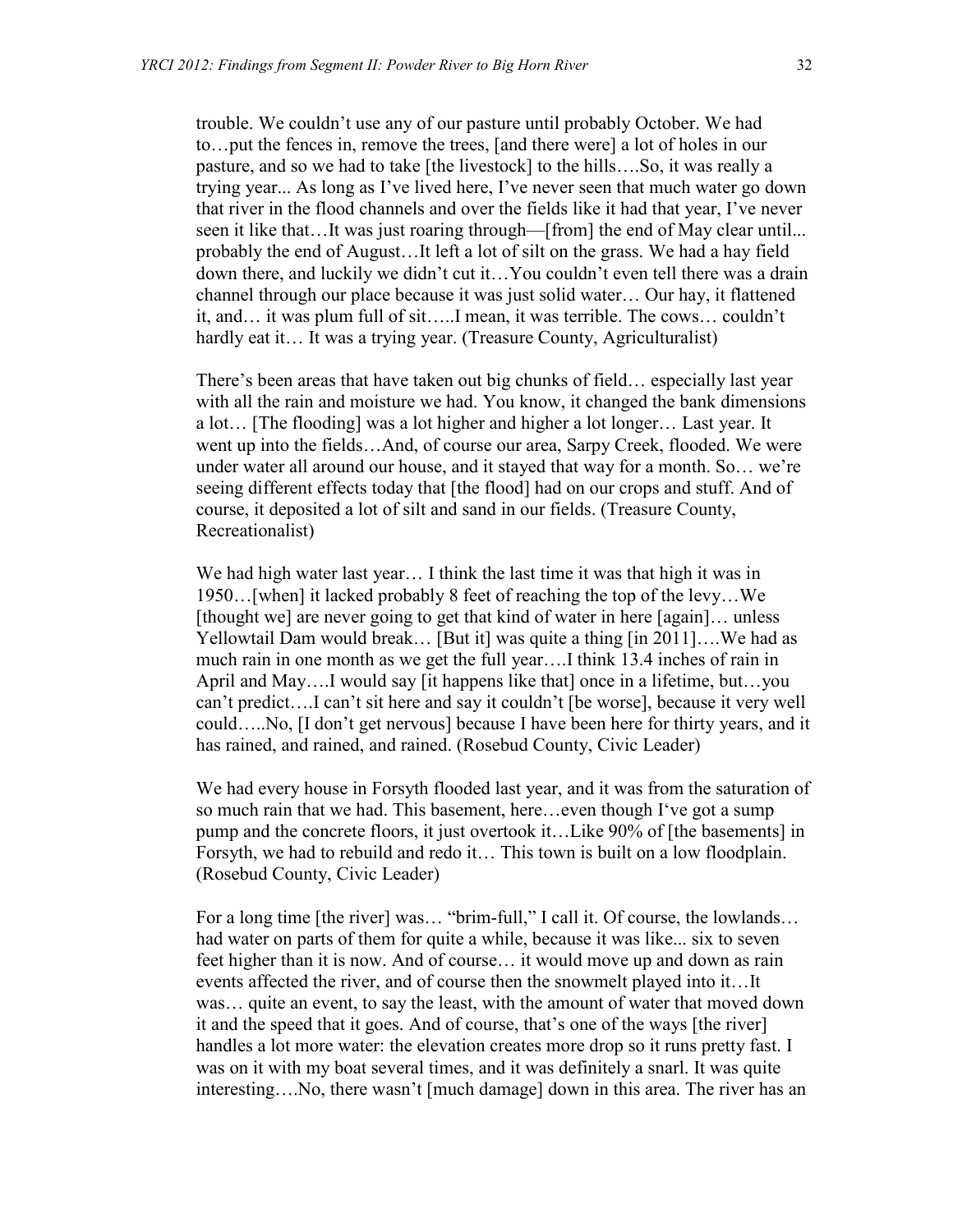trouble. We couldn't use any of our pasture until probably October. We had to…put the fences in, remove the trees, [and there were] a lot of holes in our pasture, and so we had to take [the livestock] to the hills….So, it was really a trying year... As long as I've lived here, I've never seen that much water go down that river in the flood channels and over the fields like it had that year, I've never seen it like that…It was just roaring through—[from] the end of May clear until... probably the end of August…It left a lot of silt on the grass. We had a hay field down there, and luckily we didn't cut it…You couldn't even tell there was a drain channel through our place because it was just solid water… Our hay, it flattened it, and… it was plum full of sit…..I mean, it was terrible. The cows… couldn't hardly eat it… It was a trying year. (Treasure County, Agriculturalist)

There's been areas that have taken out big chunks of field… especially last year with all the rain and moisture we had. You know, it changed the bank dimensions a lot… [The flooding] was a lot higher and higher a lot longer… Last year. It went up into the fields…And, of course our area, Sarpy Creek, flooded. We were under water all around our house, and it stayed that way for a month. So… we're seeing different effects today that [the flood] had on our crops and stuff. And of course, it deposited a lot of silt and sand in our fields. (Treasure County, Recreationalist)

We had high water last year… I think the last time it was that high it was in 1950…[when] it lacked probably 8 feet of reaching the top of the levy…We [thought we] are never going to get that kind of water in here [again]… unless Yellowtail Dam would break… [But it] was quite a thing [in 2011]….We had as much rain in one month as we get the full year….I think 13.4 inches of rain in April and May….I would say [it happens like that] once in a lifetime, but…you can't predict….I can't sit here and say it couldn't [be worse], because it very well could…..No, [I don't get nervous] because I have been here for thirty years, and it has rained, and rained, and rained. (Rosebud County, Civic Leader)

We had every house in Forsyth flooded last year, and it was from the saturation of so much rain that we had. This basement, here…even though I've got a sump pump and the concrete floors, it just overtook it…Like 90% of [the basements] in Forsyth, we had to rebuild and redo it… This town is built on a low floodplain. (Rosebud County, Civic Leader)

For a long time [the river] was… "brim-full," I call it. Of course, the lowlands… had water on parts of them for quite a while, because it was like... six to seven feet higher than it is now. And of course… it would move up and down as rain events affected the river, and of course then the snowmelt played into it…It was… quite an event, to say the least, with the amount of water that moved down it and the speed that it goes. And of course, that's one of the ways [the river] handles a lot more water: the elevation creates more drop so it runs pretty fast. I was on it with my boat several times, and it was definitely a snarl. It was quite interesting….No, there wasn't [much damage] down in this area. The river has an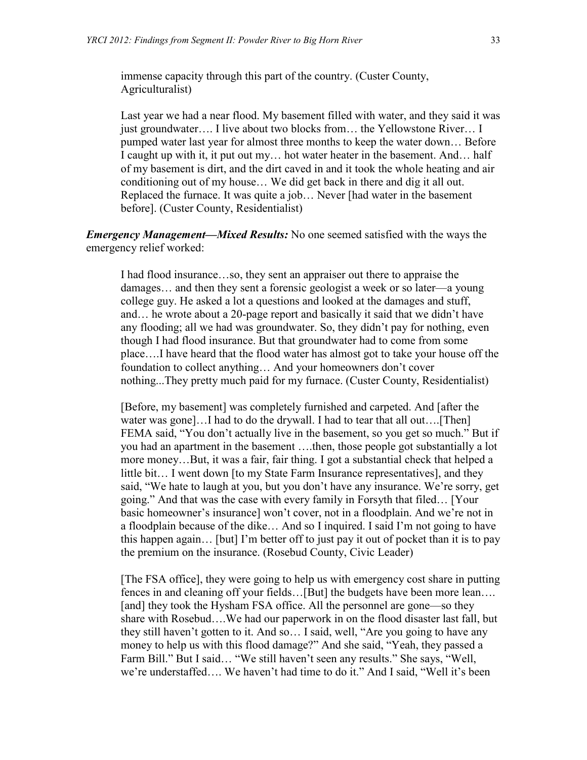immense capacity through this part of the country. (Custer County, Agriculturalist)

> Last year we had a near flood. My basement filled with water, and they said it was just groundwater…. I live about two blocks from… the Yellowstone River… I pumped water last year for almost three months to keep the water down… Before I caught up with it, it put out my… hot water heater in the basement. And… half of my basement is dirt, and the dirt caved in and it took the whole heating and air conditioning out of my house… We did get back in there and dig it all out. Replaced the furnace. It was quite a job… Never [had water in the basement before]. (Custer County, Residentialist)

***Emergency Management—Mixed Results:*** No one seemed satisfied with the ways the emergency relief worked:

> I had flood insurance…so, they sent an appraiser out there to appraise the damages… and then they sent a forensic geologist a week or so later—a young college guy. He asked a lot a questions and looked at the damages and stuff, and… he wrote about a 20-page report and basically it said that we didn't have any flooding; all we had was groundwater. So, they didn't pay for nothing, even though I had flood insurance. But that groundwater had to come from some place….I have heard that the flood water has almost got to take your house off the foundation to collect anything… And your homeowners don't cover nothing...They pretty much paid for my furnace. (Custer County, Residentialist)

> [Before, my basement] was completely furnished and carpeted. And [after the water was gone]…I had to do the drywall. I had to tear that all out….[Then] FEMA said, "You don't actually live in the basement, so you get so much." But if you had an apartment in the basement ….then, those people got substantially a lot more money…But, it was a fair, fair thing. I got a substantial check that helped a little bit… I went down [to my State Farm Insurance representatives], and they said, "We hate to laugh at you, but you don't have any insurance. We're sorry, get going." And that was the case with every family in Forsyth that filed… [Your basic homeowner's insurance] won't cover, not in a floodplain. And we're not in a floodplain because of the dike… And so I inquired. I said I'm not going to have this happen again… [but] I'm better off to just pay it out of pocket than it is to pay the premium on the insurance. (Rosebud County, Civic Leader)

> [The FSA office], they were going to help us with emergency cost share in putting fences in and cleaning off your fields…[But] the budgets have been more lean…. [and] they took the Hysham FSA office. All the personnel are gone—so they share with Rosebud….We had our paperwork in on the flood disaster last fall, but they still haven't gotten to it. And so… I said, well, "Are you going to have any money to help us with this flood damage?" And she said, "Yeah, they passed a Farm Bill." But I said… "We still haven't seen any results." She says, "Well, we're understaffed…. We haven't had time to do it." And I said, "Well it's been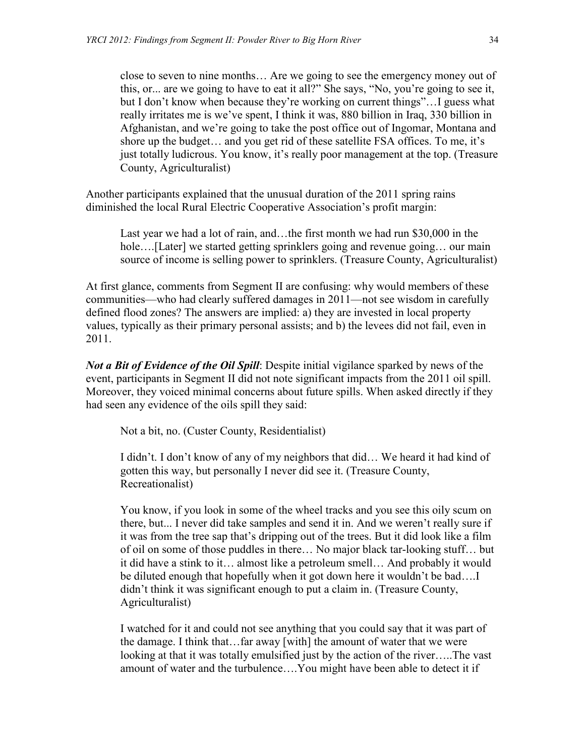> close to seven to nine months… Are we going to see the emergency money out of this, or... are we going to have to eat it all?" She says, "No, you're going to see it, but I don't know when because they're working on current things"…I guess what really irritates me is we've spent, I think it was, 880 billion in Iraq, 330 billion in Afghanistan, and we're going to take the post office out of Ingomar, Montana and shore up the budget… and you get rid of these satellite FSA offices. To me, it's just totally ludicrous. You know, it's really poor management at the top. (Treasure County, Agriculturalist)

Another participants explained that the unusual duration of the 2011 spring rains diminished the local Rural Electric Cooperative Association's profit margin:

> Last year we had a lot of rain, and…the first month we had run $30,000 in the hole….[Later] we started getting sprinklers going and revenue going… our main source of income is selling power to sprinklers. (Treasure County, Agriculturalist)

At first glance, comments from Segment II are confusing: why would members of these communities—who had clearly suffered damages in 2011—not see wisdom in carefully defined flood zones? The answers are implied: a) they are invested in local property values, typically as their primary personal assists; and b) the levees did not fail, even in 2011.

***Not a Bit of Evidence of the Oil Spill***: Despite initial vigilance sparked by news of the event, participants in Segment II did not note significant impacts from the 2011 oil spill. Moreover, they voiced minimal concerns about future spills. When asked directly if they had seen any evidence of the oils spill they said:

> Not a bit, no. (Custer County, Residentialist)

> I didn't. I don't know of any of my neighbors that did… We heard it had kind of gotten this way, but personally I never did see it. (Treasure County, Recreationalist)

> You know, if you look in some of the wheel tracks and you see this oily scum on there, but... I never did take samples and send it in. And we weren't really sure if it was from the tree sap that's dripping out of the trees. But it did look like a film of oil on some of those puddles in there… No major black tar-looking stuff… but it did have a stink to it… almost like a petroleum smell… And probably it would be diluted enough that hopefully when it got down here it wouldn't be bad….I didn't think it was significant enough to put a claim in. (Treasure County, Agriculturalist)

> I watched for it and could not see anything that you could say that it was part of the damage. I think that…far away [with] the amount of water that we were looking at that it was totally emulsified just by the action of the river…..The vast amount of water and the turbulence….You might have been able to detect it if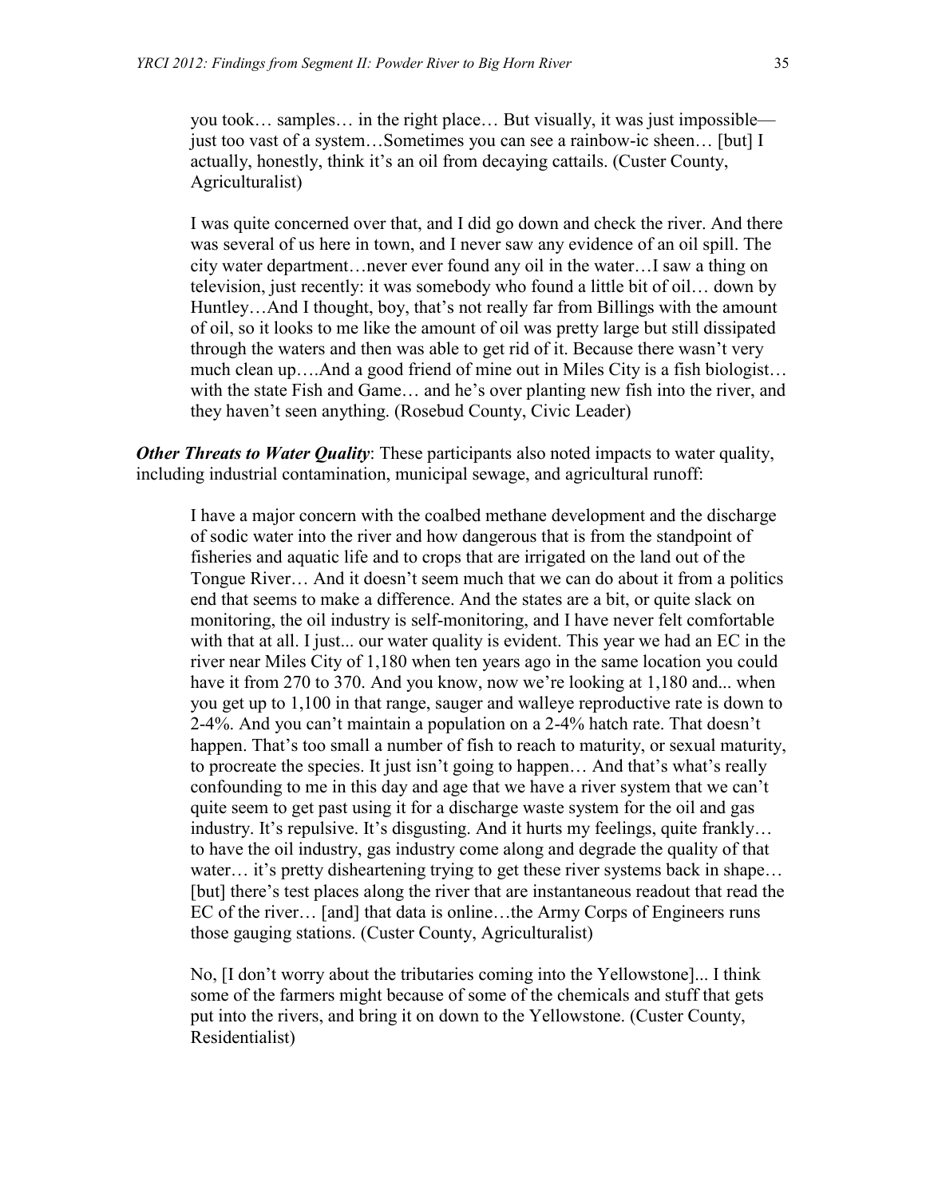> you took… samples… in the right place… But visually, it was just impossible—just too vast of a system…Sometimes you can see a rainbow-ic sheen… [but] I actually, honestly, think it's an oil from decaying cattails. (Custer County, Agriculturalist)

> I was quite concerned over that, and I did go down and check the river. And there was several of us here in town, and I never saw any evidence of an oil spill. The city water department…never ever found any oil in the water…I saw a thing on television, just recently: it was somebody who found a little bit of oil… down by Huntley…And I thought, boy, that's not really far from Billings with the amount of oil, so it looks to me like the amount of oil was pretty large but still dissipated through the waters and then was able to get rid of it. Because there wasn't very much clean up….And a good friend of mine out in Miles City is a fish biologist… with the state Fish and Game… and he's over planting new fish into the river, and they haven't seen anything. (Rosebud County, Civic Leader)

***Other Threats to Water Quality***: These participants also noted impacts to water quality, including industrial contamination, municipal sewage, and agricultural runoff:

> I have a major concern with the coalbed methane development and the discharge of sodic water into the river and how dangerous that is from the standpoint of fisheries and aquatic life and to crops that are irrigated on the land out of the Tongue River… And it doesn't seem much that we can do about it from a politics end that seems to make a difference. And the states are a bit, or quite slack on monitoring, the oil industry is self-monitoring, and I have never felt comfortable with that at all. I just... our water quality is evident. This year we had an EC in the river near Miles City of 1,180 when ten years ago in the same location you could have it from 270 to 370. And you know, now we're looking at 1,180 and... when you get up to 1,100 in that range, sauger and walleye reproductive rate is down to 2-4%. And you can't maintain a population on a 2-4% hatch rate. That doesn't happen. That's too small a number of fish to reach to maturity, or sexual maturity, to procreate the species. It just isn't going to happen… And that's what's really confounding to me in this day and age that we have a river system that we can't quite seem to get past using it for a discharge waste system for the oil and gas industry. It's repulsive. It's disgusting. And it hurts my feelings, quite frankly… to have the oil industry, gas industry come along and degrade the quality of that water… it's pretty disheartening trying to get these river systems back in shape… [but] there's test places along the river that are instantaneous readout that read the EC of the river… [and] that data is online…the Army Corps of Engineers runs those gauging stations. (Custer County, Agriculturalist)

> No, [I don't worry about the tributaries coming into the Yellowstone]... I think some of the farmers might because of some of the chemicals and stuff that gets put into the rivers, and bring it on down to the Yellowstone. (Custer County, Residentialist)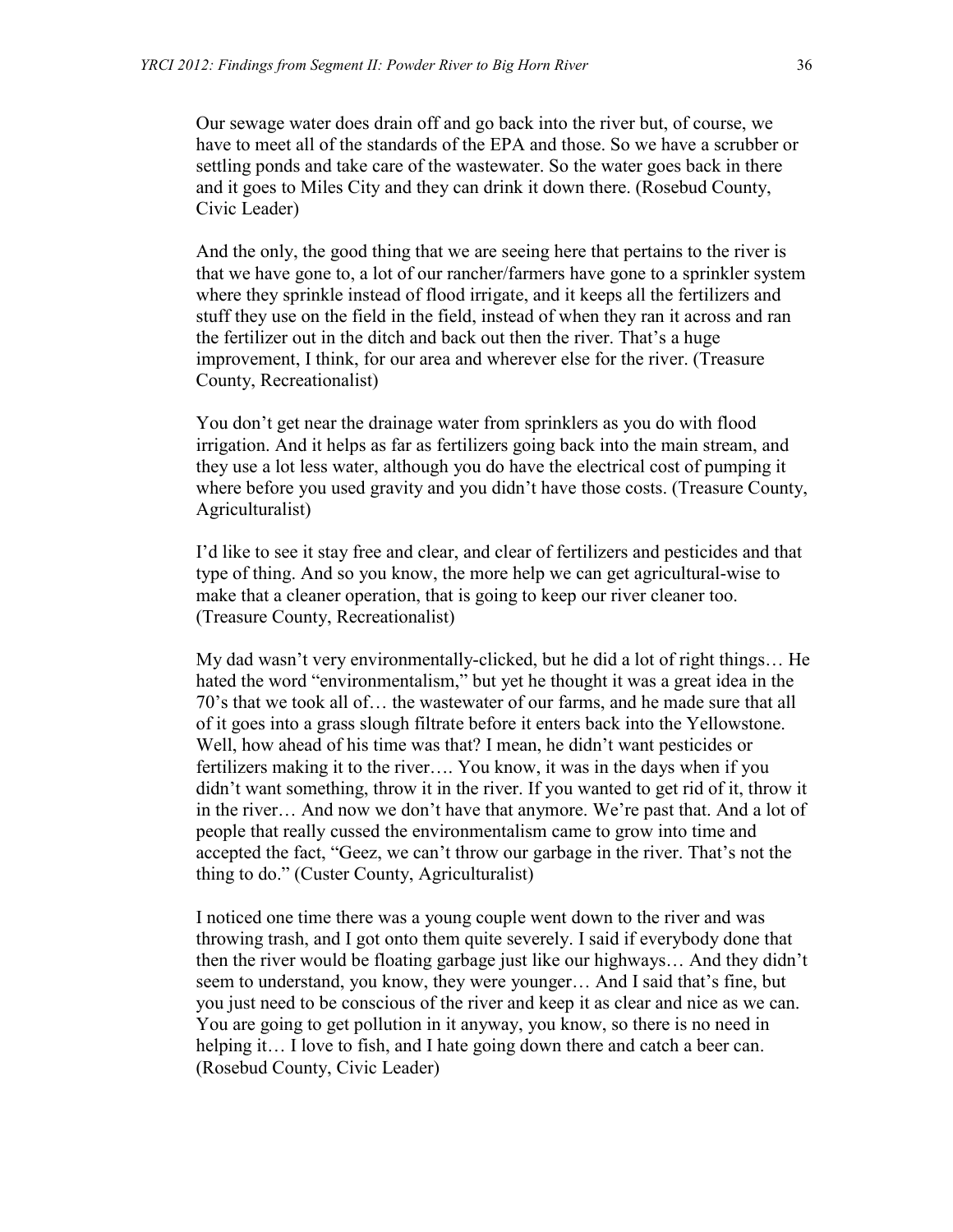Our sewage water does drain off and go back into the river but, of course, we have to meet all of the standards of the EPA and those. So we have a scrubber or settling ponds and take care of the wastewater. So the water goes back in there and it goes to Miles City and they can drink it down there. (Rosebud County, Civic Leader)

And the only, the good thing that we are seeing here that pertains to the river is that we have gone to, a lot of our rancher/farmers have gone to a sprinkler system where they sprinkle instead of flood irrigate, and it keeps all the fertilizers and stuff they use on the field in the field, instead of when they ran it across and ran the fertilizer out in the ditch and back out then the river. That's a huge improvement, I think, for our area and wherever else for the river. (Treasure County, Recreationalist)

You don't get near the drainage water from sprinklers as you do with flood irrigation. And it helps as far as fertilizers going back into the main stream, and they use a lot less water, although you do have the electrical cost of pumping it where before you used gravity and you didn't have those costs. (Treasure County, Agriculturalist)

I'd like to see it stay free and clear, and clear of fertilizers and pesticides and that type of thing. And so you know, the more help we can get agricultural-wise to make that a cleaner operation, that is going to keep our river cleaner too. (Treasure County, Recreationalist)

My dad wasn't very environmentally-clicked, but he did a lot of right things… He hated the word "environmentalism," but yet he thought it was a great idea in the 70's that we took all of… the wastewater of our farms, and he made sure that all of it goes into a grass slough filtrate before it enters back into the Yellowstone. Well, how ahead of his time was that? I mean, he didn't want pesticides or fertilizers making it to the river…. You know, it was in the days when if you didn't want something, throw it in the river. If you wanted to get rid of it, throw it in the river… And now we don't have that anymore. We're past that. And a lot of people that really cussed the environmentalism came to grow into time and accepted the fact, "Geez, we can't throw our garbage in the river. That's not the thing to do." (Custer County, Agriculturalist)

I noticed one time there was a young couple went down to the river and was throwing trash, and I got onto them quite severely. I said if everybody done that then the river would be floating garbage just like our highways… And they didn't seem to understand, you know, they were younger… And I said that's fine, but you just need to be conscious of the river and keep it as clear and nice as we can. You are going to get pollution in it anyway, you know, so there is no need in helping it… I love to fish, and I hate going down there and catch a beer can. (Rosebud County, Civic Leader)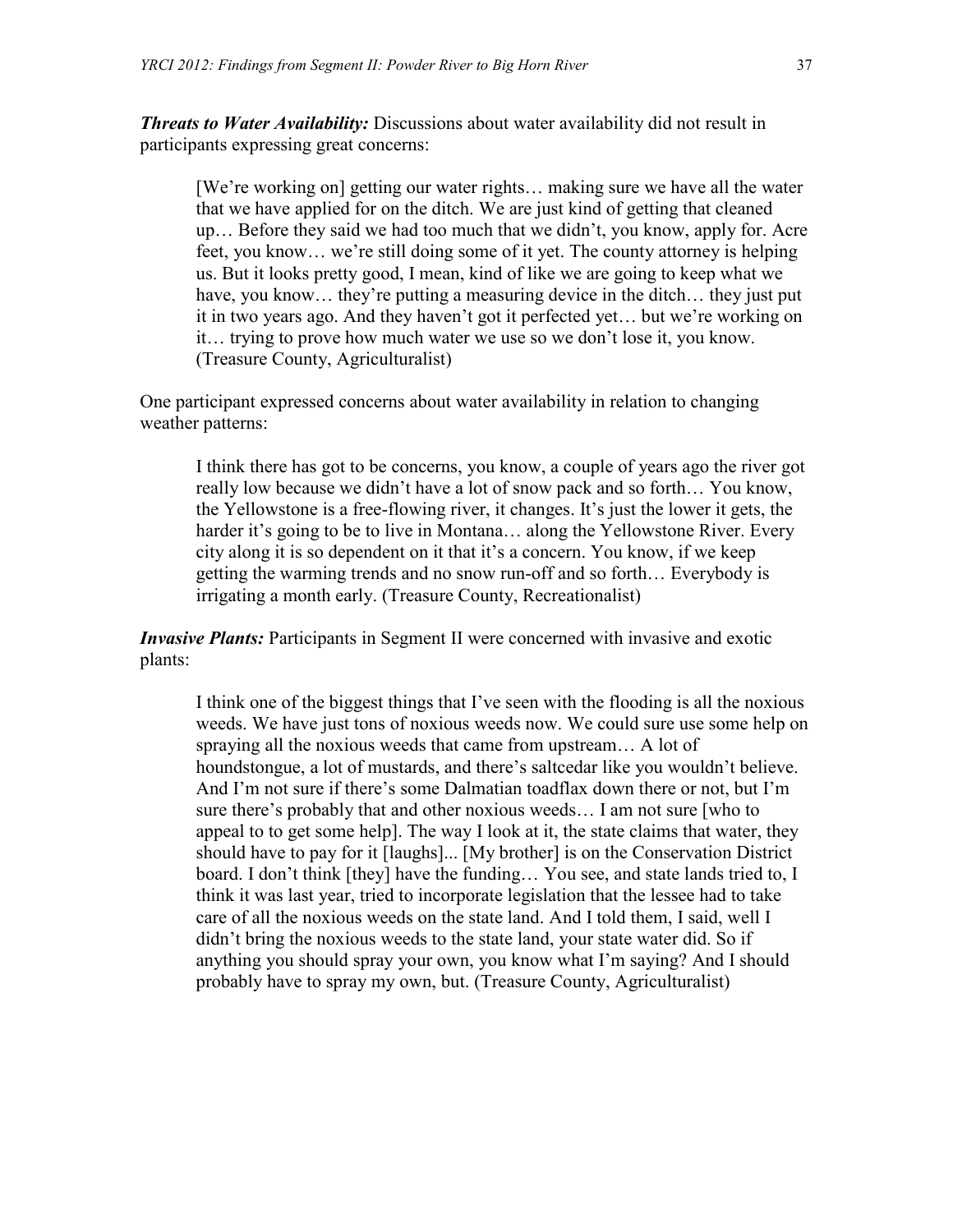***Threats to Water Availability:*** Discussions about water availability did not result in participants expressing great concerns:

> [We're working on] getting our water rights… making sure we have all the water that we have applied for on the ditch. We are just kind of getting that cleaned up… Before they said we had too much that we didn't, you know, apply for. Acre feet, you know… we're still doing some of it yet. The county attorney is helping us. But it looks pretty good, I mean, kind of like we are going to keep what we have, you know… they're putting a measuring device in the ditch… they just put it in two years ago. And they haven't got it perfected yet… but we're working on it… trying to prove how much water we use so we don't lose it, you know. (Treasure County, Agriculturalist)

One participant expressed concerns about water availability in relation to changing weather patterns:

> I think there has got to be concerns, you know, a couple of years ago the river got really low because we didn't have a lot of snow pack and so forth… You know, the Yellowstone is a free-flowing river, it changes. It's just the lower it gets, the harder it's going to be to live in Montana… along the Yellowstone River. Every city along it is so dependent on it that it's a concern. You know, if we keep getting the warming trends and no snow run-off and so forth… Everybody is irrigating a month early. (Treasure County, Recreationalist)

***Invasive Plants:*** Participants in Segment II were concerned with invasive and exotic plants:

> I think one of the biggest things that I've seen with the flooding is all the noxious weeds. We have just tons of noxious weeds now. We could sure use some help on spraying all the noxious weeds that came from upstream… A lot of houndstongue, a lot of mustards, and there's saltcedar like you wouldn't believe. And I'm not sure if there's some Dalmatian toadflax down there or not, but I'm sure there's probably that and other noxious weeds… I am not sure [who to appeal to to get some help]. The way I look at it, the state claims that water, they should have to pay for it [laughs]... [My brother] is on the Conservation District board. I don't think [they] have the funding… You see, and state lands tried to, I think it was last year, tried to incorporate legislation that the lessee had to take care of all the noxious weeds on the state land. And I told them, I said, well I didn't bring the noxious weeds to the state land, your state water did. So if anything you should spray your own, you know what I'm saying? And I should probably have to spray my own, but. (Treasure County, Agriculturalist)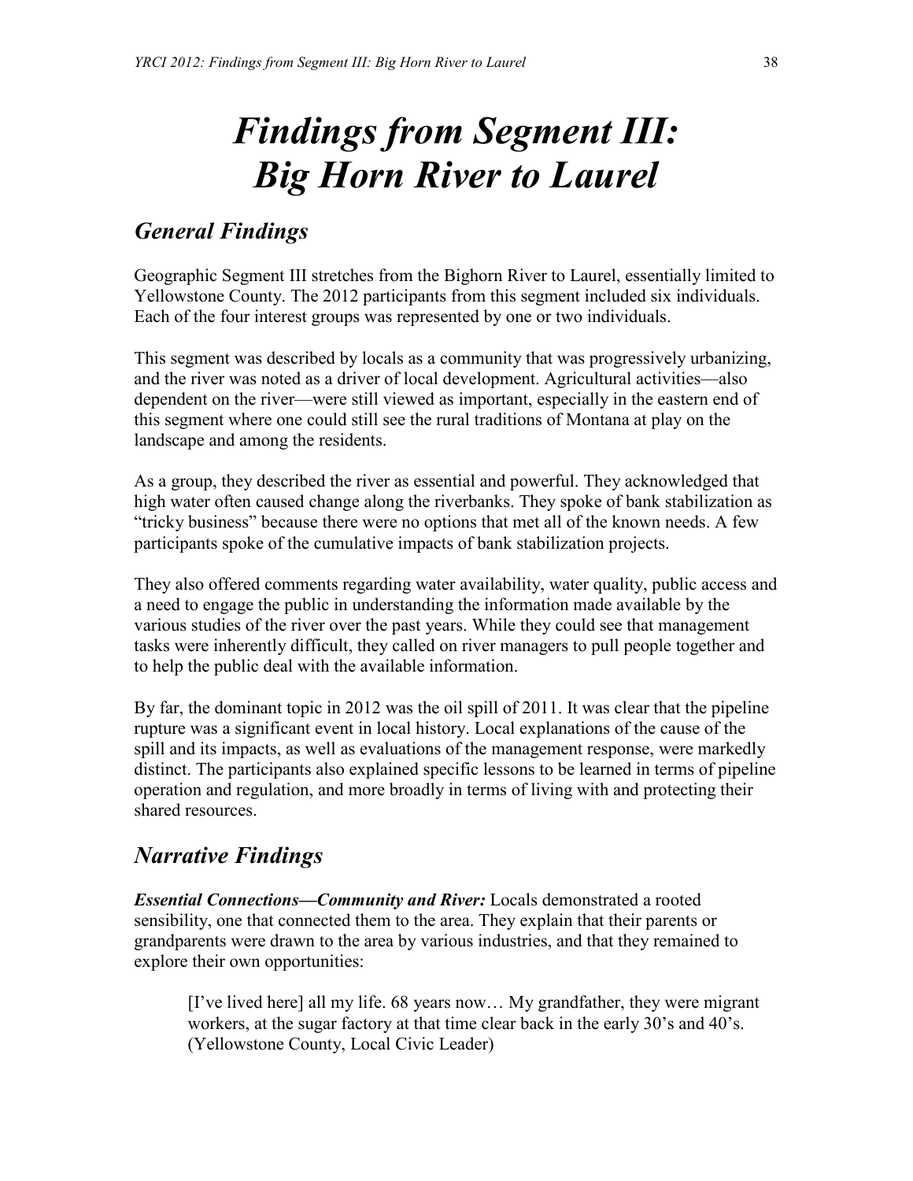# *Findings from Segment III: Big Horn River to Laurel*

## *General Findings*

Geographic Segment III stretches from the Bighorn River to Laurel, essentially limited to Yellowstone County. The 2012 participants from this segment included six individuals. Each of the four interest groups was represented by one or two individuals.

This segment was described by locals as a community that was progressively urbanizing, and the river was noted as a driver of local development. Agricultural activities—also dependent on the river—were still viewed as important, especially in the eastern end of this segment where one could still see the rural traditions of Montana at play on the landscape and among the residents.

As a group, they described the river as essential and powerful. They acknowledged that high water often caused change along the riverbanks. They spoke of bank stabilization as "tricky business" because there were no options that met all of the known needs. A few participants spoke of the cumulative impacts of bank stabilization projects.

They also offered comments regarding water availability, water quality, public access and a need to engage the public in understanding the information made available by the various studies of the river over the past years. While they could see that management tasks were inherently difficult, they called on river managers to pull people together and to help the public deal with the available information.

By far, the dominant topic in 2012 was the oil spill of 2011. It was clear that the pipeline rupture was a significant event in local history. Local explanations of the cause of the spill and its impacts, as well as evaluations of the management response, were markedly distinct. The participants also explained specific lessons to be learned in terms of pipeline operation and regulation, and more broadly in terms of living with and protecting their shared resources.

## *Narrative Findings*

***Essential Connections—Community and River:*** Locals demonstrated a rooted sensibility, one that connected them to the area. They explain that their parents or grandparents were drawn to the area by various industries, and that they remained to explore their own opportunities:

> [I've lived here] all my life. 68 years now… My grandfather, they were migrant workers, at the sugar factory at that time clear back in the early 30's and 40's. (Yellowstone County, Local Civic Leader)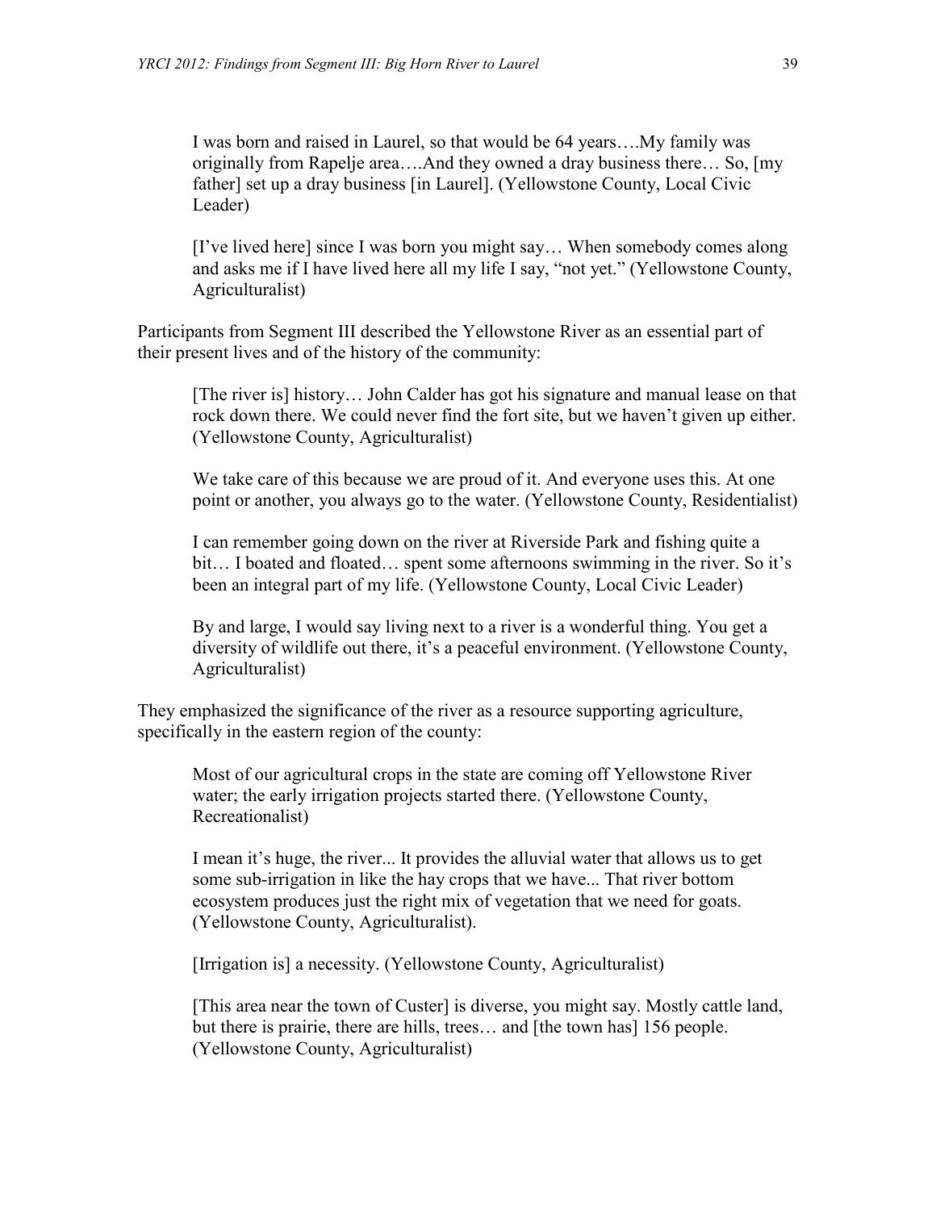> I was born and raised in Laurel, so that would be 64 years….My family was originally from Rapelje area….And they owned a dray business there… So, [my father] set up a dray business [in Laurel]. (Yellowstone County, Local Civic Leader)

> [I've lived here] since I was born you might say… When somebody comes along and asks me if I have lived here all my life I say, "not yet." (Yellowstone County, Agriculturalist)

Participants from Segment III described the Yellowstone River as an essential part of their present lives and of the history of the community:

> [The river is] history… John Calder has got his signature and manual lease on that rock down there. We could never find the fort site, but we haven't given up either. (Yellowstone County, Agriculturalist)

> We take care of this because we are proud of it. And everyone uses this. At one point or another, you always go to the water. (Yellowstone County, Residentialist)

> I can remember going down on the river at Riverside Park and fishing quite a bit… I boated and floated… spent some afternoons swimming in the river. So it's been an integral part of my life. (Yellowstone County, Local Civic Leader)

> By and large, I would say living next to a river is a wonderful thing. You get a diversity of wildlife out there, it's a peaceful environment. (Yellowstone County, Agriculturalist)

They emphasized the significance of the river as a resource supporting agriculture, specifically in the eastern region of the county:

> Most of our agricultural crops in the state are coming off Yellowstone River water; the early irrigation projects started there. (Yellowstone County, Recreationalist)

> I mean it's huge, the river... It provides the alluvial water that allows us to get some sub-irrigation in like the hay crops that we have... That river bottom ecosystem produces just the right mix of vegetation that we need for goats. (Yellowstone County, Agriculturalist).

> [Irrigation is] a necessity. (Yellowstone County, Agriculturalist)

> [This area near the town of Custer] is diverse, you might say. Mostly cattle land, but there is prairie, there are hills, trees… and [the town has] 156 people. (Yellowstone County, Agriculturalist)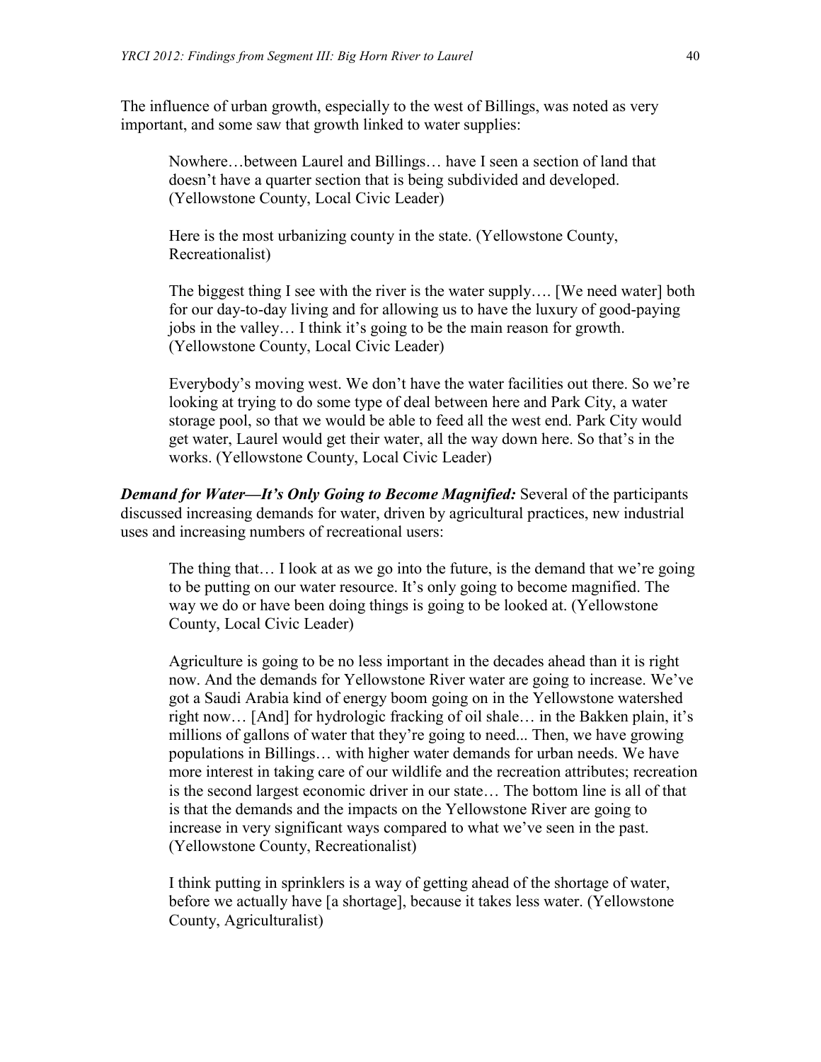The influence of urban growth, especially to the west of Billings, was noted as very important, and some saw that growth linked to water supplies:

> Nowhere…between Laurel and Billings… have I seen a section of land that doesn't have a quarter section that is being subdivided and developed. (Yellowstone County, Local Civic Leader)

> Here is the most urbanizing county in the state. (Yellowstone County, Recreationalist)

> The biggest thing I see with the river is the water supply…. [We need water] both for our day-to-day living and for allowing us to have the luxury of good-paying jobs in the valley… I think it's going to be the main reason for growth. (Yellowstone County, Local Civic Leader)

> Everybody's moving west. We don't have the water facilities out there. So we're looking at trying to do some type of deal between here and Park City, a water storage pool, so that we would be able to feed all the west end. Park City would get water, Laurel would get their water, all the way down here. So that's in the works. (Yellowstone County, Local Civic Leader)

***Demand for Water—It's Only Going to Become Magnified:*** Several of the participants discussed increasing demands for water, driven by agricultural practices, new industrial uses and increasing numbers of recreational users:

> The thing that… I look at as we go into the future, is the demand that we're going to be putting on our water resource. It's only going to become magnified. The way we do or have been doing things is going to be looked at. (Yellowstone County, Local Civic Leader)

> Agriculture is going to be no less important in the decades ahead than it is right now. And the demands for Yellowstone River water are going to increase. We've got a Saudi Arabia kind of energy boom going on in the Yellowstone watershed right now… [And] for hydrologic fracking of oil shale… in the Bakken plain, it's millions of gallons of water that they're going to need... Then, we have growing populations in Billings… with higher water demands for urban needs. We have more interest in taking care of our wildlife and the recreation attributes; recreation is the second largest economic driver in our state… The bottom line is all of that is that the demands and the impacts on the Yellowstone River are going to increase in very significant ways compared to what we've seen in the past. (Yellowstone County, Recreationalist)

> I think putting in sprinklers is a way of getting ahead of the shortage of water, before we actually have [a shortage], because it takes less water. (Yellowstone County, Agriculturalist)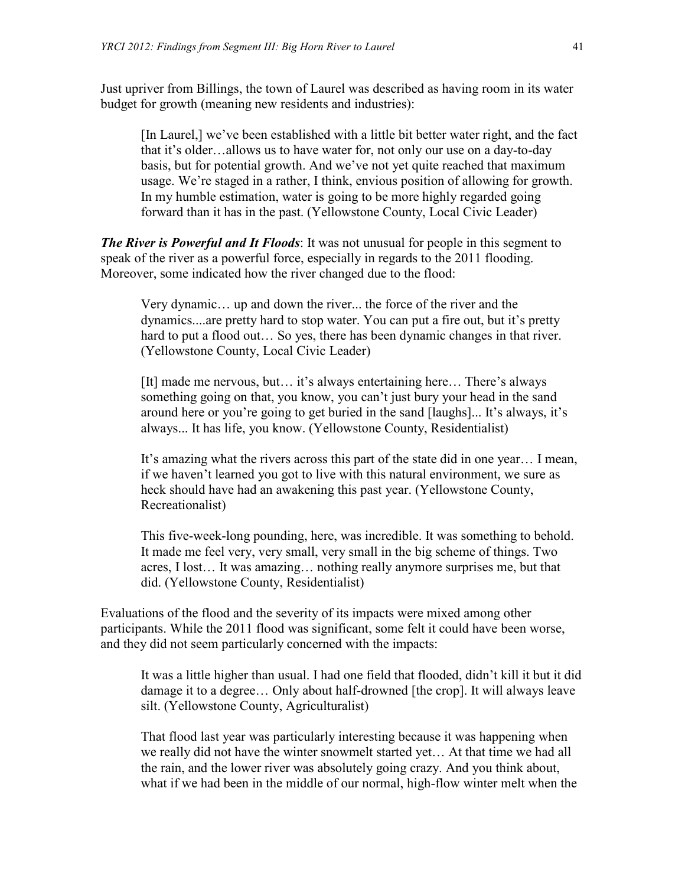Just upriver from Billings, the town of Laurel was described as having room in its water budget for growth (meaning new residents and industries):

> [In Laurel,] we've been established with a little bit better water right, and the fact that it's older…allows us to have water for, not only our use on a day-to-day basis, but for potential growth. And we've not yet quite reached that maximum usage. We're staged in a rather, I think, envious position of allowing for growth. In my humble estimation, water is going to be more highly regarded going forward than it has in the past. (Yellowstone County, Local Civic Leader)

***The River is Powerful and It Floods***: It was not unusual for people in this segment to speak of the river as a powerful force, especially in regards to the 2011 flooding. Moreover, some indicated how the river changed due to the flood:

> Very dynamic… up and down the river... the force of the river and the dynamics....are pretty hard to stop water. You can put a fire out, but it's pretty hard to put a flood out… So yes, there has been dynamic changes in that river. (Yellowstone County, Local Civic Leader)

> [It] made me nervous, but… it's always entertaining here… There's always something going on that, you know, you can't just bury your head in the sand around here or you're going to get buried in the sand [laughs]... It's always, it's always... It has life, you know. (Yellowstone County, Residentialist)

> It's amazing what the rivers across this part of the state did in one year… I mean, if we haven't learned you got to live with this natural environment, we sure as heck should have had an awakening this past year. (Yellowstone County, Recreationalist)

> This five-week-long pounding, here, was incredible. It was something to behold. It made me feel very, very small, very small in the big scheme of things. Two acres, I lost… It was amazing… nothing really anymore surprises me, but that did. (Yellowstone County, Residentialist)

Evaluations of the flood and the severity of its impacts were mixed among other participants. While the 2011 flood was significant, some felt it could have been worse, and they did not seem particularly concerned with the impacts:

> It was a little higher than usual. I had one field that flooded, didn't kill it but it did damage it to a degree… Only about half-drowned [the crop]. It will always leave silt. (Yellowstone County, Agriculturalist)

> That flood last year was particularly interesting because it was happening when we really did not have the winter snowmelt started yet… At that time we had all the rain, and the lower river was absolutely going crazy. And you think about, what if we had been in the middle of our normal, high-flow winter melt when the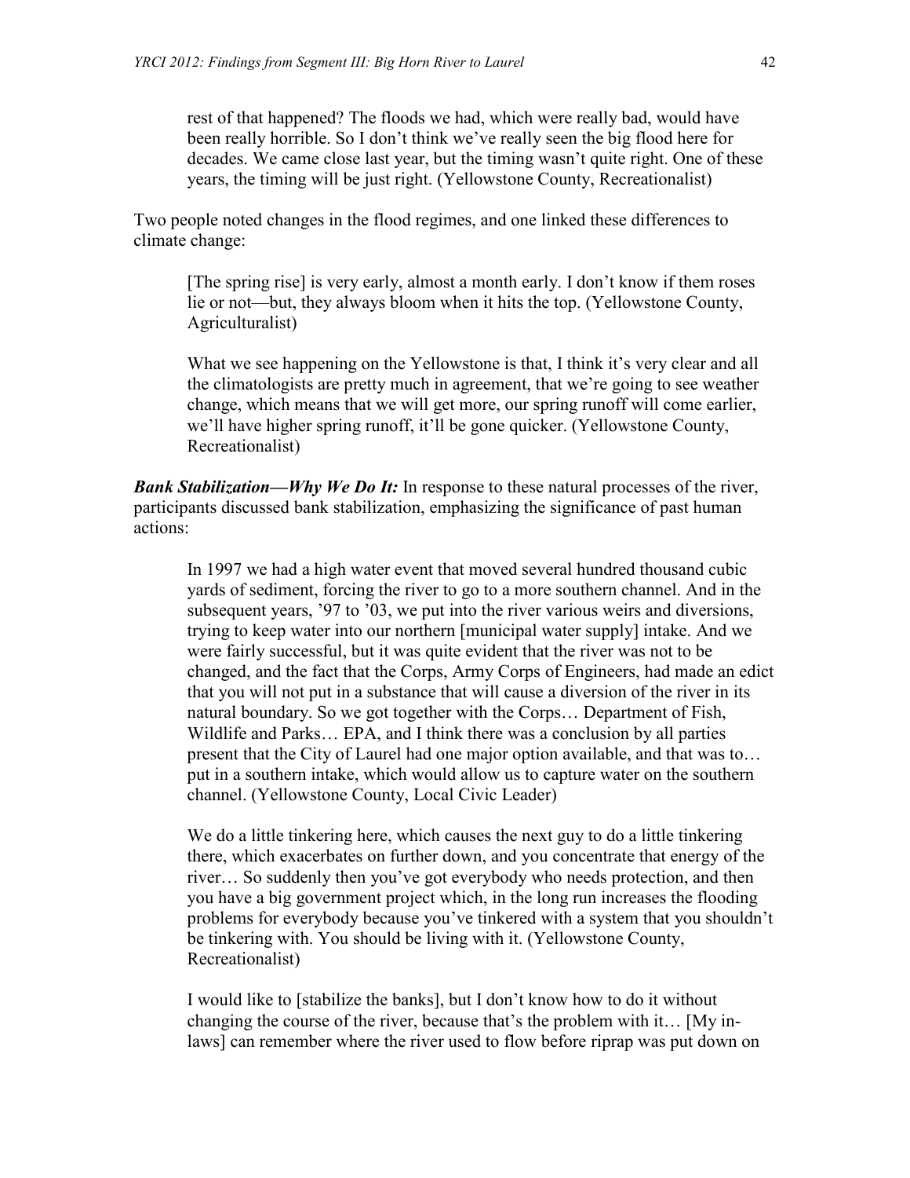> rest of that happened? The floods we had, which were really bad, would have been really horrible. So I don't think we've really seen the big flood here for decades. We came close last year, but the timing wasn't quite right. One of these years, the timing will be just right. (Yellowstone County, Recreationalist)

Two people noted changes in the flood regimes, and one linked these differences to climate change:

> [The spring rise] is very early, almost a month early. I don't know if them roses lie or not—but, they always bloom when it hits the top. (Yellowstone County, Agriculturalist)

> What we see happening on the Yellowstone is that, I think it's very clear and all the climatologists are pretty much in agreement, that we're going to see weather change, which means that we will get more, our spring runoff will come earlier, we'll have higher spring runoff, it'll be gone quicker. (Yellowstone County, Recreationalist)

***Bank Stabilization—Why We Do It:*** In response to these natural processes of the river, participants discussed bank stabilization, emphasizing the significance of past human actions:

> In 1997 we had a high water event that moved several hundred thousand cubic yards of sediment, forcing the river to go to a more southern channel. And in the subsequent years, '97 to '03, we put into the river various weirs and diversions, trying to keep water into our northern [municipal water supply] intake. And we were fairly successful, but it was quite evident that the river was not to be changed, and the fact that the Corps, Army Corps of Engineers, had made an edict that you will not put in a substance that will cause a diversion of the river in its natural boundary. So we got together with the Corps… Department of Fish, Wildlife and Parks… EPA, and I think there was a conclusion by all parties present that the City of Laurel had one major option available, and that was to… put in a southern intake, which would allow us to capture water on the southern channel. (Yellowstone County, Local Civic Leader)

> We do a little tinkering here, which causes the next guy to do a little tinkering there, which exacerbates on further down, and you concentrate that energy of the river… So suddenly then you've got everybody who needs protection, and then you have a big government project which, in the long run increases the flooding problems for everybody because you've tinkered with a system that you shouldn't be tinkering with. You should be living with it. (Yellowstone County, Recreationalist)

> I would like to [stabilize the banks], but I don't know how to do it without changing the course of the river, because that's the problem with it… [My in-laws] can remember where the river used to flow before riprap was put down on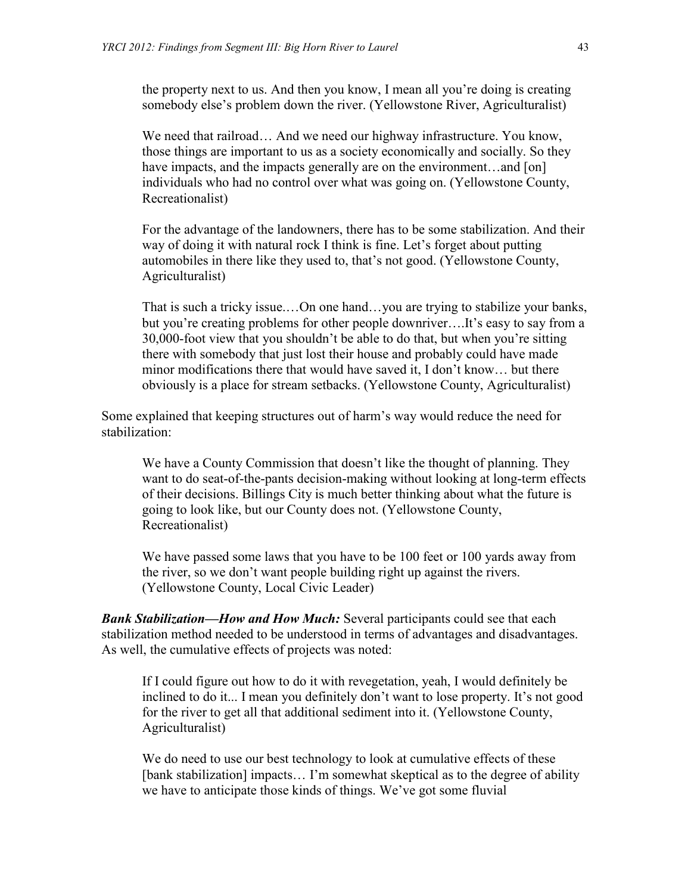> the property next to us. And then you know, I mean all you're doing is creating somebody else's problem down the river. (Yellowstone River, Agriculturalist)

> We need that railroad… And we need our highway infrastructure. You know, those things are important to us as a society economically and socially. So they have impacts, and the impacts generally are on the environment…and [on] individuals who had no control over what was going on. (Yellowstone County, Recreationalist)

> For the advantage of the landowners, there has to be some stabilization. And their way of doing it with natural rock I think is fine. Let's forget about putting automobiles in there like they used to, that's not good. (Yellowstone County, Agriculturalist)

> That is such a tricky issue.…On one hand…you are trying to stabilize your banks, but you're creating problems for other people downriver….It's easy to say from a 30,000-foot view that you shouldn't be able to do that, but when you're sitting there with somebody that just lost their house and probably could have made minor modifications there that would have saved it, I don't know… but there obviously is a place for stream setbacks. (Yellowstone County, Agriculturalist)

Some explained that keeping structures out of harm's way would reduce the need for stabilization:

> We have a County Commission that doesn't like the thought of planning. They want to do seat-of-the-pants decision-making without looking at long-term effects of their decisions. Billings City is much better thinking about what the future is going to look like, but our County does not. (Yellowstone County, Recreationalist)

> We have passed some laws that you have to be 100 feet or 100 yards away from the river, so we don't want people building right up against the rivers. (Yellowstone County, Local Civic Leader)

***Bank Stabilization—How and How Much:*** Several participants could see that each stabilization method needed to be understood in terms of advantages and disadvantages. As well, the cumulative effects of projects was noted:

> If I could figure out how to do it with revegetation, yeah, I would definitely be inclined to do it... I mean you definitely don't want to lose property. It's not good for the river to get all that additional sediment into it. (Yellowstone County, Agriculturalist)

> We do need to use our best technology to look at cumulative effects of these [bank stabilization] impacts… I'm somewhat skeptical as to the degree of ability we have to anticipate those kinds of things. We've got some fluvial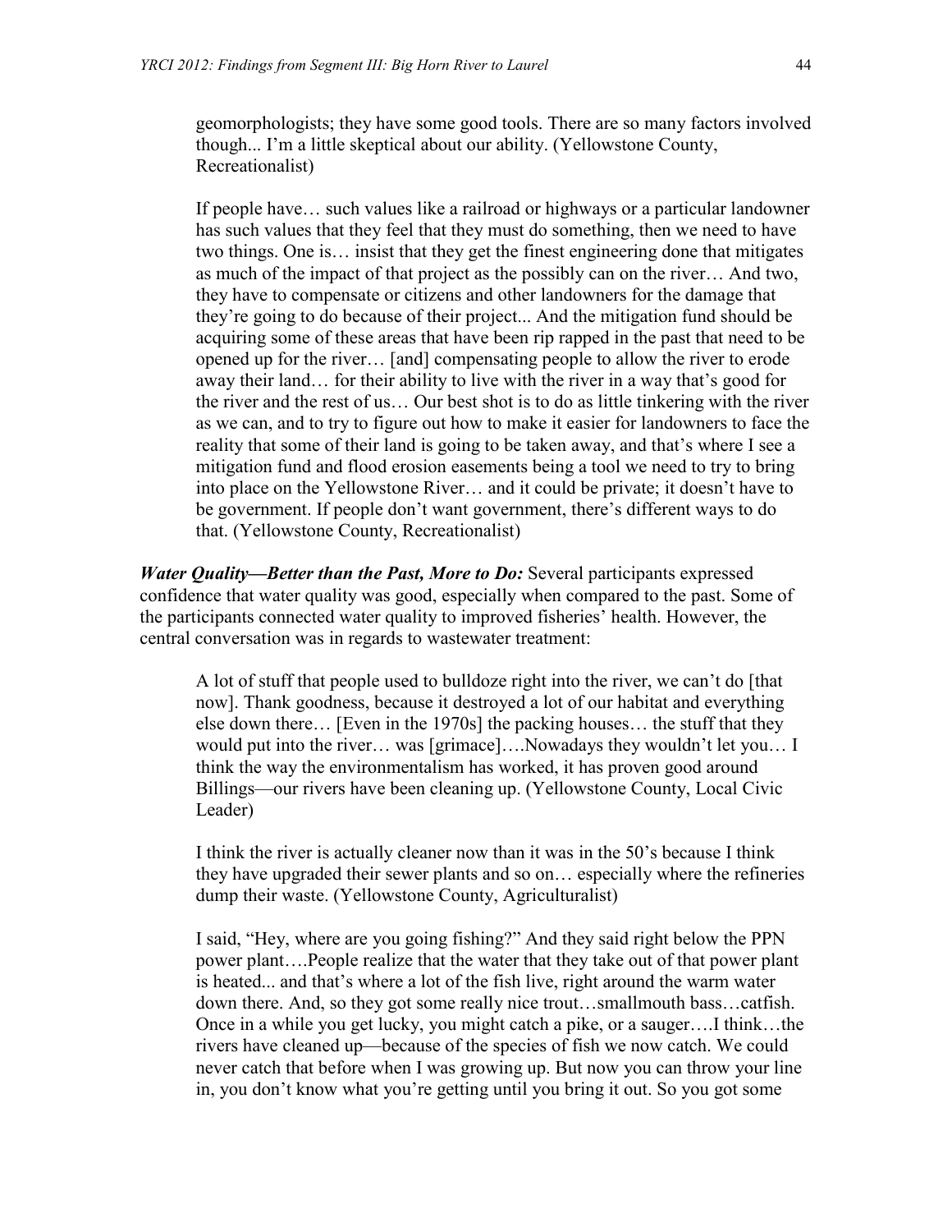geomorphologists; they have some good tools. There are so many factors involved though... I'm a little skeptical about our ability. (Yellowstone County, Recreationalist)

> If people have… such values like a railroad or highways or a particular landowner has such values that they feel that they must do something, then we need to have two things. One is… insist that they get the finest engineering done that mitigates as much of the impact of that project as the possibly can on the river… And two, they have to compensate or citizens and other landowners for the damage that they're going to do because of their project... And the mitigation fund should be acquiring some of these areas that have been rip rapped in the past that need to be opened up for the river… [and] compensating people to allow the river to erode away their land… for their ability to live with the river in a way that's good for the river and the rest of us… Our best shot is to do as little tinkering with the river as we can, and to try to figure out how to make it easier for landowners to face the reality that some of their land is going to be taken away, and that's where I see a mitigation fund and flood erosion easements being a tool we need to try to bring into place on the Yellowstone River… and it could be private; it doesn't have to be government. If people don't want government, there's different ways to do that. (Yellowstone County, Recreationalist)

***Water Quality—Better than the Past, More to Do:*** Several participants expressed confidence that water quality was good, especially when compared to the past. Some of the participants connected water quality to improved fisheries' health. However, the central conversation was in regards to wastewater treatment:

> A lot of stuff that people used to bulldoze right into the river, we can't do [that now]. Thank goodness, because it destroyed a lot of our habitat and everything else down there… [Even in the 1970s] the packing houses… the stuff that they would put into the river… was [grimace]….Nowadays they wouldn't let you… I think the way the environmentalism has worked, it has proven good around Billings—our rivers have been cleaning up. (Yellowstone County, Local Civic Leader)

> I think the river is actually cleaner now than it was in the 50's because I think they have upgraded their sewer plants and so on… especially where the refineries dump their waste. (Yellowstone County, Agriculturalist)

> I said, "Hey, where are you going fishing?" And they said right below the PPN power plant….People realize that the water that they take out of that power plant is heated... and that's where a lot of the fish live, right around the warm water down there. And, so they got some really nice trout…smallmouth bass…catfish. Once in a while you get lucky, you might catch a pike, or a sauger….I think…the rivers have cleaned up—because of the species of fish we now catch. We could never catch that before when I was growing up. But now you can throw your line in, you don't know what you're getting until you bring it out. So you got some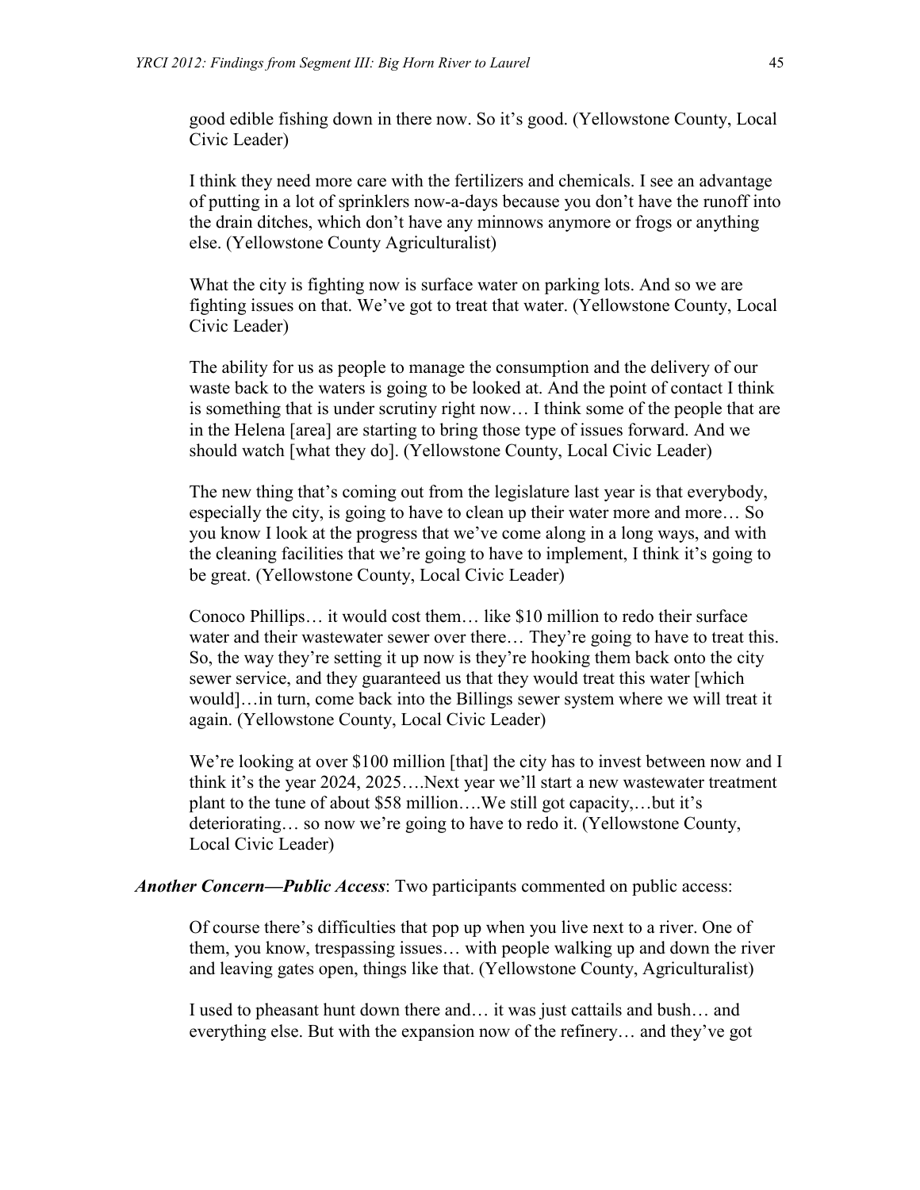good edible fishing down in there now. So it's good. (Yellowstone County, Local Civic Leader)

I think they need more care with the fertilizers and chemicals. I see an advantage of putting in a lot of sprinklers now-a-days because you don't have the runoff into the drain ditches, which don't have any minnows anymore or frogs or anything else. (Yellowstone County Agriculturalist)

What the city is fighting now is surface water on parking lots. And so we are fighting issues on that. We've got to treat that water. (Yellowstone County, Local Civic Leader)

The ability for us as people to manage the consumption and the delivery of our waste back to the waters is going to be looked at. And the point of contact I think is something that is under scrutiny right now… I think some of the people that are in the Helena [area] are starting to bring those type of issues forward. And we should watch [what they do]. (Yellowstone County, Local Civic Leader)

The new thing that's coming out from the legislature last year is that everybody, especially the city, is going to have to clean up their water more and more… So you know I look at the progress that we've come along in a long ways, and with the cleaning facilities that we're going to have to implement, I think it's going to be great. (Yellowstone County, Local Civic Leader)

Conoco Phillips… it would cost them… like $10 million to redo their surface water and their wastewater sewer over there… They're going to have to treat this. So, the way they're setting it up now is they're hooking them back onto the city sewer service, and they guaranteed us that they would treat this water [which would]…in turn, come back into the Billings sewer system where we will treat it again. (Yellowstone County, Local Civic Leader)

We're looking at over $100 million [that] the city has to invest between now and I think it's the year 2024, 2025….Next year we'll start a new wastewater treatment plant to the tune of about $58 million….We still got capacity,…but it's deteriorating… so now we're going to have to redo it. (Yellowstone County, Local Civic Leader)

***Another Concern—Public Access***: Two participants commented on public access:

Of course there's difficulties that pop up when you live next to a river. One of them, you know, trespassing issues… with people walking up and down the river and leaving gates open, things like that. (Yellowstone County, Agriculturalist)

I used to pheasant hunt down there and… it was just cattails and bush… and everything else. But with the expansion now of the refinery… and they've got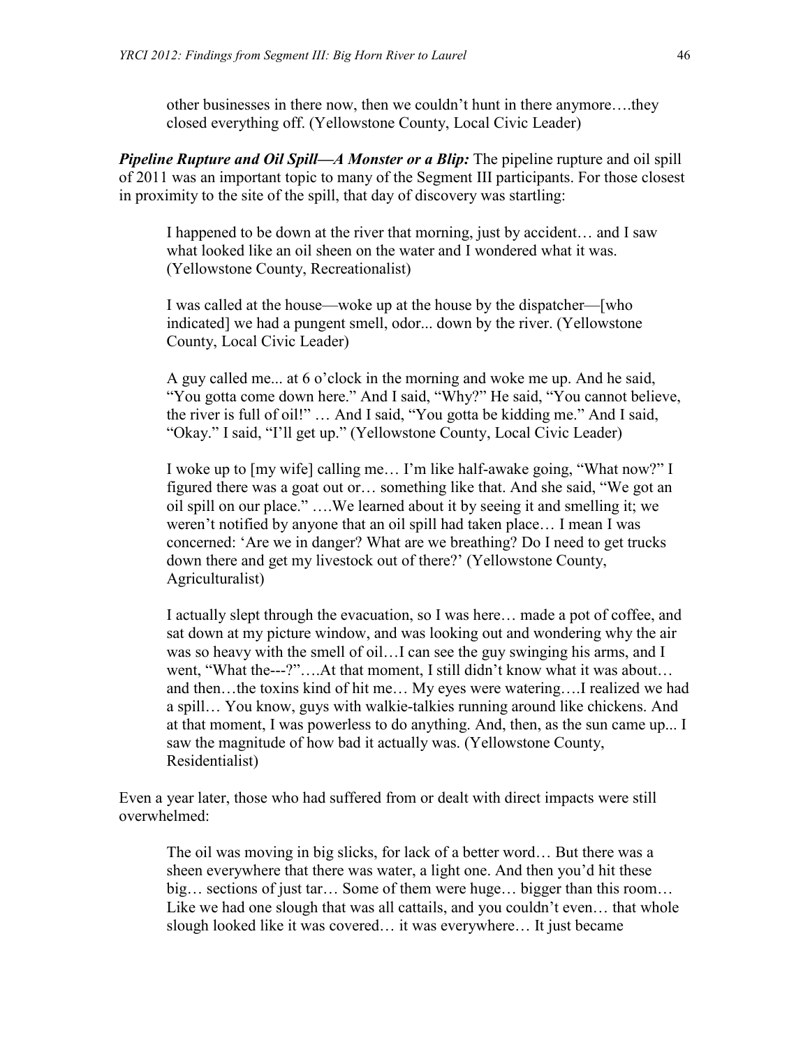other businesses in there now, then we couldn't hunt in there anymore….they closed everything off. (Yellowstone County, Local Civic Leader)

***Pipeline Rupture and Oil Spill—A Monster or a Blip:*** The pipeline rupture and oil spill of 2011 was an important topic to many of the Segment III participants. For those closest in proximity to the site of the spill, that day of discovery was startling:

> I happened to be down at the river that morning, just by accident… and I saw what looked like an oil sheen on the water and I wondered what it was. (Yellowstone County, Recreationalist)

> I was called at the house—woke up at the house by the dispatcher—[who indicated] we had a pungent smell, odor... down by the river. (Yellowstone County, Local Civic Leader)

> A guy called me... at 6 o'clock in the morning and woke me up. And he said, "You gotta come down here." And I said, "Why?" He said, "You cannot believe, the river is full of oil!" … And I said, "You gotta be kidding me." And I said, "Okay." I said, "I'll get up." (Yellowstone County, Local Civic Leader)

> I woke up to [my wife] calling me… I'm like half-awake going, "What now?" I figured there was a goat out or… something like that. And she said, "We got an oil spill on our place." ….We learned about it by seeing it and smelling it; we weren't notified by anyone that an oil spill had taken place… I mean I was concerned: 'Are we in danger? What are we breathing? Do I need to get trucks down there and get my livestock out of there?' (Yellowstone County, Agriculturalist)

> I actually slept through the evacuation, so I was here… made a pot of coffee, and sat down at my picture window, and was looking out and wondering why the air was so heavy with the smell of oil…I can see the guy swinging his arms, and I went, "What the---?"….At that moment, I still didn't know what it was about… and then…the toxins kind of hit me… My eyes were watering….I realized we had a spill… You know, guys with walkie-talkies running around like chickens. And at that moment, I was powerless to do anything. And, then, as the sun came up... I saw the magnitude of how bad it actually was. (Yellowstone County, Residentialist)

Even a year later, those who had suffered from or dealt with direct impacts were still overwhelmed:

> The oil was moving in big slicks, for lack of a better word… But there was a sheen everywhere that there was water, a light one. And then you'd hit these big… sections of just tar… Some of them were huge… bigger than this room… Like we had one slough that was all cattails, and you couldn't even… that whole slough looked like it was covered… it was everywhere… It just became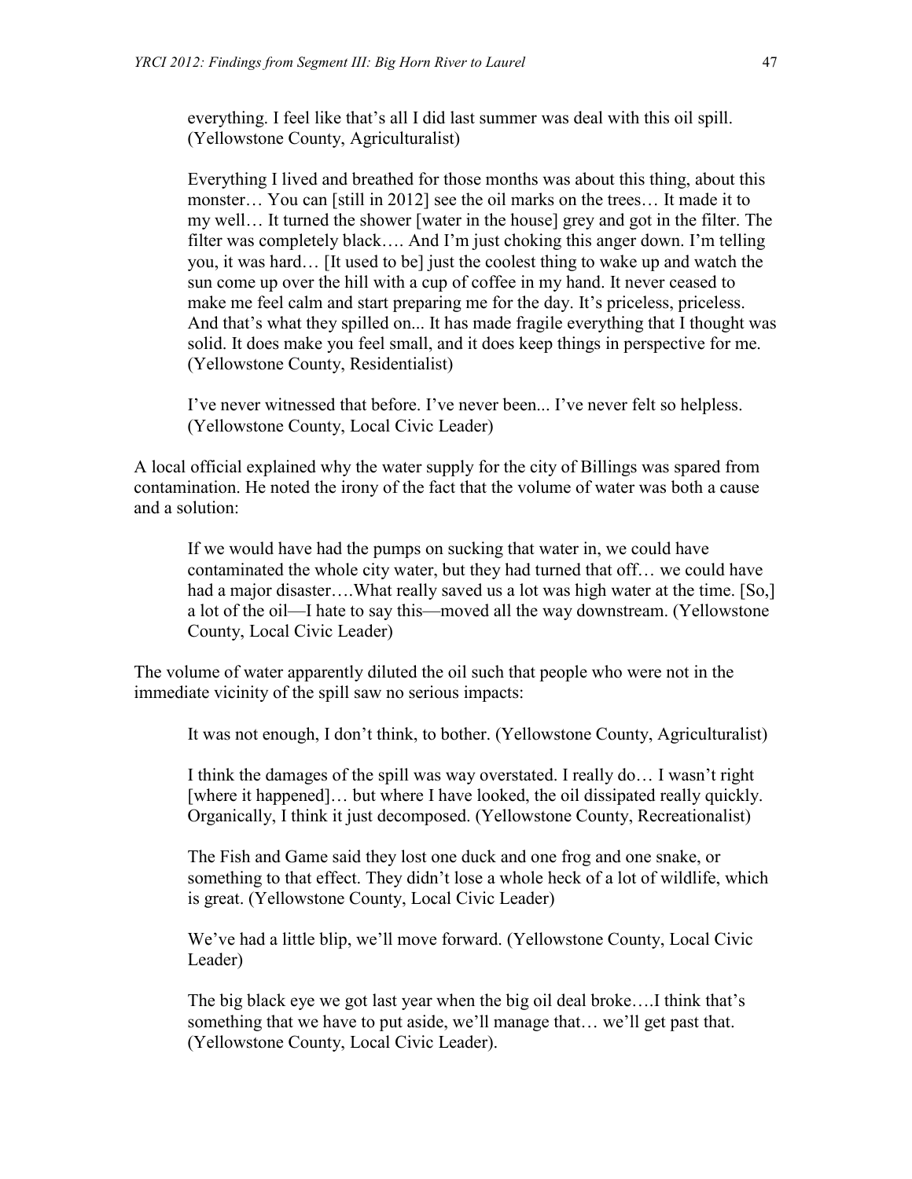> everything. I feel like that's all I did last summer was deal with this oil spill. (Yellowstone County, Agriculturalist)

> Everything I lived and breathed for those months was about this thing, about this monster… You can [still in 2012] see the oil marks on the trees… It made it to my well… It turned the shower [water in the house] grey and got in the filter. The filter was completely black…. And I'm just choking this anger down. I'm telling you, it was hard… [It used to be] just the coolest thing to wake up and watch the sun come up over the hill with a cup of coffee in my hand. It never ceased to make me feel calm and start preparing me for the day. It's priceless, priceless. And that's what they spilled on... It has made fragile everything that I thought was solid. It does make you feel small, and it does keep things in perspective for me. (Yellowstone County, Residentialist)

> I've never witnessed that before. I've never been... I've never felt so helpless. (Yellowstone County, Local Civic Leader)

A local official explained why the water supply for the city of Billings was spared from contamination. He noted the irony of the fact that the volume of water was both a cause and a solution:

> If we would have had the pumps on sucking that water in, we could have contaminated the whole city water, but they had turned that off… we could have had a major disaster….What really saved us a lot was high water at the time. [So,] a lot of the oil—I hate to say this—moved all the way downstream. (Yellowstone County, Local Civic Leader)

The volume of water apparently diluted the oil such that people who were not in the immediate vicinity of the spill saw no serious impacts:

> It was not enough, I don't think, to bother. (Yellowstone County, Agriculturalist)

> I think the damages of the spill was way overstated. I really do… I wasn't right [where it happened]… but where I have looked, the oil dissipated really quickly. Organically, I think it just decomposed. (Yellowstone County, Recreationalist)

> The Fish and Game said they lost one duck and one frog and one snake, or something to that effect. They didn't lose a whole heck of a lot of wildlife, which is great. (Yellowstone County, Local Civic Leader)

> We've had a little blip, we'll move forward. (Yellowstone County, Local Civic Leader)

> The big black eye we got last year when the big oil deal broke….I think that's something that we have to put aside, we'll manage that… we'll get past that. (Yellowstone County, Local Civic Leader).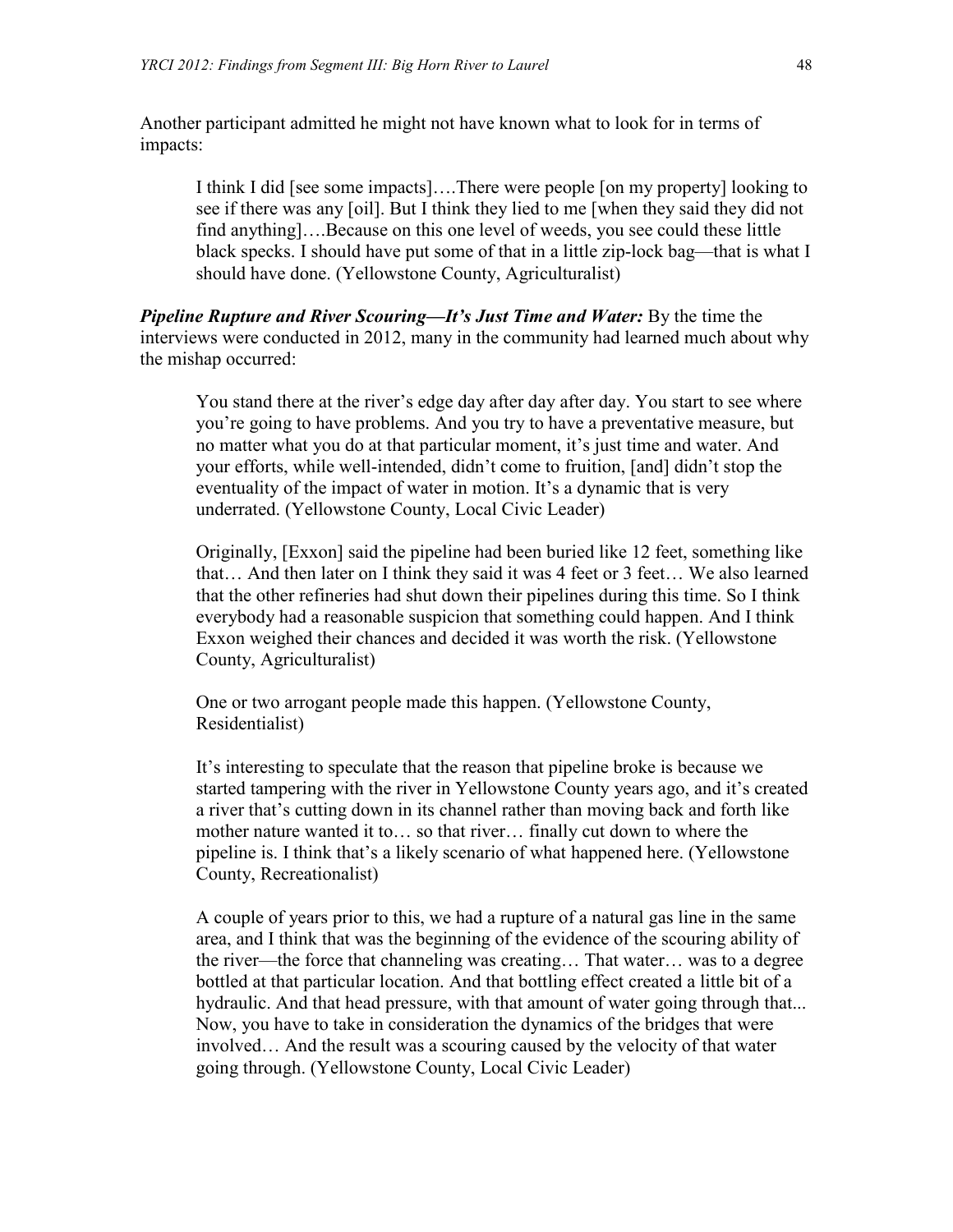Another participant admitted he might not have known what to look for in terms of impacts:

> I think I did [see some impacts]….There were people [on my property] looking to see if there was any [oil]. But I think they lied to me [when they said they did not find anything]….Because on this one level of weeds, you see could these little black specks. I should have put some of that in a little zip-lock bag—that is what I should have done. (Yellowstone County, Agriculturalist)

***Pipeline Rupture and River Scouring—It's Just Time and Water:*** By the time the interviews were conducted in 2012, many in the community had learned much about why the mishap occurred:

> You stand there at the river's edge day after day after day. You start to see where you're going to have problems. And you try to have a preventative measure, but no matter what you do at that particular moment, it's just time and water. And your efforts, while well-intended, didn't come to fruition, [and] didn't stop the eventuality of the impact of water in motion. It's a dynamic that is very underrated. (Yellowstone County, Local Civic Leader)

> Originally, [Exxon] said the pipeline had been buried like 12 feet, something like that… And then later on I think they said it was 4 feet or 3 feet… We also learned that the other refineries had shut down their pipelines during this time. So I think everybody had a reasonable suspicion that something could happen. And I think Exxon weighed their chances and decided it was worth the risk. (Yellowstone County, Agriculturalist)

> One or two arrogant people made this happen. (Yellowstone County, Residentialist)

> It's interesting to speculate that the reason that pipeline broke is because we started tampering with the river in Yellowstone County years ago, and it's created a river that's cutting down in its channel rather than moving back and forth like mother nature wanted it to… so that river… finally cut down to where the pipeline is. I think that's a likely scenario of what happened here. (Yellowstone County, Recreationalist)

> A couple of years prior to this, we had a rupture of a natural gas line in the same area, and I think that was the beginning of the evidence of the scouring ability of the river—the force that channeling was creating… That water… was to a degree bottled at that particular location. And that bottling effect created a little bit of a hydraulic. And that head pressure, with that amount of water going through that... Now, you have to take in consideration the dynamics of the bridges that were involved… And the result was a scouring caused by the velocity of that water going through. (Yellowstone County, Local Civic Leader)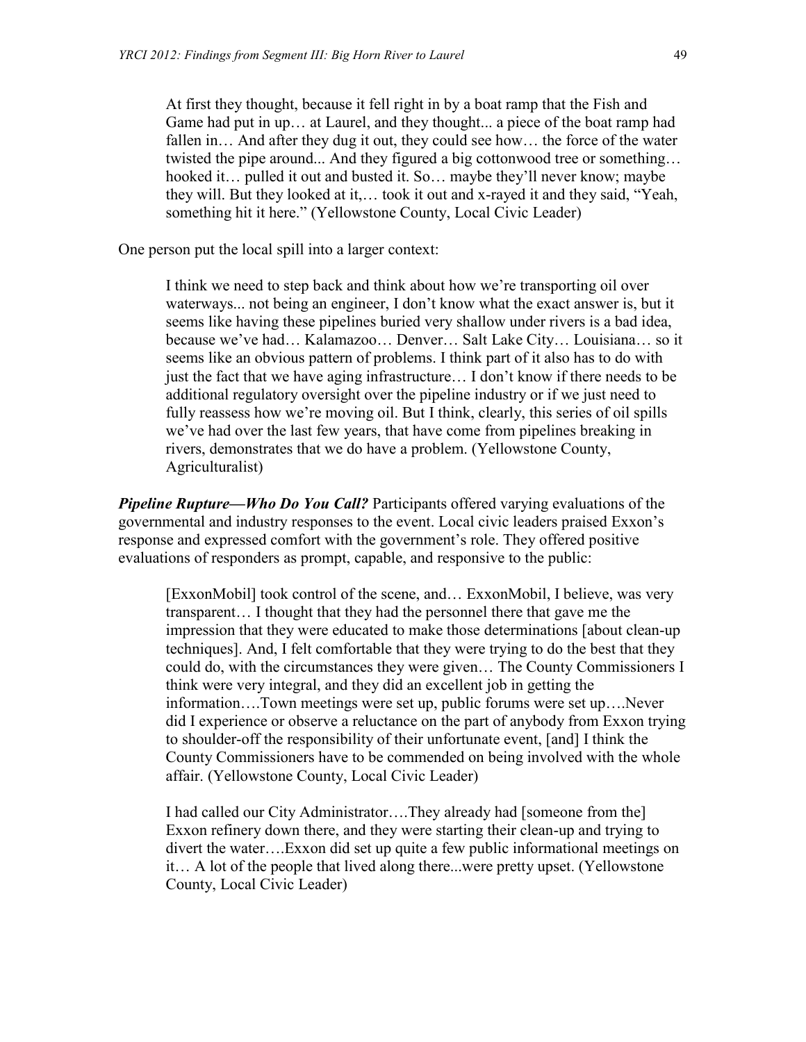> At first they thought, because it fell right in by a boat ramp that the Fish and Game had put in up… at Laurel, and they thought... a piece of the boat ramp had fallen in… And after they dug it out, they could see how… the force of the water twisted the pipe around... And they figured a big cottonwood tree or something… hooked it… pulled it out and busted it. So… maybe they'll never know; maybe they will. But they looked at it,… took it out and x-rayed it and they said, "Yeah, something hit it here." (Yellowstone County, Local Civic Leader)

One person put the local spill into a larger context:

> I think we need to step back and think about how we're transporting oil over waterways... not being an engineer, I don't know what the exact answer is, but it seems like having these pipelines buried very shallow under rivers is a bad idea, because we've had… Kalamazoo… Denver… Salt Lake City… Louisiana… so it seems like an obvious pattern of problems. I think part of it also has to do with just the fact that we have aging infrastructure… I don't know if there needs to be additional regulatory oversight over the pipeline industry or if we just need to fully reassess how we're moving oil. But I think, clearly, this series of oil spills we've had over the last few years, that have come from pipelines breaking in rivers, demonstrates that we do have a problem. (Yellowstone County, Agriculturalist)

***Pipeline Rupture—Who Do You Call?*** Participants offered varying evaluations of the governmental and industry responses to the event. Local civic leaders praised Exxon's response and expressed comfort with the government's role. They offered positive evaluations of responders as prompt, capable, and responsive to the public:

> [ExxonMobil] took control of the scene, and… ExxonMobil, I believe, was very transparent… I thought that they had the personnel there that gave me the impression that they were educated to make those determinations [about clean-up techniques]. And, I felt comfortable that they were trying to do the best that they could do, with the circumstances they were given… The County Commissioners I think were very integral, and they did an excellent job in getting the information….Town meetings were set up, public forums were set up….Never did I experience or observe a reluctance on the part of anybody from Exxon trying to shoulder-off the responsibility of their unfortunate event, [and] I think the County Commissioners have to be commended on being involved with the whole affair. (Yellowstone County, Local Civic Leader)

> I had called our City Administrator….They already had [someone from the] Exxon refinery down there, and they were starting their clean-up and trying to divert the water….Exxon did set up quite a few public informational meetings on it… A lot of the people that lived along there...were pretty upset. (Yellowstone County, Local Civic Leader)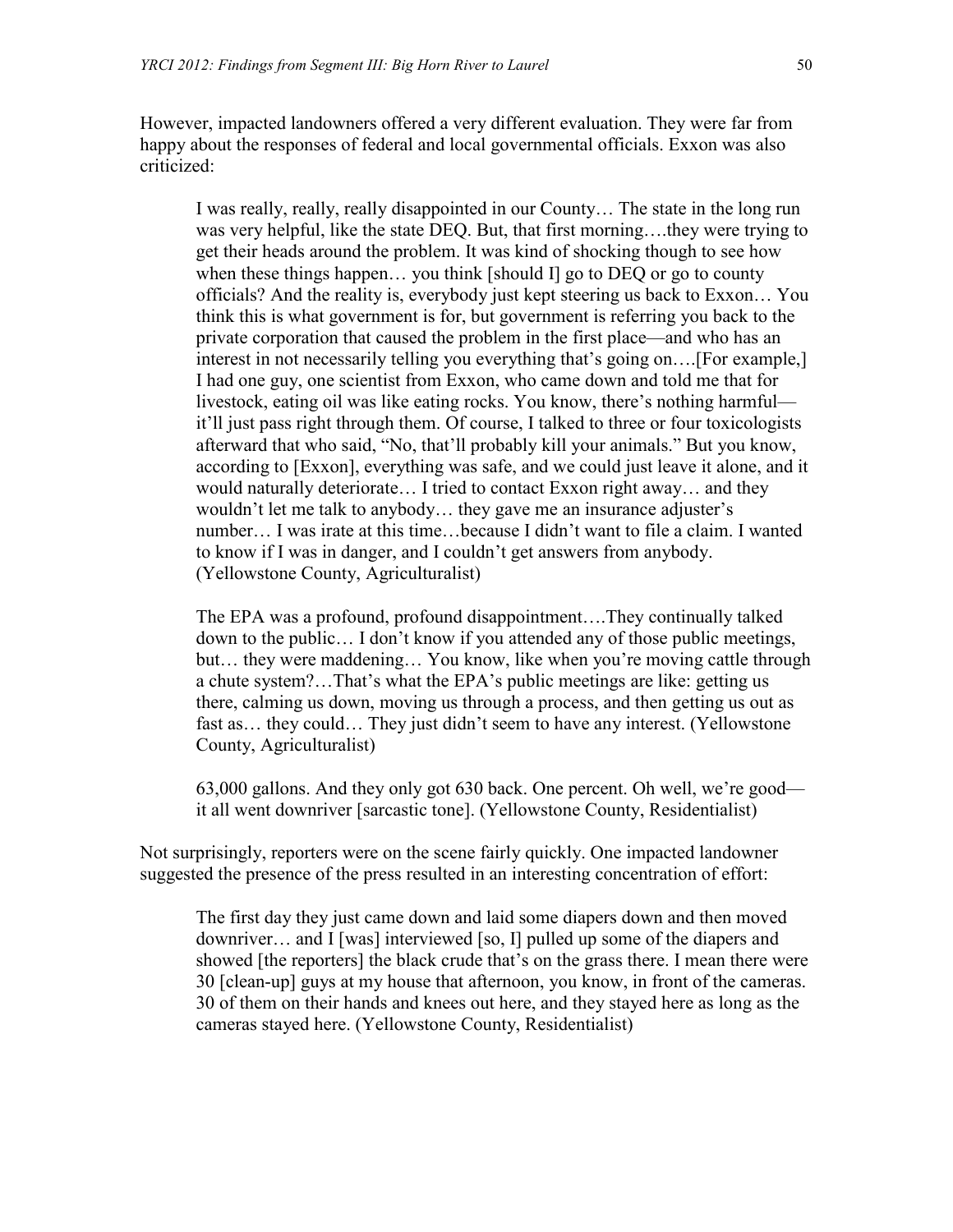However, impacted landowners offered a very different evaluation. They were far from happy about the responses of federal and local governmental officials. Exxon was also criticized:

> I was really, really, really disappointed in our County… The state in the long run was very helpful, like the state DEQ. But, that first morning….they were trying to get their heads around the problem. It was kind of shocking though to see how when these things happen… you think [should I] go to DEQ or go to county officials? And the reality is, everybody just kept steering us back to Exxon… You think this is what government is for, but government is referring you back to the private corporation that caused the problem in the first place—and who has an interest in not necessarily telling you everything that's going on….[For example,] I had one guy, one scientist from Exxon, who came down and told me that for livestock, eating oil was like eating rocks. You know, there's nothing harmful—it'll just pass right through them. Of course, I talked to three or four toxicologists afterward that who said, "No, that'll probably kill your animals." But you know, according to [Exxon], everything was safe, and we could just leave it alone, and it would naturally deteriorate… I tried to contact Exxon right away… and they wouldn't let me talk to anybody… they gave me an insurance adjuster's number… I was irate at this time…because I didn't want to file a claim. I wanted to know if I was in danger, and I couldn't get answers from anybody. (Yellowstone County, Agriculturalist)

> The EPA was a profound, profound disappointment….They continually talked down to the public… I don't know if you attended any of those public meetings, but… they were maddening… You know, like when you're moving cattle through a chute system?…That's what the EPA's public meetings are like: getting us there, calming us down, moving us through a process, and then getting us out as fast as… they could… They just didn't seem to have any interest. (Yellowstone County, Agriculturalist)

> 63,000 gallons. And they only got 630 back. One percent. Oh well, we're good—it all went downriver [sarcastic tone]. (Yellowstone County, Residentialist)

Not surprisingly, reporters were on the scene fairly quickly. One impacted landowner suggested the presence of the press resulted in an interesting concentration of effort:

> The first day they just came down and laid some diapers down and then moved downriver… and I [was] interviewed [so, I] pulled up some of the diapers and showed [the reporters] the black crude that's on the grass there. I mean there were 30 [clean-up] guys at my house that afternoon, you know, in front of the cameras. 30 of them on their hands and knees out here, and they stayed here as long as the cameras stayed here. (Yellowstone County, Residentialist)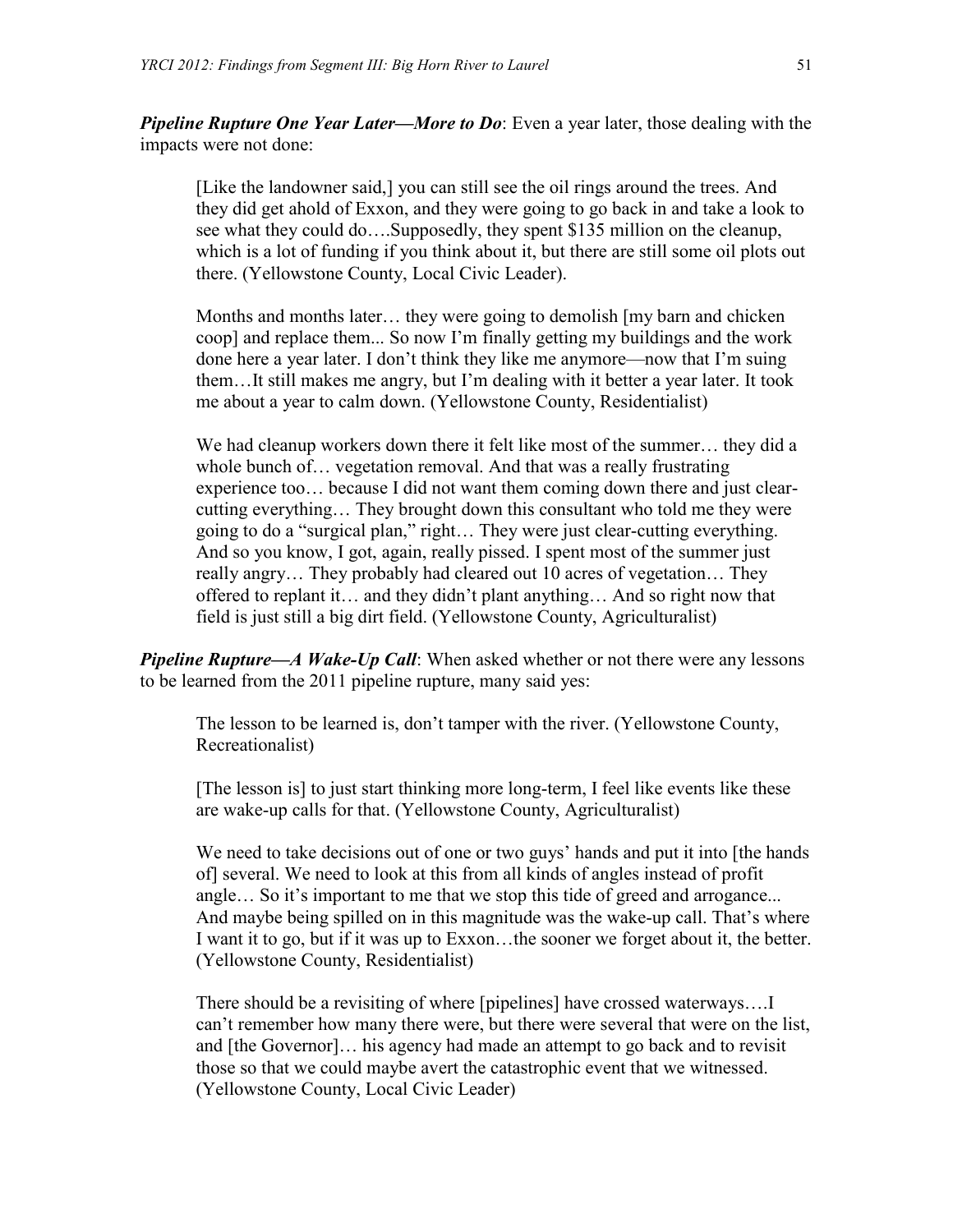***Pipeline Rupture One Year Later—More to Do***: Even a year later, those dealing with the impacts were not done:

> [Like the landowner said,] you can still see the oil rings around the trees. And they did get ahold of Exxon, and they were going to go back in and take a look to see what they could do….Supposedly, they spent $135 million on the cleanup, which is a lot of funding if you think about it, but there are still some oil plots out there. (Yellowstone County, Local Civic Leader).

> Months and months later… they were going to demolish [my barn and chicken coop] and replace them... So now I'm finally getting my buildings and the work done here a year later. I don't think they like me anymore—now that I'm suing them…It still makes me angry, but I'm dealing with it better a year later. It took me about a year to calm down. (Yellowstone County, Residentialist)

> We had cleanup workers down there it felt like most of the summer… they did a whole bunch of… vegetation removal. And that was a really frustrating experience too… because I did not want them coming down there and just clear-cutting everything… They brought down this consultant who told me they were going to do a "surgical plan," right… They were just clear-cutting everything. And so you know, I got, again, really pissed. I spent most of the summer just really angry… They probably had cleared out 10 acres of vegetation… They offered to replant it… and they didn't plant anything… And so right now that field is just still a big dirt field. (Yellowstone County, Agriculturalist)

***Pipeline Rupture—A Wake-Up Call***: When asked whether or not there were any lessons to be learned from the 2011 pipeline rupture, many said yes:

> The lesson to be learned is, don't tamper with the river. (Yellowstone County, Recreationalist)

> [The lesson is] to just start thinking more long-term, I feel like events like these are wake-up calls for that. (Yellowstone County, Agriculturalist)

> We need to take decisions out of one or two guys' hands and put it into [the hands of] several. We need to look at this from all kinds of angles instead of profit angle… So it's important to me that we stop this tide of greed and arrogance... And maybe being spilled on in this magnitude was the wake-up call. That's where I want it to go, but if it was up to Exxon…the sooner we forget about it, the better. (Yellowstone County, Residentialist)

> There should be a revisiting of where [pipelines] have crossed waterways….I can't remember how many there were, but there were several that were on the list, and [the Governor]… his agency had made an attempt to go back and to revisit those so that we could maybe avert the catastrophic event that we witnessed. (Yellowstone County, Local Civic Leader)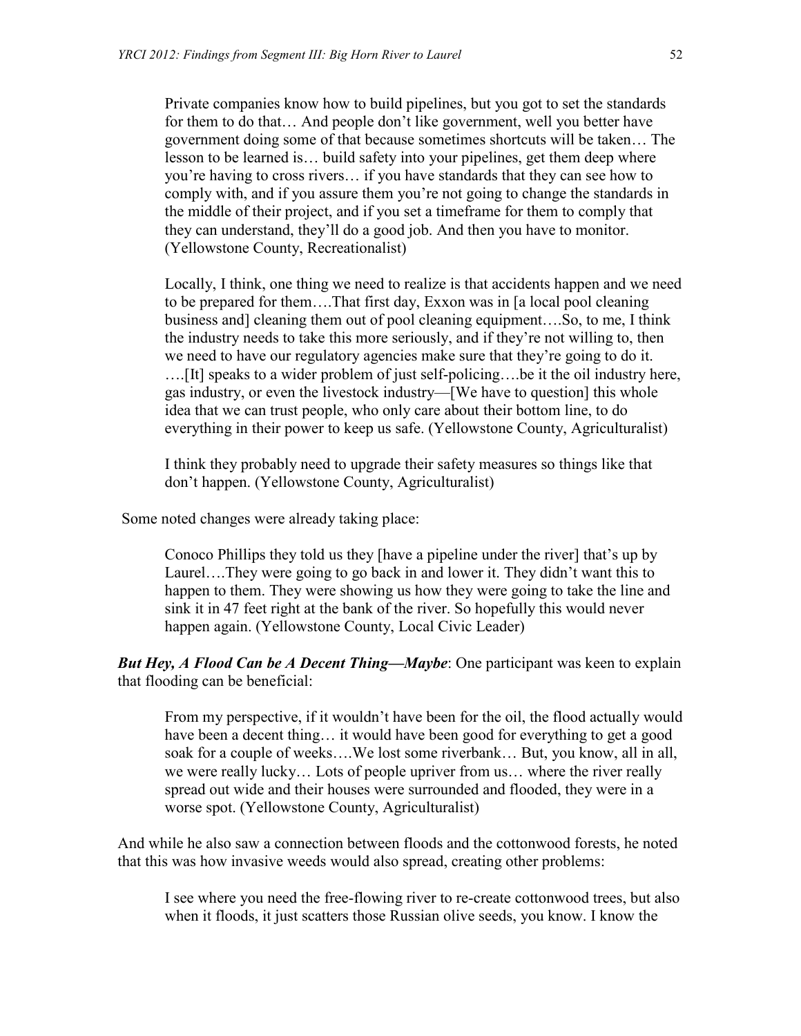> Private companies know how to build pipelines, but you got to set the standards for them to do that… And people don't like government, well you better have government doing some of that because sometimes shortcuts will be taken… The lesson to be learned is… build safety into your pipelines, get them deep where you're having to cross rivers… if you have standards that they can see how to comply with, and if you assure them you're not going to change the standards in the middle of their project, and if you set a timeframe for them to comply that they can understand, they'll do a good job. And then you have to monitor. (Yellowstone County, Recreationalist)

> Locally, I think, one thing we need to realize is that accidents happen and we need to be prepared for them….That first day, Exxon was in [a local pool cleaning business and] cleaning them out of pool cleaning equipment….So, to me, I think the industry needs to take this more seriously, and if they're not willing to, then we need to have our regulatory agencies make sure that they're going to do it. ….[It] speaks to a wider problem of just self-policing….be it the oil industry here, gas industry, or even the livestock industry—[We have to question] this whole idea that we can trust people, who only care about their bottom line, to do everything in their power to keep us safe. (Yellowstone County, Agriculturalist)

> I think they probably need to upgrade their safety measures so things like that don't happen. (Yellowstone County, Agriculturalist)

Some noted changes were already taking place:

> Conoco Phillips they told us they [have a pipeline under the river] that's up by Laurel….They were going to go back in and lower it. They didn't want this to happen to them. They were showing us how they were going to take the line and sink it in 47 feet right at the bank of the river. So hopefully this would never happen again. (Yellowstone County, Local Civic Leader)

***But Hey, A Flood Can be A Decent Thing—Maybe***: One participant was keen to explain that flooding can be beneficial:

> From my perspective, if it wouldn't have been for the oil, the flood actually would have been a decent thing… it would have been good for everything to get a good soak for a couple of weeks….We lost some riverbank… But, you know, all in all, we were really lucky… Lots of people upriver from us… where the river really spread out wide and their houses were surrounded and flooded, they were in a worse spot. (Yellowstone County, Agriculturalist)

And while he also saw a connection between floods and the cottonwood forests, he noted that this was how invasive weeds would also spread, creating other problems:

> I see where you need the free-flowing river to re-create cottonwood trees, but also when it floods, it just scatters those Russian olive seeds, you know. I know the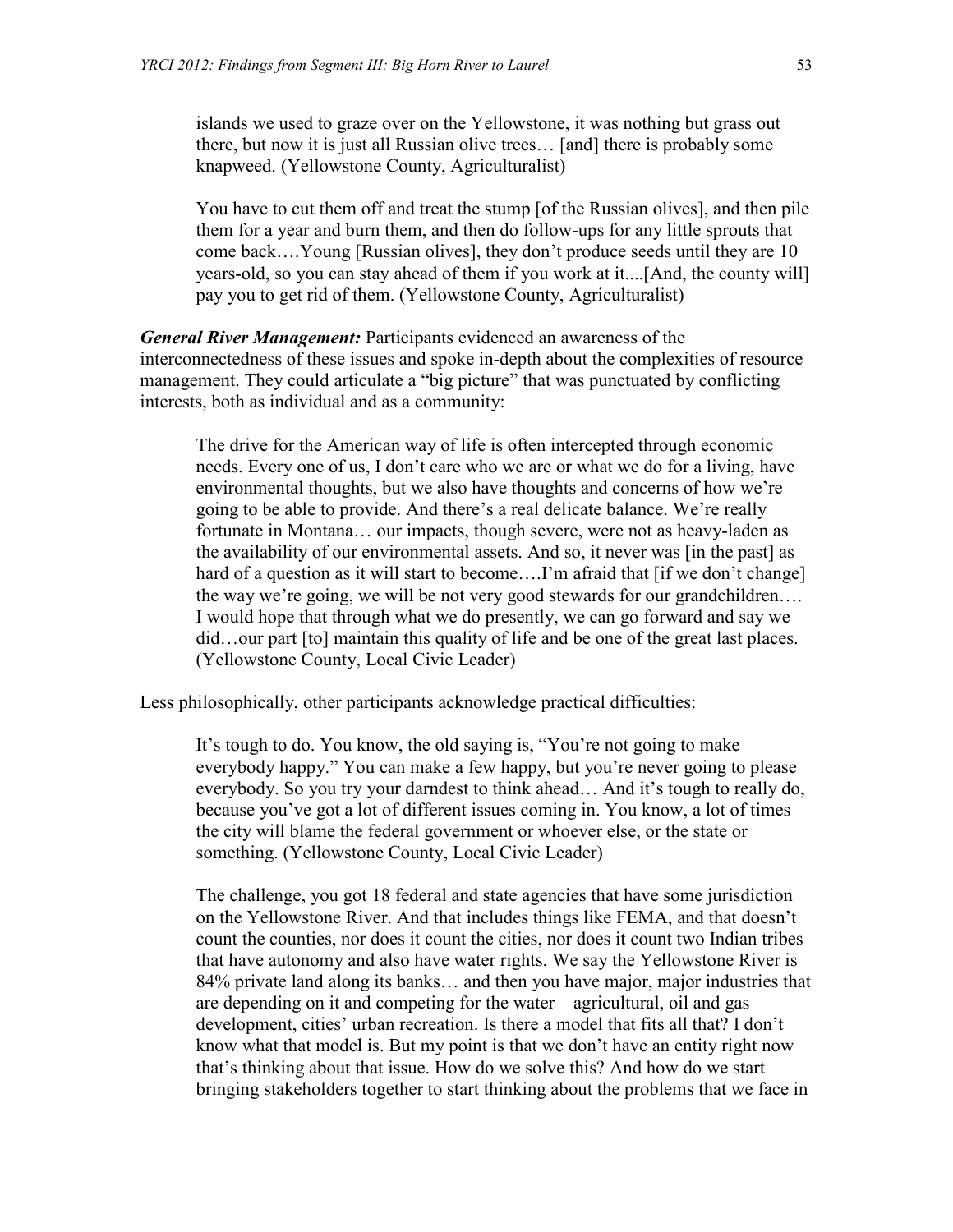> islands we used to graze over on the Yellowstone, it was nothing but grass out there, but now it is just all Russian olive trees… [and] there is probably some knapweed. (Yellowstone County, Agriculturalist)

> You have to cut them off and treat the stump [of the Russian olives], and then pile them for a year and burn them, and then do follow-ups for any little sprouts that come back….Young [Russian olives], they don't produce seeds until they are 10 years-old, so you can stay ahead of them if you work at it....[And, the county will] pay you to get rid of them. (Yellowstone County, Agriculturalist)

***General River Management:*** Participants evidenced an awareness of the interconnectedness of these issues and spoke in-depth about the complexities of resource management. They could articulate a "big picture" that was punctuated by conflicting interests, both as individual and as a community:

> The drive for the American way of life is often intercepted through economic needs. Every one of us, I don't care who we are or what we do for a living, have environmental thoughts, but we also have thoughts and concerns of how we're going to be able to provide. And there's a real delicate balance. We're really fortunate in Montana… our impacts, though severe, were not as heavy-laden as the availability of our environmental assets. And so, it never was [in the past] as hard of a question as it will start to become….I'm afraid that [if we don't change] the way we're going, we will be not very good stewards for our grandchildren…. I would hope that through what we do presently, we can go forward and say we did…our part [to] maintain this quality of life and be one of the great last places. (Yellowstone County, Local Civic Leader)

Less philosophically, other participants acknowledge practical difficulties:

> It's tough to do. You know, the old saying is, "You're not going to make everybody happy." You can make a few happy, but you're never going to please everybody. So you try your darndest to think ahead… And it's tough to really do, because you've got a lot of different issues coming in. You know, a lot of times the city will blame the federal government or whoever else, or the state or something. (Yellowstone County, Local Civic Leader)

> The challenge, you got 18 federal and state agencies that have some jurisdiction on the Yellowstone River. And that includes things like FEMA, and that doesn't count the counties, nor does it count the cities, nor does it count two Indian tribes that have autonomy and also have water rights. We say the Yellowstone River is 84% private land along its banks… and then you have major, major industries that are depending on it and competing for the water—agricultural, oil and gas development, cities' urban recreation. Is there a model that fits all that? I don't know what that model is. But my point is that we don't have an entity right now that's thinking about that issue. How do we solve this? And how do we start bringing stakeholders together to start thinking about the problems that we face in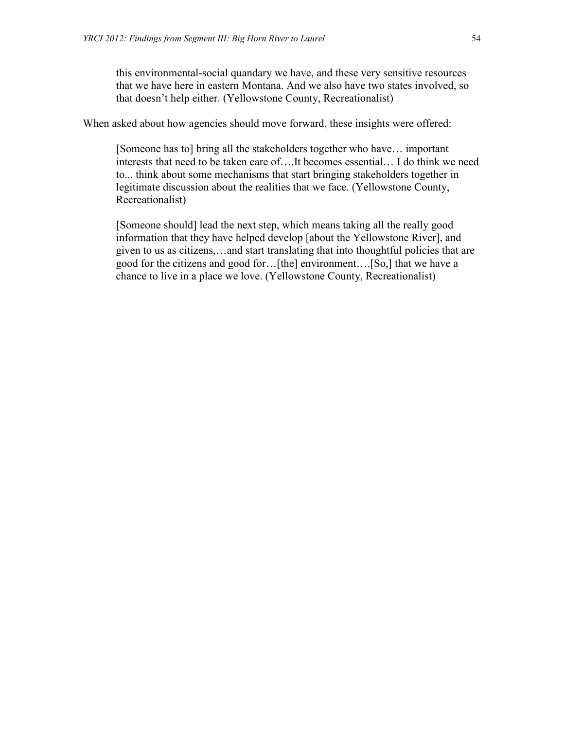> this environmental-social quandary we have, and these very sensitive resources that we have here in eastern Montana. And we also have two states involved, so that doesn't help either. (Yellowstone County, Recreationalist)

When asked about how agencies should move forward, these insights were offered:

> [Someone has to] bring all the stakeholders together who have… important interests that need to be taken care of….It becomes essential… I do think we need to... think about some mechanisms that start bringing stakeholders together in legitimate discussion about the realities that we face. (Yellowstone County, Recreationalist)

> [Someone should] lead the next step, which means taking all the really good information that they have helped develop [about the Yellowstone River], and given to us as citizens,…and start translating that into thoughtful policies that are good for the citizens and good for…[the] environment….[So,] that we have a chance to live in a place we love. (Yellowstone County, Recreationalist)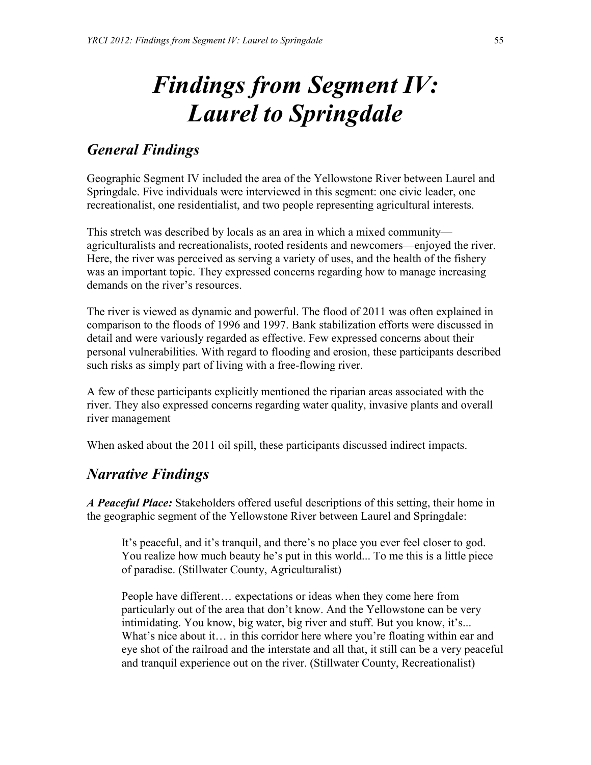# *Findings from Segment IV: Laurel to Springdale*

## *General Findings*

Geographic Segment IV included the area of the Yellowstone River between Laurel and Springdale. Five individuals were interviewed in this segment: one civic leader, one recreationalist, one residentialist, and two people representing agricultural interests.

This stretch was described by locals as an area in which a mixed community—agriculturalists and recreationalists, rooted residents and newcomers—enjoyed the river. Here, the river was perceived as serving a variety of uses, and the health of the fishery was an important topic. They expressed concerns regarding how to manage increasing demands on the river's resources.

The river is viewed as dynamic and powerful. The flood of 2011 was often explained in comparison to the floods of 1996 and 1997. Bank stabilization efforts were discussed in detail and were variously regarded as effective. Few expressed concerns about their personal vulnerabilities. With regard to flooding and erosion, these participants described such risks as simply part of living with a free-flowing river.

A few of these participants explicitly mentioned the riparian areas associated with the river. They also expressed concerns regarding water quality, invasive plants and overall river management

When asked about the 2011 oil spill, these participants discussed indirect impacts.

## *Narrative Findings*

***A Peaceful Place:*** Stakeholders offered useful descriptions of this setting, their home in the geographic segment of the Yellowstone River between Laurel and Springdale:

> It's peaceful, and it's tranquil, and there's no place you ever feel closer to god. You realize how much beauty he's put in this world... To me this is a little piece of paradise. (Stillwater County, Agriculturalist)

> People have different… expectations or ideas when they come here from particularly out of the area that don't know. And the Yellowstone can be very intimidating. You know, big water, big river and stuff. But you know, it's... What's nice about it… in this corridor here where you're floating within ear and eye shot of the railroad and the interstate and all that, it still can be a very peaceful and tranquil experience out on the river. (Stillwater County, Recreationalist)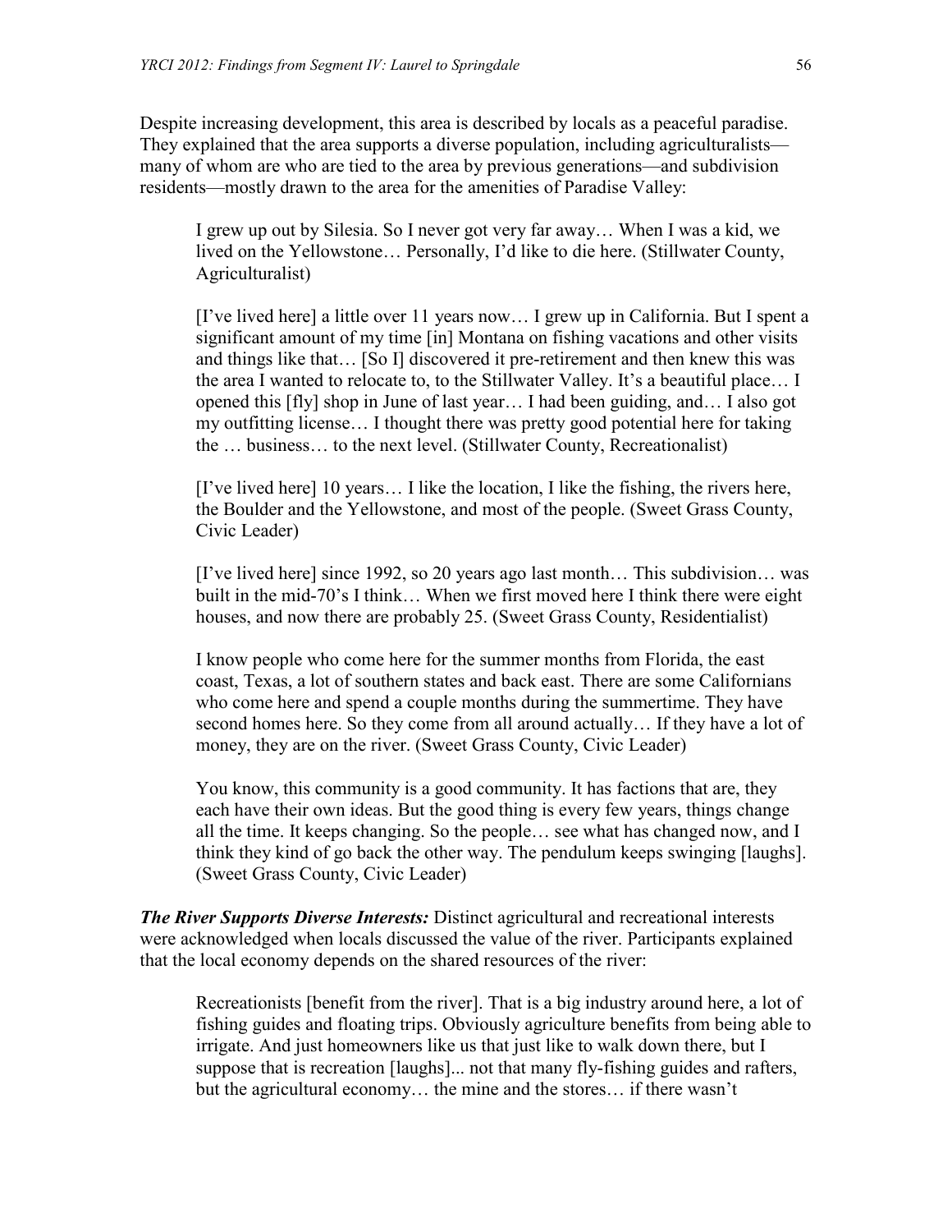Despite increasing development, this area is described by locals as a peaceful paradise. They explained that the area supports a diverse population, including agriculturalists—many of whom are who are tied to the area by previous generations—and subdivision residents—mostly drawn to the area for the amenities of Paradise Valley:

> I grew up out by Silesia. So I never got very far away… When I was a kid, we lived on the Yellowstone… Personally, I'd like to die here. (Stillwater County, Agriculturalist)

> [I've lived here] a little over 11 years now… I grew up in California. But I spent a significant amount of my time [in] Montana on fishing vacations and other visits and things like that… [So I] discovered it pre-retirement and then knew this was the area I wanted to relocate to, to the Stillwater Valley. It's a beautiful place… I opened this [fly] shop in June of last year… I had been guiding, and… I also got my outfitting license… I thought there was pretty good potential here for taking the … business… to the next level. (Stillwater County, Recreationalist)

> [I've lived here] 10 years… I like the location, I like the fishing, the rivers here, the Boulder and the Yellowstone, and most of the people. (Sweet Grass County, Civic Leader)

> [I've lived here] since 1992, so 20 years ago last month… This subdivision… was built in the mid-70's I think… When we first moved here I think there were eight houses, and now there are probably 25. (Sweet Grass County, Residentialist)

> I know people who come here for the summer months from Florida, the east coast, Texas, a lot of southern states and back east. There are some Californians who come here and spend a couple months during the summertime. They have second homes here. So they come from all around actually… If they have a lot of money, they are on the river. (Sweet Grass County, Civic Leader)

> You know, this community is a good community. It has factions that are, they each have their own ideas. But the good thing is every few years, things change all the time. It keeps changing. So the people… see what has changed now, and I think they kind of go back the other way. The pendulum keeps swinging [laughs]. (Sweet Grass County, Civic Leader)

***The River Supports Diverse Interests:*** Distinct agricultural and recreational interests were acknowledged when locals discussed the value of the river. Participants explained that the local economy depends on the shared resources of the river:

> Recreationists [benefit from the river]. That is a big industry around here, a lot of fishing guides and floating trips. Obviously agriculture benefits from being able to irrigate. And just homeowners like us that just like to walk down there, but I suppose that is recreation [laughs]... not that many fly-fishing guides and rafters, but the agricultural economy… the mine and the stores… if there wasn't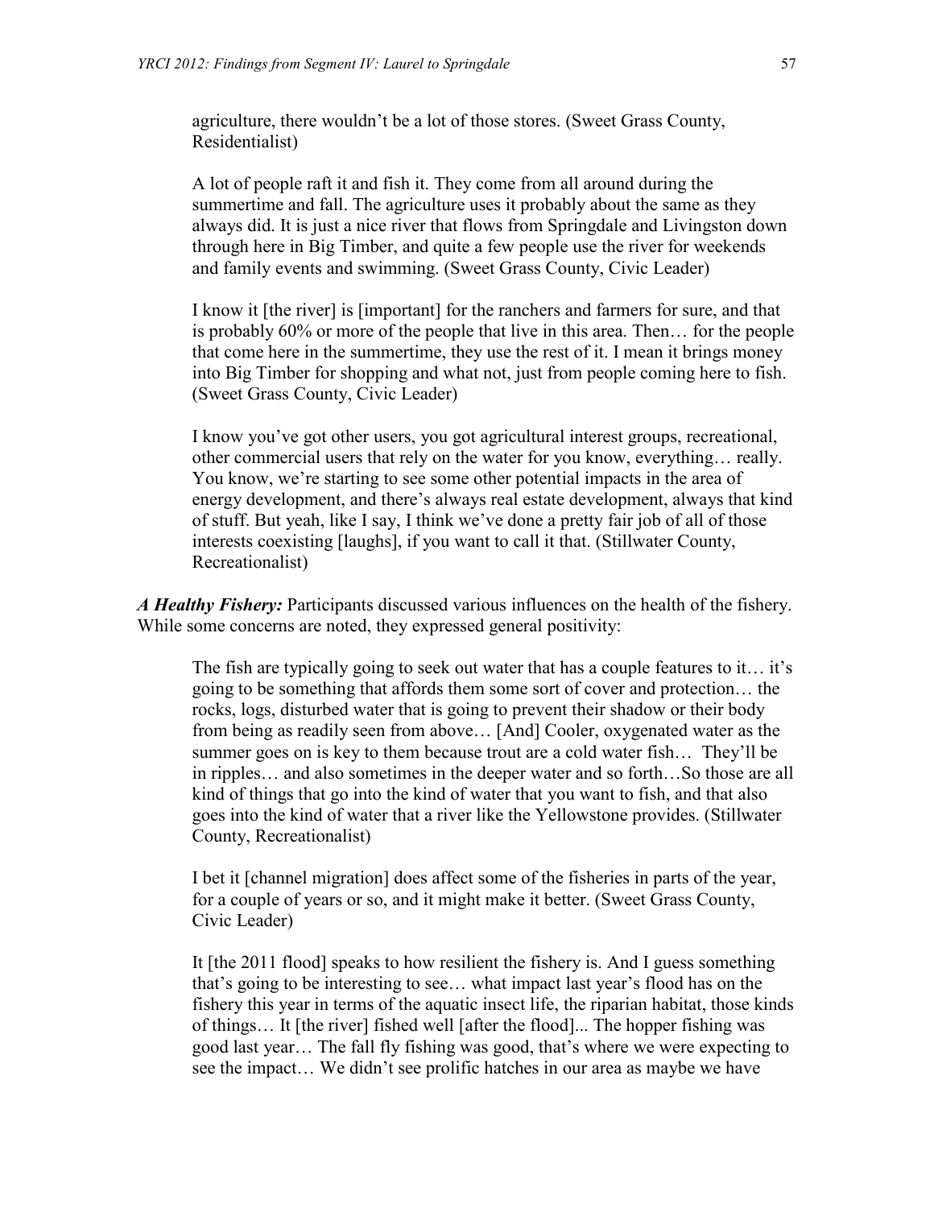agriculture, there wouldn't be a lot of those stores. (Sweet Grass County, Residentialist)

A lot of people raft it and fish it. They come from all around during the summertime and fall. The agriculture uses it probably about the same as they always did. It is just a nice river that flows from Springdale and Livingston down through here in Big Timber, and quite a few people use the river for weekends and family events and swimming. (Sweet Grass County, Civic Leader)

I know it [the river] is [important] for the ranchers and farmers for sure, and that is probably 60% or more of the people that live in this area. Then… for the people that come here in the summertime, they use the rest of it. I mean it brings money into Big Timber for shopping and what not, just from people coming here to fish. (Sweet Grass County, Civic Leader)

I know you've got other users, you got agricultural interest groups, recreational, other commercial users that rely on the water for you know, everything… really. You know, we're starting to see some other potential impacts in the area of energy development, and there's always real estate development, always that kind of stuff. But yeah, like I say, I think we've done a pretty fair job of all of those interests coexisting [laughs], if you want to call it that. (Stillwater County, Recreationalist)

***A Healthy Fishery:*** Participants discussed various influences on the health of the fishery. While some concerns are noted, they expressed general positivity:

The fish are typically going to seek out water that has a couple features to it… it's going to be something that affords them some sort of cover and protection… the rocks, logs, disturbed water that is going to prevent their shadow or their body from being as readily seen from above… [And] Cooler, oxygenated water as the summer goes on is key to them because trout are a cold water fish… They'll be in ripples… and also sometimes in the deeper water and so forth…So those are all kind of things that go into the kind of water that you want to fish, and that also goes into the kind of water that a river like the Yellowstone provides. (Stillwater County, Recreationalist)

I bet it [channel migration] does affect some of the fisheries in parts of the year, for a couple of years or so, and it might make it better. (Sweet Grass County, Civic Leader)

It [the 2011 flood] speaks to how resilient the fishery is. And I guess something that's going to be interesting to see… what impact last year's flood has on the fishery this year in terms of the aquatic insect life, the riparian habitat, those kinds of things… It [the river] fished well [after the flood]... The hopper fishing was good last year… The fall fly fishing was good, that's where we were expecting to see the impact… We didn't see prolific hatches in our area as maybe we have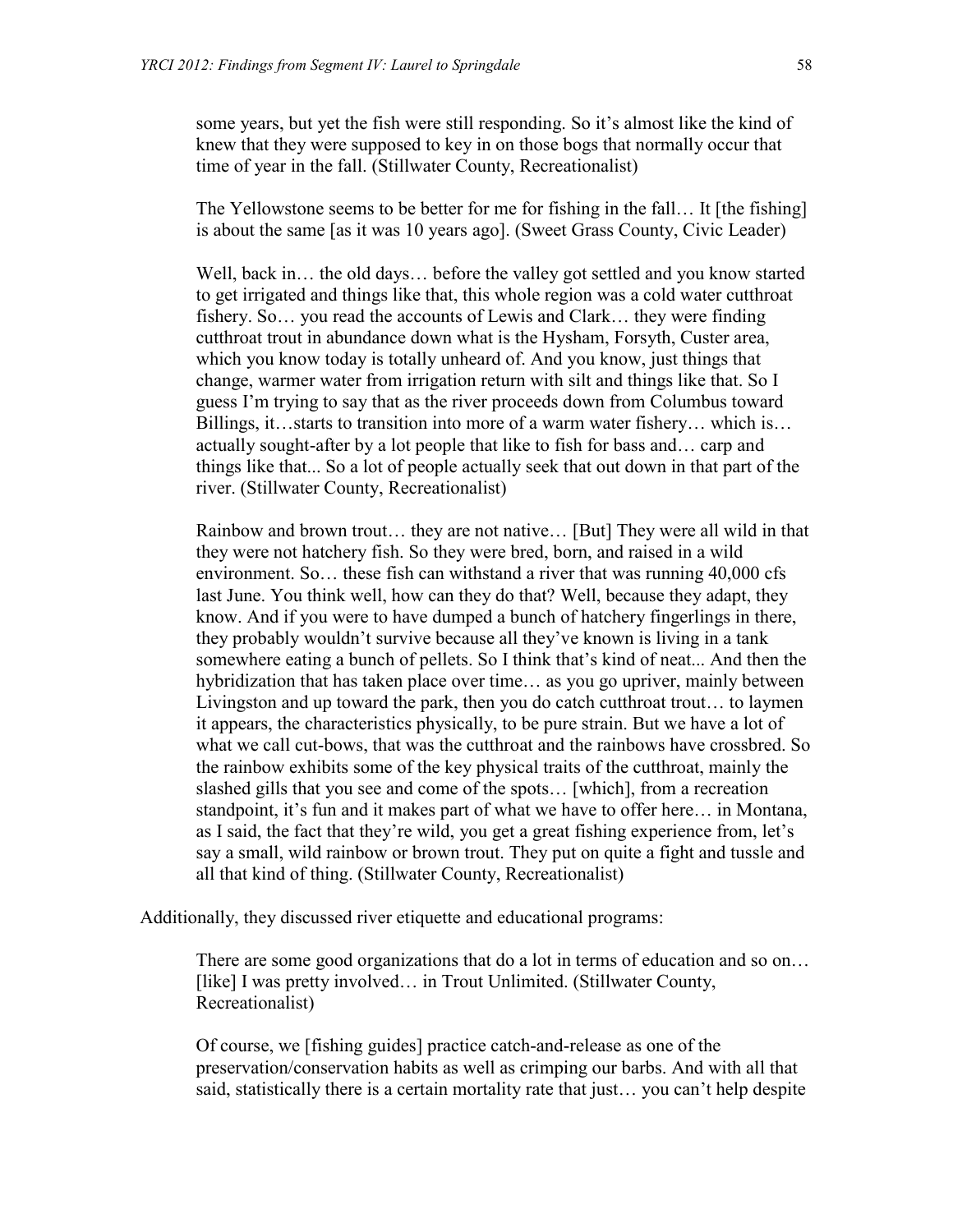some years, but yet the fish were still responding. So it's almost like the kind of knew that they were supposed to key in on those bogs that normally occur that time of year in the fall. (Stillwater County, Recreationalist)

> The Yellowstone seems to be better for me for fishing in the fall… It [the fishing] is about the same [as it was 10 years ago]. (Sweet Grass County, Civic Leader)

> Well, back in… the old days… before the valley got settled and you know started to get irrigated and things like that, this whole region was a cold water cutthroat fishery. So… you read the accounts of Lewis and Clark… they were finding cutthroat trout in abundance down what is the Hysham, Forsyth, Custer area, which you know today is totally unheard of. And you know, just things that change, warmer water from irrigation return with silt and things like that. So I guess I'm trying to say that as the river proceeds down from Columbus toward Billings, it…starts to transition into more of a warm water fishery… which is… actually sought-after by a lot people that like to fish for bass and… carp and things like that... So a lot of people actually seek that out down in that part of the river. (Stillwater County, Recreationalist)

> Rainbow and brown trout… they are not native… [But] They were all wild in that they were not hatchery fish. So they were bred, born, and raised in a wild environment. So… these fish can withstand a river that was running 40,000 cfs last June. You think well, how can they do that? Well, because they adapt, they know. And if you were to have dumped a bunch of hatchery fingerlings in there, they probably wouldn't survive because all they've known is living in a tank somewhere eating a bunch of pellets. So I think that's kind of neat... And then the hybridization that has taken place over time… as you go upriver, mainly between Livingston and up toward the park, then you do catch cutthroat trout… to laymen it appears, the characteristics physically, to be pure strain. But we have a lot of what we call cut-bows, that was the cutthroat and the rainbows have crossbred. So the rainbow exhibits some of the key physical traits of the cutthroat, mainly the slashed gills that you see and come of the spots… [which], from a recreation standpoint, it's fun and it makes part of what we have to offer here… in Montana, as I said, the fact that they're wild, you get a great fishing experience from, let's say a small, wild rainbow or brown trout. They put on quite a fight and tussle and all that kind of thing. (Stillwater County, Recreationalist)

Additionally, they discussed river etiquette and educational programs:

> There are some good organizations that do a lot in terms of education and so on… [like] I was pretty involved… in Trout Unlimited. (Stillwater County, Recreationalist)

> Of course, we [fishing guides] practice catch-and-release as one of the preservation/conservation habits as well as crimping our barbs. And with all that said, statistically there is a certain mortality rate that just… you can't help despite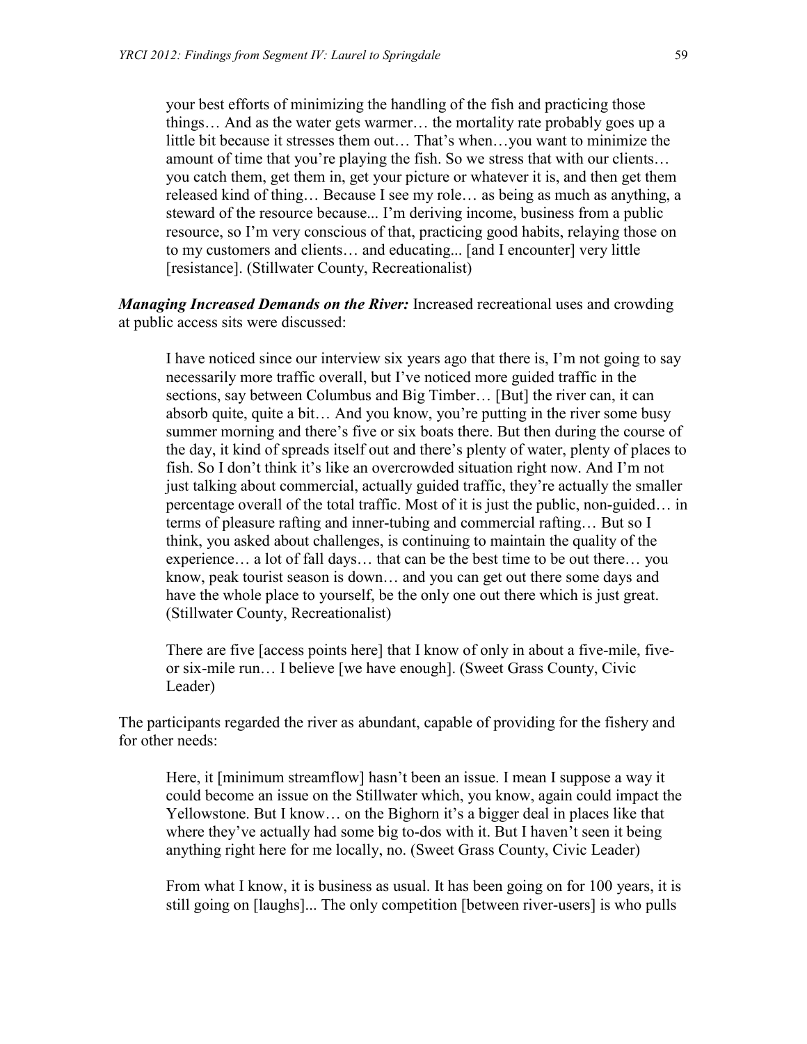> your best efforts of minimizing the handling of the fish and practicing those things… And as the water gets warmer… the mortality rate probably goes up a little bit because it stresses them out… That's when…you want to minimize the amount of time that you're playing the fish. So we stress that with our clients… you catch them, get them in, get your picture or whatever it is, and then get them released kind of thing… Because I see my role… as being as much as anything, a steward of the resource because... I'm deriving income, business from a public resource, so I'm very conscious of that, practicing good habits, relaying those on to my customers and clients… and educating... [and I encounter] very little [resistance]. (Stillwater County, Recreationalist)

***Managing Increased Demands on the River:*** Increased recreational uses and crowding at public access sits were discussed:

> I have noticed since our interview six years ago that there is, I'm not going to say necessarily more traffic overall, but I've noticed more guided traffic in the sections, say between Columbus and Big Timber… [But] the river can, it can absorb quite, quite a bit… And you know, you're putting in the river some busy summer morning and there's five or six boats there. But then during the course of the day, it kind of spreads itself out and there's plenty of water, plenty of places to fish. So I don't think it's like an overcrowded situation right now. And I'm not just talking about commercial, actually guided traffic, they're actually the smaller percentage overall of the total traffic. Most of it is just the public, non-guided… in terms of pleasure rafting and inner-tubing and commercial rafting… But so I think, you asked about challenges, is continuing to maintain the quality of the experience… a lot of fall days… that can be the best time to be out there… you know, peak tourist season is down… and you can get out there some days and have the whole place to yourself, be the only one out there which is just great. (Stillwater County, Recreationalist)

> There are five [access points here] that I know of only in about a five-mile, five- or six-mile run… I believe [we have enough]. (Sweet Grass County, Civic Leader)

The participants regarded the river as abundant, capable of providing for the fishery and for other needs:

> Here, it [minimum streamflow] hasn't been an issue. I mean I suppose a way it could become an issue on the Stillwater which, you know, again could impact the Yellowstone. But I know… on the Bighorn it's a bigger deal in places like that where they've actually had some big to-dos with it. But I haven't seen it being anything right here for me locally, no. (Sweet Grass County, Civic Leader)

> From what I know, it is business as usual. It has been going on for 100 years, it is still going on [laughs]... The only competition [between river-users] is who pulls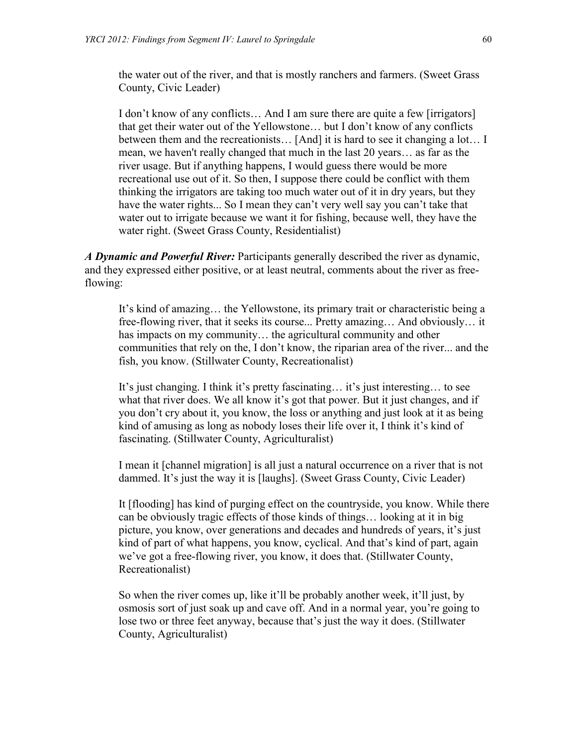> the water out of the river, and that is mostly ranchers and farmers. (Sweet Grass County, Civic Leader)

> I don't know of any conflicts… And I am sure there are quite a few [irrigators] that get their water out of the Yellowstone… but I don't know of any conflicts between them and the recreationists… [And] it is hard to see it changing a lot… I mean, we haven't really changed that much in the last 20 years… as far as the river usage. But if anything happens, I would guess there would be more recreational use out of it. So then, I suppose there could be conflict with them thinking the irrigators are taking too much water out of it in dry years, but they have the water rights... So I mean they can't very well say you can't take that water out to irrigate because we want it for fishing, because well, they have the water right. (Sweet Grass County, Residentialist)

***A Dynamic and Powerful River:*** Participants generally described the river as dynamic, and they expressed either positive, or at least neutral, comments about the river as free-flowing:

> It's kind of amazing… the Yellowstone, its primary trait or characteristic being a free-flowing river, that it seeks its course... Pretty amazing… And obviously… it has impacts on my community… the agricultural community and other communities that rely on the, I don't know, the riparian area of the river... and the fish, you know. (Stillwater County, Recreationalist)

> It's just changing. I think it's pretty fascinating… it's just interesting… to see what that river does. We all know it's got that power. But it just changes, and if you don't cry about it, you know, the loss or anything and just look at it as being kind of amusing as long as nobody loses their life over it, I think it's kind of fascinating. (Stillwater County, Agriculturalist)

> I mean it [channel migration] is all just a natural occurrence on a river that is not dammed. It's just the way it is [laughs]. (Sweet Grass County, Civic Leader)

> It [flooding] has kind of purging effect on the countryside, you know. While there can be obviously tragic effects of those kinds of things… looking at it in big picture, you know, over generations and decades and hundreds of years, it's just kind of part of what happens, you know, cyclical. And that's kind of part, again we've got a free-flowing river, you know, it does that. (Stillwater County, Recreationalist)

> So when the river comes up, like it'll be probably another week, it'll just, by osmosis sort of just soak up and cave off. And in a normal year, you're going to lose two or three feet anyway, because that's just the way it does. (Stillwater County, Agriculturalist)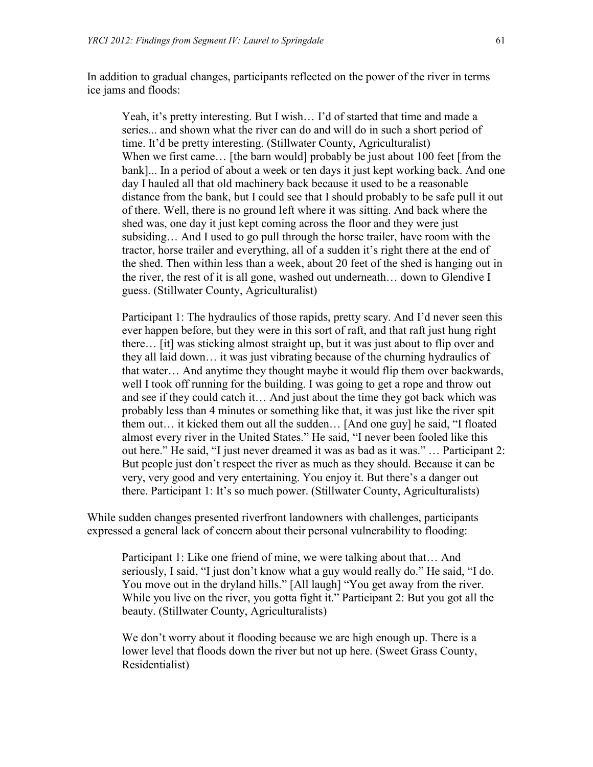In addition to gradual changes, participants reflected on the power of the river in terms ice jams and floods:

> Yeah, it's pretty interesting. But I wish… I'd of started that time and made a series... and shown what the river can do and will do in such a short period of time. It'd be pretty interesting. (Stillwater County, Agriculturalist)
> When we first came… [the barn would] probably be just about 100 feet [from the bank]... In a period of about a week or ten days it just kept working back. And one day I hauled all that old machinery back because it used to be a reasonable distance from the bank, but I could see that I should probably to be safe pull it out of there. Well, there is no ground left where it was sitting. And back where the shed was, one day it just kept coming across the floor and they were just subsiding… And I used to go pull through the horse trailer, have room with the tractor, horse trailer and everything, all of a sudden it's right there at the end of the shed. Then within less than a week, about 20 feet of the shed is hanging out in the river, the rest of it is all gone, washed out underneath… down to Glendive I guess. (Stillwater County, Agriculturalist)

> Participant 1: The hydraulics of those rapids, pretty scary. And I'd never seen this ever happen before, but they were in this sort of raft, and that raft just hung right there… [it] was sticking almost straight up, but it was just about to flip over and they all laid down… it was just vibrating because of the churning hydraulics of that water… And anytime they thought maybe it would flip them over backwards, well I took off running for the building. I was going to get a rope and throw out and see if they could catch it… And just about the time they got back which was probably less than 4 minutes or something like that, it was just like the river spit them out… it kicked them out all the sudden… [And one guy] he said, "I floated almost every river in the United States." He said, "I never been fooled like this out here." He said, "I just never dreamed it was as bad as it was." … Participant 2: But people just don't respect the river as much as they should. Because it can be very, very good and very entertaining. You enjoy it. But there's a danger out there. Participant 1: It's so much power. (Stillwater County, Agriculturalists)

While sudden changes presented riverfront landowners with challenges, participants expressed a general lack of concern about their personal vulnerability to flooding:

> Participant 1: Like one friend of mine, we were talking about that… And seriously, I said, "I just don't know what a guy would really do." He said, "I do. You move out in the dryland hills." [All laugh] "You get away from the river. While you live on the river, you gotta fight it." Participant 2: But you got all the beauty. (Stillwater County, Agriculturalists)

> We don't worry about it flooding because we are high enough up. There is a lower level that floods down the river but not up here. (Sweet Grass County, Residentialist)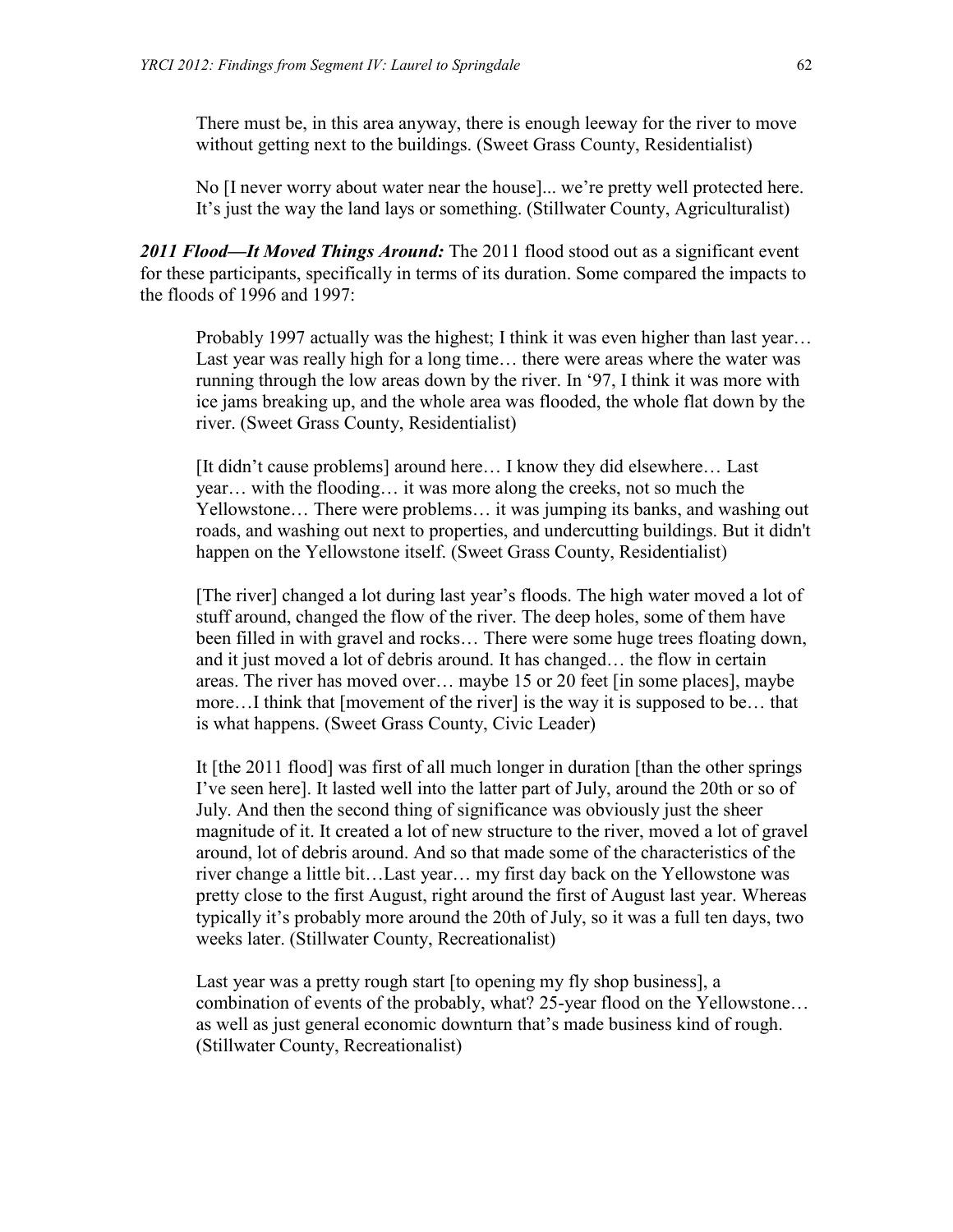> There must be, in this area anyway, there is enough leeway for the river to move without getting next to the buildings. (Sweet Grass County, Residentialist)

> No [I never worry about water near the house]... we're pretty well protected here. It's just the way the land lays or something. (Stillwater County, Agriculturalist)

***2011 Flood—It Moved Things Around:*** The 2011 flood stood out as a significant event for these participants, specifically in terms of its duration. Some compared the impacts to the floods of 1996 and 1997:

> Probably 1997 actually was the highest; I think it was even higher than last year… Last year was really high for a long time… there were areas where the water was running through the low areas down by the river. In '97, I think it was more with ice jams breaking up, and the whole area was flooded, the whole flat down by the river. (Sweet Grass County, Residentialist)

> [It didn't cause problems] around here… I know they did elsewhere… Last year… with the flooding… it was more along the creeks, not so much the Yellowstone… There were problems… it was jumping its banks, and washing out roads, and washing out next to properties, and undercutting buildings. But it didn't happen on the Yellowstone itself. (Sweet Grass County, Residentialist)

> [The river] changed a lot during last year's floods. The high water moved a lot of stuff around, changed the flow of the river. The deep holes, some of them have been filled in with gravel and rocks… There were some huge trees floating down, and it just moved a lot of debris around. It has changed… the flow in certain areas. The river has moved over… maybe 15 or 20 feet [in some places], maybe more…I think that [movement of the river] is the way it is supposed to be… that is what happens. (Sweet Grass County, Civic Leader)

> It [the 2011 flood] was first of all much longer in duration [than the other springs I've seen here]. It lasted well into the latter part of July, around the 20th or so of July. And then the second thing of significance was obviously just the sheer magnitude of it. It created a lot of new structure to the river, moved a lot of gravel around, lot of debris around. And so that made some of the characteristics of the river change a little bit…Last year… my first day back on the Yellowstone was pretty close to the first August, right around the first of August last year. Whereas typically it's probably more around the 20th of July, so it was a full ten days, two weeks later. (Stillwater County, Recreationalist)

> Last year was a pretty rough start [to opening my fly shop business], a combination of events of the probably, what? 25-year flood on the Yellowstone… as well as just general economic downturn that's made business kind of rough. (Stillwater County, Recreationalist)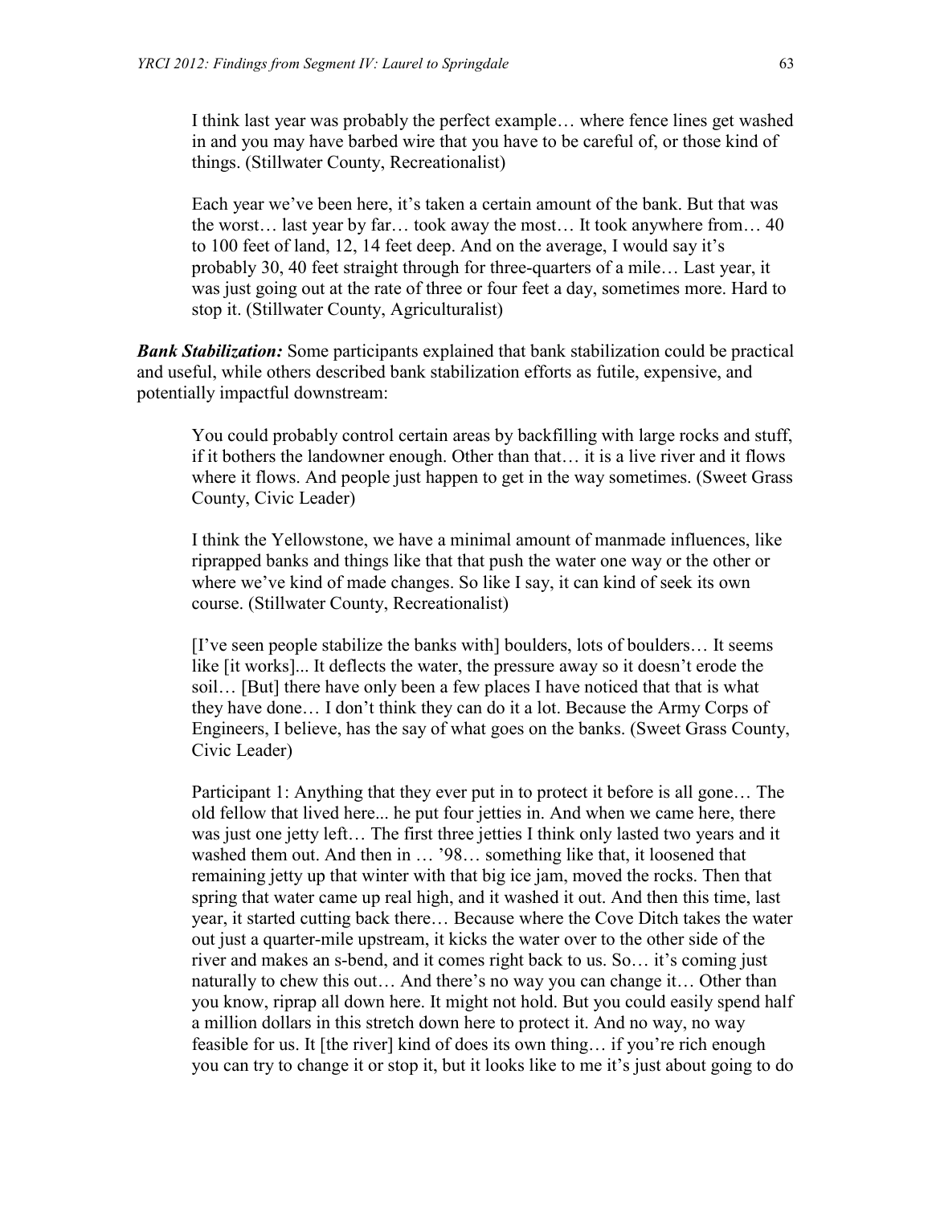> I think last year was probably the perfect example… where fence lines get washed in and you may have barbed wire that you have to be careful of, or those kind of things. (Stillwater County, Recreationalist)

> Each year we've been here, it's taken a certain amount of the bank. But that was the worst… last year by far… took away the most… It took anywhere from… 40 to 100 feet of land, 12, 14 feet deep. And on the average, I would say it's probably 30, 40 feet straight through for three-quarters of a mile… Last year, it was just going out at the rate of three or four feet a day, sometimes more. Hard to stop it. (Stillwater County, Agriculturalist)

***Bank Stabilization:*** Some participants explained that bank stabilization could be practical and useful, while others described bank stabilization efforts as futile, expensive, and potentially impactful downstream:

> You could probably control certain areas by backfilling with large rocks and stuff, if it bothers the landowner enough. Other than that… it is a live river and it flows where it flows. And people just happen to get in the way sometimes. (Sweet Grass County, Civic Leader)

> I think the Yellowstone, we have a minimal amount of manmade influences, like riprapped banks and things like that that push the water one way or the other or where we've kind of made changes. So like I say, it can kind of seek its own course. (Stillwater County, Recreationalist)

> [I've seen people stabilize the banks with] boulders, lots of boulders… It seems like [it works]... It deflects the water, the pressure away so it doesn't erode the soil… [But] there have only been a few places I have noticed that that is what they have done… I don't think they can do it a lot. Because the Army Corps of Engineers, I believe, has the say of what goes on the banks. (Sweet Grass County, Civic Leader)

> Participant 1: Anything that they ever put in to protect it before is all gone… The old fellow that lived here... he put four jetties in. And when we came here, there was just one jetty left… The first three jetties I think only lasted two years and it washed them out. And then in … '98… something like that, it loosened that remaining jetty up that winter with that big ice jam, moved the rocks. Then that spring that water came up real high, and it washed it out. And then this time, last year, it started cutting back there… Because where the Cove Ditch takes the water out just a quarter-mile upstream, it kicks the water over to the other side of the river and makes an s-bend, and it comes right back to us. So… it's coming just naturally to chew this out… And there's no way you can change it… Other than you know, riprap all down here. It might not hold. But you could easily spend half a million dollars in this stretch down here to protect it. And no way, no way feasible for us. It [the river] kind of does its own thing… if you're rich enough you can try to change it or stop it, but it looks like to me it's just about going to do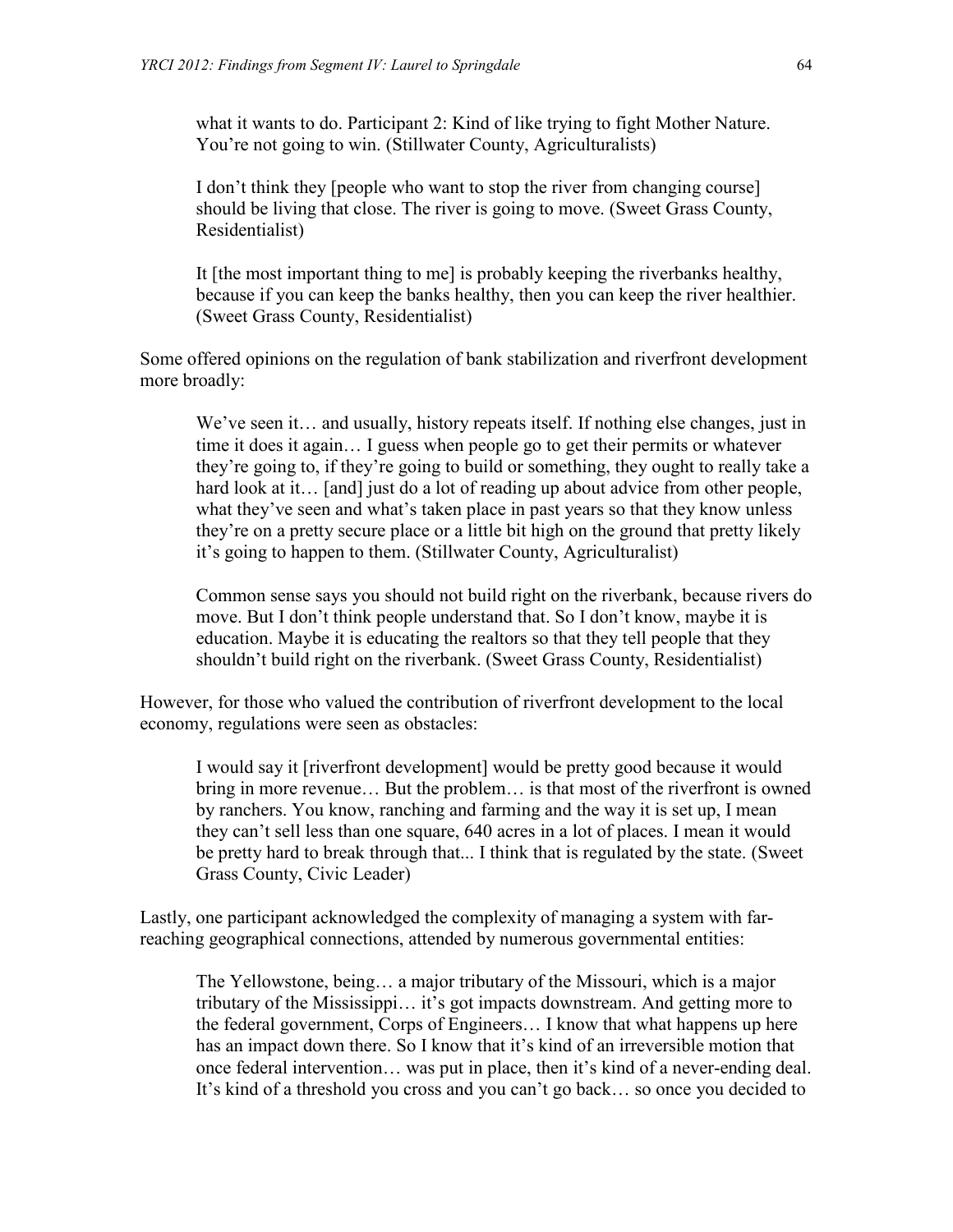> what it wants to do. Participant 2: Kind of like trying to fight Mother Nature. You're not going to win. (Stillwater County, Agriculturalists)

> I don't think they [people who want to stop the river from changing course] should be living that close. The river is going to move. (Sweet Grass County, Residentialist)

> It [the most important thing to me] is probably keeping the riverbanks healthy, because if you can keep the banks healthy, then you can keep the river healthier. (Sweet Grass County, Residentialist)

Some offered opinions on the regulation of bank stabilization and riverfront development more broadly:

> We've seen it… and usually, history repeats itself. If nothing else changes, just in time it does it again… I guess when people go to get their permits or whatever they're going to, if they're going to build or something, they ought to really take a hard look at it… [and] just do a lot of reading up about advice from other people, what they've seen and what's taken place in past years so that they know unless they're on a pretty secure place or a little bit high on the ground that pretty likely it's going to happen to them. (Stillwater County, Agriculturalist)

> Common sense says you should not build right on the riverbank, because rivers do move. But I don't think people understand that. So I don't know, maybe it is education. Maybe it is educating the realtors so that they tell people that they shouldn't build right on the riverbank. (Sweet Grass County, Residentialist)

However, for those who valued the contribution of riverfront development to the local economy, regulations were seen as obstacles:

> I would say it [riverfront development] would be pretty good because it would bring in more revenue… But the problem… is that most of the riverfront is owned by ranchers. You know, ranching and farming and the way it is set up, I mean they can't sell less than one square, 640 acres in a lot of places. I mean it would be pretty hard to break through that... I think that is regulated by the state. (Sweet Grass County, Civic Leader)

Lastly, one participant acknowledged the complexity of managing a system with far-reaching geographical connections, attended by numerous governmental entities:

> The Yellowstone, being… a major tributary of the Missouri, which is a major tributary of the Mississippi… it's got impacts downstream. And getting more to the federal government, Corps of Engineers… I know that what happens up here has an impact down there. So I know that it's kind of an irreversible motion that once federal intervention… was put in place, then it's kind of a never-ending deal. It's kind of a threshold you cross and you can't go back… so once you decided to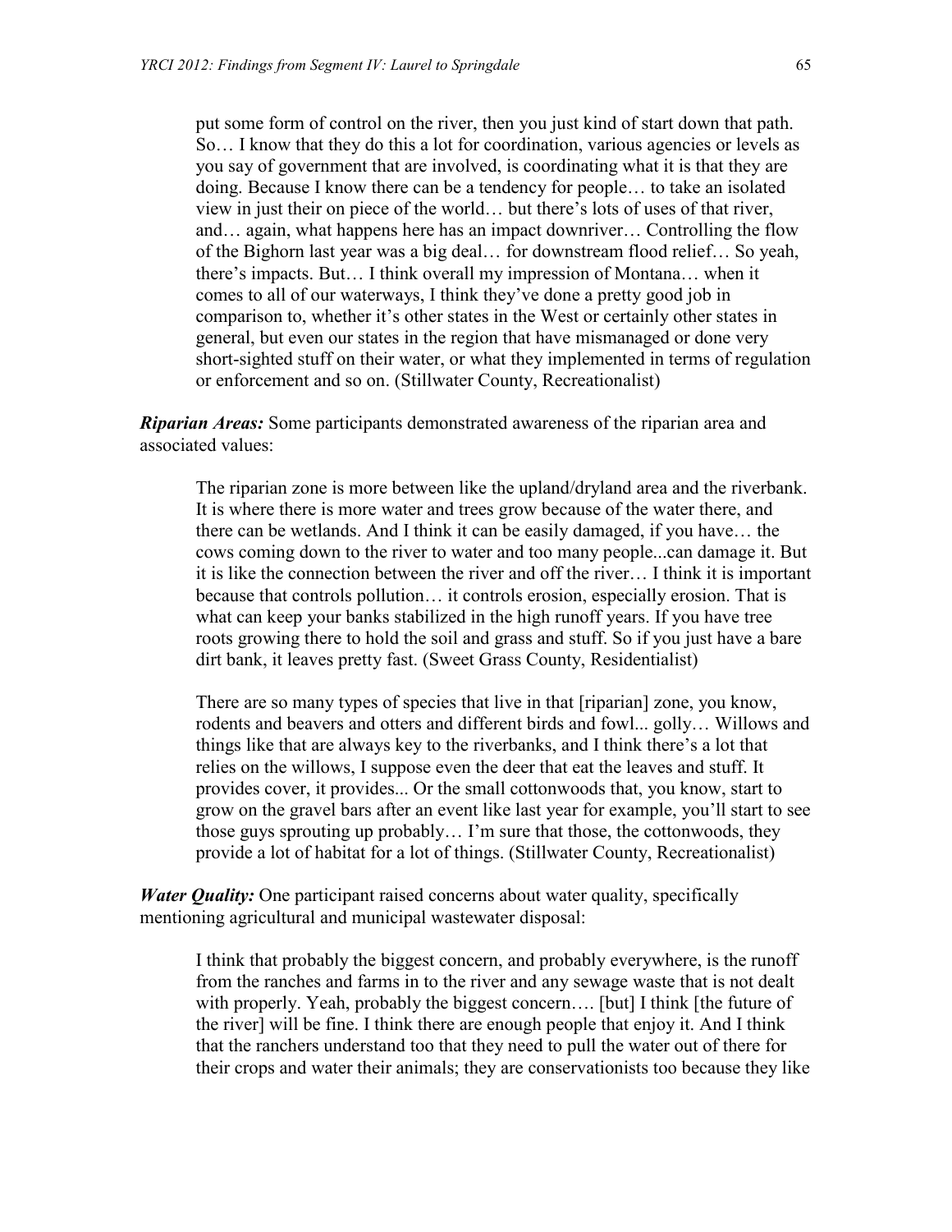> put some form of control on the river, then you just kind of start down that path. So… I know that they do this a lot for coordination, various agencies or levels as you say of government that are involved, is coordinating what it is that they are doing. Because I know there can be a tendency for people… to take an isolated view in just their on piece of the world… but there's lots of uses of that river, and… again, what happens here has an impact downriver… Controlling the flow of the Bighorn last year was a big deal… for downstream flood relief… So yeah, there's impacts. But… I think overall my impression of Montana… when it comes to all of our waterways, I think they've done a pretty good job in comparison to, whether it's other states in the West or certainly other states in general, but even our states in the region that have mismanaged or done very short-sighted stuff on their water, or what they implemented in terms of regulation or enforcement and so on. (Stillwater County, Recreationalist)

***Riparian Areas:*** Some participants demonstrated awareness of the riparian area and associated values:

> The riparian zone is more between like the upland/dryland area and the riverbank. It is where there is more water and trees grow because of the water there, and there can be wetlands. And I think it can be easily damaged, if you have… the cows coming down to the river to water and too many people...can damage it. But it is like the connection between the river and off the river… I think it is important because that controls pollution… it controls erosion, especially erosion. That is what can keep your banks stabilized in the high runoff years. If you have tree roots growing there to hold the soil and grass and stuff. So if you just have a bare dirt bank, it leaves pretty fast. (Sweet Grass County, Residentialist)

> There are so many types of species that live in that [riparian] zone, you know, rodents and beavers and otters and different birds and fowl... golly… Willows and things like that are always key to the riverbanks, and I think there's a lot that relies on the willows, I suppose even the deer that eat the leaves and stuff. It provides cover, it provides... Or the small cottonwoods that, you know, start to grow on the gravel bars after an event like last year for example, you'll start to see those guys sprouting up probably… I'm sure that those, the cottonwoods, they provide a lot of habitat for a lot of things. (Stillwater County, Recreationalist)

***Water Quality:*** One participant raised concerns about water quality, specifically mentioning agricultural and municipal wastewater disposal:

> I think that probably the biggest concern, and probably everywhere, is the runoff from the ranches and farms in to the river and any sewage waste that is not dealt with properly. Yeah, probably the biggest concern…. [but] I think [the future of the river] will be fine. I think there are enough people that enjoy it. And I think that the ranchers understand too that they need to pull the water out of there for their crops and water their animals; they are conservationists too because they like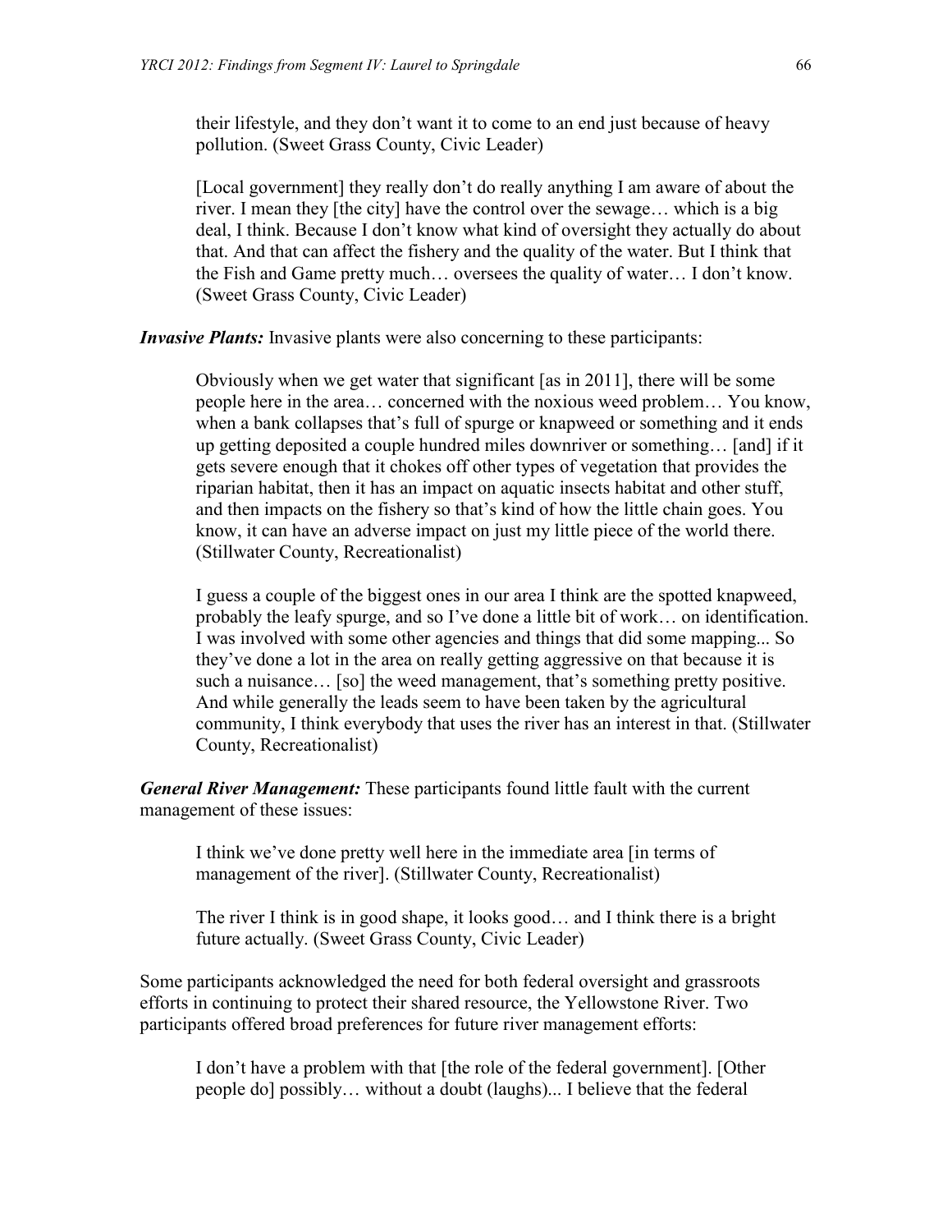> their lifestyle, and they don't want it to come to an end just because of heavy pollution. (Sweet Grass County, Civic Leader)

> [Local government] they really don't do really anything I am aware of about the river. I mean they [the city] have the control over the sewage… which is a big deal, I think. Because I don't know what kind of oversight they actually do about that. And that can affect the fishery and the quality of the water. But I think that the Fish and Game pretty much… oversees the quality of water… I don't know. (Sweet Grass County, Civic Leader)

***Invasive Plants:*** Invasive plants were also concerning to these participants:

> Obviously when we get water that significant [as in 2011], there will be some people here in the area… concerned with the noxious weed problem… You know, when a bank collapses that's full of spurge or knapweed or something and it ends up getting deposited a couple hundred miles downriver or something… [and] if it gets severe enough that it chokes off other types of vegetation that provides the riparian habitat, then it has an impact on aquatic insects habitat and other stuff, and then impacts on the fishery so that's kind of how the little chain goes. You know, it can have an adverse impact on just my little piece of the world there. (Stillwater County, Recreationalist)

> I guess a couple of the biggest ones in our area I think are the spotted knapweed, probably the leafy spurge, and so I've done a little bit of work… on identification. I was involved with some other agencies and things that did some mapping... So they've done a lot in the area on really getting aggressive on that because it is such a nuisance… [so] the weed management, that's something pretty positive. And while generally the leads seem to have been taken by the agricultural community, I think everybody that uses the river has an interest in that. (Stillwater County, Recreationalist)

***General River Management:*** These participants found little fault with the current management of these issues:

> I think we've done pretty well here in the immediate area [in terms of management of the river]. (Stillwater County, Recreationalist)

> The river I think is in good shape, it looks good… and I think there is a bright future actually. (Sweet Grass County, Civic Leader)

Some participants acknowledged the need for both federal oversight and grassroots efforts in continuing to protect their shared resource, the Yellowstone River. Two participants offered broad preferences for future river management efforts:

> I don't have a problem with that [the role of the federal government]. [Other people do] possibly… without a doubt (laughs)... I believe that the federal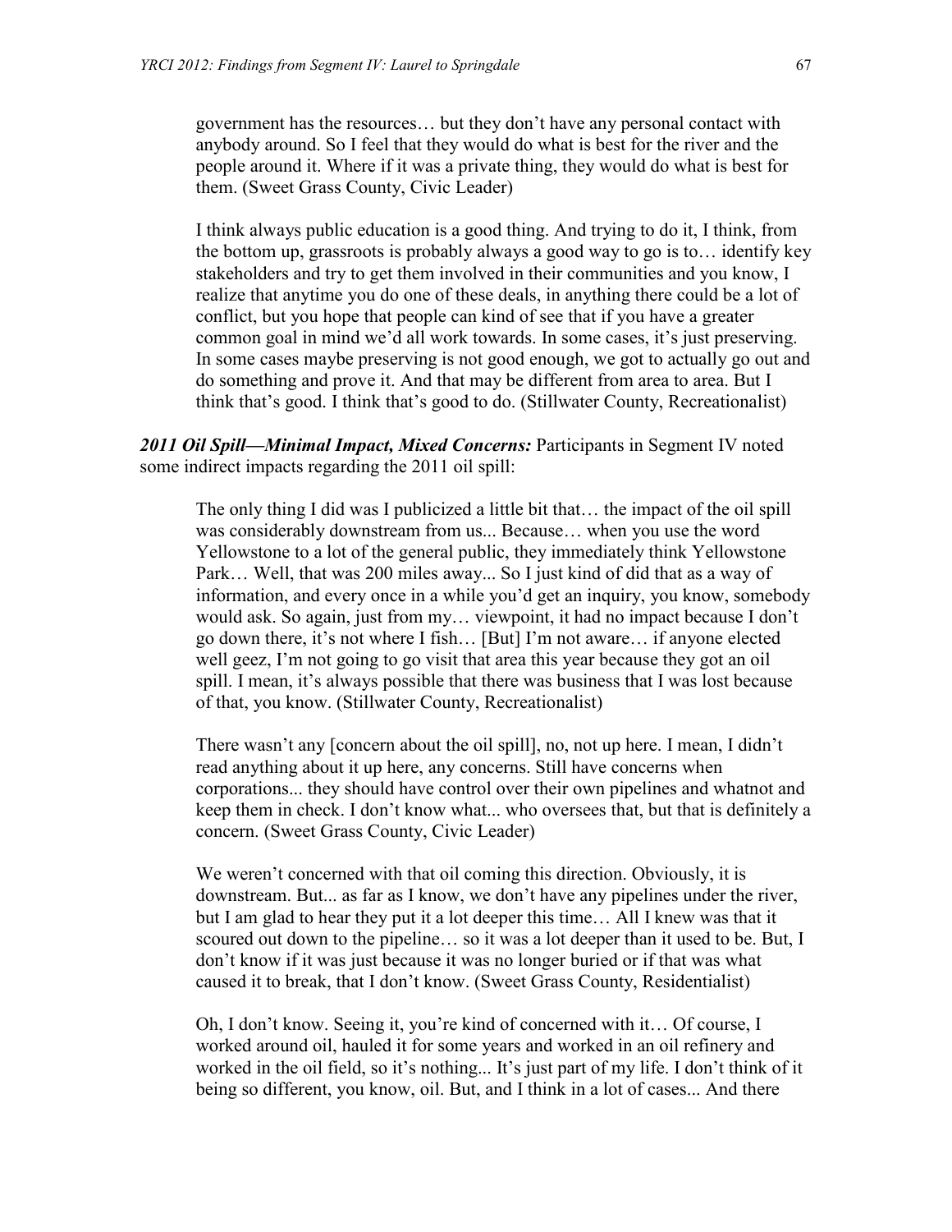government has the resources… but they don't have any personal contact with anybody around. So I feel that they would do what is best for the river and the people around it. Where if it was a private thing, they would do what is best for them. (Sweet Grass County, Civic Leader)

> I think always public education is a good thing. And trying to do it, I think, from the bottom up, grassroots is probably always a good way to go is to… identify key stakeholders and try to get them involved in their communities and you know, I realize that anytime you do one of these deals, in anything there could be a lot of conflict, but you hope that people can kind of see that if you have a greater common goal in mind we'd all work towards. In some cases, it's just preserving. In some cases maybe preserving is not good enough, we got to actually go out and do something and prove it. And that may be different from area to area. But I think that's good. I think that's good to do. (Stillwater County, Recreationalist)

***2011 Oil Spill—Minimal Impact, Mixed Concerns:*** Participants in Segment IV noted some indirect impacts regarding the 2011 oil spill:

> The only thing I did was I publicized a little bit that… the impact of the oil spill was considerably downstream from us... Because… when you use the word Yellowstone to a lot of the general public, they immediately think Yellowstone Park… Well, that was 200 miles away... So I just kind of did that as a way of information, and every once in a while you'd get an inquiry, you know, somebody would ask. So again, just from my… viewpoint, it had no impact because I don't go down there, it's not where I fish… [But] I'm not aware… if anyone elected well geez, I'm not going to go visit that area this year because they got an oil spill. I mean, it's always possible that there was business that I was lost because of that, you know. (Stillwater County, Recreationalist)

> There wasn't any [concern about the oil spill], no, not up here. I mean, I didn't read anything about it up here, any concerns. Still have concerns when corporations... they should have control over their own pipelines and whatnot and keep them in check. I don't know what... who oversees that, but that is definitely a concern. (Sweet Grass County, Civic Leader)

> We weren't concerned with that oil coming this direction. Obviously, it is downstream. But... as far as I know, we don't have any pipelines under the river, but I am glad to hear they put it a lot deeper this time… All I knew was that it scoured out down to the pipeline… so it was a lot deeper than it used to be. But, I don't know if it was just because it was no longer buried or if that was what caused it to break, that I don't know. (Sweet Grass County, Residentialist)

> Oh, I don't know. Seeing it, you're kind of concerned with it… Of course, I worked around oil, hauled it for some years and worked in an oil refinery and worked in the oil field, so it's nothing... It's just part of my life. I don't think of it being so different, you know, oil. But, and I think in a lot of cases... And there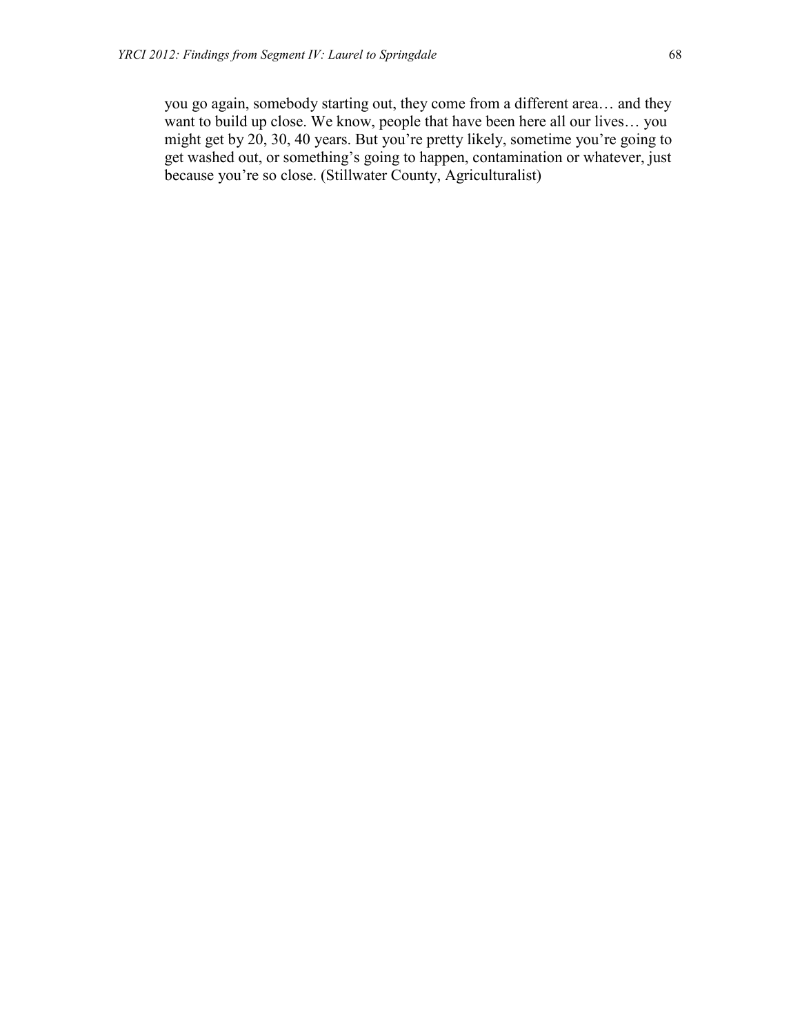> you go again, somebody starting out, they come from a different area… and they want to build up close. We know, people that have been here all our lives… you might get by 20, 30, 40 years. But you're pretty likely, sometime you're going to get washed out, or something's going to happen, contamination or whatever, just because you're so close. (Stillwater County, Agriculturalist)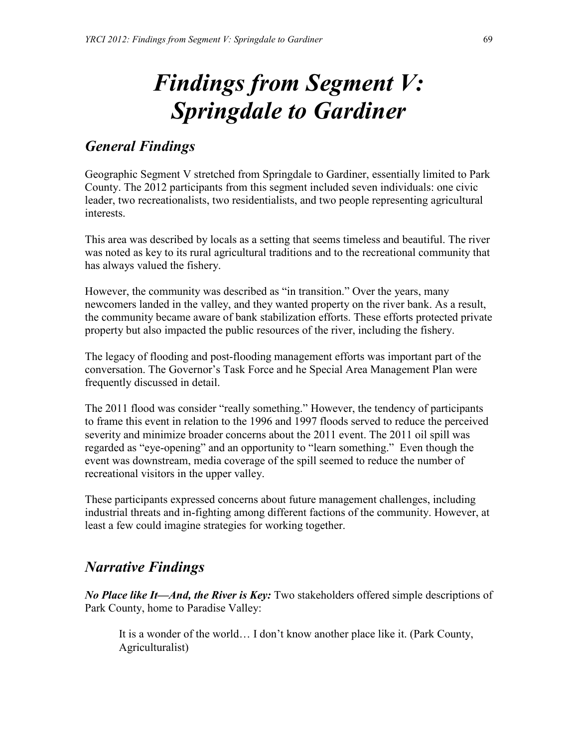# *Findings from Segment V: Springdale to Gardiner*

## *General Findings*

Geographic Segment V stretched from Springdale to Gardiner, essentially limited to Park County. The 2012 participants from this segment included seven individuals: one civic leader, two recreationalists, two residentialists, and two people representing agricultural interests.

This area was described by locals as a setting that seems timeless and beautiful. The river was noted as key to its rural agricultural traditions and to the recreational community that has always valued the fishery.

However, the community was described as "in transition." Over the years, many newcomers landed in the valley, and they wanted property on the river bank. As a result, the community became aware of bank stabilization efforts. These efforts protected private property but also impacted the public resources of the river, including the fishery.

The legacy of flooding and post-flooding management efforts was important part of the conversation. The Governor's Task Force and he Special Area Management Plan were frequently discussed in detail.

The 2011 flood was consider "really something." However, the tendency of participants to frame this event in relation to the 1996 and 1997 floods served to reduce the perceived severity and minimize broader concerns about the 2011 event. The 2011 oil spill was regarded as "eye-opening" and an opportunity to "learn something." Even though the event was downstream, media coverage of the spill seemed to reduce the number of recreational visitors in the upper valley.

These participants expressed concerns about future management challenges, including industrial threats and in-fighting among different factions of the community. However, at least a few could imagine strategies for working together.

## *Narrative Findings*

***No Place like It—And, the River is Key:*** Two stakeholders offered simple descriptions of Park County, home to Paradise Valley:

> It is a wonder of the world… I don't know another place like it. (Park County, Agriculturalist)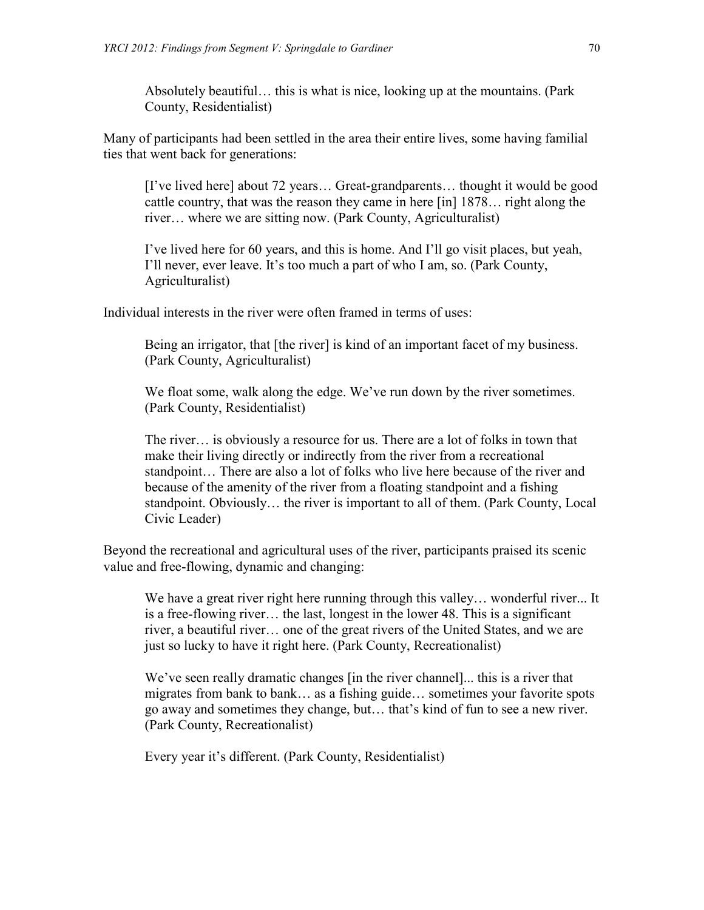> Absolutely beautiful… this is what is nice, looking up at the mountains. (Park County, Residentialist)

Many of participants had been settled in the area their entire lives, some having familial ties that went back for generations:

> [I've lived here] about 72 years… Great-grandparents… thought it would be good cattle country, that was the reason they came in here [in] 1878… right along the river… where we are sitting now. (Park County, Agriculturalist)

> I've lived here for 60 years, and this is home. And I'll go visit places, but yeah, I'll never, ever leave. It's too much a part of who I am, so. (Park County, Agriculturalist)

Individual interests in the river were often framed in terms of uses:

> Being an irrigator, that [the river] is kind of an important facet of my business. (Park County, Agriculturalist)

> We float some, walk along the edge. We've run down by the river sometimes. (Park County, Residentialist)

> The river… is obviously a resource for us. There are a lot of folks in town that make their living directly or indirectly from the river from a recreational standpoint… There are also a lot of folks who live here because of the river and because of the amenity of the river from a floating standpoint and a fishing standpoint. Obviously… the river is important to all of them. (Park County, Local Civic Leader)

Beyond the recreational and agricultural uses of the river, participants praised its scenic value and free-flowing, dynamic and changing:

> We have a great river right here running through this valley… wonderful river... It is a free-flowing river… the last, longest in the lower 48. This is a significant river, a beautiful river… one of the great rivers of the United States, and we are just so lucky to have it right here. (Park County, Recreationalist)

> We've seen really dramatic changes [in the river channel]... this is a river that migrates from bank to bank… as a fishing guide… sometimes your favorite spots go away and sometimes they change, but… that's kind of fun to see a new river. (Park County, Recreationalist)

> Every year it's different. (Park County, Residentialist)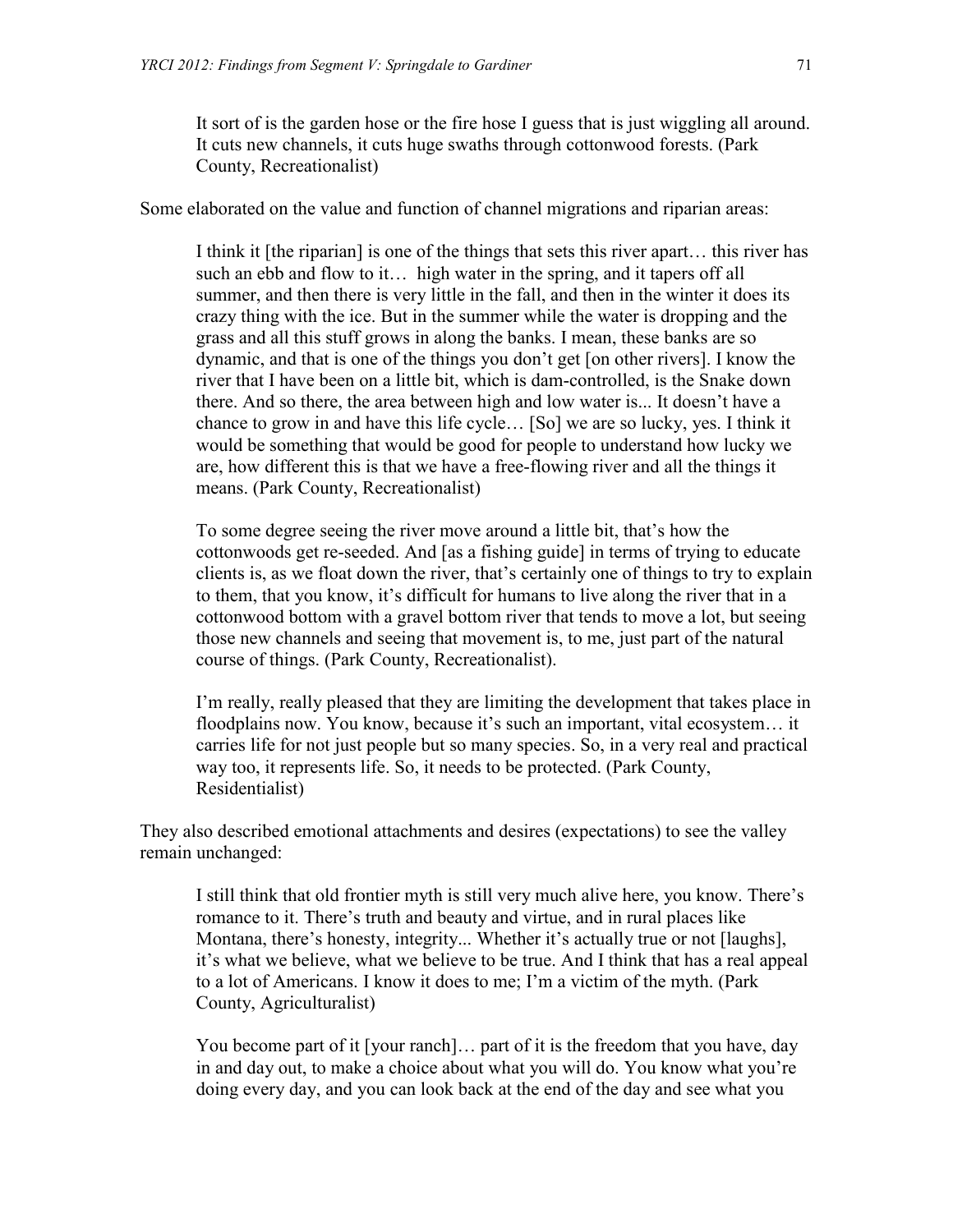> It sort of is the garden hose or the fire hose I guess that is just wiggling all around. It cuts new channels, it cuts huge swaths through cottonwood forests. (Park County, Recreationalist)

Some elaborated on the value and function of channel migrations and riparian areas:

> I think it [the riparian] is one of the things that sets this river apart… this river has such an ebb and flow to it… high water in the spring, and it tapers off all summer, and then there is very little in the fall, and then in the winter it does its crazy thing with the ice. But in the summer while the water is dropping and the grass and all this stuff grows in along the banks. I mean, these banks are so dynamic, and that is one of the things you don't get [on other rivers]. I know the river that I have been on a little bit, which is dam-controlled, is the Snake down there. And so there, the area between high and low water is... It doesn't have a chance to grow in and have this life cycle… [So] we are so lucky, yes. I think it would be something that would be good for people to understand how lucky we are, how different this is that we have a free-flowing river and all the things it means. (Park County, Recreationalist)

> To some degree seeing the river move around a little bit, that's how the cottonwoods get re-seeded. And [as a fishing guide] in terms of trying to educate clients is, as we float down the river, that's certainly one of things to try to explain to them, that you know, it's difficult for humans to live along the river that in a cottonwood bottom with a gravel bottom river that tends to move a lot, but seeing those new channels and seeing that movement is, to me, just part of the natural course of things. (Park County, Recreationalist).

> I'm really, really pleased that they are limiting the development that takes place in floodplains now. You know, because it's such an important, vital ecosystem… it carries life for not just people but so many species. So, in a very real and practical way too, it represents life. So, it needs to be protected. (Park County, Residentialist)

They also described emotional attachments and desires (expectations) to see the valley remain unchanged:

> I still think that old frontier myth is still very much alive here, you know. There's romance to it. There's truth and beauty and virtue, and in rural places like Montana, there's honesty, integrity... Whether it's actually true or not [laughs], it's what we believe, what we believe to be true. And I think that has a real appeal to a lot of Americans. I know it does to me; I'm a victim of the myth. (Park County, Agriculturalist)

> You become part of it [your ranch]… part of it is the freedom that you have, day in and day out, to make a choice about what you will do. You know what you're doing every day, and you can look back at the end of the day and see what you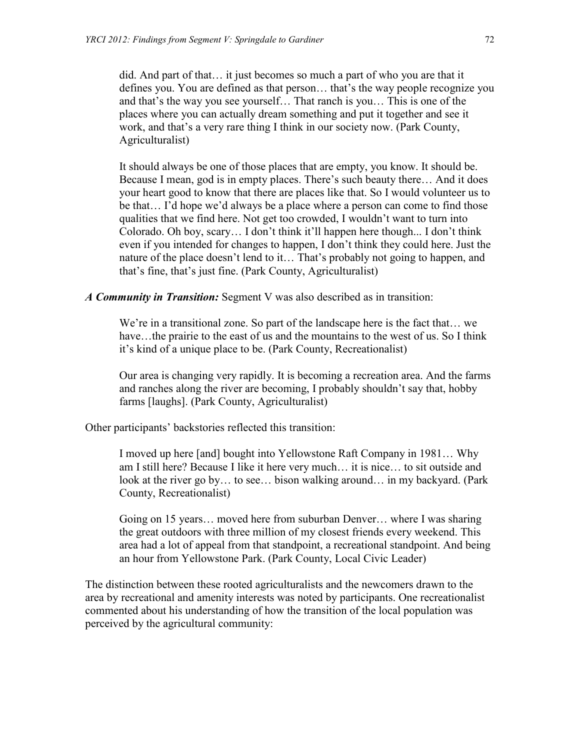> did. And part of that… it just becomes so much a part of who you are that it defines you. You are defined as that person… that's the way people recognize you and that's the way you see yourself… That ranch is you… This is one of the places where you can actually dream something and put it together and see it work, and that's a very rare thing I think in our society now. (Park County, Agriculturalist)

> It should always be one of those places that are empty, you know. It should be. Because I mean, god is in empty places. There's such beauty there… And it does your heart good to know that there are places like that. So I would volunteer us to be that… I'd hope we'd always be a place where a person can come to find those qualities that we find here. Not get too crowded, I wouldn't want to turn into Colorado. Oh boy, scary… I don't think it'll happen here though... I don't think even if you intended for changes to happen, I don't think they could here. Just the nature of the place doesn't lend to it… That's probably not going to happen, and that's fine, that's just fine. (Park County, Agriculturalist)

***A Community in Transition:*** Segment V was also described as in transition:

> We're in a transitional zone. So part of the landscape here is the fact that… we have…the prairie to the east of us and the mountains to the west of us. So I think it's kind of a unique place to be. (Park County, Recreationalist)

> Our area is changing very rapidly. It is becoming a recreation area. And the farms and ranches along the river are becoming, I probably shouldn't say that, hobby farms [laughs]. (Park County, Agriculturalist)

Other participants' backstories reflected this transition:

> I moved up here [and] bought into Yellowstone Raft Company in 1981… Why am I still here? Because I like it here very much… it is nice… to sit outside and look at the river go by… to see… bison walking around… in my backyard. (Park County, Recreationalist)

> Going on 15 years… moved here from suburban Denver… where I was sharing the great outdoors with three million of my closest friends every weekend. This area had a lot of appeal from that standpoint, a recreational standpoint. And being an hour from Yellowstone Park. (Park County, Local Civic Leader)

The distinction between these rooted agriculturalists and the newcomers drawn to the area by recreational and amenity interests was noted by participants. One recreationalist commented about his understanding of how the transition of the local population was perceived by the agricultural community: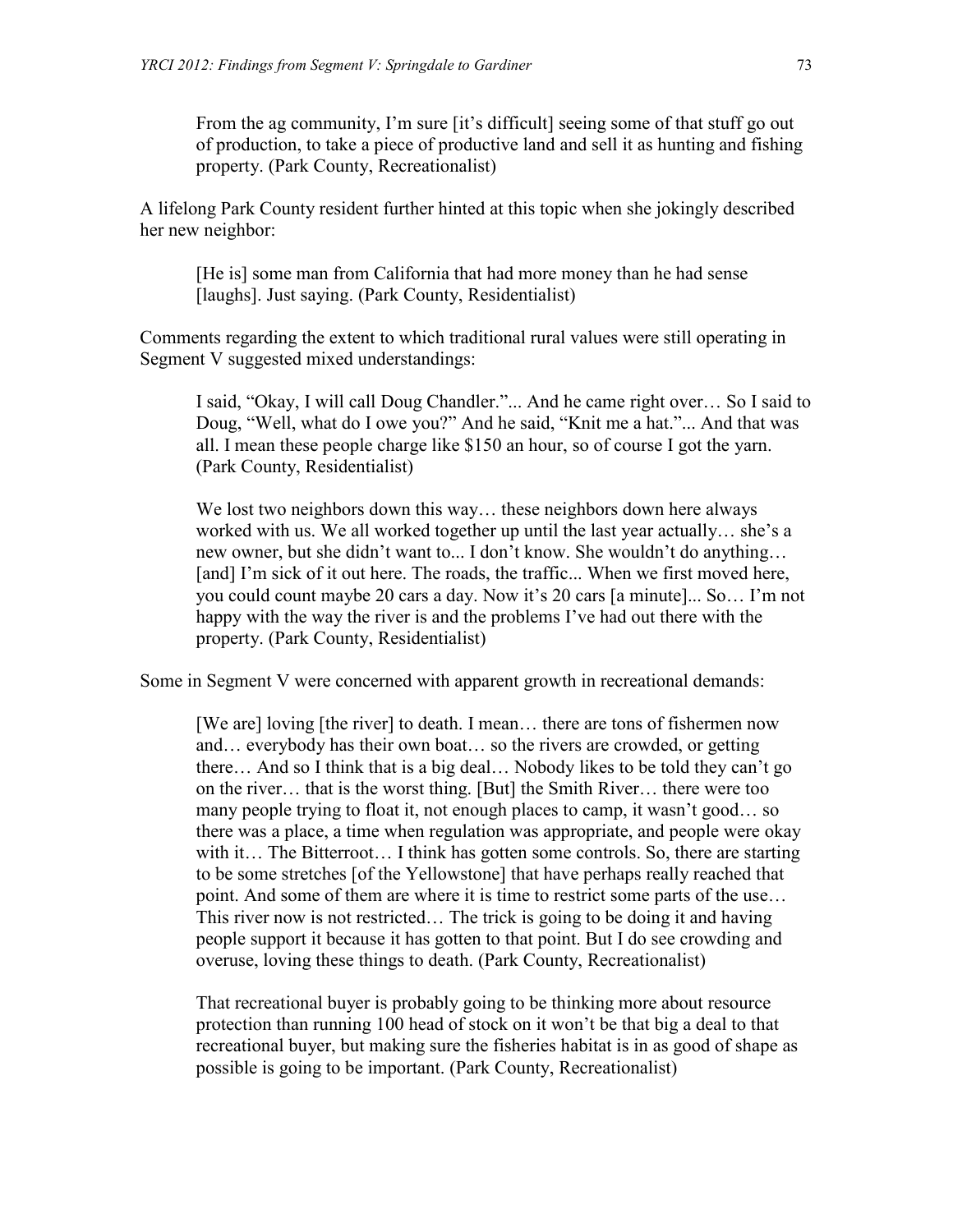> From the ag community, I'm sure [it's difficult] seeing some of that stuff go out of production, to take a piece of productive land and sell it as hunting and fishing property. (Park County, Recreationalist)

A lifelong Park County resident further hinted at this topic when she jokingly described her new neighbor:

> [He is] some man from California that had more money than he had sense [laughs]. Just saying. (Park County, Residentialist)

Comments regarding the extent to which traditional rural values were still operating in Segment V suggested mixed understandings:

> I said, "Okay, I will call Doug Chandler."... And he came right over… So I said to Doug, "Well, what do I owe you?" And he said, "Knit me a hat."... And that was all. I mean these people charge like $150 an hour, so of course I got the yarn. (Park County, Residentialist)

> We lost two neighbors down this way… these neighbors down here always worked with us. We all worked together up until the last year actually… she's a new owner, but she didn't want to... I don't know. She wouldn't do anything… [and] I'm sick of it out here. The roads, the traffic... When we first moved here, you could count maybe 20 cars a day. Now it's 20 cars [a minute]... So… I'm not happy with the way the river is and the problems I've had out there with the property. (Park County, Residentialist)

Some in Segment V were concerned with apparent growth in recreational demands:

> [We are] loving [the river] to death. I mean… there are tons of fishermen now and… everybody has their own boat… so the rivers are crowded, or getting there… And so I think that is a big deal… Nobody likes to be told they can't go on the river… that is the worst thing. [But] the Smith River… there were too many people trying to float it, not enough places to camp, it wasn't good… so there was a place, a time when regulation was appropriate, and people were okay with it… The Bitterroot… I think has gotten some controls. So, there are starting to be some stretches [of the Yellowstone] that have perhaps really reached that point. And some of them are where it is time to restrict some parts of the use… This river now is not restricted… The trick is going to be doing it and having people support it because it has gotten to that point. But I do see crowding and overuse, loving these things to death. (Park County, Recreationalist)

> That recreational buyer is probably going to be thinking more about resource protection than running 100 head of stock on it won't be that big a deal to that recreational buyer, but making sure the fisheries habitat is in as good of shape as possible is going to be important. (Park County, Recreationalist)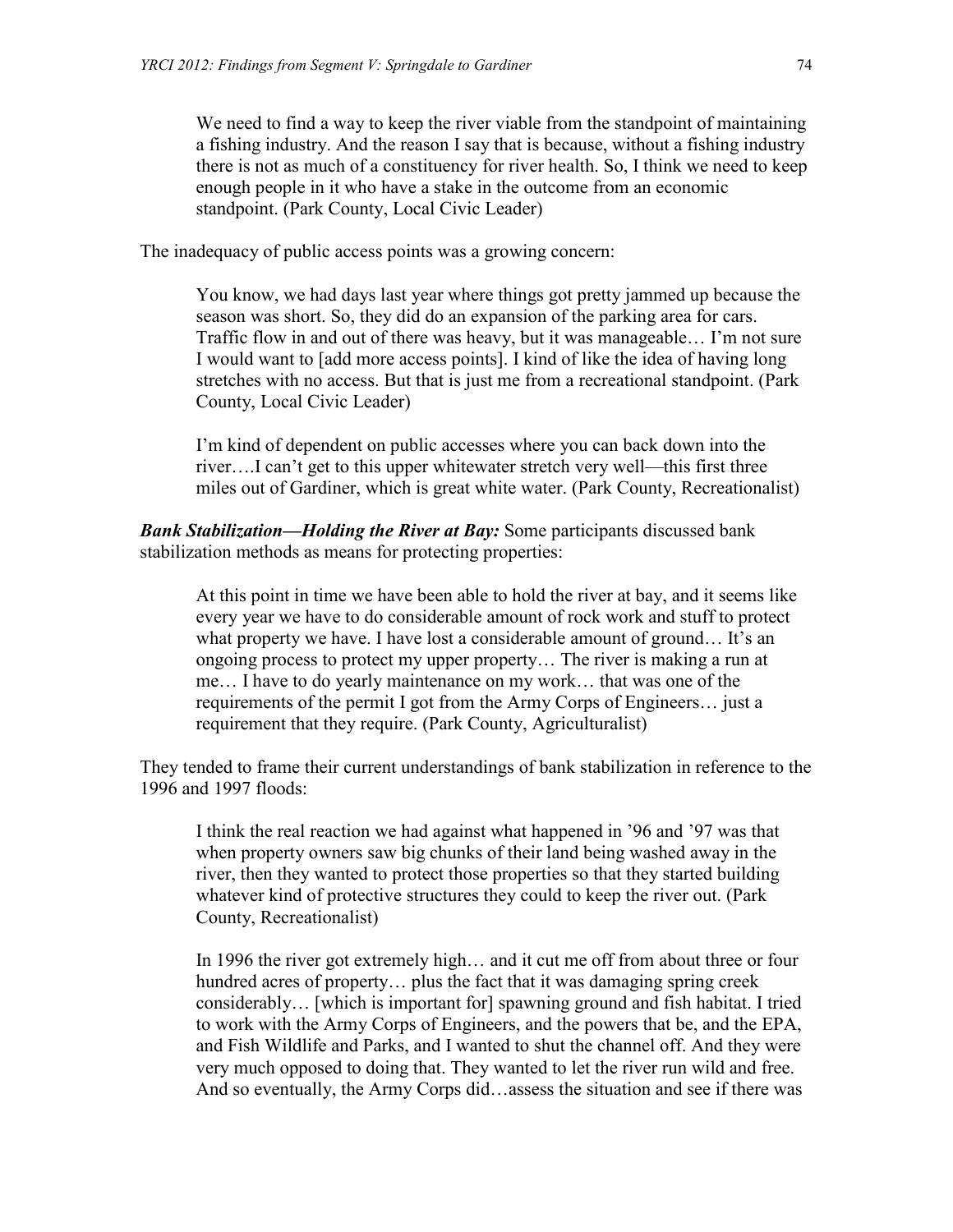> We need to find a way to keep the river viable from the standpoint of maintaining a fishing industry. And the reason I say that is because, without a fishing industry there is not as much of a constituency for river health. So, I think we need to keep enough people in it who have a stake in the outcome from an economic standpoint. (Park County, Local Civic Leader)

The inadequacy of public access points was a growing concern:

> You know, we had days last year where things got pretty jammed up because the season was short. So, they did do an expansion of the parking area for cars. Traffic flow in and out of there was heavy, but it was manageable… I'm not sure I would want to [add more access points]. I kind of like the idea of having long stretches with no access. But that is just me from a recreational standpoint. (Park County, Local Civic Leader)

> I'm kind of dependent on public accesses where you can back down into the river….I can't get to this upper whitewater stretch very well—this first three miles out of Gardiner, which is great white water. (Park County, Recreationalist)

***Bank Stabilization—Holding the River at Bay:*** Some participants discussed bank stabilization methods as means for protecting properties:

> At this point in time we have been able to hold the river at bay, and it seems like every year we have to do considerable amount of rock work and stuff to protect what property we have. I have lost a considerable amount of ground… It's an ongoing process to protect my upper property… The river is making a run at me… I have to do yearly maintenance on my work… that was one of the requirements of the permit I got from the Army Corps of Engineers… just a requirement that they require. (Park County, Agriculturalist)

They tended to frame their current understandings of bank stabilization in reference to the 1996 and 1997 floods:

> I think the real reaction we had against what happened in '96 and '97 was that when property owners saw big chunks of their land being washed away in the river, then they wanted to protect those properties so that they started building whatever kind of protective structures they could to keep the river out. (Park County, Recreationalist)

> In 1996 the river got extremely high… and it cut me off from about three or four hundred acres of property… plus the fact that it was damaging spring creek considerably… [which is important for] spawning ground and fish habitat. I tried to work with the Army Corps of Engineers, and the powers that be, and the EPA, and Fish Wildlife and Parks, and I wanted to shut the channel off. And they were very much opposed to doing that. They wanted to let the river run wild and free. And so eventually, the Army Corps did…assess the situation and see if there was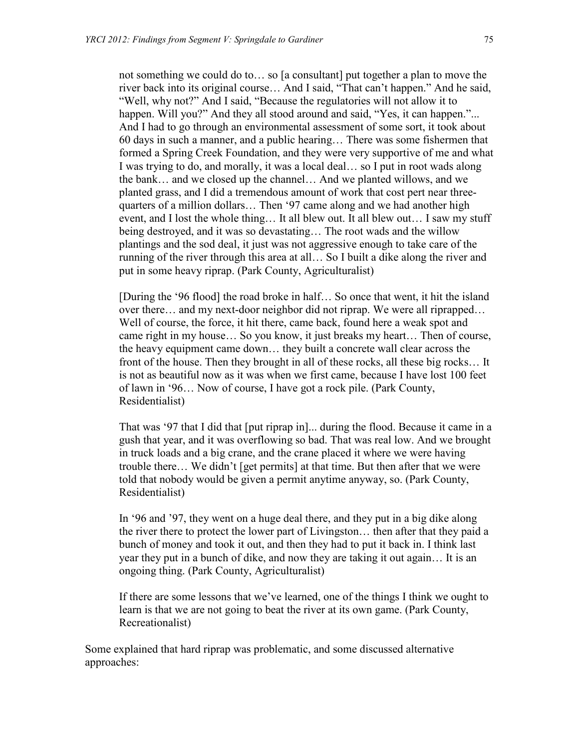> not something we could do to… so [a consultant] put together a plan to move the river back into its original course… And I said, "That can't happen." And he said, "Well, why not?" And I said, "Because the regulatories will not allow it to happen. Will you?" And they all stood around and said, "Yes, it can happen."... And I had to go through an environmental assessment of some sort, it took about 60 days in such a manner, and a public hearing… There was some fishermen that formed a Spring Creek Foundation, and they were very supportive of me and what I was trying to do, and morally, it was a local deal… so I put in root wads along the bank… and we closed up the channel… And we planted willows, and we planted grass, and I did a tremendous amount of work that cost pert near three-quarters of a million dollars… Then '97 came along and we had another high event, and I lost the whole thing… It all blew out. It all blew out… I saw my stuff being destroyed, and it was so devastating… The root wads and the willow plantings and the sod deal, it just was not aggressive enough to take care of the running of the river through this area at all… So I built a dike along the river and put in some heavy riprap. (Park County, Agriculturalist)

> [During the '96 flood] the road broke in half… So once that went, it hit the island over there… and my next-door neighbor did not riprap. We were all riprapped… Well of course, the force, it hit there, came back, found here a weak spot and came right in my house… So you know, it just breaks my heart… Then of course, the heavy equipment came down… they built a concrete wall clear across the front of the house. Then they brought in all of these rocks, all these big rocks… It is not as beautiful now as it was when we first came, because I have lost 100 feet of lawn in '96… Now of course, I have got a rock pile. (Park County, Residentialist)

> That was '97 that I did that [put riprap in]... during the flood. Because it came in a gush that year, and it was overflowing so bad. That was real low. And we brought in truck loads and a big crane, and the crane placed it where we were having trouble there… We didn't [get permits] at that time. But then after that we were told that nobody would be given a permit anytime anyway, so. (Park County, Residentialist)

> In '96 and '97, they went on a huge deal there, and they put in a big dike along the river there to protect the lower part of Livingston… then after that they paid a bunch of money and took it out, and then they had to put it back in. I think last year they put in a bunch of dike, and now they are taking it out again… It is an ongoing thing. (Park County, Agriculturalist)

> If there are some lessons that we've learned, one of the things I think we ought to learn is that we are not going to beat the river at its own game. (Park County, Recreationalist)

Some explained that hard riprap was problematic, and some discussed alternative approaches: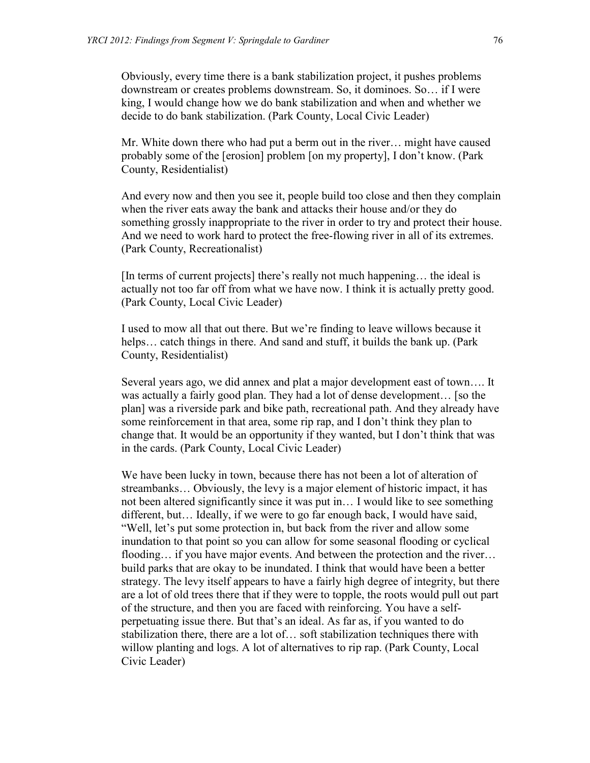Obviously, every time there is a bank stabilization project, it pushes problems downstream or creates problems downstream. So, it dominoes. So… if I were king, I would change how we do bank stabilization and when and whether we decide to do bank stabilization. (Park County, Local Civic Leader)

Mr. White down there who had put a berm out in the river… might have caused probably some of the [erosion] problem [on my property], I don't know. (Park County, Residentialist)

And every now and then you see it, people build too close and then they complain when the river eats away the bank and attacks their house and/or they do something grossly inappropriate to the river in order to try and protect their house. And we need to work hard to protect the free-flowing river in all of its extremes. (Park County, Recreationalist)

[In terms of current projects] there's really not much happening… the ideal is actually not too far off from what we have now. I think it is actually pretty good. (Park County, Local Civic Leader)

I used to mow all that out there. But we're finding to leave willows because it helps… catch things in there. And sand and stuff, it builds the bank up. (Park County, Residentialist)

Several years ago, we did annex and plat a major development east of town…. It was actually a fairly good plan. They had a lot of dense development… [so the plan] was a riverside park and bike path, recreational path. And they already have some reinforcement in that area, some rip rap, and I don't think they plan to change that. It would be an opportunity if they wanted, but I don't think that was in the cards. (Park County, Local Civic Leader)

We have been lucky in town, because there has not been a lot of alteration of streambanks… Obviously, the levy is a major element of historic impact, it has not been altered significantly since it was put in… I would like to see something different, but… Ideally, if we were to go far enough back, I would have said, "Well, let's put some protection in, but back from the river and allow some inundation to that point so you can allow for some seasonal flooding or cyclical flooding… if you have major events. And between the protection and the river… build parks that are okay to be inundated. I think that would have been a better strategy. The levy itself appears to have a fairly high degree of integrity, but there are a lot of old trees there that if they were to topple, the roots would pull out part of the structure, and then you are faced with reinforcing. You have a self-perpetuating issue there. But that's an ideal. As far as, if you wanted to do stabilization there, there are a lot of… soft stabilization techniques there with willow planting and logs. A lot of alternatives to rip rap. (Park County, Local Civic Leader)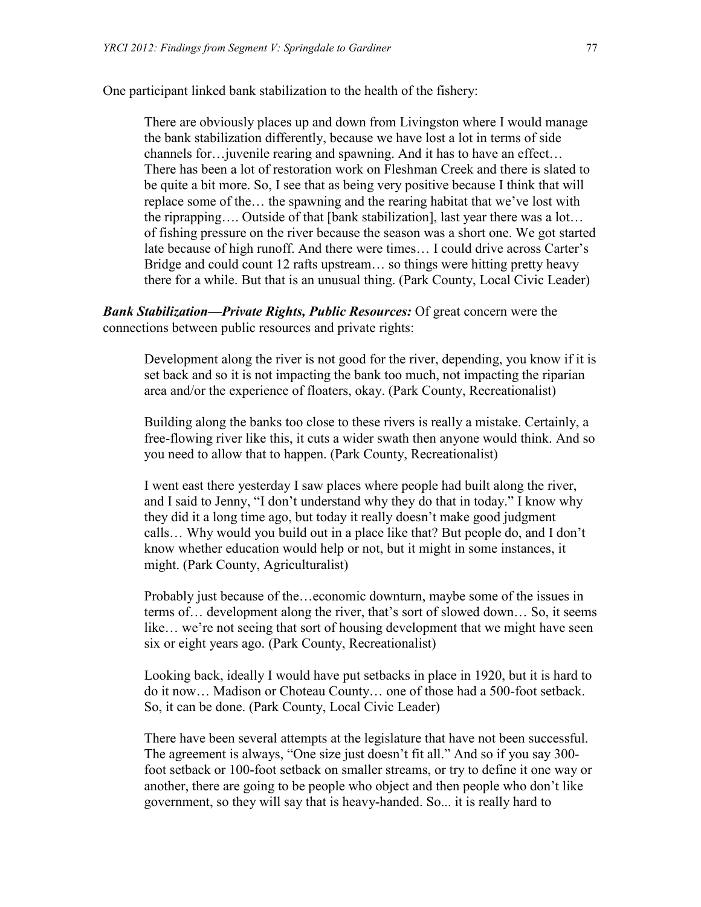One participant linked bank stabilization to the health of the fishery:

> There are obviously places up and down from Livingston where I would manage the bank stabilization differently, because we have lost a lot in terms of side channels for…juvenile rearing and spawning. And it has to have an effect… There has been a lot of restoration work on Fleshman Creek and there is slated to be quite a bit more. So, I see that as being very positive because I think that will replace some of the… the spawning and the rearing habitat that we've lost with the riprapping…. Outside of that [bank stabilization], last year there was a lot… of fishing pressure on the river because the season was a short one. We got started late because of high runoff. And there were times… I could drive across Carter's Bridge and could count 12 rafts upstream… so things were hitting pretty heavy there for a while. But that is an unusual thing. (Park County, Local Civic Leader)

***Bank Stabilization—Private Rights, Public Resources:*** Of great concern were the connections between public resources and private rights:

> Development along the river is not good for the river, depending, you know if it is set back and so it is not impacting the bank too much, not impacting the riparian area and/or the experience of floaters, okay. (Park County, Recreationalist)

> Building along the banks too close to these rivers is really a mistake. Certainly, a free-flowing river like this, it cuts a wider swath then anyone would think. And so you need to allow that to happen. (Park County, Recreationalist)

> I went east there yesterday I saw places where people had built along the river, and I said to Jenny, "I don't understand why they do that in today." I know why they did it a long time ago, but today it really doesn't make good judgment calls… Why would you build out in a place like that? But people do, and I don't know whether education would help or not, but it might in some instances, it might. (Park County, Agriculturalist)

> Probably just because of the…economic downturn, maybe some of the issues in terms of… development along the river, that's sort of slowed down… So, it seems like… we're not seeing that sort of housing development that we might have seen six or eight years ago. (Park County, Recreationalist)

> Looking back, ideally I would have put setbacks in place in 1920, but it is hard to do it now… Madison or Choteau County… one of those had a 500-foot setback. So, it can be done. (Park County, Local Civic Leader)

> There have been several attempts at the legislature that have not been successful. The agreement is always, "One size just doesn't fit all." And so if you say 300-foot setback or 100-foot setback on smaller streams, or try to define it one way or another, there are going to be people who object and then people who don't like government, so they will say that is heavy-handed. So... it is really hard to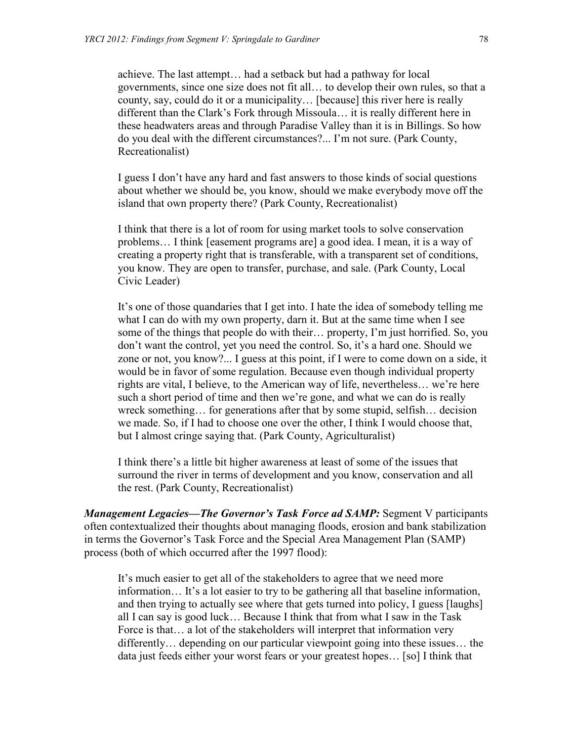achieve. The last attempt… had a setback but had a pathway for local governments, since one size does not fit all… to develop their own rules, so that a county, say, could do it or a municipality… [because] this river here is really different than the Clark's Fork through Missoula… it is really different here in these headwaters areas and through Paradise Valley than it is in Billings. So how do you deal with the different circumstances?... I'm not sure. (Park County, Recreationalist)

> I guess I don't have any hard and fast answers to those kinds of social questions about whether we should be, you know, should we make everybody move off the island that own property there? (Park County, Recreationalist)

> I think that there is a lot of room for using market tools to solve conservation problems… I think [easement programs are] a good idea. I mean, it is a way of creating a property right that is transferable, with a transparent set of conditions, you know. They are open to transfer, purchase, and sale. (Park County, Local Civic Leader)

> It's one of those quandaries that I get into. I hate the idea of somebody telling me what I can do with my own property, darn it. But at the same time when I see some of the things that people do with their… property, I'm just horrified. So, you don't want the control, yet you need the control. So, it's a hard one. Should we zone or not, you know?... I guess at this point, if I were to come down on a side, it would be in favor of some regulation. Because even though individual property rights are vital, I believe, to the American way of life, nevertheless… we're here such a short period of time and then we're gone, and what we can do is really wreck something… for generations after that by some stupid, selfish… decision we made. So, if I had to choose one over the other, I think I would choose that, but I almost cringe saying that. (Park County, Agriculturalist)

> I think there's a little bit higher awareness at least of some of the issues that surround the river in terms of development and you know, conservation and all the rest. (Park County, Recreationalist)

***Management Legacies—The Governor's Task Force ad SAMP:*** Segment V participants often contextualized their thoughts about managing floods, erosion and bank stabilization in terms the Governor's Task Force and the Special Area Management Plan (SAMP) process (both of which occurred after the 1997 flood):

> It's much easier to get all of the stakeholders to agree that we need more information… It's a lot easier to try to be gathering all that baseline information, and then trying to actually see where that gets turned into policy, I guess [laughs] all I can say is good luck… Because I think that from what I saw in the Task Force is that… a lot of the stakeholders will interpret that information very differently… depending on our particular viewpoint going into these issues… the data just feeds either your worst fears or your greatest hopes… [so] I think that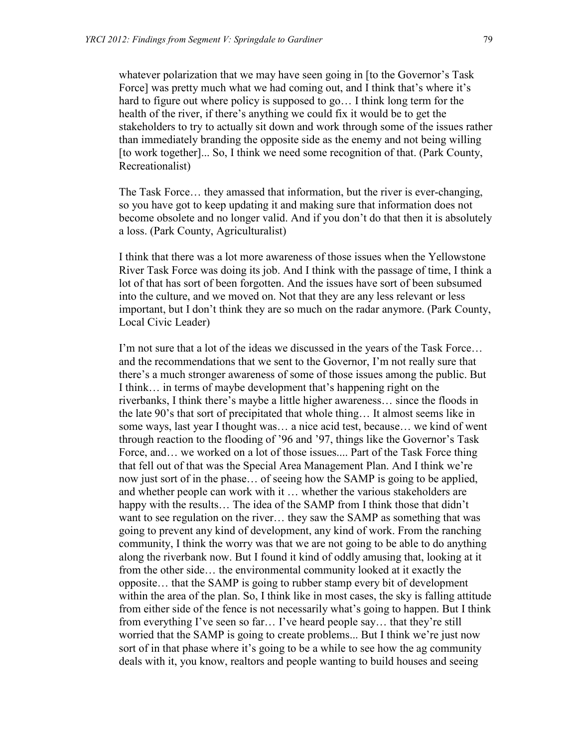whatever polarization that we may have seen going in [to the Governor's Task Force] was pretty much what we had coming out, and I think that's where it's hard to figure out where policy is supposed to go… I think long term for the health of the river, if there's anything we could fix it would be to get the stakeholders to try to actually sit down and work through some of the issues rather than immediately branding the opposite side as the enemy and not being willing [to work together]... So, I think we need some recognition of that. (Park County, Recreationalist)

The Task Force… they amassed that information, but the river is ever-changing, so you have got to keep updating it and making sure that information does not become obsolete and no longer valid. And if you don't do that then it is absolutely a loss. (Park County, Agriculturalist)

I think that there was a lot more awareness of those issues when the Yellowstone River Task Force was doing its job. And I think with the passage of time, I think a lot of that has sort of been forgotten. And the issues have sort of been subsumed into the culture, and we moved on. Not that they are any less relevant or less important, but I don't think they are so much on the radar anymore. (Park County, Local Civic Leader)

I'm not sure that a lot of the ideas we discussed in the years of the Task Force… and the recommendations that we sent to the Governor, I'm not really sure that there's a much stronger awareness of some of those issues among the public. But I think… in terms of maybe development that's happening right on the riverbanks, I think there's maybe a little higher awareness… since the floods in the late 90's that sort of precipitated that whole thing… It almost seems like in some ways, last year I thought was… a nice acid test, because… we kind of went through reaction to the flooding of '96 and '97, things like the Governor's Task Force, and… we worked on a lot of those issues.... Part of the Task Force thing that fell out of that was the Special Area Management Plan. And I think we're now just sort of in the phase… of seeing how the SAMP is going to be applied, and whether people can work with it … whether the various stakeholders are happy with the results… The idea of the SAMP from I think those that didn't want to see regulation on the river… they saw the SAMP as something that was going to prevent any kind of development, any kind of work. From the ranching community, I think the worry was that we are not going to be able to do anything along the riverbank now. But I found it kind of oddly amusing that, looking at it from the other side… the environmental community looked at it exactly the opposite… that the SAMP is going to rubber stamp every bit of development within the area of the plan. So, I think like in most cases, the sky is falling attitude from either side of the fence is not necessarily what's going to happen. But I think from everything I've seen so far… I've heard people say… that they're still worried that the SAMP is going to create problems... But I think we're just now sort of in that phase where it's going to be a while to see how the ag community deals with it, you know, realtors and people wanting to build houses and seeing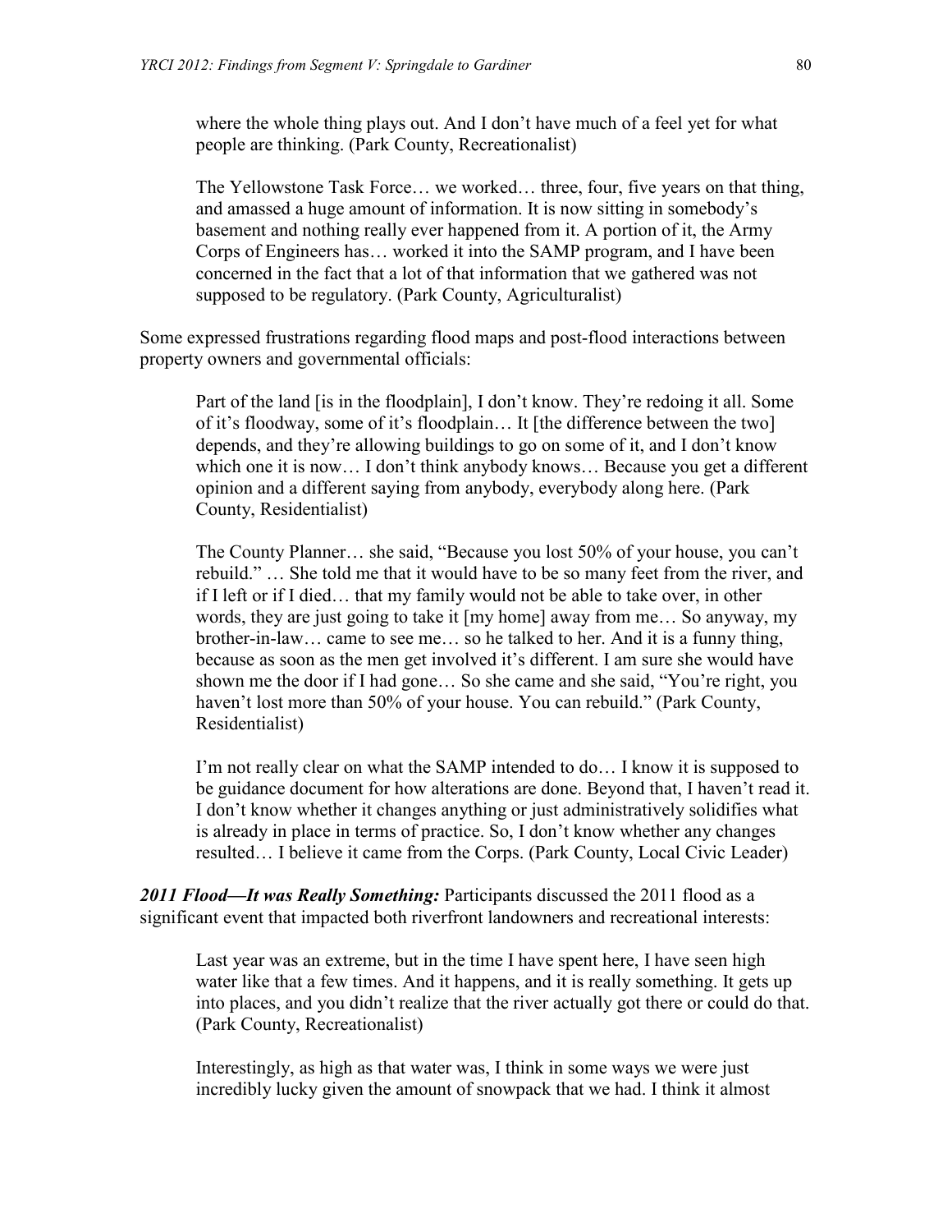> where the whole thing plays out. And I don't have much of a feel yet for what people are thinking. (Park County, Recreationalist)

> The Yellowstone Task Force… we worked… three, four, five years on that thing, and amassed a huge amount of information. It is now sitting in somebody's basement and nothing really ever happened from it. A portion of it, the Army Corps of Engineers has… worked it into the SAMP program, and I have been concerned in the fact that a lot of that information that we gathered was not supposed to be regulatory. (Park County, Agriculturalist)

Some expressed frustrations regarding flood maps and post-flood interactions between property owners and governmental officials:

> Part of the land [is in the floodplain], I don't know. They're redoing it all. Some of it's floodway, some of it's floodplain… It [the difference between the two] depends, and they're allowing buildings to go on some of it, and I don't know which one it is now… I don't think anybody knows… Because you get a different opinion and a different saying from anybody, everybody along here. (Park County, Residentialist)

> The County Planner… she said, "Because you lost 50% of your house, you can't rebuild." … She told me that it would have to be so many feet from the river, and if I left or if I died… that my family would not be able to take over, in other words, they are just going to take it [my home] away from me… So anyway, my brother-in-law… came to see me… so he talked to her. And it is a funny thing, because as soon as the men get involved it's different. I am sure she would have shown me the door if I had gone… So she came and she said, "You're right, you haven't lost more than 50% of your house. You can rebuild." (Park County, Residentialist)

> I'm not really clear on what the SAMP intended to do… I know it is supposed to be guidance document for how alterations are done. Beyond that, I haven't read it. I don't know whether it changes anything or just administratively solidifies what is already in place in terms of practice. So, I don't know whether any changes resulted… I believe it came from the Corps. (Park County, Local Civic Leader)

***2011 Flood—It was Really Something:*** Participants discussed the 2011 flood as a significant event that impacted both riverfront landowners and recreational interests:

> Last year was an extreme, but in the time I have spent here, I have seen high water like that a few times. And it happens, and it is really something. It gets up into places, and you didn't realize that the river actually got there or could do that. (Park County, Recreationalist)

> Interestingly, as high as that water was, I think in some ways we were just incredibly lucky given the amount of snowpack that we had. I think it almost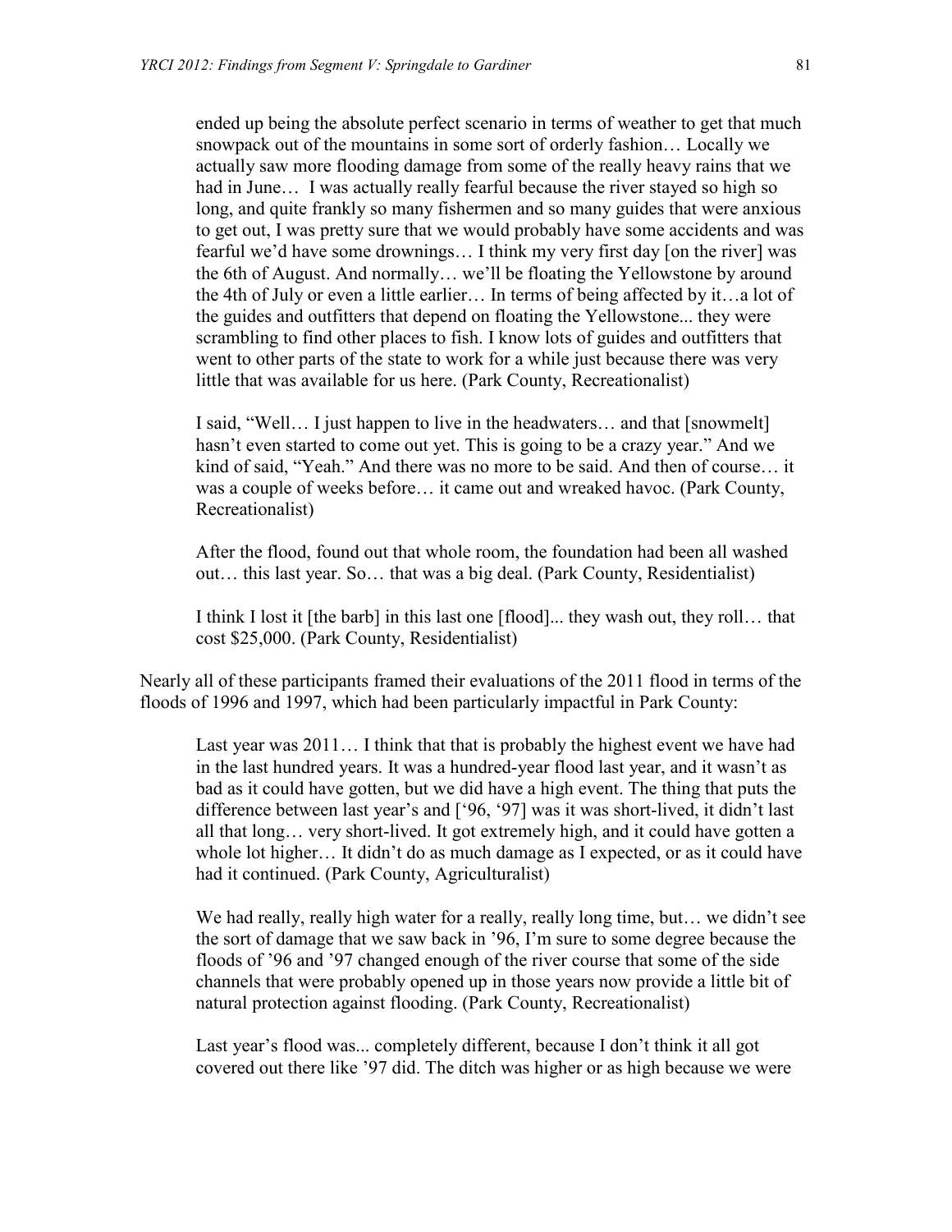> ended up being the absolute perfect scenario in terms of weather to get that much snowpack out of the mountains in some sort of orderly fashion… Locally we actually saw more flooding damage from some of the really heavy rains that we had in June… I was actually really fearful because the river stayed so high so long, and quite frankly so many fishermen and so many guides that were anxious to get out, I was pretty sure that we would probably have some accidents and was fearful we'd have some drownings… I think my very first day [on the river] was the 6th of August. And normally… we'll be floating the Yellowstone by around the 4th of July or even a little earlier… In terms of being affected by it…a lot of the guides and outfitters that depend on floating the Yellowstone... they were scrambling to find other places to fish. I know lots of guides and outfitters that went to other parts of the state to work for a while just because there was very little that was available for us here. (Park County, Recreationalist)

> I said, "Well… I just happen to live in the headwaters… and that [snowmelt] hasn't even started to come out yet. This is going to be a crazy year." And we kind of said, "Yeah." And there was no more to be said. And then of course… it was a couple of weeks before… it came out and wreaked havoc. (Park County, Recreationalist)

> After the flood, found out that whole room, the foundation had been all washed out… this last year. So… that was a big deal. (Park County, Residentialist)

> I think I lost it [the barb] in this last one [flood]... they wash out, they roll… that cost $25,000. (Park County, Residentialist)

Nearly all of these participants framed their evaluations of the 2011 flood in terms of the floods of 1996 and 1997, which had been particularly impactful in Park County:

> Last year was 2011… I think that that is probably the highest event we have had in the last hundred years. It was a hundred-year flood last year, and it wasn't as bad as it could have gotten, but we did have a high event. The thing that puts the difference between last year's and ['96, '97] was it was short-lived, it didn't last all that long… very short-lived. It got extremely high, and it could have gotten a whole lot higher… It didn't do as much damage as I expected, or as it could have had it continued. (Park County, Agriculturalist)

> We had really, really high water for a really, really long time, but… we didn't see the sort of damage that we saw back in '96, I'm sure to some degree because the floods of '96 and '97 changed enough of the river course that some of the side channels that were probably opened up in those years now provide a little bit of natural protection against flooding. (Park County, Recreationalist)

> Last year's flood was... completely different, because I don't think it all got covered out there like '97 did. The ditch was higher or as high because we were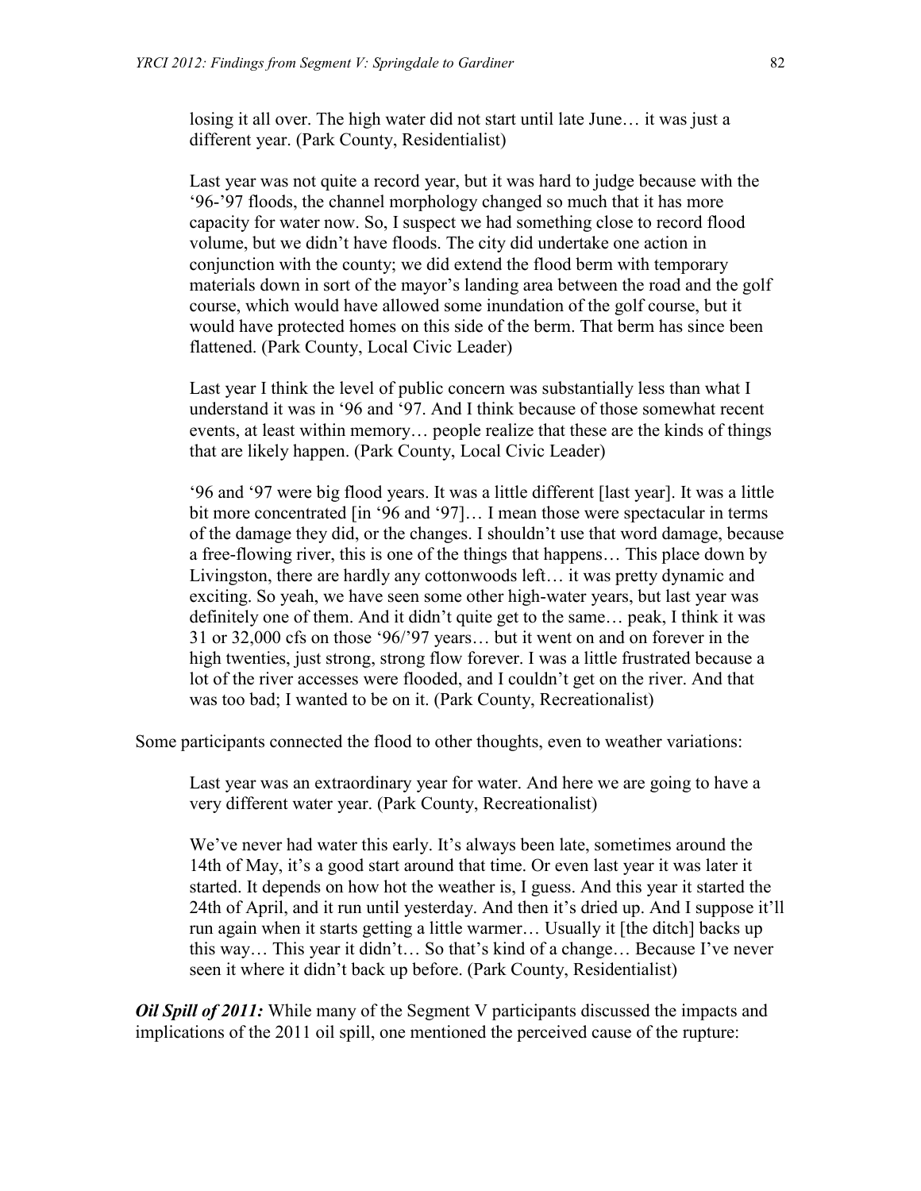> losing it all over. The high water did not start until late June… it was just a different year. (Park County, Residentialist)

> Last year was not quite a record year, but it was hard to judge because with the '96-'97 floods, the channel morphology changed so much that it has more capacity for water now. So, I suspect we had something close to record flood volume, but we didn't have floods. The city did undertake one action in conjunction with the county; we did extend the flood berm with temporary materials down in sort of the mayor's landing area between the road and the golf course, which would have allowed some inundation of the golf course, but it would have protected homes on this side of the berm. That berm has since been flattened. (Park County, Local Civic Leader)

> Last year I think the level of public concern was substantially less than what I understand it was in '96 and '97. And I think because of those somewhat recent events, at least within memory… people realize that these are the kinds of things that are likely happen. (Park County, Local Civic Leader)

> '96 and '97 were big flood years. It was a little different [last year]. It was a little bit more concentrated [in '96 and '97]… I mean those were spectacular in terms of the damage they did, or the changes. I shouldn't use that word damage, because a free-flowing river, this is one of the things that happens… This place down by Livingston, there are hardly any cottonwoods left… it was pretty dynamic and exciting. So yeah, we have seen some other high-water years, but last year was definitely one of them. And it didn't quite get to the same… peak, I think it was 31 or 32,000 cfs on those '96/'97 years… but it went on and on forever in the high twenties, just strong, strong flow forever. I was a little frustrated because a lot of the river accesses were flooded, and I couldn't get on the river. And that was too bad; I wanted to be on it. (Park County, Recreationalist)

Some participants connected the flood to other thoughts, even to weather variations:

> Last year was an extraordinary year for water. And here we are going to have a very different water year. (Park County, Recreationalist)

> We've never had water this early. It's always been late, sometimes around the 14th of May, it's a good start around that time. Or even last year it was later it started. It depends on how hot the weather is, I guess. And this year it started the 24th of April, and it run until yesterday. And then it's dried up. And I suppose it'll run again when it starts getting a little warmer… Usually it [the ditch] backs up this way… This year it didn't… So that's kind of a change… Because I've never seen it where it didn't back up before. (Park County, Residentialist)

***Oil Spill of 2011:*** While many of the Segment V participants discussed the impacts and implications of the 2011 oil spill, one mentioned the perceived cause of the rupture: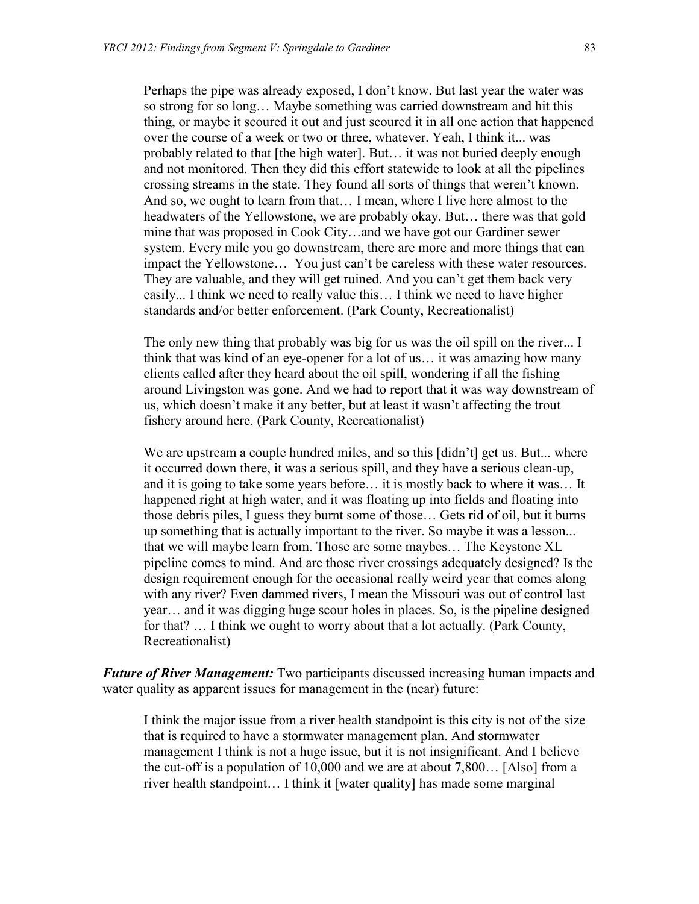> Perhaps the pipe was already exposed, I don't know. But last year the water was so strong for so long… Maybe something was carried downstream and hit this thing, or maybe it scoured it out and just scoured it in all one action that happened over the course of a week or two or three, whatever. Yeah, I think it... was probably related to that [the high water]. But… it was not buried deeply enough and not monitored. Then they did this effort statewide to look at all the pipelines crossing streams in the state. They found all sorts of things that weren't known. And so, we ought to learn from that… I mean, where I live here almost to the headwaters of the Yellowstone, we are probably okay. But… there was that gold mine that was proposed in Cook City…and we have got our Gardiner sewer system. Every mile you go downstream, there are more and more things that can impact the Yellowstone… You just can't be careless with these water resources. They are valuable, and they will get ruined. And you can't get them back very easily... I think we need to really value this… I think we need to have higher standards and/or better enforcement. (Park County, Recreationalist)

> The only new thing that probably was big for us was the oil spill on the river... I think that was kind of an eye-opener for a lot of us… it was amazing how many clients called after they heard about the oil spill, wondering if all the fishing around Livingston was gone. And we had to report that it was way downstream of us, which doesn't make it any better, but at least it wasn't affecting the trout fishery around here. (Park County, Recreationalist)

> We are upstream a couple hundred miles, and so this [didn't] get us. But... where it occurred down there, it was a serious spill, and they have a serious clean-up, and it is going to take some years before… it is mostly back to where it was… It happened right at high water, and it was floating up into fields and floating into those debris piles, I guess they burnt some of those… Gets rid of oil, but it burns up something that is actually important to the river. So maybe it was a lesson... that we will maybe learn from. Those are some maybes… The Keystone XL pipeline comes to mind. And are those river crossings adequately designed? Is the design requirement enough for the occasional really weird year that comes along with any river? Even dammed rivers, I mean the Missouri was out of control last year… and it was digging huge scour holes in places. So, is the pipeline designed for that? … I think we ought to worry about that a lot actually. (Park County, Recreationalist)

***Future of River Management:*** Two participants discussed increasing human impacts and water quality as apparent issues for management in the (near) future:

> I think the major issue from a river health standpoint is this city is not of the size that is required to have a stormwater management plan. And stormwater management I think is not a huge issue, but it is not insignificant. And I believe the cut-off is a population of 10,000 and we are at about 7,800… [Also] from a river health standpoint… I think it [water quality] has made some marginal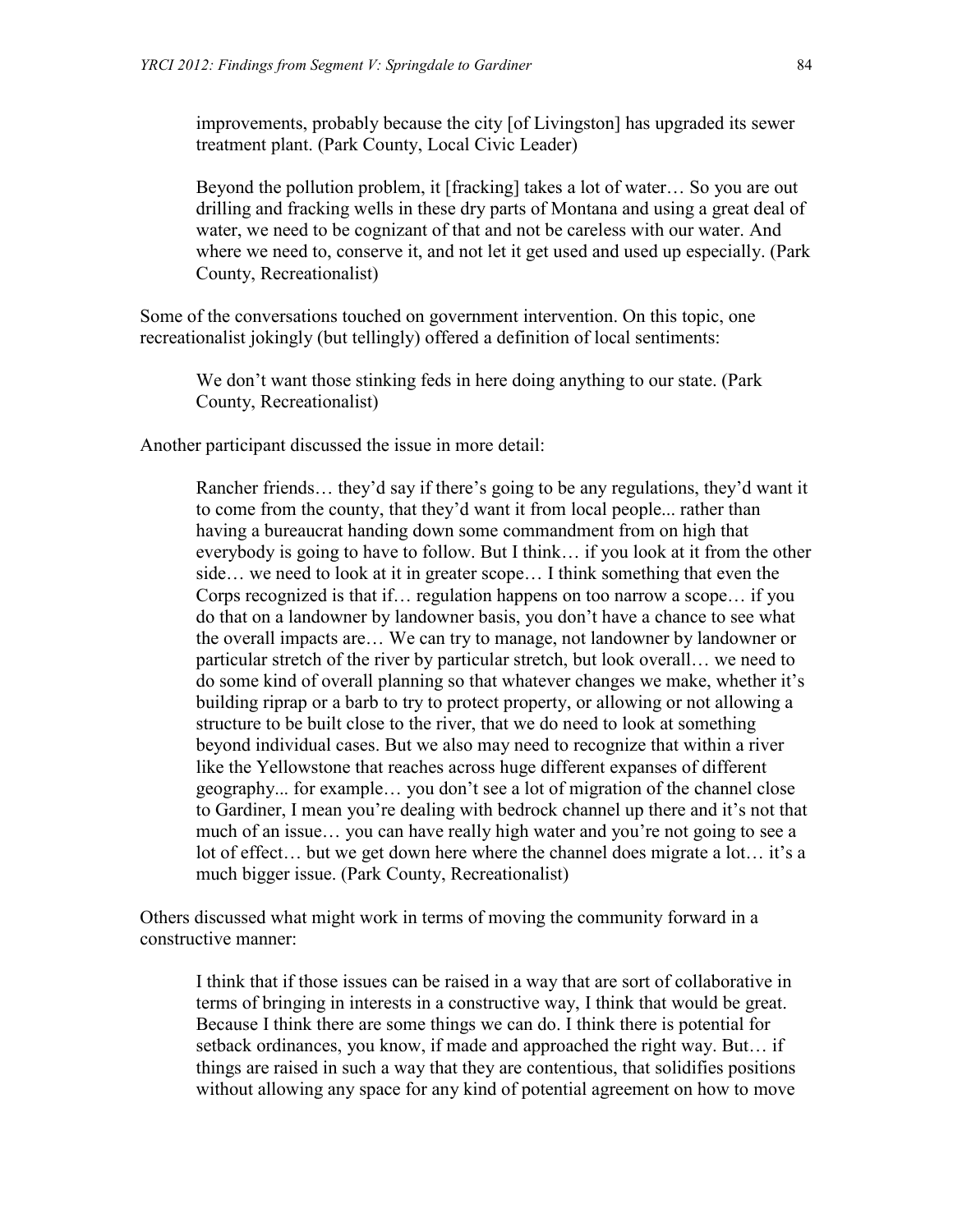> improvements, probably because the city [of Livingston] has upgraded its sewer treatment plant. (Park County, Local Civic Leader)

> Beyond the pollution problem, it [fracking] takes a lot of water… So you are out drilling and fracking wells in these dry parts of Montana and using a great deal of water, we need to be cognizant of that and not be careless with our water. And where we need to, conserve it, and not let it get used and used up especially. (Park County, Recreationalist)

Some of the conversations touched on government intervention. On this topic, one recreationalist jokingly (but tellingly) offered a definition of local sentiments:

> We don't want those stinking feds in here doing anything to our state. (Park County, Recreationalist)

Another participant discussed the issue in more detail:

> Rancher friends… they'd say if there's going to be any regulations, they'd want it to come from the county, that they'd want it from local people... rather than having a bureaucrat handing down some commandment from on high that everybody is going to have to follow. But I think… if you look at it from the other side… we need to look at it in greater scope… I think something that even the Corps recognized is that if… regulation happens on too narrow a scope… if you do that on a landowner by landowner basis, you don't have a chance to see what the overall impacts are… We can try to manage, not landowner by landowner or particular stretch of the river by particular stretch, but look overall… we need to do some kind of overall planning so that whatever changes we make, whether it's building riprap or a barb to try to protect property, or allowing or not allowing a structure to be built close to the river, that we do need to look at something beyond individual cases. But we also may need to recognize that within a river like the Yellowstone that reaches across huge different expanses of different geography... for example… you don't see a lot of migration of the channel close to Gardiner, I mean you're dealing with bedrock channel up there and it's not that much of an issue… you can have really high water and you're not going to see a lot of effect… but we get down here where the channel does migrate a lot… it's a much bigger issue. (Park County, Recreationalist)

Others discussed what might work in terms of moving the community forward in a constructive manner:

> I think that if those issues can be raised in a way that are sort of collaborative in terms of bringing in interests in a constructive way, I think that would be great. Because I think there are some things we can do. I think there is potential for setback ordinances, you know, if made and approached the right way. But… if things are raised in such a way that they are contentious, that solidifies positions without allowing any space for any kind of potential agreement on how to move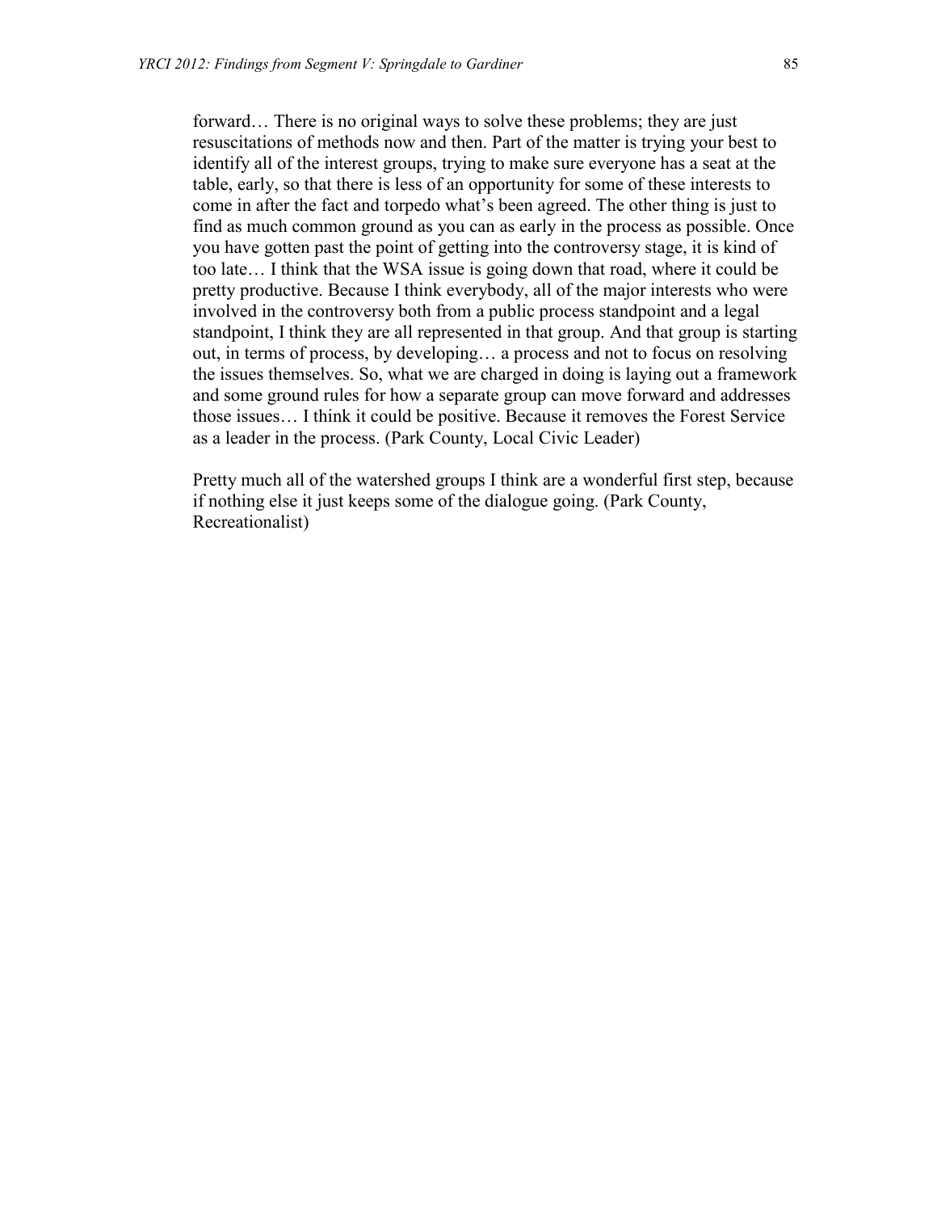forward… There is no original ways to solve these problems; they are just resuscitations of methods now and then. Part of the matter is trying your best to identify all of the interest groups, trying to make sure everyone has a seat at the table, early, so that there is less of an opportunity for some of these interests to come in after the fact and torpedo what's been agreed. The other thing is just to find as much common ground as you can as early in the process as possible. Once you have gotten past the point of getting into the controversy stage, it is kind of too late… I think that the WSA issue is going down that road, where it could be pretty productive. Because I think everybody, all of the major interests who were involved in the controversy both from a public process standpoint and a legal standpoint, I think they are all represented in that group. And that group is starting out, in terms of process, by developing… a process and not to focus on resolving the issues themselves. So, what we are charged in doing is laying out a framework and some ground rules for how a separate group can move forward and addresses those issues… I think it could be positive. Because it removes the Forest Service as a leader in the process. (Park County, Local Civic Leader)

Pretty much all of the watershed groups I think are a wonderful first step, because if nothing else it just keeps some of the dialogue going. (Park County, Recreationalist)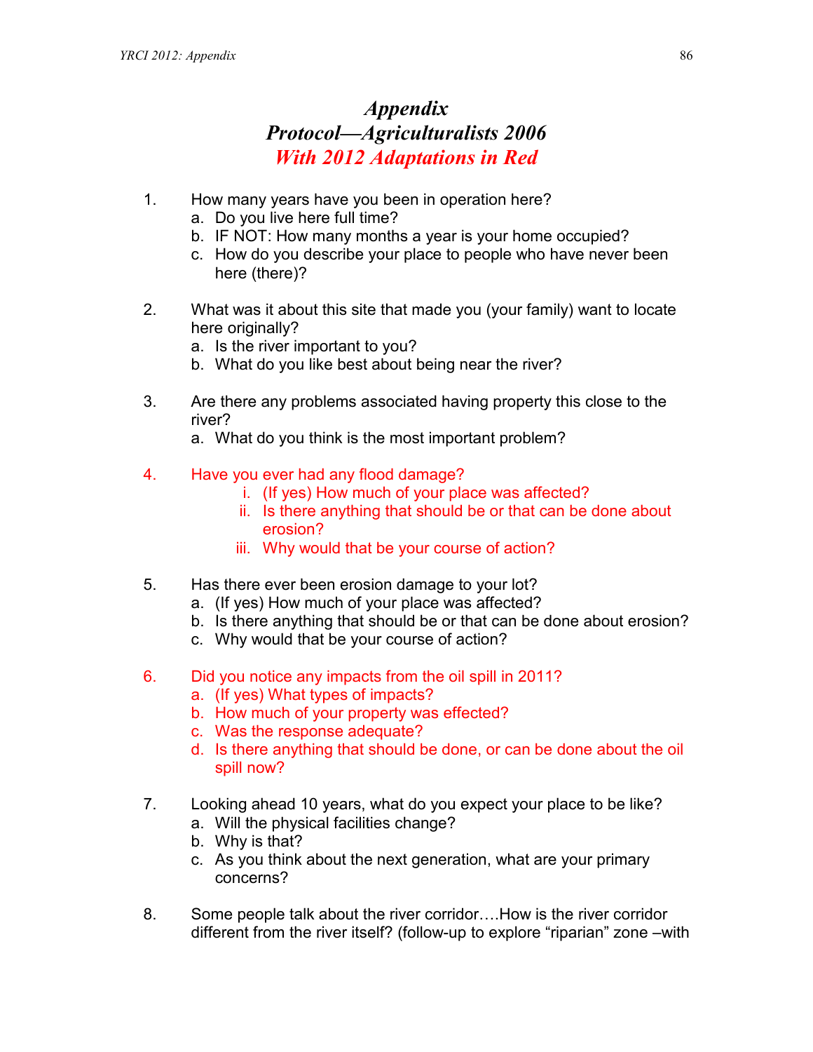# *Appendix*
# *Protocol—Agriculturalists 2006*
# *With 2012 Adaptations in Red*

1. How many years have you been in operation here?
   a. Do you live here full time?
   b. IF NOT: How many months a year is your home occupied?
   c. How do you describe your place to people who have never been here (there)?

2. What was it about this site that made you (your family) want to locate here originally?
   a. Is the river important to you?
   b. What do you like best about being near the river?

3. Are there any problems associated having property this close to the river?
   a. What do you think is the most important problem?

4. Have you ever had any flood damage?
   i. (If yes) How much of your place was affected?
   ii. Is there anything that should be or that can be done about erosion?
   iii. Why would that be your course of action?

5. Has there ever been erosion damage to your lot?
   a. (If yes) How much of your place was affected?
   b. Is there anything that should be or that can be done about erosion?
   c. Why would that be your course of action?

6. Did you notice any impacts from the oil spill in 2011?
   a. (If yes) What types of impacts?
   b. How much of your property was effected?
   c. Was the response adequate?
   d. Is there anything that should be done, or can be done about the oil spill now?

7. Looking ahead 10 years, what do you expect your place to be like?
   a. Will the physical facilities change?
   b. Why is that?
   c. As you think about the next generation, what are your primary concerns?

8. Some people talk about the river corridor….How is the river corridor different from the river itself? (follow-up to explore "riparian" zone –with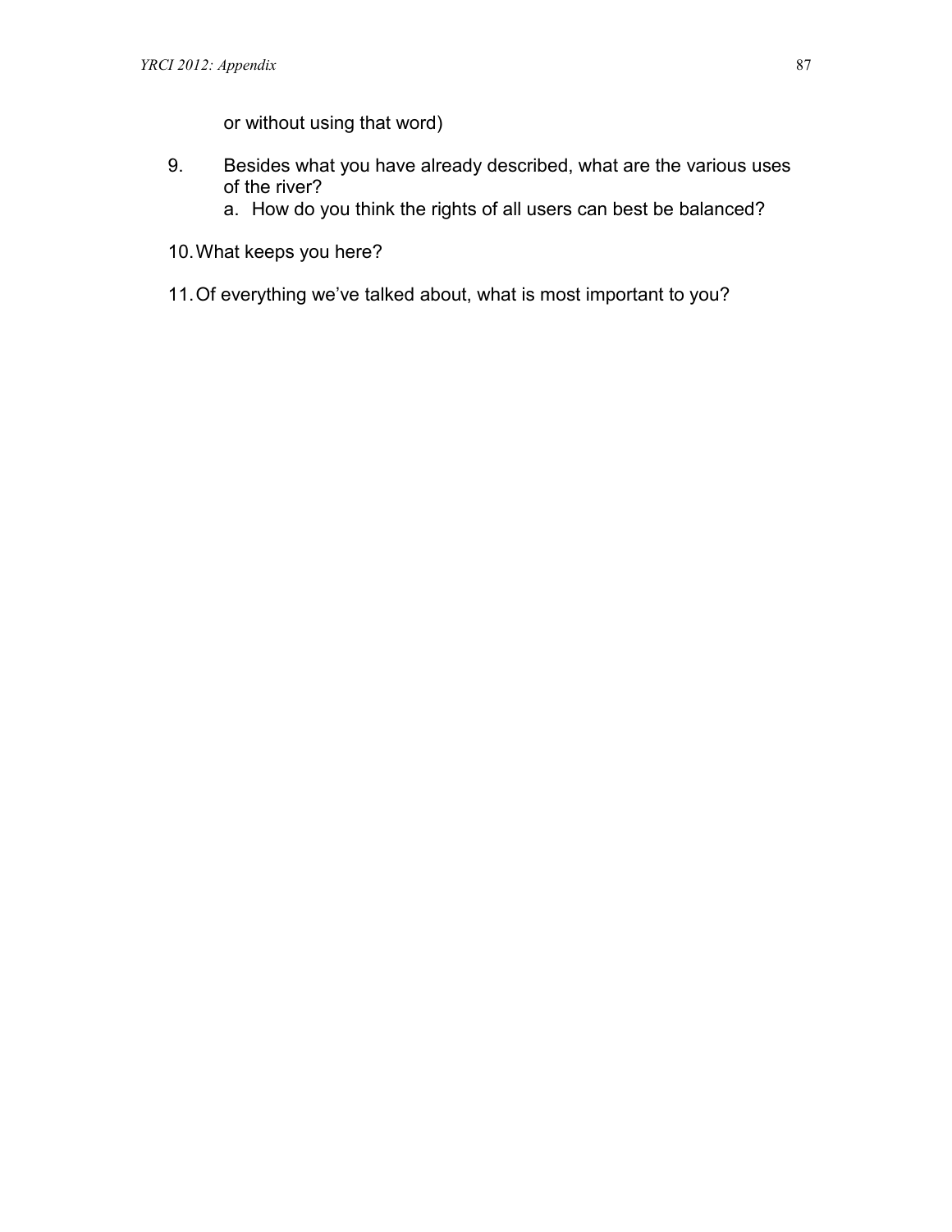or without using that word)

9. Besides what you have already described, what are the various uses of the river?
   a. How do you think the rights of all users can best be balanced?

10. What keeps you here?

11. Of everything we've talked about, what is most important to you?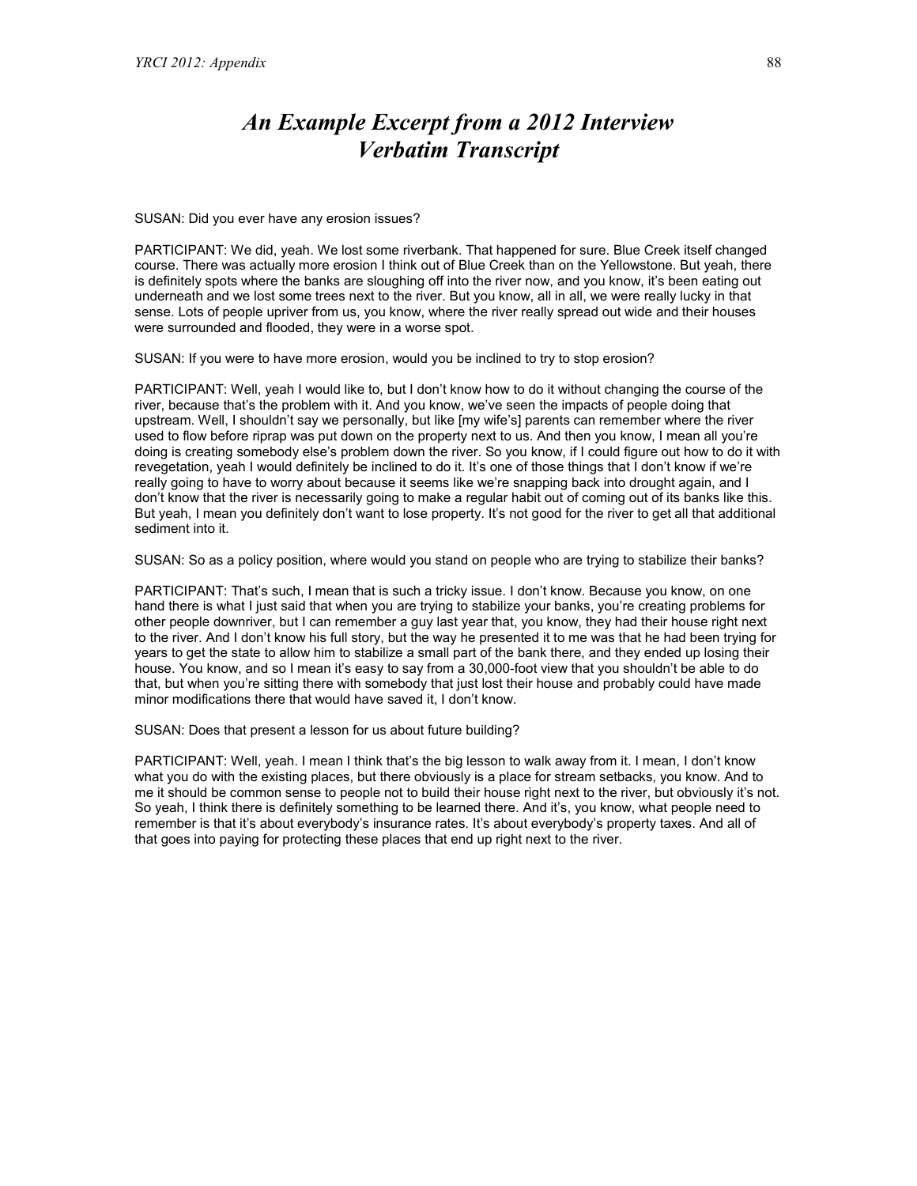# *An Example Excerpt from a 2012 Interview Verbatim Transcript*

SUSAN: Did you ever have any erosion issues?

PARTICIPANT: We did, yeah. We lost some riverbank. That happened for sure. Blue Creek itself changed course. There was actually more erosion I think out of Blue Creek than on the Yellowstone. But yeah, there is definitely spots where the banks are sloughing off into the river now, and you know, it's been eating out underneath and we lost some trees next to the river. But you know, all in all, we were really lucky in that sense. Lots of people upriver from us, you know, where the river really spread out wide and their houses were surrounded and flooded, they were in a worse spot.

SUSAN: If you were to have more erosion, would you be inclined to try to stop erosion?

PARTICIPANT: Well, yeah I would like to, but I don't know how to do it without changing the course of the river, because that's the problem with it. And you know, we've seen the impacts of people doing that upstream. Well, I shouldn't say we personally, but like [my wife's] parents can remember where the river used to flow before riprap was put down on the property next to us. And then you know, I mean all you're doing is creating somebody else's problem down the river. So you know, if I could figure out how to do it with revegetation, yeah I would definitely be inclined to do it. It's one of those things that I don't know if we're really going to have to worry about because it seems like we're snapping back into drought again, and I don't know that the river is necessarily going to make a regular habit out of coming out of its banks like this. But yeah, I mean you definitely don't want to lose property. It's not good for the river to get all that additional sediment into it.

SUSAN: So as a policy position, where would you stand on people who are trying to stabilize their banks?

PARTICIPANT: That's such, I mean that is such a tricky issue. I don't know. Because you know, on one hand there is what I just said that when you are trying to stabilize your banks, you're creating problems for other people downriver, but I can remember a guy last year that, you know, they had their house right next to the river. And I don't know his full story, but the way he presented it to me was that he had been trying for years to get the state to allow him to stabilize a small part of the bank there, and they ended up losing their house. You know, and so I mean it's easy to say from a 30,000-foot view that you shouldn't be able to do that, but when you're sitting there with somebody that just lost their house and probably could have made minor modifications there that would have saved it, I don't know.

SUSAN: Does that present a lesson for us about future building?

PARTICIPANT: Well, yeah. I mean I think that's the big lesson to walk away from it. I mean, I don't know what you do with the existing places, but there obviously is a place for stream setbacks, you know. And to me it should be common sense to people not to build their house right next to the river, but obviously it's not. So yeah, I think there is definitely something to be learned there. And it's, you know, what people need to remember is that it's about everybody's insurance rates. It's about everybody's property taxes. And all of that goes into paying for protecting these places that end up right next to the river.